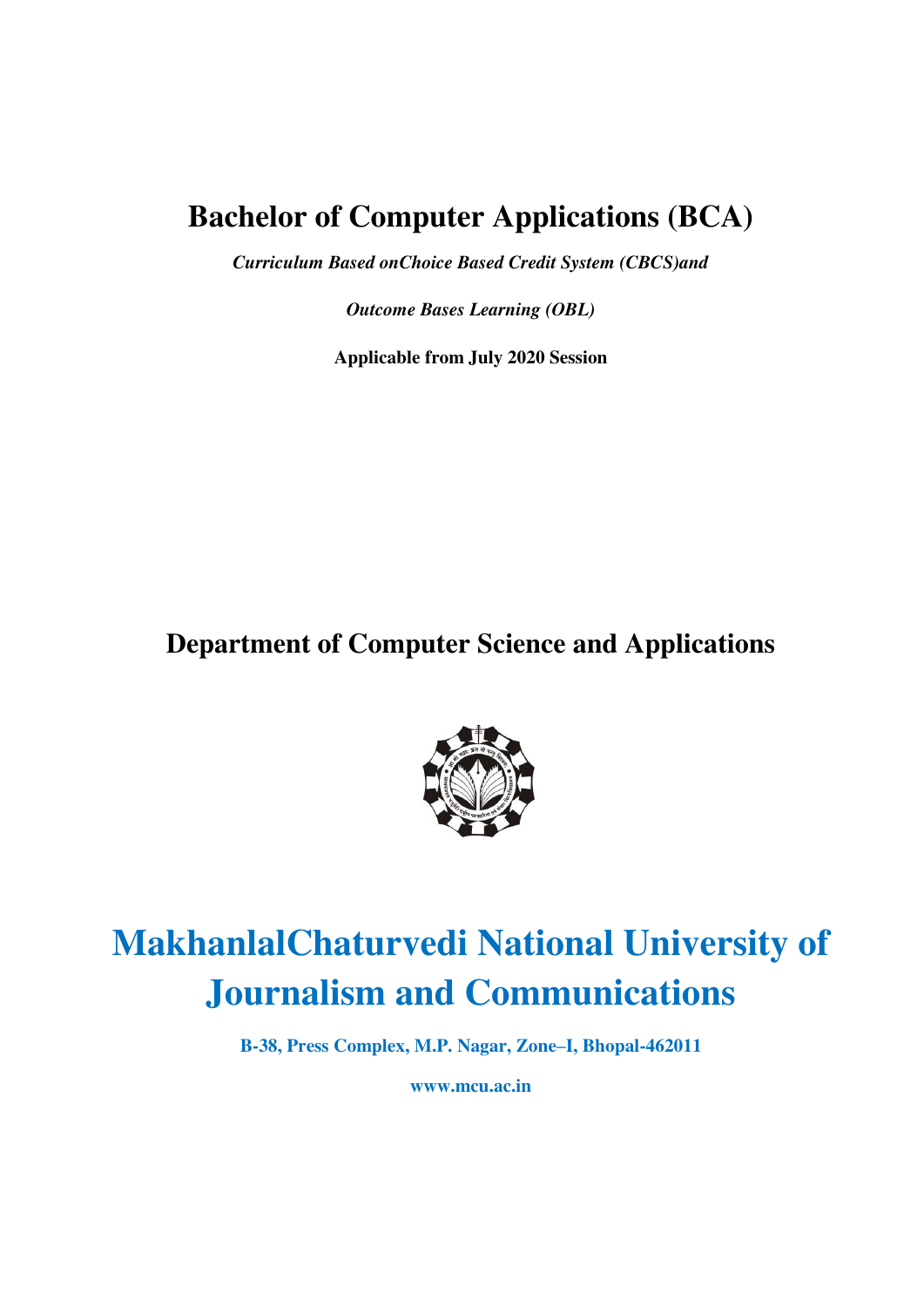# Bachelor of Computer Applications (BCA)

***Curriculum Based onChoice Based Credit System (CBCS)and***

***Outcome Bases Learning (OBL)***

**Applicable from July 2020 Session**

## Department of Computer Science and Applications

# MakhanlalChaturvedi National University of Journalism and Communications

**B-38, Press Complex, M.P. Nagar, Zone–I, Bhopal-462011**

**www.mcu.ac.in**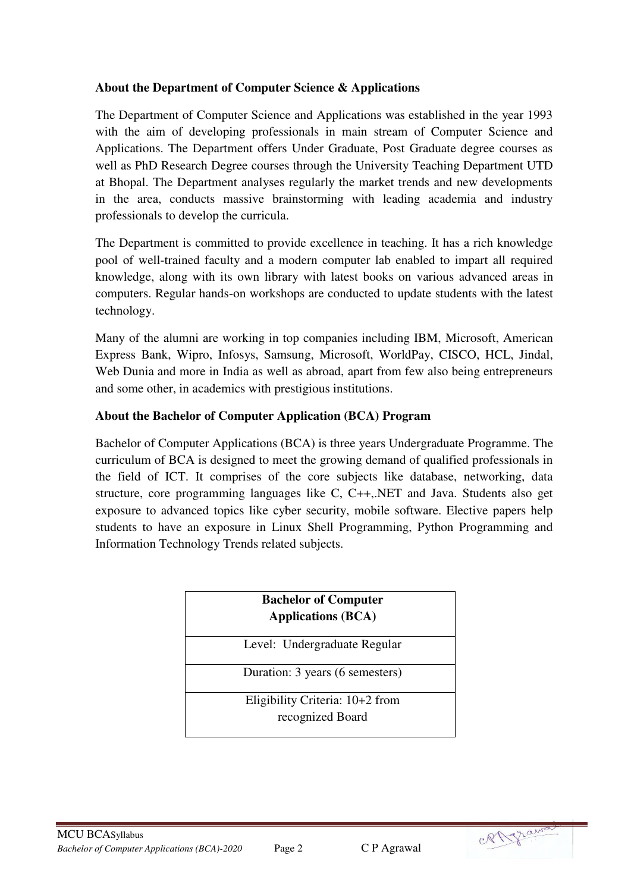**About the Department of Computer Science & Applications**

The Department of Computer Science and Applications was established in the year 1993 with the aim of developing professionals in main stream of Computer Science and Applications. The Department offers Under Graduate, Post Graduate degree courses as well as PhD Research Degree courses through the University Teaching Department UTD at Bhopal. The Department analyses regularly the market trends and new developments in the area, conducts massive brainstorming with leading academia and industry professionals to develop the curricula.

The Department is committed to provide excellence in teaching. It has a rich knowledge pool of well-trained faculty and a modern computer lab enabled to impart all required knowledge, along with its own library with latest books on various advanced areas in computers. Regular hands-on workshops are conducted to update students with the latest technology.

Many of the alumni are working in top companies including IBM, Microsoft, American Express Bank, Wipro, Infosys, Samsung, Microsoft, WorldPay, CISCO, HCL, Jindal, Web Dunia and more in India as well as abroad, apart from few also being entrepreneurs and some other, in academics with prestigious institutions.

**About the Bachelor of Computer Application (BCA) Program**

Bachelor of Computer Applications (BCA) is three years Undergraduate Programme. The curriculum of BCA is designed to meet the growing demand of qualified professionals in the field of ICT. It comprises of the core subjects like database, networking, data structure, core programming languages like C, C++,.NET and Java. Students also get exposure to advanced topics like cyber security, mobile software. Elective papers help students to have an exposure in Linux Shell Programming, Python Programming and Information Technology Trends related subjects.

| **Bachelor of Computer Applications (BCA)** |
|---|
| Level: Undergraduate Regular |
| Duration: 3 years (6 semesters) |
| Eligibility Criteria: 10+2 from recognized Board |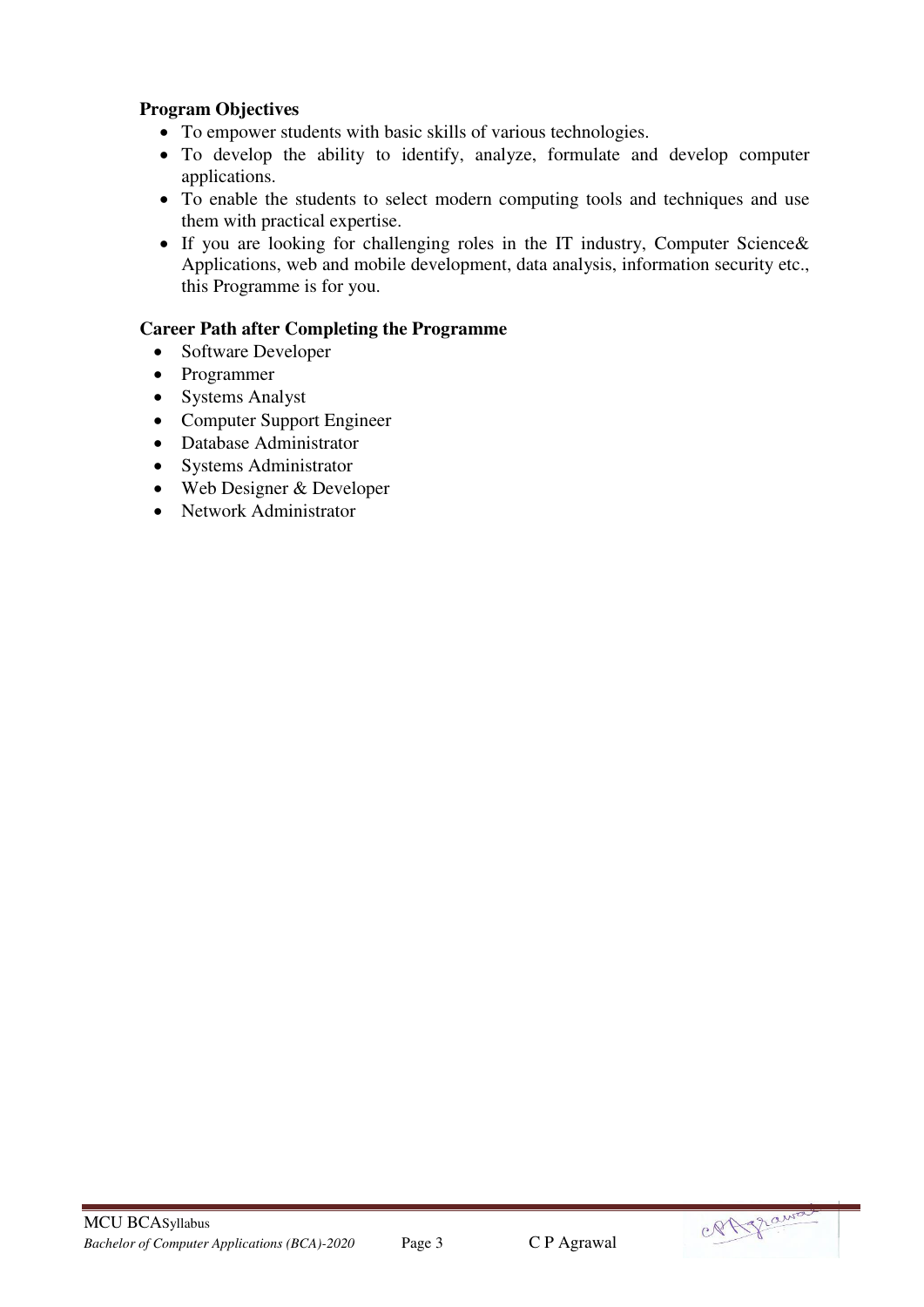**Program Objectives**

- To empower students with basic skills of various technologies.
- To develop the ability to identify, analyze, formulate and develop computer applications.
- To enable the students to select modern computing tools and techniques and use them with practical expertise.
- If you are looking for challenging roles in the IT industry, Computer Science& Applications, web and mobile development, data analysis, information security etc., this Programme is for you.

**Career Path after Completing the Programme**

- Software Developer
- Programmer
- Systems Analyst
- Computer Support Engineer
- Database Administrator
- Systems Administrator
- Web Designer & Developer
- Network Administrator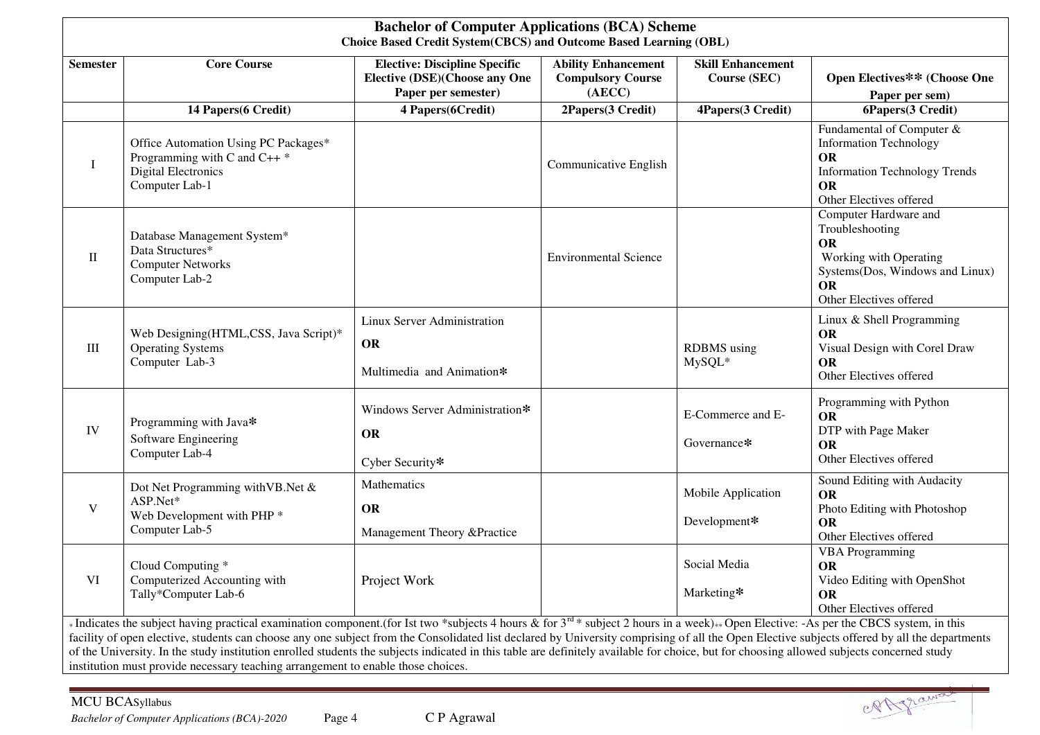## Bachelor of Computer Applications (BCA) Scheme

**Choice Based Credit System(CBCS) and Outcome Based Learning (OBL)**

| Semester | Core Course | Elective: Discipline Specific Elective (DSE)(Choose any One Paper per semester) | Ability Enhancement Compulsory Course (AECC) | Skill Enhancement Course (SEC) | Open Electives** (Choose One Paper per sem) |
|---|---|---|---|---|---|
| | **14 Papers(6 Credit)** | **4 Papers(6Credit)** | **2Papers(3 Credit)** | **4Papers(3 Credit)** | **6Papers(3 Credit)** |
| I | Office Automation Using PC Packages*<br>Programming with C and C++ *<br>Digital Electronics<br>Computer Lab-1 | | Communicative English | | Fundamental of Computer & Information Technology<br>**OR**<br>Information Technology Trends<br>**OR**<br>Other Electives offered |
| II | Database Management System*<br>Data Structures*<br>Computer Networks<br>Computer Lab-2 | | Environmental Science | | Computer Hardware and Troubleshooting<br>**OR**<br>Working with Operating Systems(Dos, Windows and Linux)<br>**OR**<br>Other Electives offered |
| III | Web Designing(HTML,CSS, Java Script)*<br>Operating Systems<br>Computer Lab-3 | Linux Server Administration<br>**OR**<br>Multimedia and Animation* | | RDBMS using MySQL* | Linux & Shell Programming<br>**OR**<br>Visual Design with Corel Draw<br>**OR**<br>Other Electives offered |
| IV | Programming with Java*<br>Software Engineering<br>Computer Lab-4 | Windows Server Administration*<br>**OR**<br>Cyber Security* | | E-Commerce and E-Governance* | Programming with Python<br>**OR**<br>DTP with Page Maker<br>**OR**<br>Other Electives offered |
| V | Dot Net Programming withVB.Net & ASP.Net*<br>Web Development with PHP *<br>Computer Lab-5 | Mathematics<br>**OR**<br>Management Theory &Practice | | Mobile Application Development* | Sound Editing with Audacity<br>**OR**<br>Photo Editing with Photoshop<br>**OR**<br>Other Electives offered |
| VI | Cloud Computing *<br>Computerized Accounting with Tally*Computer Lab-6 | Project Work | | Social Media Marketing* | VBA Programming<br>**OR**<br>Video Editing with OpenShot<br>**OR**<br>Other Electives offered |

* Indicates the subject having practical examination component.(for Ist two *subjects 4 hours & for 3rd * subject 2 hours in a week) ** Open Elective: -As per the CBCS system, in this facility of open elective, students can choose any one subject from the Consolidated list declared by University comprising of all the Open Elective subjects offered by all the departments of the University. In the study institution enrolled students the subjects indicated in this table are definitely available for choice, but for choosing allowed subjects concerned study institution must provide necessary teaching arrangement to enable those choices.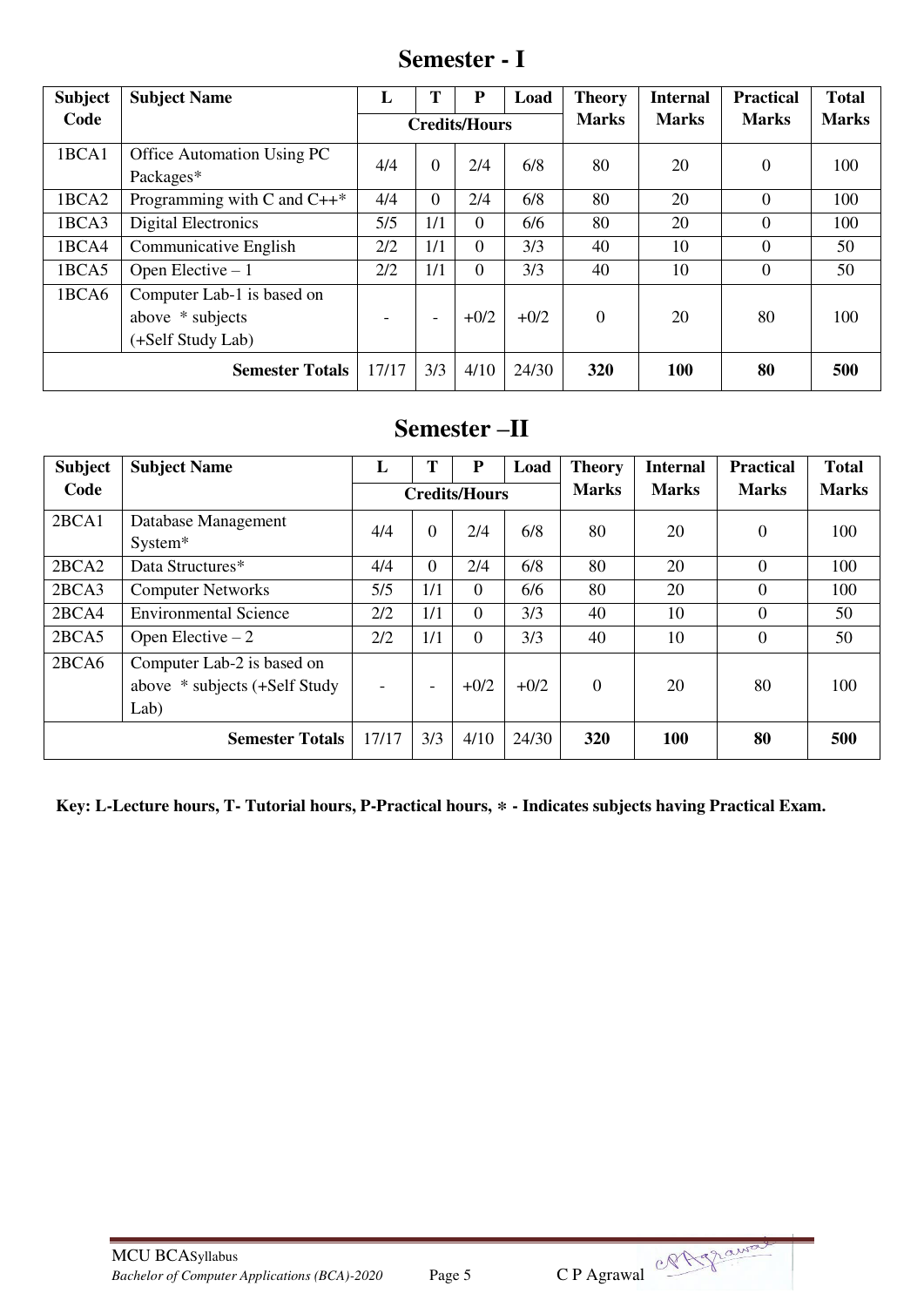## Semester - I

| Subject Code | Subject Name | L | T | P | Load | Theory Marks | Internal Marks | Practical Marks | Total Marks |
|---|---|---|---|---|---|---|---|---|---|
| | | Credits/Hours | | | | | | | |
| 1BCA1 | Office Automation Using PC Packages* | 4/4 | 0 | 2/4 | 6/8 | 80 | 20 | 0 | 100 |
| 1BCA2 | Programming with C and C++* | 4/4 | 0 | 2/4 | 6/8 | 80 | 20 | 0 | 100 |
| 1BCA3 | Digital Electronics | 5/5 | 1/1 | 0 | 6/6 | 80 | 20 | 0 | 100 |
| 1BCA4 | Communicative English | 2/2 | 1/1 | 0 | 3/3 | 40 | 10 | 0 | 50 |
| 1BCA5 | Open Elective – 1 | 2/2 | 1/1 | 0 | 3/3 | 40 | 10 | 0 | 50 |
| 1BCA6 | Computer Lab-1 is based on above * subjects (+Self Study Lab) | - | - | +0/2 | +0/2 | 0 | 20 | 80 | 100 |
| | **Semester Totals** | 17/17 | 3/3 | 4/10 | 24/30 | **320** | **100** | **80** | **500** |

## Semester –II

| Subject Code | Subject Name | L | T | P | Load | Theory Marks | Internal Marks | Practical Marks | Total Marks |
|---|---|---|---|---|---|---|---|---|---|
| | | Credits/Hours | | | | | | | |
| 2BCA1 | Database Management System* | 4/4 | 0 | 2/4 | 6/8 | 80 | 20 | 0 | 100 |
| 2BCA2 | Data Structures* | 4/4 | 0 | 2/4 | 6/8 | 80 | 20 | 0 | 100 |
| 2BCA3 | Computer Networks | 5/5 | 1/1 | 0 | 6/6 | 80 | 20 | 0 | 100 |
| 2BCA4 | Environmental Science | 2/2 | 1/1 | 0 | 3/3 | 40 | 10 | 0 | 50 |
| 2BCA5 | Open Elective – 2 | 2/2 | 1/1 | 0 | 3/3 | 40 | 10 | 0 | 50 |
| 2BCA6 | Computer Lab-2 is based on above * subjects (+Self Study Lab) | - | - | +0/2 | +0/2 | 0 | 20 | 80 | 100 |
| | **Semester Totals** | 17/17 | 3/3 | 4/10 | 24/30 | **320** | **100** | **80** | **500** |

**Key: L-Lecture hours, T- Tutorial hours, P-Practical hours, * - Indicates subjects having Practical Exam.**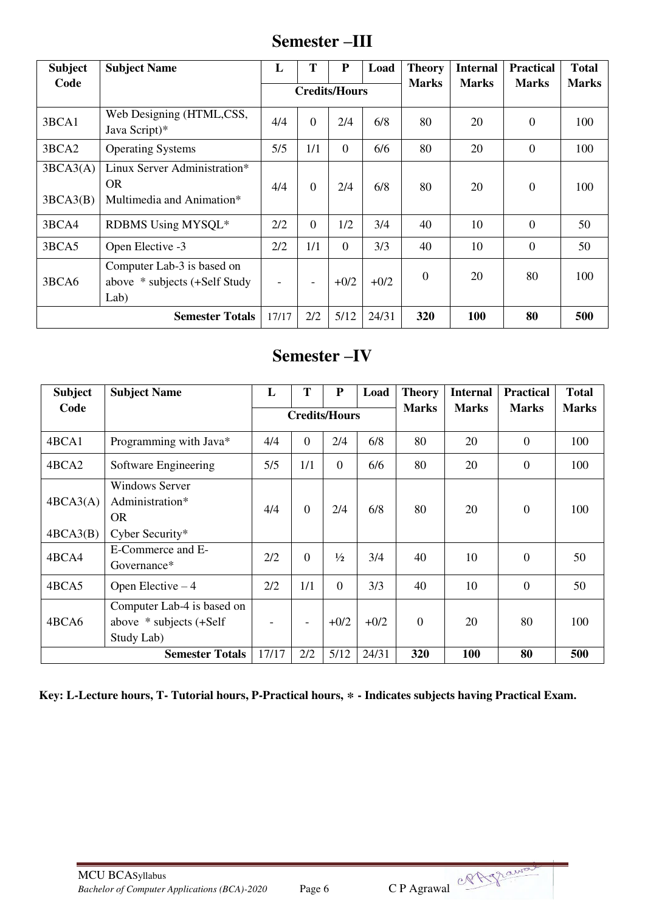## Semester –III

| Subject Code | Subject Name | L | T | P | Load | Theory Marks | Internal Marks | Practical Marks | Total Marks |
|---|---|---|---|---|---|---|---|---|---|
| | | Credits/Hours | | | | | | | |
| 3BCA1 | Web Designing (HTML,CSS, Java Script)* | 4/4 | 0 | 2/4 | 6/8 | 80 | 20 | 0 | 100 |
| 3BCA2 | Operating Systems | 5/5 | 1/1 | 0 | 6/6 | 80 | 20 | 0 | 100 |
| 3BCA3(A)<br>3BCA3(B) | Linux Server Administration*<br>OR<br>Multimedia and Animation* | 4/4 | 0 | 2/4 | 6/8 | 80 | 20 | 0 | 100 |
| 3BCA4 | RDBMS Using MYSQL* | 2/2 | 0 | 1/2 | 3/4 | 40 | 10 | 0 | 50 |
| 3BCA5 | Open Elective -3 | 2/2 | 1/1 | 0 | 3/3 | 40 | 10 | 0 | 50 |
| 3BCA6 | Computer Lab-3 is based on above * subjects (+Self Study Lab) | - | - | +0/2 | +0/2 | 0 | 20 | 80 | 100 |
| | **Semester Totals** | 17/17 | 2/2 | 5/12 | 24/31 | **320** | **100** | **80** | **500** |

## Semester –IV

| Subject Code | Subject Name | L | T | P | Load | Theory Marks | Internal Marks | Practical Marks | Total Marks |
|---|---|---|---|---|---|---|---|---|---|
| | | Credits/Hours | | | | | | | |
| 4BCA1 | Programming with Java* | 4/4 | 0 | 2/4 | 6/8 | 80 | 20 | 0 | 100 |
| 4BCA2 | Software Engineering | 5/5 | 1/1 | 0 | 6/6 | 80 | 20 | 0 | 100 |
| 4BCA3(A)<br>4BCA3(B) | Windows Server Administration*<br>OR<br>Cyber Security* | 4/4 | 0 | 2/4 | 6/8 | 80 | 20 | 0 | 100 |
| 4BCA4 | E-Commerce and E-Governance* | 2/2 | 0 | ½ | 3/4 | 40 | 10 | 0 | 50 |
| 4BCA5 | Open Elective – 4 | 2/2 | 1/1 | 0 | 3/3 | 40 | 10 | 0 | 50 |
| 4BCA6 | Computer Lab-4 is based on above * subjects (+Self Study Lab) | - | - | +0/2 | +0/2 | 0 | 20 | 80 | 100 |
| | **Semester Totals** | 17/17 | 2/2 | 5/12 | 24/31 | **320** | **100** | **80** | **500** |

**Key: L-Lecture hours, T- Tutorial hours, P-Practical hours, * - Indicates subjects having Practical Exam.**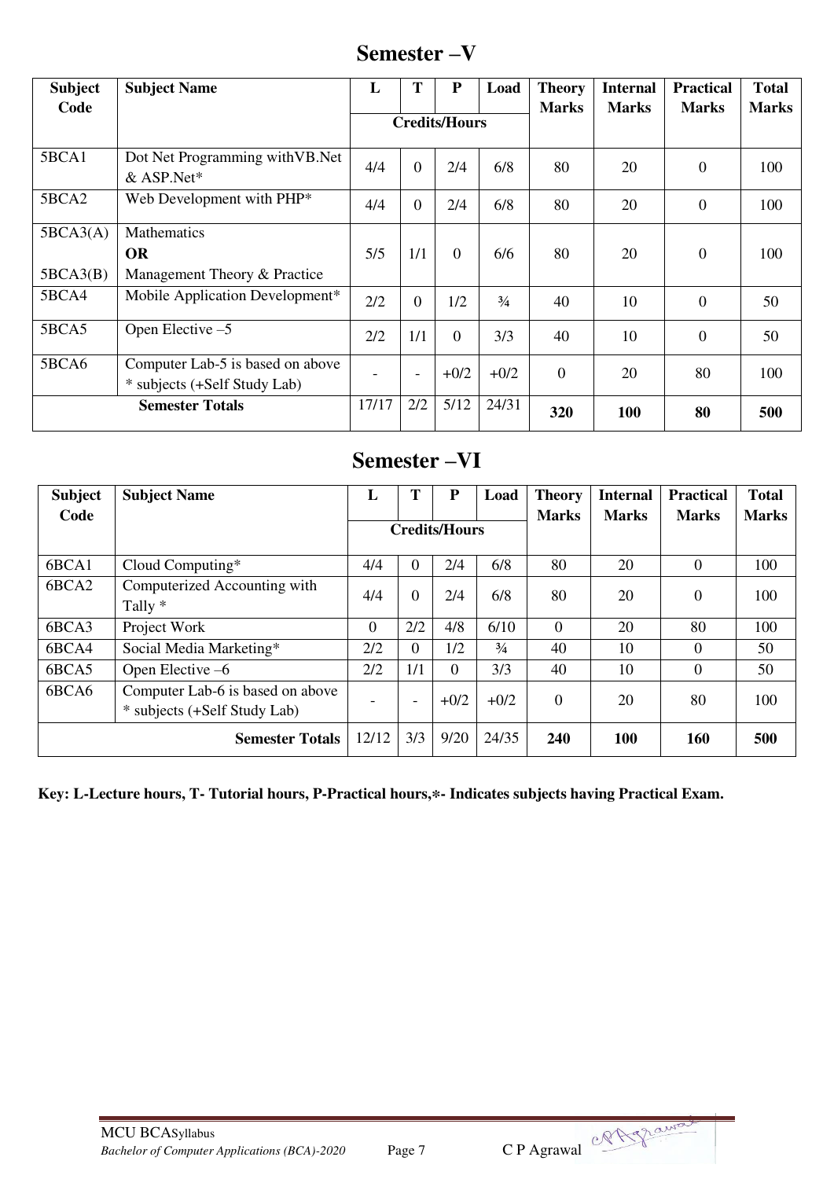## Semester –V

| Subject Code | Subject Name | L | T | P | Load | Theory Marks | Internal Marks | Practical Marks | Total Marks |
|---|---|---|---|---|---|---|---|---|---|
| | | Credits/Hours | | | | | | | |
| 5BCA1 | Dot Net Programming withVB.Net & ASP.Net* | 4/4 | 0 | 2/4 | 6/8 | 80 | 20 | 0 | 100 |
| 5BCA2 | Web Development with PHP* | 4/4 | 0 | 2/4 | 6/8 | 80 | 20 | 0 | 100 |
| 5BCA3(A)<br><br>5BCA3(B) | Mathematics<br>**OR**<br>Management Theory & Practice | 5/5 | 1/1 | 0 | 6/6 | 80 | 20 | 0 | 100 |
| 5BCA4 | Mobile Application Development* | 2/2 | 0 | 1/2 | ¾ | 40 | 10 | 0 | 50 |
| 5BCA5 | Open Elective –5 | 2/2 | 1/1 | 0 | 3/3 | 40 | 10 | 0 | 50 |
| 5BCA6 | Computer Lab-5 is based on above * subjects (+Self Study Lab) | - | - | +0/2 | +0/2 | 0 | 20 | 80 | 100 |
| | **Semester Totals** | 17/17 | 2/2 | 5/12 | 24/31 | **320** | **100** | **80** | **500** |

## Semester –VI

| Subject Code | Subject Name | L | T | P | Load | Theory Marks | Internal Marks | Practical Marks | Total Marks |
|---|---|---|---|---|---|---|---|---|---|
| | | Credits/Hours | | | | | | | |
| 6BCA1 | Cloud Computing* | 4/4 | 0 | 2/4 | 6/8 | 80 | 20 | 0 | 100 |
| 6BCA2 | Computerized Accounting with Tally * | 4/4 | 0 | 2/4 | 6/8 | 80 | 20 | 0 | 100 |
| 6BCA3 | Project Work | 0 | 2/2 | 4/8 | 6/10 | 0 | 20 | 80 | 100 |
| 6BCA4 | Social Media Marketing* | 2/2 | 0 | 1/2 | ¾ | 40 | 10 | 0 | 50 |
| 6BCA5 | Open Elective –6 | 2/2 | 1/1 | 0 | 3/3 | 40 | 10 | 0 | 50 |
| 6BCA6 | Computer Lab-6 is based on above * subjects (+Self Study Lab) | - | - | +0/2 | +0/2 | 0 | 20 | 80 | 100 |
| | **Semester Totals** | 12/12 | 3/3 | 9/20 | 24/35 | **240** | **100** | **160** | **500** |

**Key: L-Lecture hours, T- Tutorial hours, P-Practical hours,*- Indicates subjects having Practical Exam.**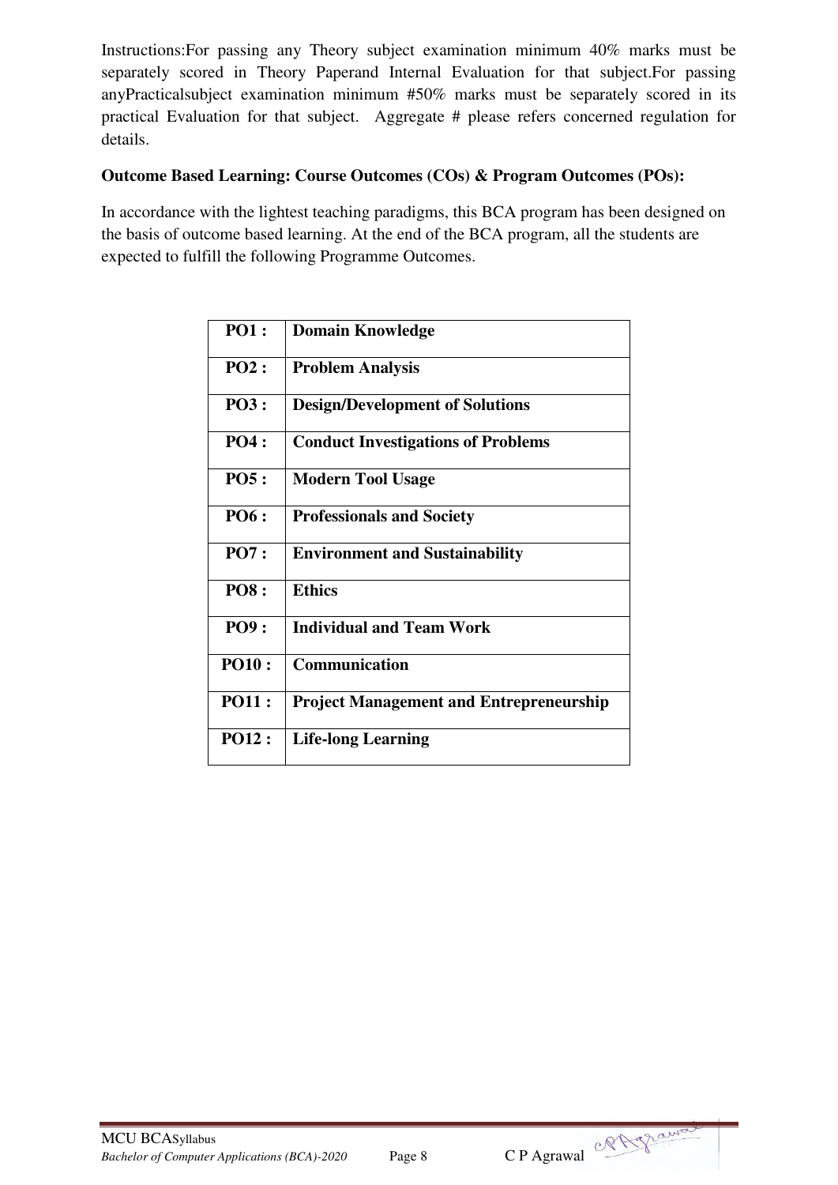Instructions:For passing any Theory subject examination minimum 40% marks must be separately scored in Theory Paperand Internal Evaluation for that subject.For passing anyPracticalsubject examination minimum #50% marks must be separately scored in its practical Evaluation for that subject. Aggregate # please refers concerned regulation for details.

**Outcome Based Learning: Course Outcomes (COs) & Program Outcomes (POs):**

In accordance with the lightest teaching paradigms, this BCA program has been designed on the basis of outcome based learning. At the end of the BCA program, all the students are expected to fulfill the following Programme Outcomes.

| | |
|---|---|
| **PO1 :** | **Domain Knowledge** |
| **PO2 :** | **Problem Analysis** |
| **PO3 :** | **Design/Development of Solutions** |
| **PO4 :** | **Conduct Investigations of Problems** |
| **PO5 :** | **Modern Tool Usage** |
| **PO6 :** | **Professionals and Society** |
| **PO7 :** | **Environment and Sustainability** |
| **PO8 :** | **Ethics** |
| **PO9 :** | **Individual and Team Work** |
| **PO10 :** | **Communication** |
| **PO11 :** | **Project Management and Entrepreneurship** |
| **PO12 :** | **Life-long Learning** |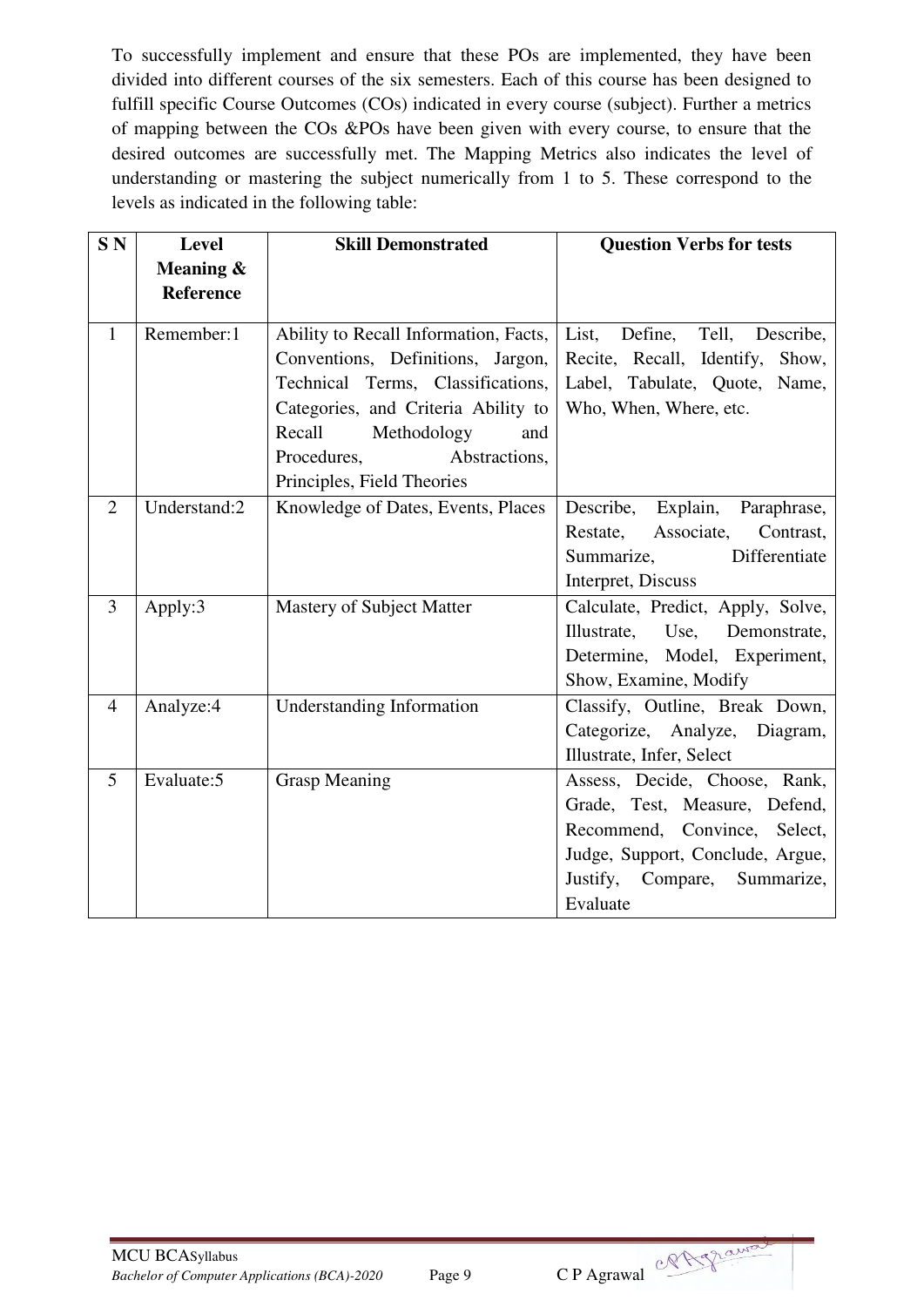To successfully implement and ensure that these POs are implemented, they have been divided into different courses of the six semesters. Each of this course has been designed to fulfill specific Course Outcomes (COs) indicated in every course (subject). Further a metrics of mapping between the COs &POs have been given with every course, to ensure that the desired outcomes are successfully met. The Mapping Metrics also indicates the level of understanding or mastering the subject numerically from 1 to 5. These correspond to the levels as indicated in the following table:

| S N | Level Meaning & Reference | Skill Demonstrated | Question Verbs for tests |
|---|---|---|---|
| 1 | Remember:1 | Ability to Recall Information, Facts, Conventions, Definitions, Jargon, Technical Terms, Classifications, Categories, and Criteria Ability to Recall Methodology and Procedures, Abstractions, Principles, Field Theories | List, Define, Tell, Describe, Recite, Recall, Identify, Show, Label, Tabulate, Quote, Name, Who, When, Where, etc. |
| 2 | Understand:2 | Knowledge of Dates, Events, Places | Describe, Explain, Paraphrase, Restate, Associate, Contrast, Summarize, Differentiate Interpret, Discuss |
| 3 | Apply:3 | Mastery of Subject Matter | Calculate, Predict, Apply, Solve, Illustrate, Use, Demonstrate, Determine, Model, Experiment, Show, Examine, Modify |
| 4 | Analyze:4 | Understanding Information | Classify, Outline, Break Down, Categorize, Analyze, Diagram, Illustrate, Infer, Select |
| 5 | Evaluate:5 | Grasp Meaning | Assess, Decide, Choose, Rank, Grade, Test, Measure, Defend, Recommend, Convince, Select, Judge, Support, Conclude, Argue, Justify, Compare, Summarize, Evaluate |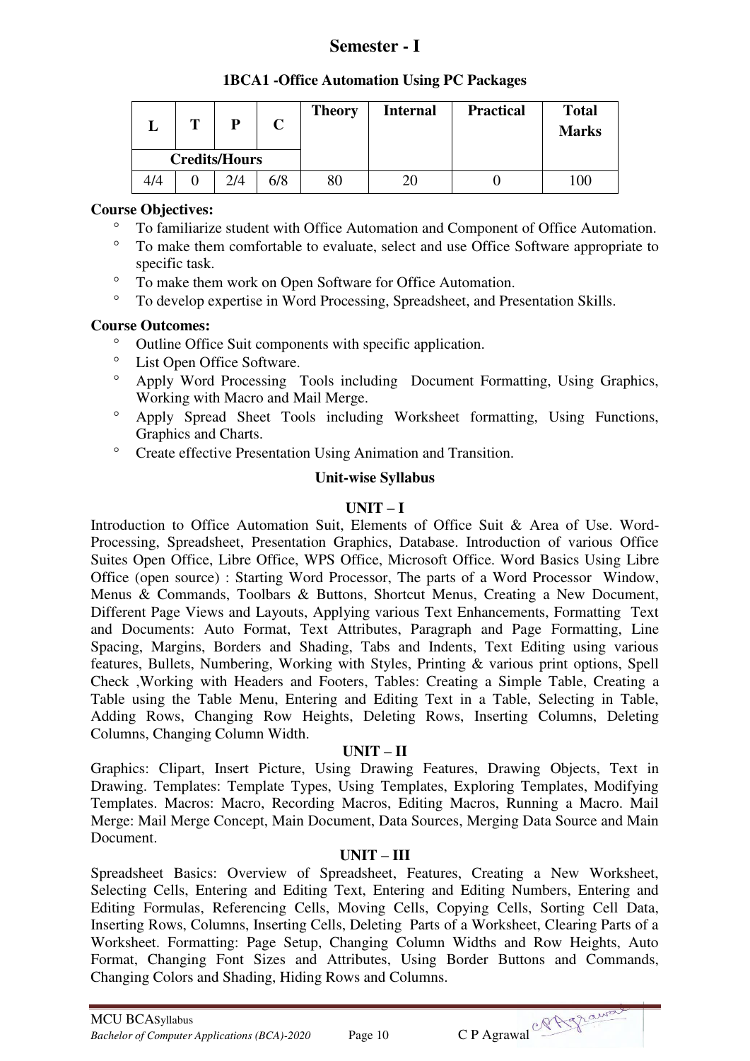## Semester - I

### 1BCA1 -Office Automation Using PC Packages

| L | T | P | C | Theory | Internal | Practical | Total Marks |
|---|---|---|---|---|---|---|---|
| Credits/Hours | | | | | | | |
| 4/4 | 0 | 2/4 | 6/8 | 80 | 20 | 0 | 100 |

**Course Objectives:**

- To familiarize student with Office Automation and Component of Office Automation.
- To make them comfortable to evaluate, select and use Office Software appropriate to specific task.
- To make them work on Open Software for Office Automation.
- To develop expertise in Word Processing, Spreadsheet, and Presentation Skills.

**Course Outcomes:**

- Outline Office Suit components with specific application.
- List Open Office Software.
- Apply Word Processing Tools including Document Formatting, Using Graphics, Working with Macro and Mail Merge.
- Apply Spread Sheet Tools including Worksheet formatting, Using Functions, Graphics and Charts.
- Create effective Presentation Using Animation and Transition.

**Unit-wise Syllabus**

**UNIT – I**

Introduction to Office Automation Suit, Elements of Office Suit & Area of Use. Word-Processing, Spreadsheet, Presentation Graphics, Database. Introduction of various Office Suites Open Office, Libre Office, WPS Office, Microsoft Office. Word Basics Using Libre Office (open source) : Starting Word Processor, The parts of a Word Processor Window, Menus & Commands, Toolbars & Buttons, Shortcut Menus, Creating a New Document, Different Page Views and Layouts, Applying various Text Enhancements, Formatting Text and Documents: Auto Format, Text Attributes, Paragraph and Page Formatting, Line Spacing, Margins, Borders and Shading, Tabs and Indents, Text Editing using various features, Bullets, Numbering, Working with Styles, Printing & various print options, Spell Check ,Working with Headers and Footers, Tables: Creating a Simple Table, Creating a Table using the Table Menu, Entering and Editing Text in a Table, Selecting in Table, Adding Rows, Changing Row Heights, Deleting Rows, Inserting Columns, Deleting Columns, Changing Column Width.

**UNIT – II**

Graphics: Clipart, Insert Picture, Using Drawing Features, Drawing Objects, Text in Drawing. Templates: Template Types, Using Templates, Exploring Templates, Modifying Templates. Macros: Macro, Recording Macros, Editing Macros, Running a Macro. Mail Merge: Mail Merge Concept, Main Document, Data Sources, Merging Data Source and Main Document.

**UNIT – III**

Spreadsheet Basics: Overview of Spreadsheet, Features, Creating a New Worksheet, Selecting Cells, Entering and Editing Text, Entering and Editing Numbers, Entering and Editing Formulas, Referencing Cells, Moving Cells, Copying Cells, Sorting Cell Data, Inserting Rows, Columns, Inserting Cells, Deleting Parts of a Worksheet, Clearing Parts of a Worksheet. Formatting: Page Setup, Changing Column Widths and Row Heights, Auto Format, Changing Font Sizes and Attributes, Using Border Buttons and Commands, Changing Colors and Shading, Hiding Rows and Columns.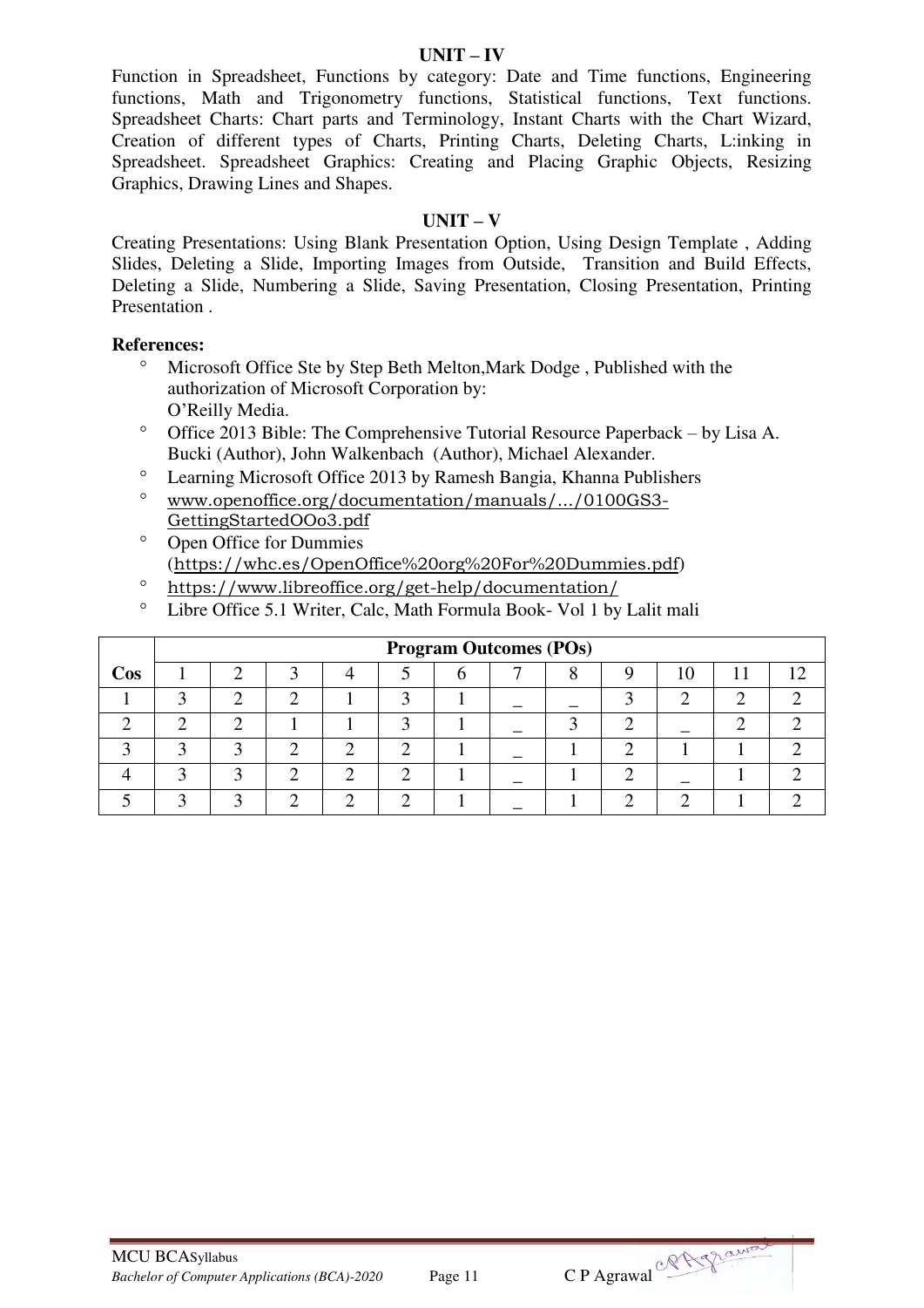### UNIT – IV

Function in Spreadsheet, Functions by category: Date and Time functions, Engineering functions, Math and Trigonometry functions, Statistical functions, Text functions. Spreadsheet Charts: Chart parts and Terminology, Instant Charts with the Chart Wizard, Creation of different types of Charts, Printing Charts, Deleting Charts, L:inking in Spreadsheet. Spreadsheet Graphics: Creating and Placing Graphic Objects, Resizing Graphics, Drawing Lines and Shapes.

### UNIT – V

Creating Presentations: Using Blank Presentation Option, Using Design Template , Adding Slides, Deleting a Slide, Importing Images from Outside, Transition and Build Effects, Deleting a Slide, Numbering a Slide, Saving Presentation, Closing Presentation, Printing Presentation .

**References:**

- Microsoft Office Ste by Step Beth Melton,Mark Dodge , Published with the authorization of Microsoft Corporation by: O'Reilly Media.
- Office 2013 Bible: The Comprehensive Tutorial Resource Paperback – by Lisa A. Bucki (Author), John Walkenbach (Author), Michael Alexander.
- Learning Microsoft Office 2013 by Ramesh Bangia, Khanna Publishers
- www.openoffice.org/documentation/manuals/.../0100GS3-GettingStartedOOo3.pdf
- Open Office for Dummies (https://whc.es/OpenOffice%20org%20For%20Dummies.pdf)
- https://www.libreoffice.org/get-help/documentation/
- Libre Office 5.1 Writer, Calc, Math Formula Book- Vol 1 by Lalit mali

| | Program Outcomes (POs) | | | | | | | | | | | |
|---|---|---|---|---|---|---|---|---|---|---|---|---|
| **Cos** | 1 | 2 | 3 | 4 | 5 | 6 | 7 | 8 | 9 | 10 | 11 | 12 |
| 1 | 3 | 2 | 2 | 1 | 3 | 1 | _ | _ | 3 | 2 | 2 | 2 |
| 2 | 2 | 2 | 1 | 1 | 3 | 1 | _ | 3 | 2 | _ | 2 | 2 |
| 3 | 3 | 3 | 2 | 2 | 2 | 1 | _ | 1 | 2 | 1 | 1 | 2 |
| 4 | 3 | 3 | 2 | 2 | 2 | 1 | _ | 1 | 2 | _ | 1 | 2 |
| 5 | 3 | 3 | 2 | 2 | 2 | 1 | _ | 1 | 2 | 2 | 1 | 2 |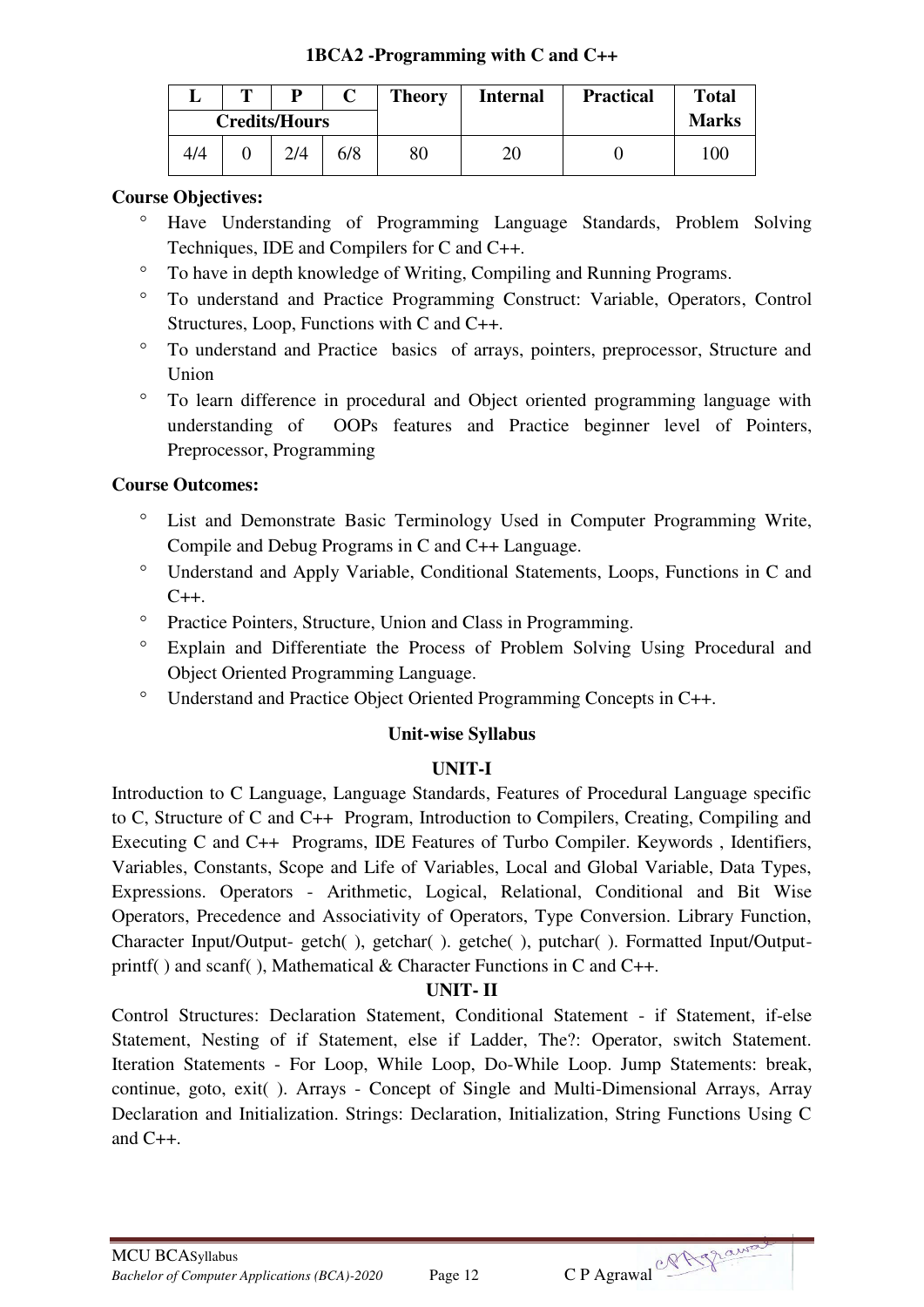### 1BCA2 -Programming with C and C++

| L | T | P | C | Theory | Internal | Practical | Total Marks |
|---|---|---|---|---|---|---|---|
| Credits/Hours | | | | | | | |
| 4/4 | 0 | 2/4 | 6/8 | 80 | 20 | 0 | 100 |

**Course Objectives:**

- Have Understanding of Programming Language Standards, Problem Solving Techniques, IDE and Compilers for C and C++.
- To have in depth knowledge of Writing, Compiling and Running Programs.
- To understand and Practice Programming Construct: Variable, Operators, Control Structures, Loop, Functions with C and C++.
- To understand and Practice basics of arrays, pointers, preprocessor, Structure and Union
- To learn difference in procedural and Object oriented programming language with understanding of OOPs features and Practice beginner level of Pointers, Preprocessor, Programming

**Course Outcomes:**

- List and Demonstrate Basic Terminology Used in Computer Programming Write, Compile and Debug Programs in C and C++ Language.
- Understand and Apply Variable, Conditional Statements, Loops, Functions in C and C++.
- Practice Pointers, Structure, Union and Class in Programming.
- Explain and Differentiate the Process of Problem Solving Using Procedural and Object Oriented Programming Language.
- Understand and Practice Object Oriented Programming Concepts in C++.

**Unit-wise Syllabus**

**UNIT-I**

Introduction to C Language, Language Standards, Features of Procedural Language specific to C, Structure of C and C++ Program, Introduction to Compilers, Creating, Compiling and Executing C and C++ Programs, IDE Features of Turbo Compiler. Keywords , Identifiers, Variables, Constants, Scope and Life of Variables, Local and Global Variable, Data Types, Expressions. Operators - Arithmetic, Logical, Relational, Conditional and Bit Wise Operators, Precedence and Associativity of Operators, Type Conversion. Library Function, Character Input/Output- getch( ), getchar( ). getche( ), putchar( ). Formatted Input/Output- printf( ) and scanf( ), Mathematical & Character Functions in C and C++.

**UNIT- II**

Control Structures: Declaration Statement, Conditional Statement - if Statement, if-else Statement, Nesting of if Statement, else if Ladder, The?: Operator, switch Statement. Iteration Statements - For Loop, While Loop, Do-While Loop. Jump Statements: break, continue, goto, exit( ). Arrays - Concept of Single and Multi-Dimensional Arrays, Array Declaration and Initialization. Strings: Declaration, Initialization, String Functions Using C and C++.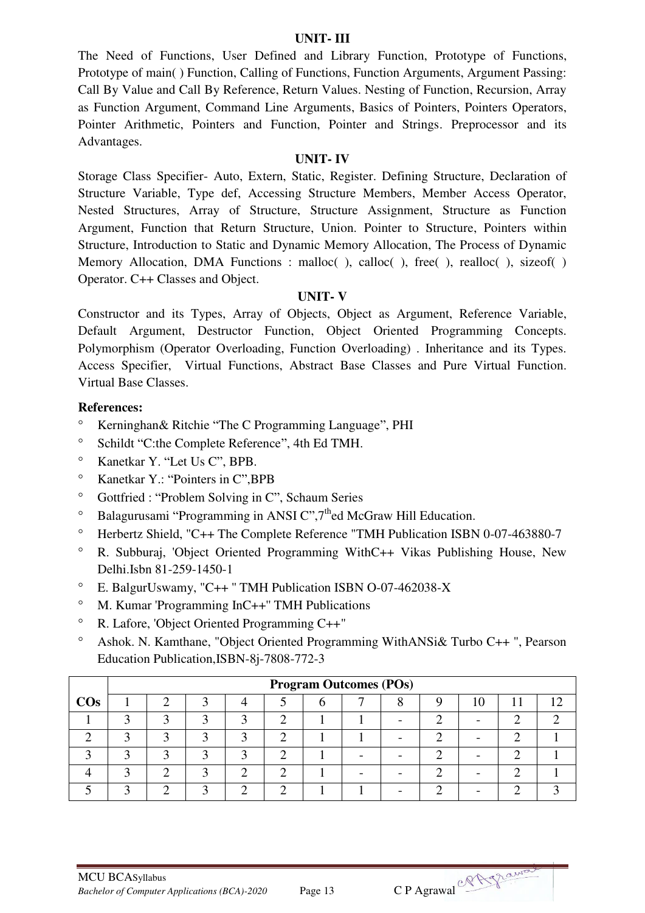### UNIT- III

The Need of Functions, User Defined and Library Function, Prototype of Functions, Prototype of main( ) Function, Calling of Functions, Function Arguments, Argument Passing: Call By Value and Call By Reference, Return Values. Nesting of Function, Recursion, Array as Function Argument, Command Line Arguments, Basics of Pointers, Pointers Operators, Pointer Arithmetic, Pointers and Function, Pointer and Strings. Preprocessor and its Advantages.

### UNIT- IV

Storage Class Specifier- Auto, Extern, Static, Register. Defining Structure, Declaration of Structure Variable, Type def, Accessing Structure Members, Member Access Operator, Nested Structures, Array of Structure, Structure Assignment, Structure as Function Argument, Function that Return Structure, Union. Pointer to Structure, Pointers within Structure, Introduction to Static and Dynamic Memory Allocation, The Process of Dynamic Memory Allocation, DMA Functions : malloc( ), calloc( ), free( ), realloc( ), sizeof( ) Operator. C++ Classes and Object.

### UNIT- V

Constructor and its Types, Array of Objects, Object as Argument, Reference Variable, Default Argument, Destructor Function, Object Oriented Programming Concepts. Polymorphism (Operator Overloading, Function Overloading) . Inheritance and its Types. Access Specifier, Virtual Functions, Abstract Base Classes and Pure Virtual Function. Virtual Base Classes.

**References:**

- Kerninghan& Ritchie "The C Programming Language", PHI
- Schildt "C:the Complete Reference", 4th Ed TMH.
- Kanetkar Y. "Let Us C", BPB.
- Kanetkar Y.: "Pointers in C",BPB
- Gottfried : "Problem Solving in C", Schaum Series
- Balagurusami "Programming in ANSI C",7thed McGraw Hill Education.
- Herbertz Shield, "C++ The Complete Reference "TMH Publication ISBN 0-07-463880-7
- R. Subburaj, 'Object Oriented Programming WithC++ Vikas Publishing House, New Delhi.Isbn 81-259-1450-1
- E. BalgurUswamy, "C++ " TMH Publication ISBN O-07-462038-X
- M. Kumar 'Programming InC++" TMH Publications
- R. Lafore, 'Object Oriented Programming C++"
- Ashok. N. Kamthane, "Object Oriented Programming WithANSi& Turbo C++ ", Pearson Education Publication,ISBN-8j-7808-772-3

| | Program Outcomes (POs) | | | | | | | | | | | |
|---|---|---|---|---|---|---|---|---|---|---|---|---|
| **COs** | 1 | 2 | 3 | 4 | 5 | 6 | 7 | 8 | 9 | 10 | 11 | 12 |
| 1 | 3 | 3 | 3 | 3 | 2 | 1 | 1 | - | 2 | - | 2 | 2 |
| 2 | 3 | 3 | 3 | 3 | 2 | 1 | 1 | - | 2 | - | 2 | 1 |
| 3 | 3 | 3 | 3 | 3 | 2 | 1 | - | - | 2 | - | 2 | 1 |
| 4 | 3 | 2 | 3 | 2 | 2 | 1 | - | - | 2 | - | 2 | 1 |
| 5 | 3 | 2 | 3 | 2 | 2 | 1 | 1 | - | 2 | - | 2 | 3 |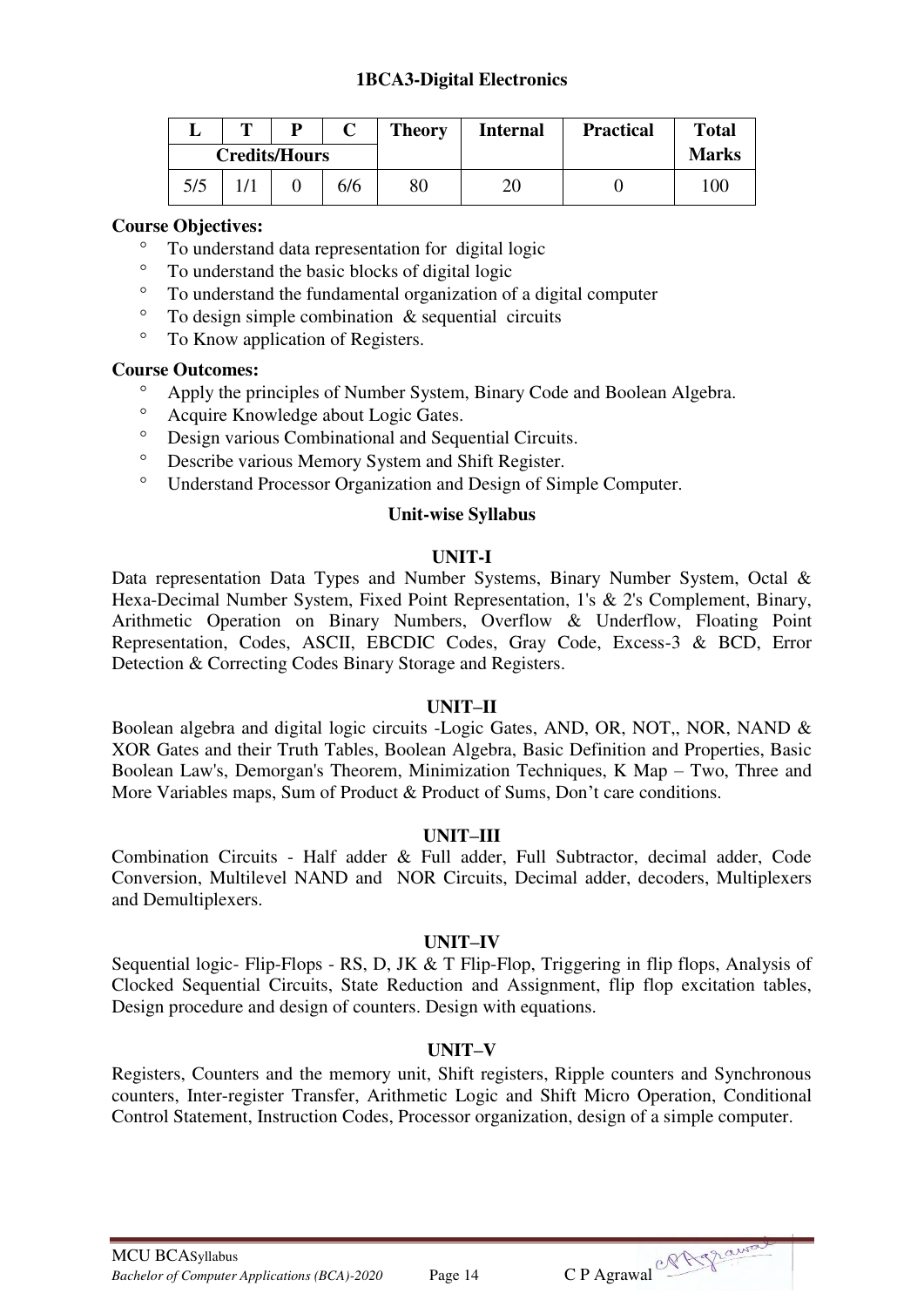## 1BCA3-Digital Electronics

| L | T | P | C | Theory | Internal | Practical | Total |
|---|---|---|---|---|---|---|---|
| Credits/Hours | | | | | | | Marks |
| 5/5 | 1/1 | 0 | 6/6 | 80 | 20 | 0 | 100 |

**Course Objectives:**

- To understand data representation for digital logic
- To understand the basic blocks of digital logic
- To understand the fundamental organization of a digital computer
- To design simple combination & sequential circuits
- To Know application of Registers.

**Course Outcomes:**

- Apply the principles of Number System, Binary Code and Boolean Algebra.
- Acquire Knowledge about Logic Gates.
- Design various Combinational and Sequential Circuits.
- Describe various Memory System and Shift Register.
- Understand Processor Organization and Design of Simple Computer.

### Unit-wise Syllabus

#### UNIT-I

Data representation Data Types and Number Systems, Binary Number System, Octal & Hexa-Decimal Number System, Fixed Point Representation, 1's & 2's Complement, Binary, Arithmetic Operation on Binary Numbers, Overflow & Underflow, Floating Point Representation, Codes, ASCII, EBCDIC Codes, Gray Code, Excess-3 & BCD, Error Detection & Correcting Codes Binary Storage and Registers.

#### UNIT–II

Boolean algebra and digital logic circuits -Logic Gates, AND, OR, NOT,, NOR, NAND & XOR Gates and their Truth Tables, Boolean Algebra, Basic Definition and Properties, Basic Boolean Law's, Demorgan's Theorem, Minimization Techniques, K Map – Two, Three and More Variables maps, Sum of Product & Product of Sums, Don't care conditions.

#### UNIT–III

Combination Circuits - Half adder & Full adder, Full Subtractor, decimal adder, Code Conversion, Multilevel NAND and NOR Circuits, Decimal adder, decoders, Multiplexers and Demultiplexers.

#### UNIT–IV

Sequential logic- Flip-Flops - RS, D, JK & T Flip-Flop, Triggering in flip flops, Analysis of Clocked Sequential Circuits, State Reduction and Assignment, flip flop excitation tables, Design procedure and design of counters. Design with equations.

#### UNIT–V

Registers, Counters and the memory unit, Shift registers, Ripple counters and Synchronous counters, Inter-register Transfer, Arithmetic Logic and Shift Micro Operation, Conditional Control Statement, Instruction Codes, Processor organization, design of a simple computer.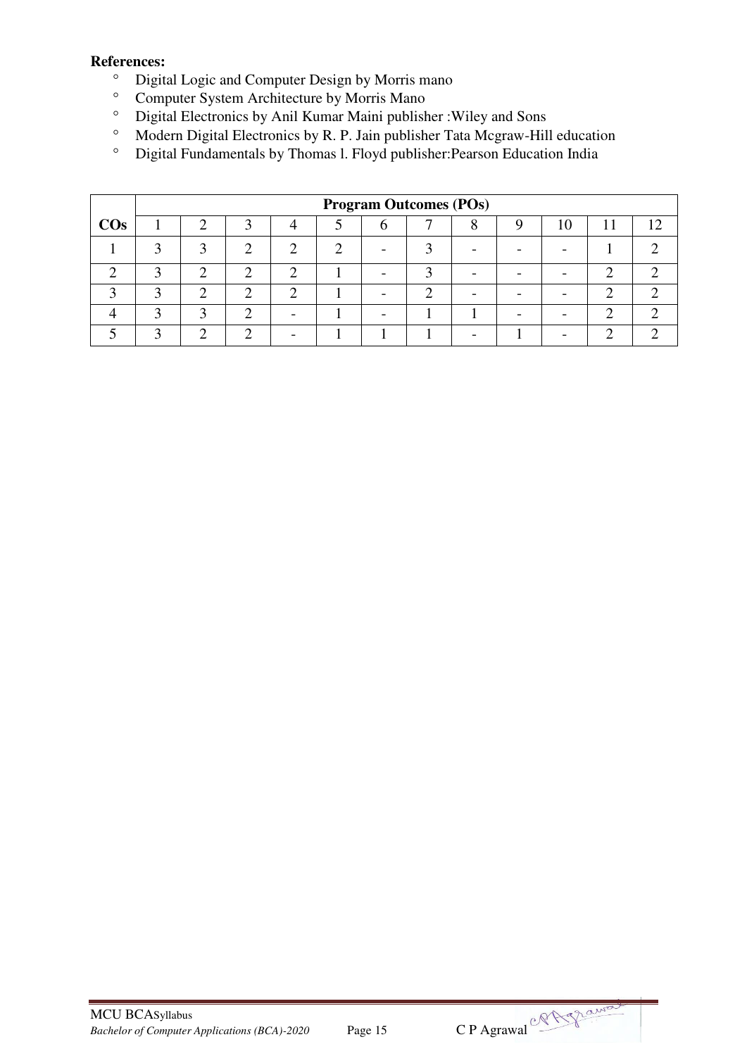**References:**

- Digital Logic and Computer Design by Morris mano
- Computer System Architecture by Morris Mano
- Digital Electronics by Anil Kumar Maini publisher :Wiley and Sons
- Modern Digital Electronics by R. P. Jain publisher Tata Mcgraw-Hill education
- Digital Fundamentals by Thomas l. Floyd publisher:Pearson Education India

| | Program Outcomes (POs) | | | | | | | | | | | |
|---|---|---|---|---|---|---|---|---|---|---|---|---|
| **COs** | 1 | 2 | 3 | 4 | 5 | 6 | 7 | 8 | 9 | 10 | 11 | 12 |
| 1 | 3 | 3 | 2 | 2 | 2 | - | 3 | - | - | - | 1 | 2 |
| 2 | 3 | 2 | 2 | 2 | 1 | - | 3 | - | - | - | 2 | 2 |
| 3 | 3 | 2 | 2 | 2 | 1 | - | 2 | - | - | - | 2 | 2 |
| 4 | 3 | 3 | 2 | - | 1 | - | 1 | 1 | - | - | 2 | 2 |
| 5 | 3 | 2 | 2 | - | 1 | 1 | 1 | - | 1 | - | 2 | 2 |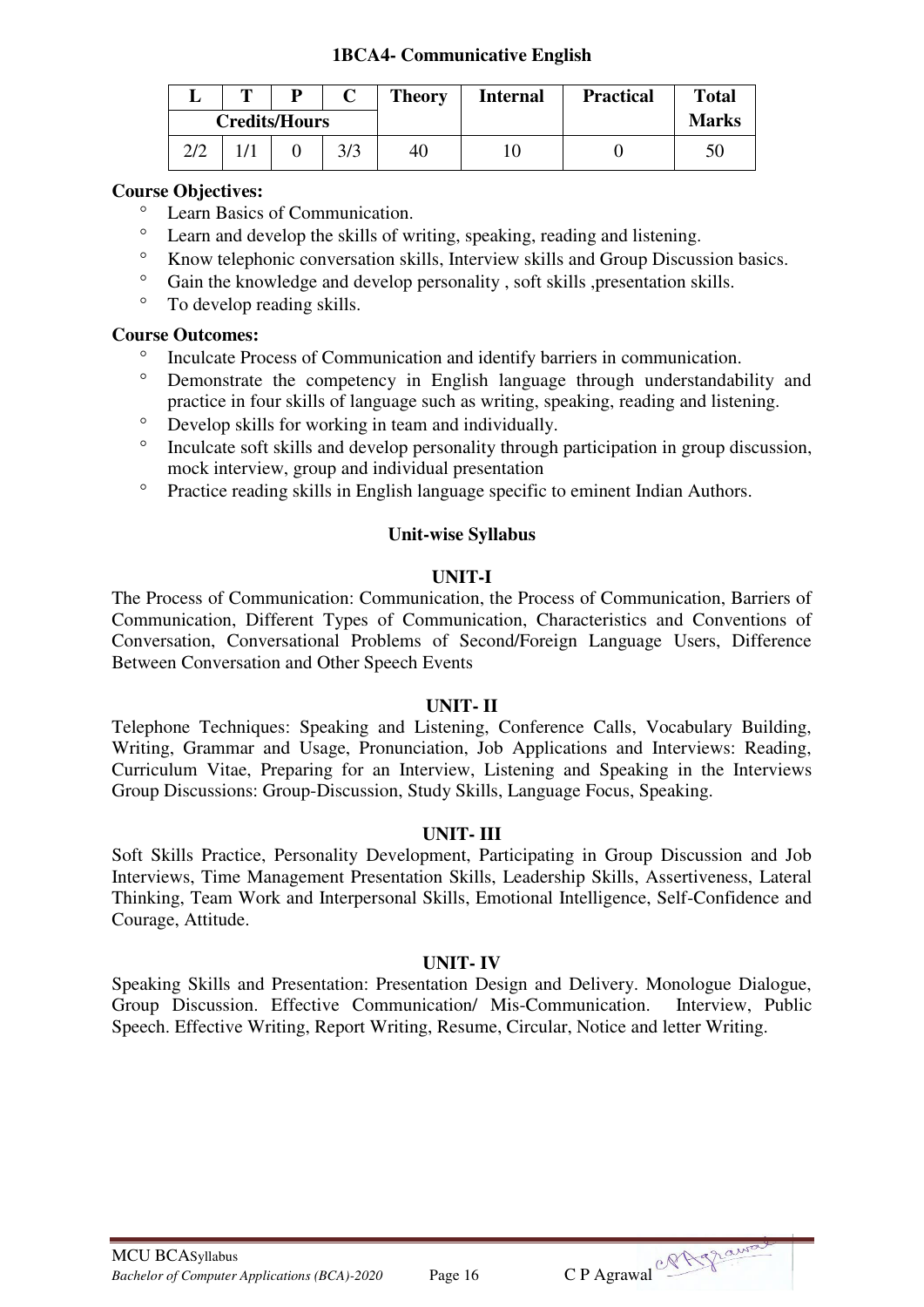### 1BCA4- Communicative English

| L | T | P | C | Theory | Internal | Practical | Total |
|---|---|---|---|---|---|---|---|
| **Credits/Hours** | | | | | | | **Marks** |
| 2/2 | 1/1 | 0 | 3/3 | 40 | 10 | 0 | 50 |

**Course Objectives:**

- Learn Basics of Communication.
- Learn and develop the skills of writing, speaking, reading and listening.
- Know telephonic conversation skills, Interview skills and Group Discussion basics.
- Gain the knowledge and develop personality , soft skills ,presentation skills.
- To develop reading skills.

**Course Outcomes:**

- Inculcate Process of Communication and identify barriers in communication.
- Demonstrate the competency in English language through understandability and practice in four skills of language such as writing, speaking, reading and listening.
- Develop skills for working in team and individually.
- Inculcate soft skills and develop personality through participation in group discussion, mock interview, group and individual presentation
- Practice reading skills in English language specific to eminent Indian Authors.

**Unit-wise Syllabus**

**UNIT-I**

The Process of Communication: Communication, the Process of Communication, Barriers of Communication, Different Types of Communication, Characteristics and Conventions of Conversation, Conversational Problems of Second/Foreign Language Users, Difference Between Conversation and Other Speech Events

**UNIT- II**

Telephone Techniques: Speaking and Listening, Conference Calls, Vocabulary Building, Writing, Grammar and Usage, Pronunciation, Job Applications and Interviews: Reading, Curriculum Vitae, Preparing for an Interview, Listening and Speaking in the Interviews Group Discussions: Group-Discussion, Study Skills, Language Focus, Speaking.

**UNIT- III**

Soft Skills Practice, Personality Development, Participating in Group Discussion and Job Interviews, Time Management Presentation Skills, Leadership Skills, Assertiveness, Lateral Thinking, Team Work and Interpersonal Skills, Emotional Intelligence, Self-Confidence and Courage, Attitude.

**UNIT- IV**

Speaking Skills and Presentation: Presentation Design and Delivery. Monologue Dialogue, Group Discussion. Effective Communication/ Mis-Communication. Interview, Public Speech. Effective Writing, Report Writing, Resume, Circular, Notice and letter Writing.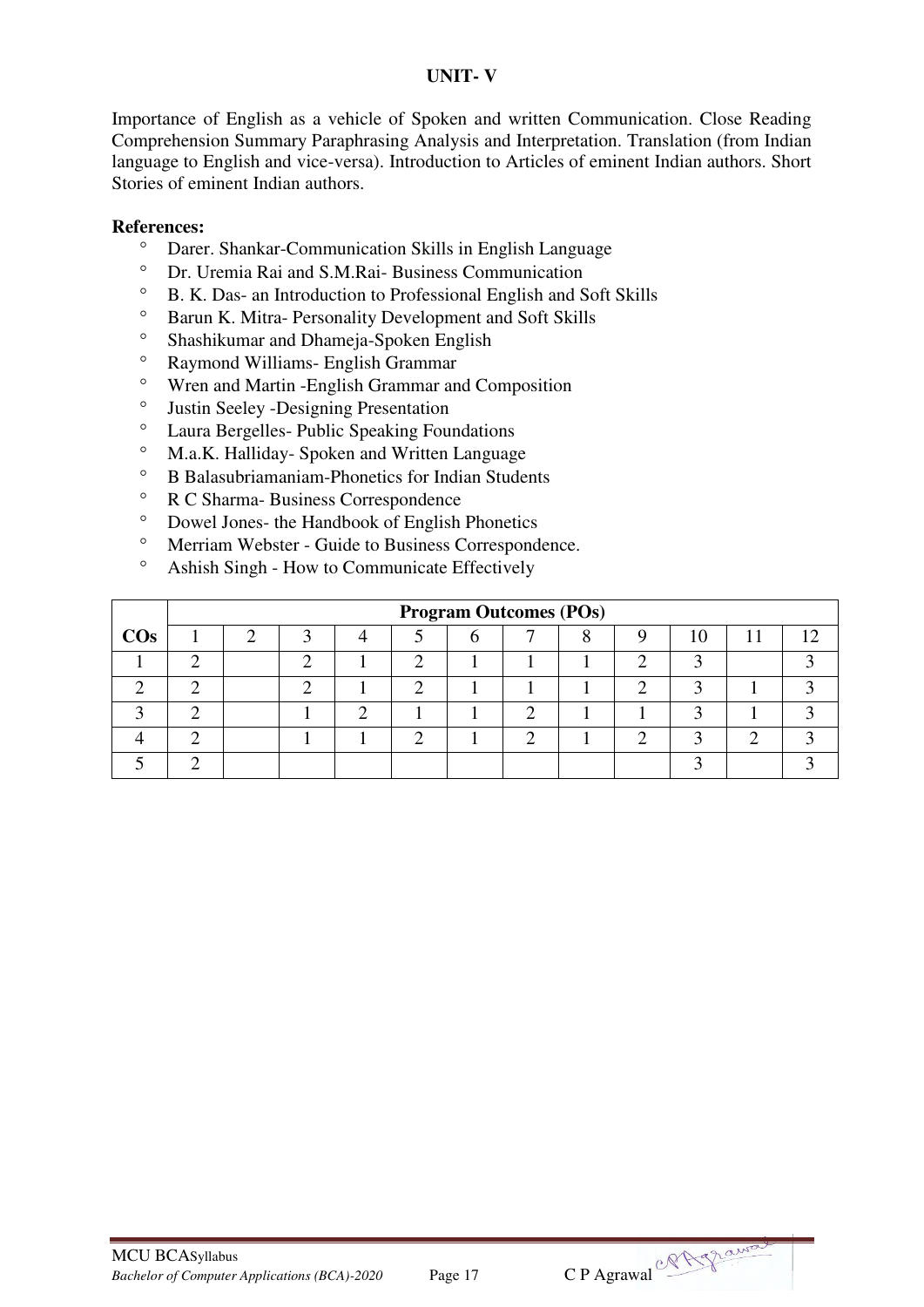## UNIT- V

Importance of English as a vehicle of Spoken and written Communication. Close Reading Comprehension Summary Paraphrasing Analysis and Interpretation. Translation (from Indian language to English and vice-versa). Introduction to Articles of eminent Indian authors. Short Stories of eminent Indian authors.

**References:**

- Darer. Shankar-Communication Skills in English Language
- Dr. Uremia Rai and S.M.Rai- Business Communication
- B. K. Das- an Introduction to Professional English and Soft Skills
- Barun K. Mitra- Personality Development and Soft Skills
- Shashikumar and Dhameja-Spoken English
- Raymond Williams- English Grammar
- Wren and Martin -English Grammar and Composition
- Justin Seeley -Designing Presentation
- Laura Bergelles- Public Speaking Foundations
- M.a.K. Halliday- Spoken and Written Language
- B Balasubriamaniam-Phonetics for Indian Students
- R C Sharma- Business Correspondence
- Dowel Jones- the Handbook of English Phonetics
- Merriam Webster - Guide to Business Correspondence.
- Ashish Singh - How to Communicate Effectively

| | **Program Outcomes (POs)** | | | | | | | | | | | |
|---|---|---|---|---|---|---|---|---|---|---|---|---|
| **COs** | 1 | 2 | 3 | 4 | 5 | 6 | 7 | 8 | 9 | 10 | 11 | 12 |
| 1 | 2 | | 2 | 1 | 2 | 1 | 1 | 1 | 2 | 3 | | 3 |
| 2 | 2 | | 2 | 1 | 2 | 1 | 1 | 1 | 2 | 3 | 1 | 3 |
| 3 | 2 | | 1 | 2 | 1 | 1 | 2 | 1 | 1 | 3 | 1 | 3 |
| 4 | 2 | | 1 | 1 | 2 | 1 | 2 | 1 | 2 | 3 | 2 | 3 |
| 5 | 2 | | | | | | | | | 3 | | 3 |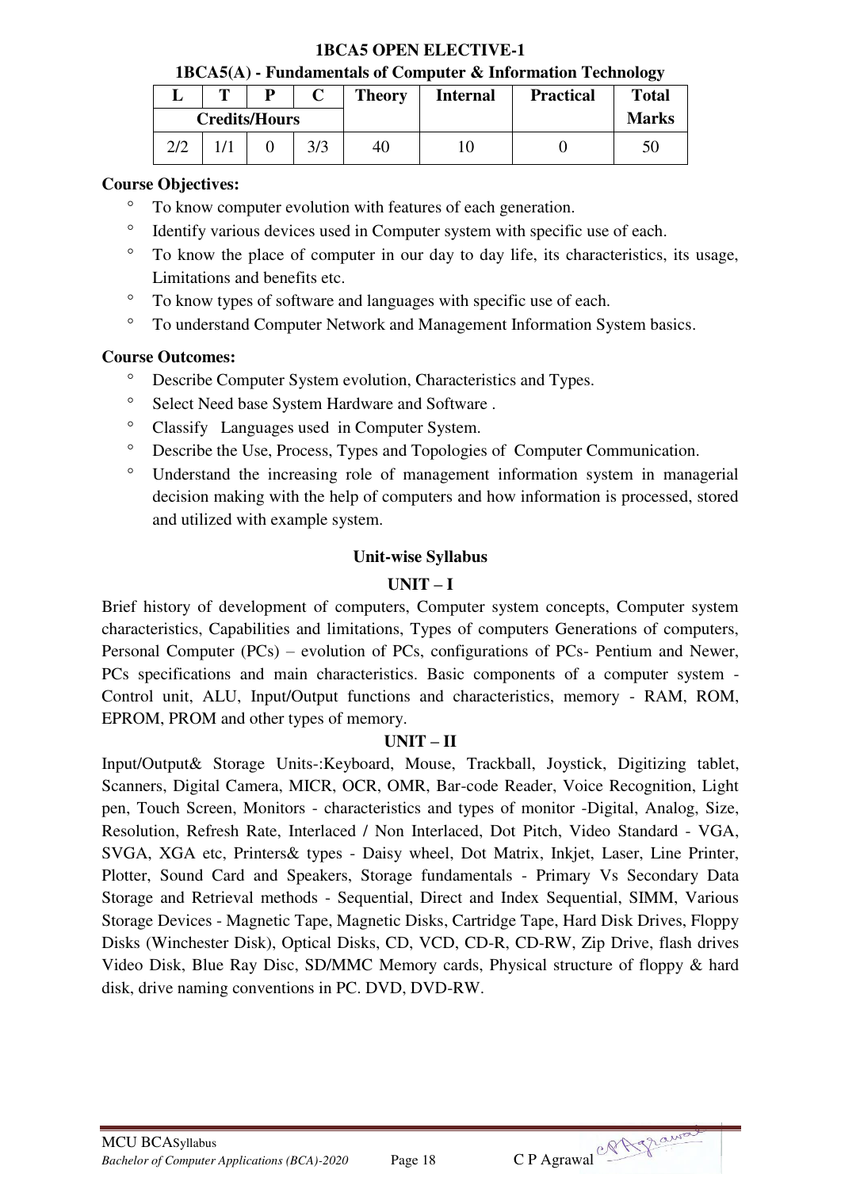## 1BCA5 OPEN ELECTIVE-1

### 1BCA5(A) - Fundamentals of Computer & Information Technology

| L | T | P | C | Theory | Internal | Practical | Total |
|---|---|---|---|---|---|---|---|
| Credits/Hours | | | | | | | Marks |
| 2/2 | 1/1 | 0 | 3/3 | 40 | 10 | 0 | 50 |

**Course Objectives:**

- To know computer evolution with features of each generation.
- Identify various devices used in Computer system with specific use of each.
- To know the place of computer in our day to day life, its characteristics, its usage, Limitations and benefits etc.
- To know types of software and languages with specific use of each.
- To understand Computer Network and Management Information System basics.

**Course Outcomes:**

- Describe Computer System evolution, Characteristics and Types.
- Select Need base System Hardware and Software .
- Classify Languages used in Computer System.
- Describe the Use, Process, Types and Topologies of Computer Communication.
- Understand the increasing role of management information system in managerial decision making with the help of computers and how information is processed, stored and utilized with example system.

**Unit-wise Syllabus**

**UNIT – I**

Brief history of development of computers, Computer system concepts, Computer system characteristics, Capabilities and limitations, Types of computers Generations of computers, Personal Computer (PCs) – evolution of PCs, configurations of PCs- Pentium and Newer, PCs specifications and main characteristics. Basic components of a computer system - Control unit, ALU, Input/Output functions and characteristics, memory - RAM, ROM, EPROM, PROM and other types of memory.

**UNIT – II**

Input/Output& Storage Units-:Keyboard, Mouse, Trackball, Joystick, Digitizing tablet, Scanners, Digital Camera, MICR, OCR, OMR, Bar-code Reader, Voice Recognition, Light pen, Touch Screen, Monitors - characteristics and types of monitor -Digital, Analog, Size, Resolution, Refresh Rate, Interlaced / Non Interlaced, Dot Pitch, Video Standard - VGA, SVGA, XGA etc, Printers& types - Daisy wheel, Dot Matrix, Inkjet, Laser, Line Printer, Plotter, Sound Card and Speakers, Storage fundamentals - Primary Vs Secondary Data Storage and Retrieval methods - Sequential, Direct and Index Sequential, SIMM, Various Storage Devices - Magnetic Tape, Magnetic Disks, Cartridge Tape, Hard Disk Drives, Floppy Disks (Winchester Disk), Optical Disks, CD, VCD, CD-R, CD-RW, Zip Drive, flash drives Video Disk, Blue Ray Disc, SD/MMC Memory cards, Physical structure of floppy & hard disk, drive naming conventions in PC. DVD, DVD-RW.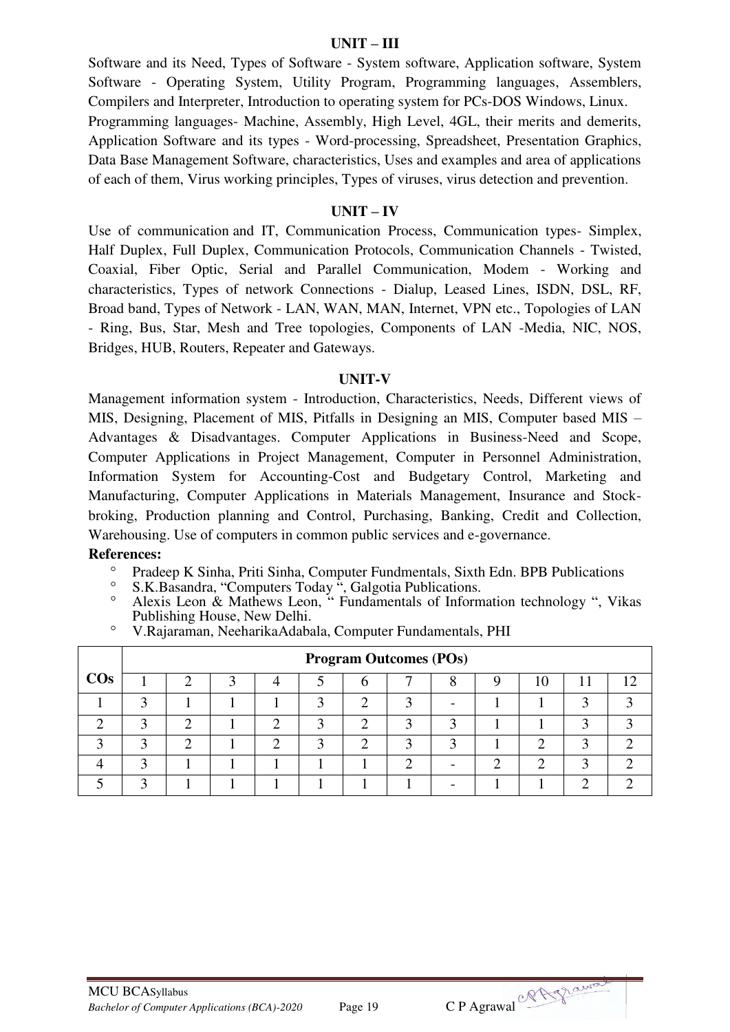## UNIT – III

Software and its Need, Types of Software - System software, Application software, System Software - Operating System, Utility Program, Programming languages, Assemblers, Compilers and Interpreter, Introduction to operating system for PCs-DOS Windows, Linux. Programming languages- Machine, Assembly, High Level, 4GL, their merits and demerits, Application Software and its types - Word-processing, Spreadsheet, Presentation Graphics, Data Base Management Software, characteristics, Uses and examples and area of applications of each of them, Virus working principles, Types of viruses, virus detection and prevention.

## UNIT – IV

Use of communication and IT, Communication Process, Communication types- Simplex, Half Duplex, Full Duplex, Communication Protocols, Communication Channels - Twisted, Coaxial, Fiber Optic, Serial and Parallel Communication, Modem - Working and characteristics, Types of network Connections - Dialup, Leased Lines, ISDN, DSL, RF, Broad band, Types of Network - LAN, WAN, MAN, Internet, VPN etc., Topologies of LAN - Ring, Bus, Star, Mesh and Tree topologies, Components of LAN -Media, NIC, NOS, Bridges, HUB, Routers, Repeater and Gateways.

## UNIT-V

Management information system - Introduction, Characteristics, Needs, Different views of MIS, Designing, Placement of MIS, Pitfalls in Designing an MIS, Computer based MIS – Advantages & Disadvantages. Computer Applications in Business-Need and Scope, Computer Applications in Project Management, Computer in Personnel Administration, Information System for Accounting-Cost and Budgetary Control, Marketing and Manufacturing, Computer Applications in Materials Management, Insurance and Stock-broking, Production planning and Control, Purchasing, Banking, Credit and Collection, Warehousing. Use of computers in common public services and e-governance.

**References:**

- Pradeep K Sinha, Priti Sinha, Computer Fundmentals, Sixth Edn. BPB Publications
- S.K.Basandra, "Computers Today ", Galgotia Publications.
- Alexis Leon & Mathews Leon, " Fundamentals of Information technology ", Vikas Publishing House, New Delhi.
- V.Rajaraman, NeeharikaAdabala, Computer Fundamentals, PHI

| COs | Program Outcomes (POs) | | | | | | | | | | | |
|---|---|---|---|---|---|---|---|---|---|---|---|---|
| | 1 | 2 | 3 | 4 | 5 | 6 | 7 | 8 | 9 | 10 | 11 | 12 |
| 1 | 3 | 1 | 1 | 1 | 3 | 2 | 3 | - | 1 | 1 | 3 | 3 |
| 2 | 3 | 2 | 1 | 2 | 3 | 2 | 3 | 3 | 1 | 1 | 3 | 3 |
| 3 | 3 | 2 | 1 | 2 | 3 | 2 | 3 | 3 | 1 | 2 | 3 | 2 |
| 4 | 3 | 1 | 1 | 1 | 1 | 1 | 2 | - | 2 | 2 | 3 | 2 |
| 5 | 3 | 1 | 1 | 1 | 1 | 1 | 1 | - | 1 | 1 | 2 | 2 |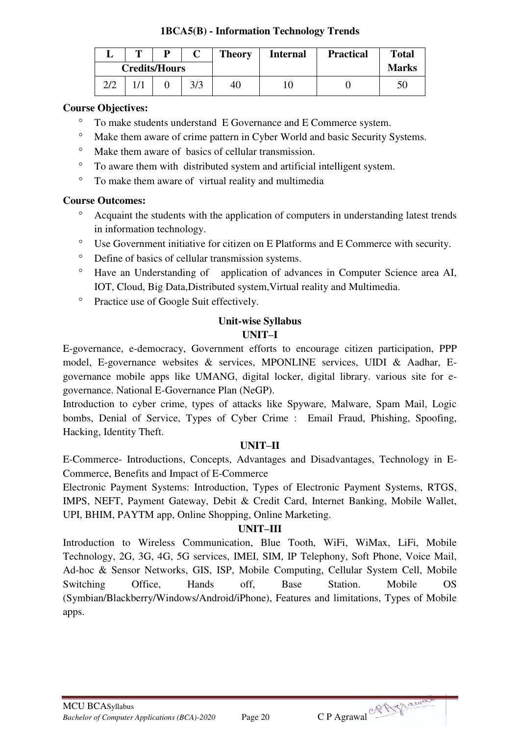### 1BCA5(B) - Information Technology Trends

| L | T | P | C | Theory | Internal | Practical | Total Marks |
|---|---|---|---|---|---|---|---|
| Credits/Hours | | | | | | | |
| 2/2 | 1/1 | 0 | 3/3 | 40 | 10 | 0 | 50 |

**Course Objectives:**

- To make students understand E Governance and E Commerce system.
- Make them aware of crime pattern in Cyber World and basic Security Systems.
- Make them aware of basics of cellular transmission.
- To aware them with distributed system and artificial intelligent system.
- To make them aware of virtual reality and multimedia

**Course Outcomes:**

- Acquaint the students with the application of computers in understanding latest trends in information technology.
- Use Government initiative for citizen on E Platforms and E Commerce with security.
- Define of basics of cellular transmission systems.
- Have an Understanding of application of advances in Computer Science area AI, IOT, Cloud, Big Data,Distributed system,Virtual reality and Multimedia.
- Practice use of Google Suit effectively.

**Unit-wise Syllabus**

**UNIT–I**

E-governance, e-democracy, Government efforts to encourage citizen participation, PPP model, E-governance websites & services, MPONLINE services, UIDI & Aadhar, E-governance mobile apps like UMANG, digital locker, digital library. various site for e-governance. National E-Governance Plan (NeGP).

Introduction to cyber crime, types of attacks like Spyware, Malware, Spam Mail, Logic bombs, Denial of Service, Types of Cyber Crime : Email Fraud, Phishing, Spoofing, Hacking, Identity Theft.

**UNIT–II**

E-Commerce- Introductions, Concepts, Advantages and Disadvantages, Technology in E-Commerce, Benefits and Impact of E-Commerce

Electronic Payment Systems: Introduction, Types of Electronic Payment Systems, RTGS, IMPS, NEFT, Payment Gateway, Debit & Credit Card, Internet Banking, Mobile Wallet, UPI, BHIM, PAYTM app, Online Shopping, Online Marketing.

**UNIT–III**

Introduction to Wireless Communication, Blue Tooth, WiFi, WiMax, LiFi, Mobile Technology, 2G, 3G, 4G, 5G services, IMEI, SIM, IP Telephony, Soft Phone, Voice Mail, Ad-hoc & Sensor Networks, GIS, ISP, Mobile Computing, Cellular System Cell, Mobile Switching Office, Hands off, Base Station. Mobile OS (Symbian/Blackberry/Windows/Android/iPhone), Features and limitations, Types of Mobile apps.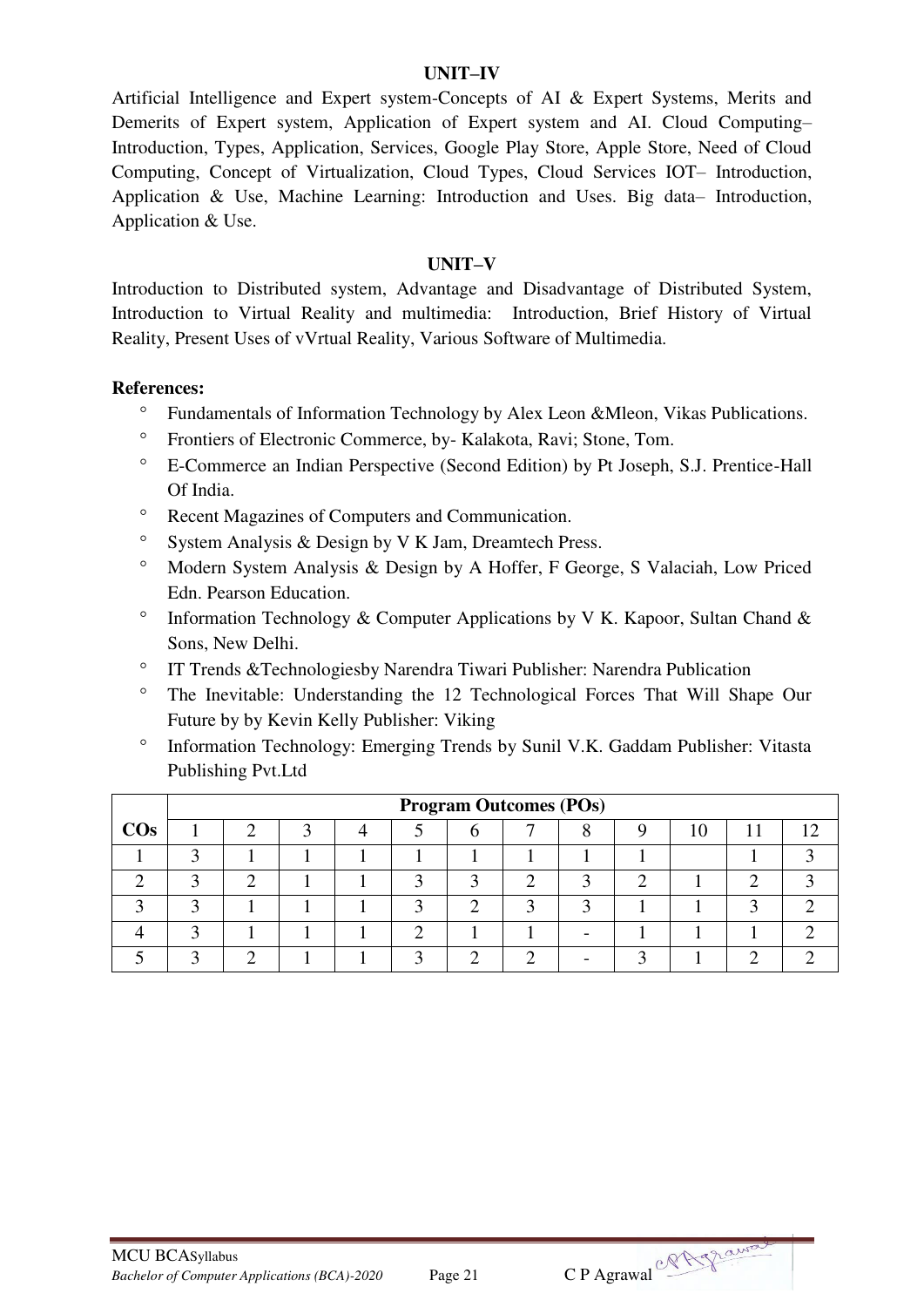### UNIT–IV

Artificial Intelligence and Expert system-Concepts of AI & Expert Systems, Merits and Demerits of Expert system, Application of Expert system and AI. Cloud Computing– Introduction, Types, Application, Services, Google Play Store, Apple Store, Need of Cloud Computing, Concept of Virtualization, Cloud Types, Cloud Services IOT– Introduction, Application & Use, Machine Learning: Introduction and Uses. Big data– Introduction, Application & Use.

### UNIT–V

Introduction to Distributed system, Advantage and Disadvantage of Distributed System, Introduction to Virtual Reality and multimedia: Introduction, Brief History of Virtual Reality, Present Uses of vVrtual Reality, Various Software of Multimedia.

**References:**

- Fundamentals of Information Technology by Alex Leon &Mleon, Vikas Publications.
- Frontiers of Electronic Commerce, by- Kalakota, Ravi; Stone, Tom.
- E-Commerce an Indian Perspective (Second Edition) by Pt Joseph, S.J. Prentice-Hall Of India.
- Recent Magazines of Computers and Communication.
- System Analysis & Design by V K Jam, Dreamtech Press.
- Modern System Analysis & Design by A Hoffer, F George, S Valaciah, Low Priced Edn. Pearson Education.
- Information Technology & Computer Applications by V K. Kapoor, Sultan Chand & Sons, New Delhi.
- IT Trends &Technologiesby Narendra Tiwari Publisher: Narendra Publication
- The Inevitable: Understanding the 12 Technological Forces That Will Shape Our Future by by Kevin Kelly Publisher: Viking
- Information Technology: Emerging Trends by Sunil V.K. Gaddam Publisher: Vitasta Publishing Pvt.Ltd

| COs | Program Outcomes (POs) | | | | | | | | | | | |
|---|---|---|---|---|---|---|---|---|---|---|---|---|
| | 1 | 2 | 3 | 4 | 5 | 6 | 7 | 8 | 9 | 10 | 11 | 12 |
| 1 | 3 | 1 | 1 | 1 | 1 | 1 | 1 | 1 | 1 | | 1 | 3 |
| 2 | 3 | 2 | 1 | 1 | 3 | 3 | 2 | 3 | 2 | 1 | 2 | 3 |
| 3 | 3 | 1 | 1 | 1 | 3 | 2 | 3 | 3 | 1 | 1 | 3 | 2 |
| 4 | 3 | 1 | 1 | 1 | 2 | 1 | 1 | - | 1 | 1 | 1 | 2 |
| 5 | 3 | 2 | 1 | 1 | 3 | 2 | 2 | - | 3 | 1 | 2 | 2 |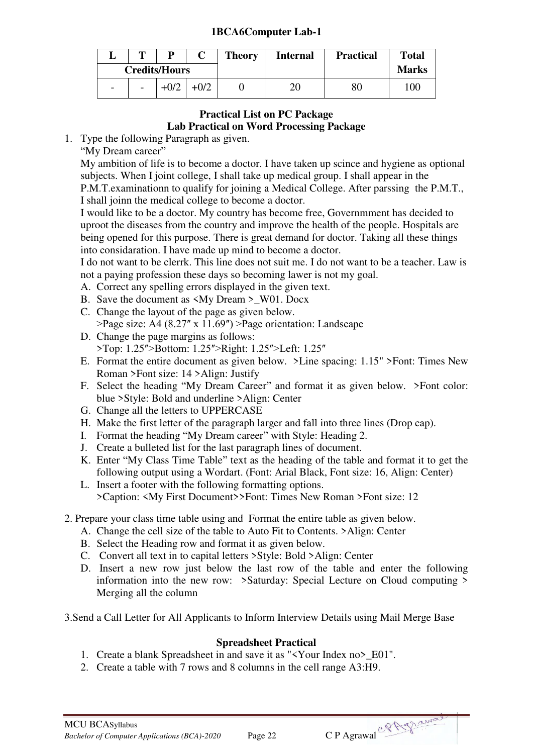## 1BCA6Computer Lab-1

| L | T | P | C | Theory | Internal | Practical | Total |
|---|---|---|---|---|---|---|---|
| Credits/Hours | | | | | | | Marks |
| - | - | +0/2 | +0/2 | 0 | 20 | 80 | 100 |

### Practical List on PC Package
### Lab Practical on Word Processing Package

1. Type the following Paragraph as given.
   "My Dream career"
   My ambition of life is to become a doctor. I have taken up scince and hygiene as optional subjects. When I joint college, I shall take up medical group. I shall appear in the P.M.T.examinationn to qualify for joining a Medical College. After parssing the P.M.T., I shall joinn the medical college to become a doctor.
   I would like to be a doctor. My country has become free, Governmment has decided to uproot the diseases from the country and improve the health of the people. Hospitals are being opened for this purpose. There is great demand for doctor. Taking all these things into considaration. I have made up mind to become a doctor.
   I do not want to be clerrk. This line does not suit me. I do not want to be a teacher. Law is not a paying profession these days so becoming lawer is not my goal.
   A. Correct any spelling errors displayed in the given text.
   B. Save the document as <My Dream >_W01. Docx
   C. Change the layout of the page as given below.
      >Page size: A4 (8.27″ x 11.69″) >Page orientation: Landscape
   D. Change the page margins as follows:
      >Top: 1.25″>Bottom: 1.25″>Right: 1.25″>Left: 1.25″
   E. Format the entire document as given below. >Line spacing: 1.15" >Font: Times New Roman >Font size: 14 >Align: Justify
   F. Select the heading "My Dream Career" and format it as given below. >Font color: blue >Style: Bold and underline >Align: Center
   G. Change all the letters to UPPERCASE
   H. Make the first letter of the paragraph larger and fall into three lines (Drop cap).
   I. Format the heading "My Dream career" with Style: Heading 2.
   J. Create a bulleted list for the last paragraph lines of document.
   K. Enter "My Class Time Table" text as the heading of the table and format it to get the following output using a Wordart. (Font: Arial Black, Font size: 16, Align: Center)
   L. Insert a footer with the following formatting options.
      >Caption: <My First Document>>Font: Times New Roman >Font size: 12

2. Prepare your class time table using and Format the entire table as given below.
   A. Change the cell size of the table to Auto Fit to Contents. >Align: Center
   B. Select the Heading row and format it as given below.
   C. Convert all text in to capital letters >Style: Bold >Align: Center
   D. Insert a new row just below the last row of the table and enter the following information into the new row: >Saturday: Special Lecture on Cloud computing > Merging all the column

3. Send a Call Letter for All Applicants to Inform Interview Details using Mail Merge Base

### Spreadsheet Practical

1. Create a blank Spreadsheet in and save it as "<Your Index no>_E01".
2. Create a table with 7 rows and 8 columns in the cell range A3:H9.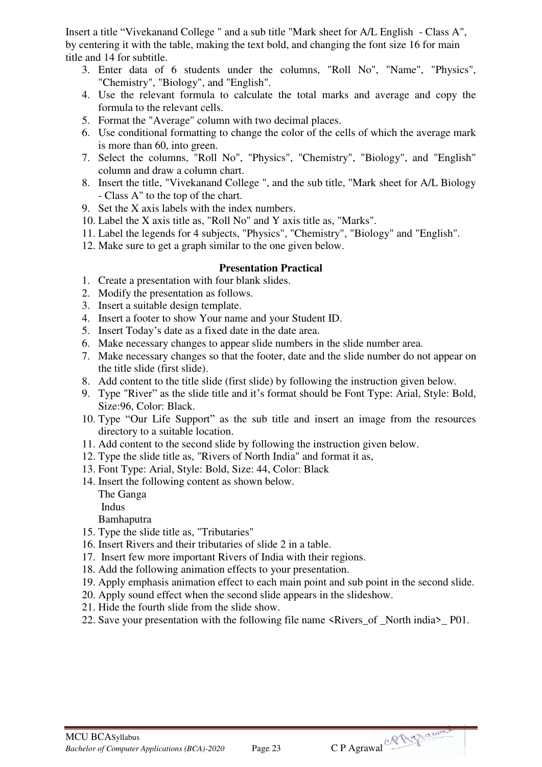Insert a title “Vivekanand College " and a sub title "Mark sheet for A/L English - Class A", by centering it with the table, making the text bold, and changing the font size 16 for main title and 14 for subtitle.

3. Enter data of 6 students under the columns, "Roll No", "Name", "Physics", "Chemistry", "Biology", and "English".
4. Use the relevant formula to calculate the total marks and average and copy the formula to the relevant cells.
5. Format the "Average" column with two decimal places.
6. Use conditional formatting to change the color of the cells of which the average mark is more than 60, into green.
7. Select the columns, "Roll No", "Physics", "Chemistry", "Biology", and "English" column and draw a column chart.
8. Insert the title, "Vivekanand College ", and the sub title, "Mark sheet for A/L Biology - Class A" to the top of the chart.
9. Set the X axis labels with the index numbers.
10. Label the X axis title as, "Roll No" and Y axis title as, "Marks".
11. Label the legends for 4 subjects, "Physics", "Chemistry", "Biology" and "English".
12. Make sure to get a graph similar to the one given below.

**Presentation Practical**

1. Create a presentation with four blank slides.
2. Modify the presentation as follows.
3. Insert a suitable design template.
4. Insert a footer to show Your name and your Student ID.
5. Insert Today’s date as a fixed date in the date area.
6. Make necessary changes to appear slide numbers in the slide number area.
7. Make necessary changes so that the footer, date and the slide number do not appear on the title slide (first slide).
8. Add content to the title slide (first slide) by following the instruction given below.
9. Type "River” as the slide title and it’s format should be Font Type: Arial, Style: Bold, Size:96, Color: Black.
10. Type “Our Life Support” as the sub title and insert an image from the resources directory to a suitable location.
11. Add content to the second slide by following the instruction given below.
12. Type the slide title as, "Rivers of North India" and format it as,
13. Font Type: Arial, Style: Bold, Size: 44, Color: Black
14. Insert the following content as shown below.
    The Ganga
    Indus
    Bamhaputra
15. Type the slide title as, "Tributaries"
16. Insert Rivers and their tributaries of slide 2 in a table.
17. Insert few more important Rivers of India with their regions.
18. Add the following animation effects to your presentation.
19. Apply emphasis animation effect to each main point and sub point in the second slide.
20. Apply sound effect when the second slide appears in the slideshow.
21. Hide the fourth slide from the slide show.
22. Save your presentation with the following file name <Rivers_of _North india>_ P01.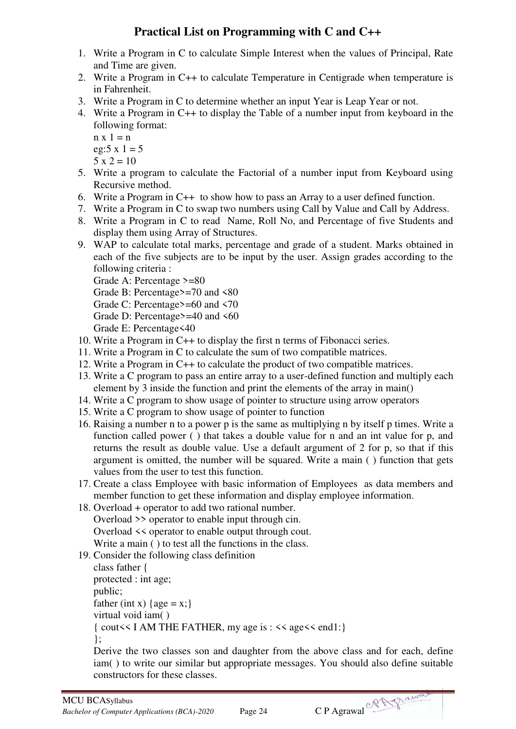# Practical List on Programming with C and C++

1. Write a Program in C to calculate Simple Interest when the values of Principal, Rate and Time are given.
2. Write a Program in C++ to calculate Temperature in Centigrade when temperature is in Fahrenheit.
3. Write a Program in C to determine whether an input Year is Leap Year or not.
4. Write a Program in C++ to display the Table of a number input from keyboard in the following format:
   n x 1 = n
   eg:5 x 1 = 5
   5 x 2 = 10
5. Write a program to calculate the Factorial of a number input from Keyboard using Recursive method.
6. Write a Program in C++ to show how to pass an Array to a user defined function.
7. Write a Program in C to swap two numbers using Call by Value and Call by Address.
8. Write a Program in C to read Name, Roll No, and Percentage of five Students and display them using Array of Structures.
9. WAP to calculate total marks, percentage and grade of a student. Marks obtained in each of the five subjects are to be input by the user. Assign grades according to the following criteria :
   Grade A: Percentage >=80
   Grade B: Percentage>=70 and <80
   Grade C: Percentage>=60 and <70
   Grade D: Percentage>=40 and <60
   Grade E: Percentage<40
10. Write a Program in C++ to display the first n terms of Fibonacci series.
11. Write a Program in C to calculate the sum of two compatible matrices.
12. Write a Program in C++ to calculate the product of two compatible matrices.
13. Write a C program to pass an entire array to a user-defined function and multiply each element by 3 inside the function and print the elements of the array in main()
14. Write a C program to show usage of pointer to structure using arrow operators
15. Write a C program to show usage of pointer to function
16. Raising a number n to a power p is the same as multiplying n by itself p times. Write a function called power ( ) that takes a double value for n and an int value for p, and returns the result as double value. Use a default argument of 2 for p, so that if this argument is omitted, the number will be squared. Write a main ( ) function that gets values from the user to test this function.
17. Create a class Employee with basic information of Employees as data members and member function to get these information and display employee information.
18. Overload + operator to add two rational number.
    Overload >> operator to enable input through cin.
    Overload << operator to enable output through cout.
    Write a main ( ) to test all the functions in the class.
19. Consider the following class definition

```
class father {
protected : int age;
public;
father (int x) {age = x;}
virtual void iam( )
{ cout<< I AM THE FATHER, my age is : << age<< end1:}
};
```

    Derive the two classes son and daughter from the above class and for each, define iam( ) to write our similar but appropriate messages. You should also define suitable constructors for these classes.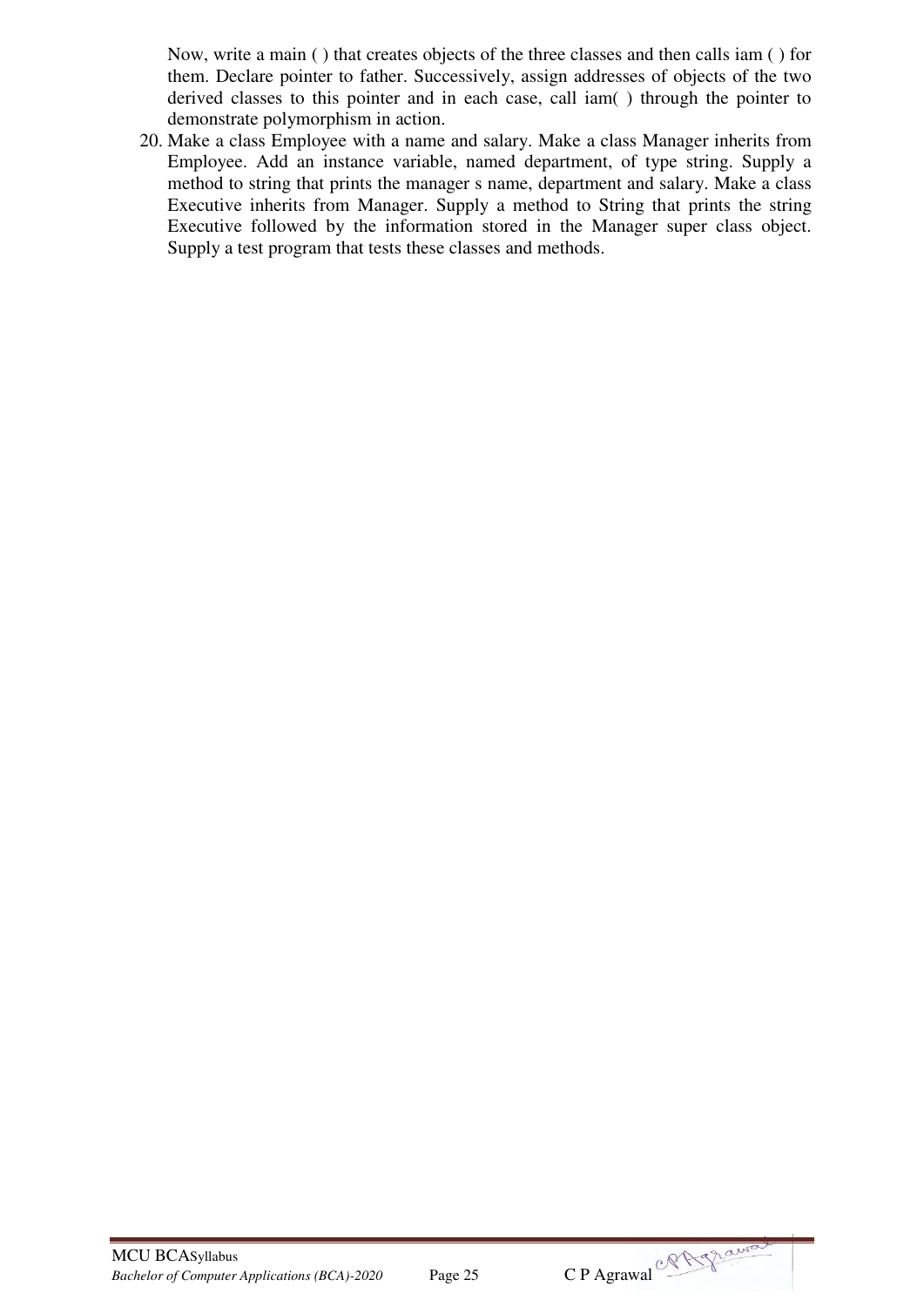Now, write a main ( ) that creates objects of the three classes and then calls iam ( ) for them. Declare pointer to father. Successively, assign addresses of objects of the two derived classes to this pointer and in each case, call iam( ) through the pointer to demonstrate polymorphism in action.

20. Make a class Employee with a name and salary. Make a class Manager inherits from Employee. Add an instance variable, named department, of type string. Supply a method to string that prints the manager s name, department and salary. Make a class Executive inherits from Manager. Supply a method to String that prints the string Executive followed by the information stored in the Manager super class object. Supply a test program that tests these classes and methods.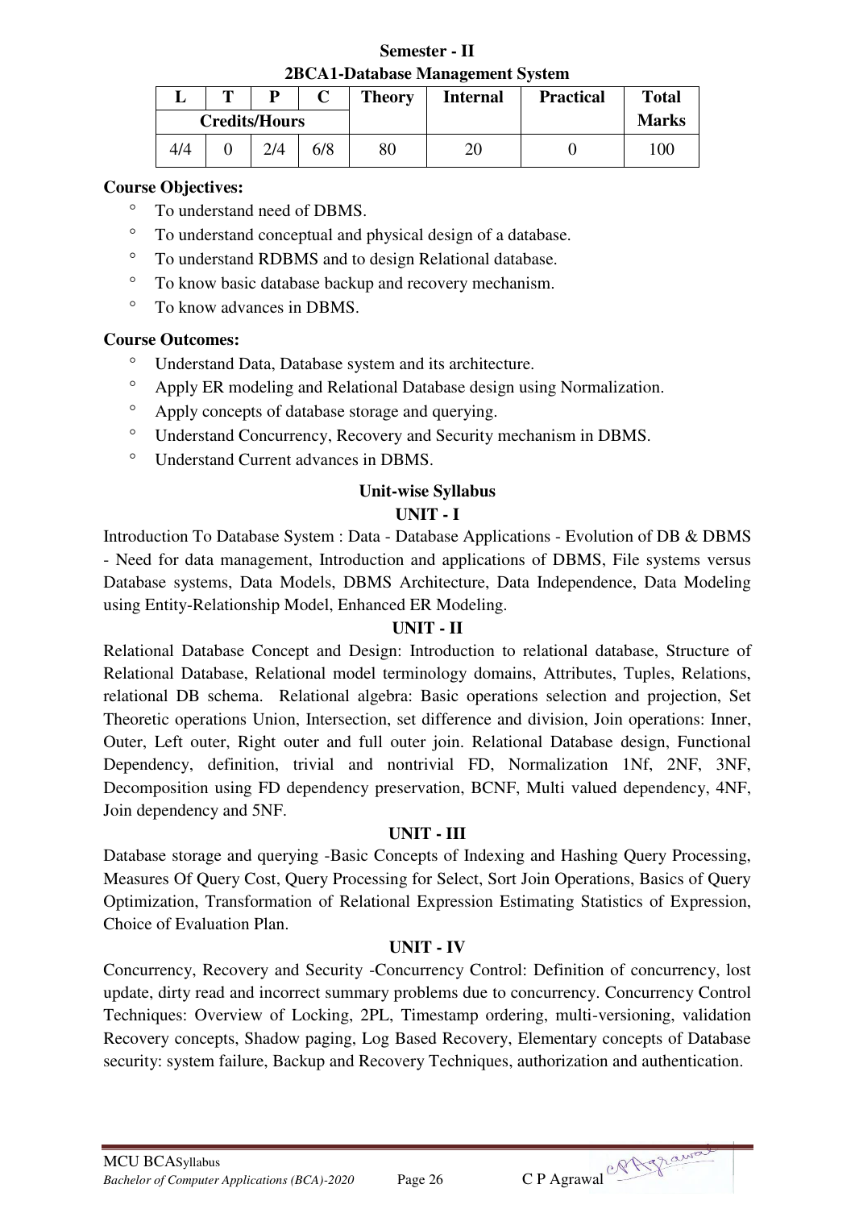**Semester - II**

**2BCA1-Database Management System**

| L | T | P | C | Theory | Internal | Practical | Total |
|---|---|---|---|---|---|---|---|
| **Credits/Hours** | | | | | | | **Marks** |
| 4/4 | 0 | 2/4 | 6/8 | 80 | 20 | 0 | 100 |

**Course Objectives:**

- To understand need of DBMS.
- To understand conceptual and physical design of a database.
- To understand RDBMS and to design Relational database.
- To know basic database backup and recovery mechanism.
- To know advances in DBMS.

**Course Outcomes:**

- Understand Data, Database system and its architecture.
- Apply ER modeling and Relational Database design using Normalization.
- Apply concepts of database storage and querying.
- Understand Concurrency, Recovery and Security mechanism in DBMS.
- Understand Current advances in DBMS.

**Unit-wise Syllabus**

**UNIT - I**

Introduction To Database System : Data - Database Applications - Evolution of DB & DBMS - Need for data management, Introduction and applications of DBMS, File systems versus Database systems, Data Models, DBMS Architecture, Data Independence, Data Modeling using Entity-Relationship Model, Enhanced ER Modeling.

**UNIT - II**

Relational Database Concept and Design: Introduction to relational database, Structure of Relational Database, Relational model terminology domains, Attributes, Tuples, Relations, relational DB schema. Relational algebra: Basic operations selection and projection, Set Theoretic operations Union, Intersection, set difference and division, Join operations: Inner, Outer, Left outer, Right outer and full outer join. Relational Database design, Functional Dependency, definition, trivial and nontrivial FD, Normalization 1Nf, 2NF, 3NF, Decomposition using FD dependency preservation, BCNF, Multi valued dependency, 4NF, Join dependency and 5NF.

**UNIT - III**

Database storage and querying -Basic Concepts of Indexing and Hashing Query Processing, Measures Of Query Cost, Query Processing for Select, Sort Join Operations, Basics of Query Optimization, Transformation of Relational Expression Estimating Statistics of Expression, Choice of Evaluation Plan.

**UNIT - IV**

Concurrency, Recovery and Security -Concurrency Control: Definition of concurrency, lost update, dirty read and incorrect summary problems due to concurrency. Concurrency Control Techniques: Overview of Locking, 2PL, Timestamp ordering, multi-versioning, validation Recovery concepts, Shadow paging, Log Based Recovery, Elementary concepts of Database security: system failure, Backup and Recovery Techniques, authorization and authentication.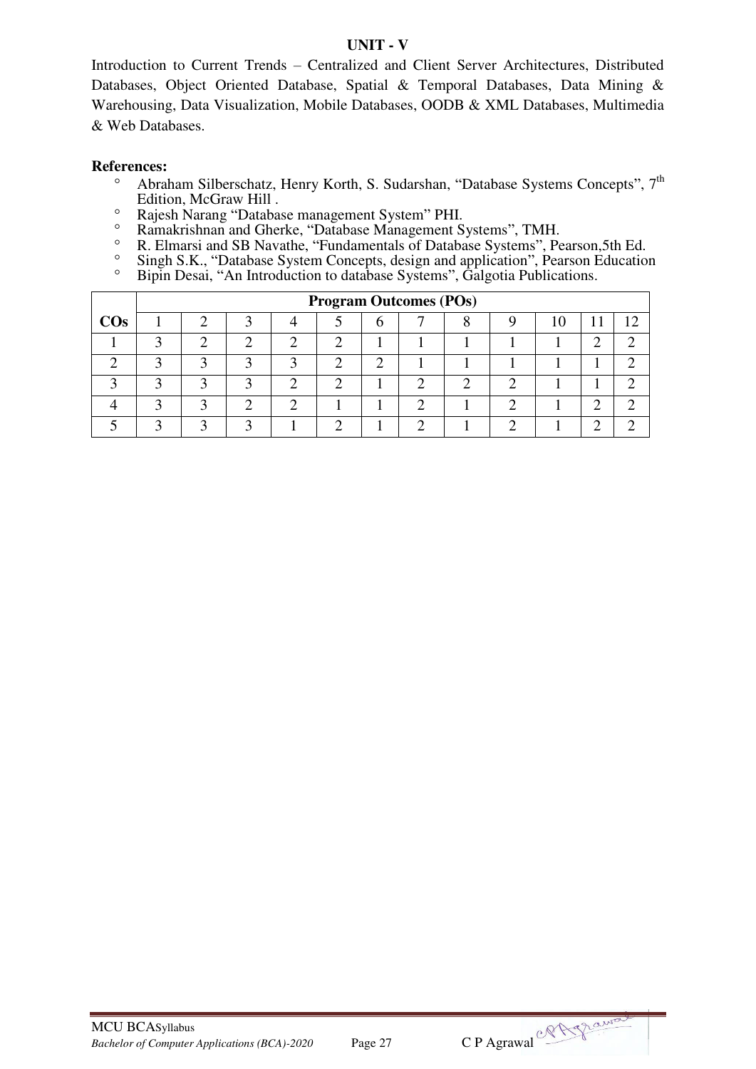## UNIT - V

Introduction to Current Trends – Centralized and Client Server Architectures, Distributed Databases, Object Oriented Database, Spatial & Temporal Databases, Data Mining & Warehousing, Data Visualization, Mobile Databases, OODB & XML Databases, Multimedia & Web Databases.

**References:**

- Abraham Silberschatz, Henry Korth, S. Sudarshan, "Database Systems Concepts", 7th Edition, McGraw Hill .
- Rajesh Narang "Database management System" PHI.
- Ramakrishnan and Gherke, "Database Management Systems", TMH.
- R. Elmarsi and SB Navathe, "Fundamentals of Database Systems", Pearson,5th Ed.
- Singh S.K., "Database System Concepts, design and application", Pearson Education
- Bipin Desai, "An Introduction to database Systems", Galgotia Publications.

| COs | Program Outcomes (POs) | | | | | | | | | | | |
|---|---|---|---|---|---|---|---|---|---|---|---|---|
| | 1 | 2 | 3 | 4 | 5 | 6 | 7 | 8 | 9 | 10 | 11 | 12 |
| 1 | 3 | 2 | 2 | 2 | 2 | 1 | 1 | 1 | 1 | 1 | 2 | 2 |
| 2 | 3 | 3 | 3 | 3 | 2 | 2 | 1 | 1 | 1 | 1 | 1 | 2 |
| 3 | 3 | 3 | 3 | 2 | 2 | 1 | 2 | 2 | 2 | 1 | 1 | 2 |
| 4 | 3 | 3 | 2 | 2 | 1 | 1 | 2 | 1 | 2 | 1 | 2 | 2 |
| 5 | 3 | 3 | 3 | 1 | 2 | 1 | 2 | 1 | 2 | 1 | 2 | 2 |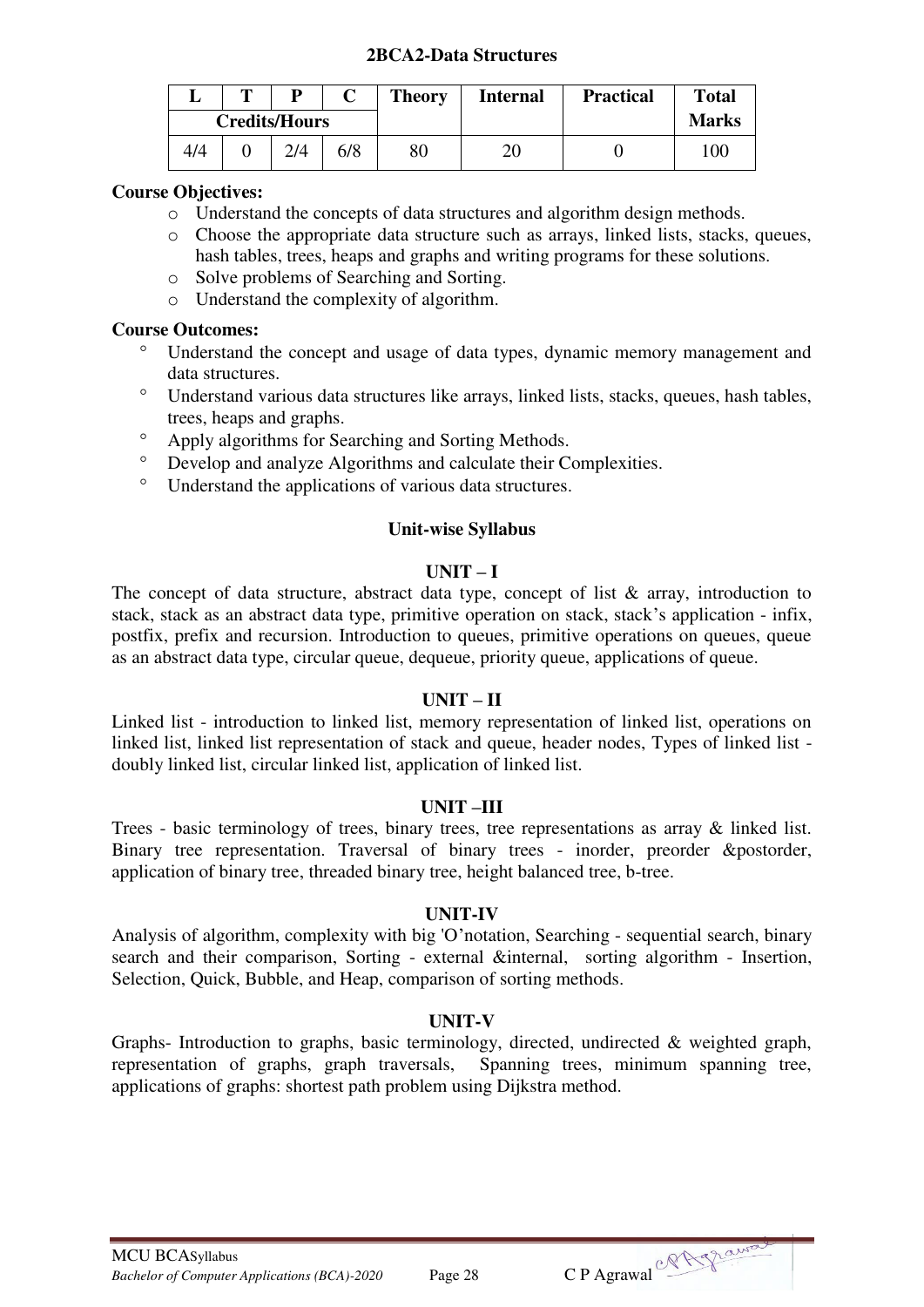## 2BCA2-Data Structures

| L | T | P | C | Theory | Internal | Practical | Total Marks |
|---|---|---|---|---|---|---|---|
| Credits/Hours | | | | | | | |
| 4/4 | 0 | 2/4 | 6/8 | 80 | 20 | 0 | 100 |

**Course Objectives:**

- Understand the concepts of data structures and algorithm design methods.
- Choose the appropriate data structure such as arrays, linked lists, stacks, queues, hash tables, trees, heaps and graphs and writing programs for these solutions.
- Solve problems of Searching and Sorting.
- Understand the complexity of algorithm.

**Course Outcomes:**

- Understand the concept and usage of data types, dynamic memory management and data structures.
- Understand various data structures like arrays, linked lists, stacks, queues, hash tables, trees, heaps and graphs.
- Apply algorithms for Searching and Sorting Methods.
- Develop and analyze Algorithms and calculate their Complexities.
- Understand the applications of various data structures.

### Unit-wise Syllabus

#### UNIT – I

The concept of data structure, abstract data type, concept of list & array, introduction to stack, stack as an abstract data type, primitive operation on stack, stack's application - infix, postfix, prefix and recursion. Introduction to queues, primitive operations on queues, queue as an abstract data type, circular queue, dequeue, priority queue, applications of queue.

#### UNIT – II

Linked list - introduction to linked list, memory representation of linked list, operations on linked list, linked list representation of stack and queue, header nodes, Types of linked list - doubly linked list, circular linked list, application of linked list.

#### UNIT –III

Trees - basic terminology of trees, binary trees, tree representations as array & linked list. Binary tree representation. Traversal of binary trees - inorder, preorder &postorder, application of binary tree, threaded binary tree, height balanced tree, b-tree.

#### UNIT-IV

Analysis of algorithm, complexity with big 'O'notation, Searching - sequential search, binary search and their comparison, Sorting - external &internal, sorting algorithm - Insertion, Selection, Quick, Bubble, and Heap, comparison of sorting methods.

#### UNIT-V

Graphs- Introduction to graphs, basic terminology, directed, undirected & weighted graph, representation of graphs, graph traversals, Spanning trees, minimum spanning tree, applications of graphs: shortest path problem using Dijkstra method.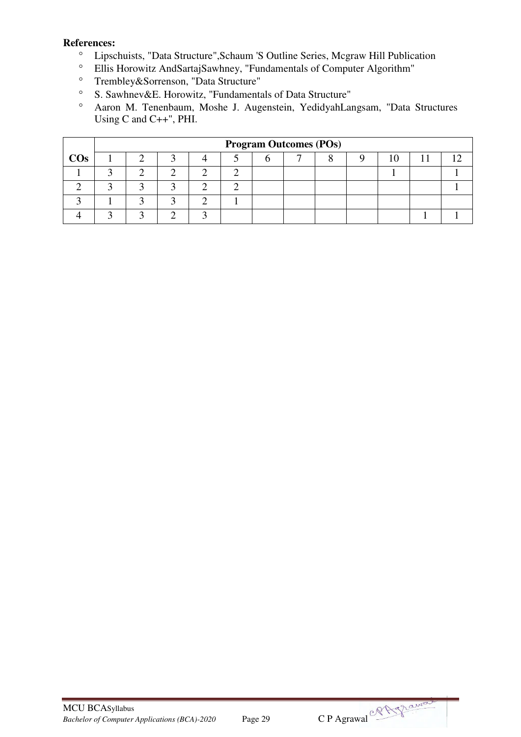**References:**

- Lipschuists, "Data Structure",Schaum 'S Outline Series, Mcgraw Hill Publication
- Ellis Horowitz AndSartajSawhney, "Fundamentals of Computer Algorithm"
- Trembley&Sorrenson, "Data Structure"
- S. Sawhnev&E. Horowitz, "Fundamentals of Data Structure"
- Aaron M. Tenenbaum, Moshe J. Augenstein, YedidyahLangsam, "Data Structures Using C and C++", PHI.

| | **Program Outcomes (POs)** | | | | | | | | | | | |
|---|---|---|---|---|---|---|---|---|---|---|---|---|
| **COs** | 1 | 2 | 3 | 4 | 5 | 6 | 7 | 8 | 9 | 10 | 11 | 12 |
| 1 | 3 | 2 | 2 | 2 | 2 | | | | | 1 | | 1 |
| 2 | 3 | 3 | 3 | 2 | 2 | | | | | | | 1 |
| 3 | 1 | 3 | 3 | 2 | 1 | | | | | | | |
| 4 | 3 | 3 | 2 | 3 | | | | | | | 1 | 1 |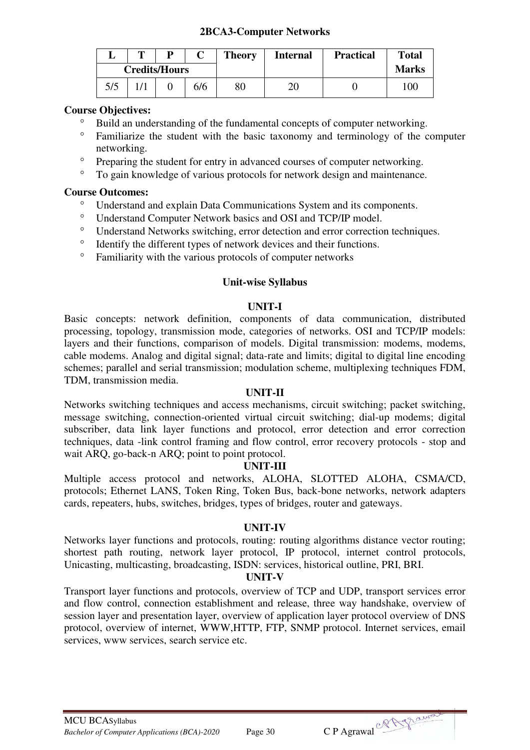## 2BCA3-Computer Networks

| L | T | P | C | Theory | Internal | Practical | Total Marks |
|---|---|---|---|---|---|---|---|
| Credits/Hours | | | | | | | |
| 5/5 | 1/1 | 0 | 6/6 | 80 | 20 | 0 | 100 |

**Course Objectives:**

- Build an understanding of the fundamental concepts of computer networking.
- Familiarize the student with the basic taxonomy and terminology of the computer networking.
- Preparing the student for entry in advanced courses of computer networking.
- To gain knowledge of various protocols for network design and maintenance.

**Course Outcomes:**

- Understand and explain Data Communications System and its components.
- Understand Computer Network basics and OSI and TCP/IP model.
- Understand Networks switching, error detection and error correction techniques.
- Identify the different types of network devices and their functions.
- Familiarity with the various protocols of computer networks

### Unit-wise Syllabus

#### UNIT-I

Basic concepts: network definition, components of data communication, distributed processing, topology, transmission mode, categories of networks. OSI and TCP/IP models: layers and their functions, comparison of models. Digital transmission: modems, modems, cable modems. Analog and digital signal; data-rate and limits; digital to digital line encoding schemes; parallel and serial transmission; modulation scheme, multiplexing techniques FDM, TDM, transmission media.

#### UNIT-II

Networks switching techniques and access mechanisms, circuit switching; packet switching, message switching, connection-oriented virtual circuit switching; dial-up modems; digital subscriber, data link layer functions and protocol, error detection and error correction techniques, data -link control framing and flow control, error recovery protocols - stop and wait ARQ, go-back-n ARQ; point to point protocol.

#### UNIT-III

Multiple access protocol and networks, ALOHA, SLOTTED ALOHA, CSMA/CD, protocols; Ethernet LANS, Token Ring, Token Bus, back-bone networks, network adapters cards, repeaters, hubs, switches, bridges, types of bridges, router and gateways.

#### UNIT-IV

Networks layer functions and protocols, routing: routing algorithms distance vector routing; shortest path routing, network layer protocol, IP protocol, internet control protocols, Unicasting, multicasting, broadcasting, ISDN: services, historical outline, PRI, BRI.

#### UNIT-V

Transport layer functions and protocols, overview of TCP and UDP, transport services error and flow control, connection establishment and release, three way handshake, overview of session layer and presentation layer, overview of application layer protocol overview of DNS protocol, overview of internet, WWW,HTTP, FTP, SNMP protocol. Internet services, email services, www services, search service etc.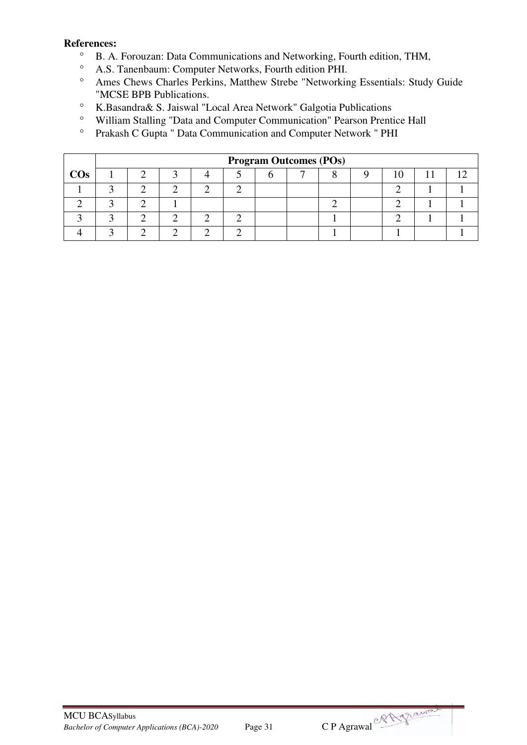**References:**

- B. A. Forouzan: Data Communications and Networking, Fourth edition, THM,
- A.S. Tanenbaum: Computer Networks, Fourth edition PHI.
- Ames Chews Charles Perkins, Matthew Strebe "Networking Essentials: Study Guide "MCSE BPB Publications.
- K.Basandra& S. Jaiswal "Local Area Network" Galgotia Publications
- William Stalling "Data and Computer Communication" Pearson Prentice Hall
- Prakash C Gupta " Data Communication and Computer Network " PHI

| | Program Outcomes (POs) | | | | | | | | | | | |
|---|---|---|---|---|---|---|---|---|---|---|---|---|
| **COs** | 1 | 2 | 3 | 4 | 5 | 6 | 7 | 8 | 9 | 10 | 11 | 12 |
| 1 | 3 | 2 | 2 | 2 | 2 | | | | | 2 | 1 | 1 |
| 2 | 3 | 2 | 1 | | | | | 2 | | 2 | 1 | 1 |
| 3 | 3 | 2 | 2 | 2 | 2 | | | 1 | | 2 | 1 | 1 |
| 4 | 3 | 2 | 2 | 2 | 2 | | | 1 | | 1 | | 1 |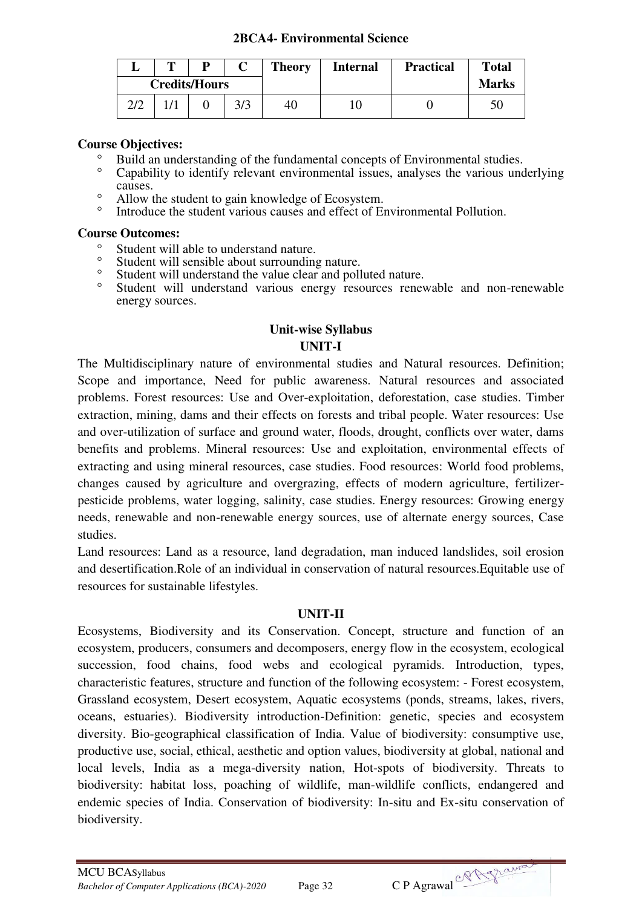### 2BCA4- Environmental Science

| L | T | P | C | Theory | Internal | Practical | Total Marks |
|---|---|---|---|---|---|---|---|
| Credits/Hours | | | | | | | |
| 2/2 | 1/1 | 0 | 3/3 | 40 | 10 | 0 | 50 |

**Course Objectives:**

- Build an understanding of the fundamental concepts of Environmental studies.
- Capability to identify relevant environmental issues, analyses the various underlying causes.
- Allow the student to gain knowledge of Ecosystem.
- Introduce the student various causes and effect of Environmental Pollution.

**Course Outcomes:**

- Student will able to understand nature.
- Student will sensible about surrounding nature.
- Student will understand the value clear and polluted nature.
- Student will understand various energy resources renewable and non-renewable energy sources.

**Unit-wise Syllabus**

**UNIT-I**

The Multidisciplinary nature of environmental studies and Natural resources. Definition; Scope and importance, Need for public awareness. Natural resources and associated problems. Forest resources: Use and Over-exploitation, deforestation, case studies. Timber extraction, mining, dams and their effects on forests and tribal people. Water resources: Use and over-utilization of surface and ground water, floods, drought, conflicts over water, dams benefits and problems. Mineral resources: Use and exploitation, environmental effects of extracting and using mineral resources, case studies. Food resources: World food problems, changes caused by agriculture and overgrazing, effects of modern agriculture, fertilizer-pesticide problems, water logging, salinity, case studies. Energy resources: Growing energy needs, renewable and non-renewable energy sources, use of alternate energy sources, Case studies.

Land resources: Land as a resource, land degradation, man induced landslides, soil erosion and desertification.Role of an individual in conservation of natural resources.Equitable use of resources for sustainable lifestyles.

**UNIT-II**

Ecosystems, Biodiversity and its Conservation. Concept, structure and function of an ecosystem, producers, consumers and decomposers, energy flow in the ecosystem, ecological succession, food chains, food webs and ecological pyramids. Introduction, types, characteristic features, structure and function of the following ecosystem: - Forest ecosystem, Grassland ecosystem, Desert ecosystem, Aquatic ecosystems (ponds, streams, lakes, rivers, oceans, estuaries). Biodiversity introduction-Definition: genetic, species and ecosystem diversity. Bio-geographical classification of India. Value of biodiversity: consumptive use, productive use, social, ethical, aesthetic and option values, biodiversity at global, national and local levels, India as a mega-diversity nation, Hot-spots of biodiversity. Threats to biodiversity: habitat loss, poaching of wildlife, man-wildlife conflicts, endangered and endemic species of India. Conservation of biodiversity: In-situ and Ex-situ conservation of biodiversity.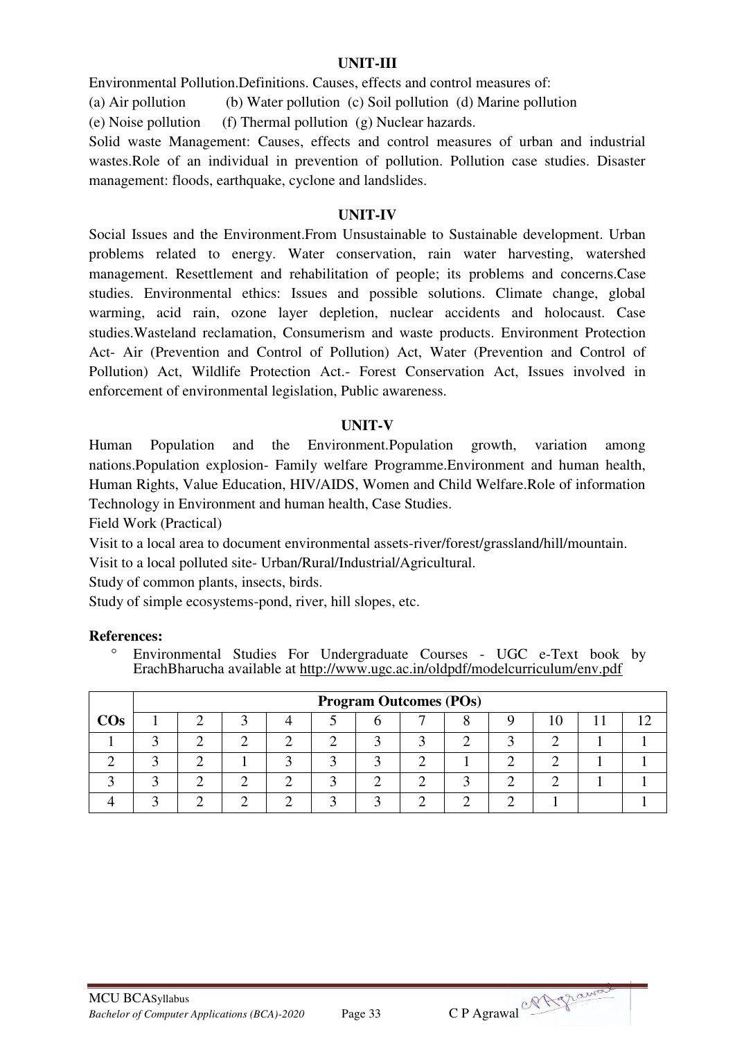### UNIT-III

Environmental Pollution.Definitions. Causes, effects and control measures of:
(a) Air pollution (b) Water pollution (c) Soil pollution (d) Marine pollution
(e) Noise pollution (f) Thermal pollution (g) Nuclear hazards.
Solid waste Management: Causes, effects and control measures of urban and industrial wastes.Role of an individual in prevention of pollution. Pollution case studies. Disaster management: floods, earthquake, cyclone and landslides.

### UNIT-IV

Social Issues and the Environment.From Unsustainable to Sustainable development. Urban problems related to energy. Water conservation, rain water harvesting, watershed management. Resettlement and rehabilitation of people; its problems and concerns.Case studies. Environmental ethics: Issues and possible solutions. Climate change, global warming, acid rain, ozone layer depletion, nuclear accidents and holocaust. Case studies.Wasteland reclamation, Consumerism and waste products. Environment Protection Act- Air (Prevention and Control of Pollution) Act, Water (Prevention and Control of Pollution) Act, Wildlife Protection Act.- Forest Conservation Act, Issues involved in enforcement of environmental legislation, Public awareness.

### UNIT-V

Human Population and the Environment.Population growth, variation among nations.Population explosion- Family welfare Programme.Environment and human health, Human Rights, Value Education, HIV/AIDS, Women and Child Welfare.Role of information Technology in Environment and human health, Case Studies.
Field Work (Practical)
Visit to a local area to document environmental assets-river/forest/grassland/hill/mountain.
Visit to a local polluted site- Urban/Rural/Industrial/Agricultural.
Study of common plants, insects, birds.
Study of simple ecosystems-pond, river, hill slopes, etc.

**References:**

- Environmental Studies For Undergraduate Courses - UGC e-Text book by ErachBharucha available at http://www.ugc.ac.in/oldpdf/modelcurriculum/env.pdf

| | Program Outcomes (POs) | | | | | | | | | | | |
|---|---|---|---|---|---|---|---|---|---|---|---|---|
| **COs** | 1 | 2 | 3 | 4 | 5 | 6 | 7 | 8 | 9 | 10 | 11 | 12 |
| 1 | 3 | 2 | 2 | 2 | 2 | 3 | 3 | 2 | 3 | 2 | 1 | 1 |
| 2 | 3 | 2 | 1 | 3 | 3 | 3 | 2 | 1 | 2 | 2 | 1 | 1 |
| 3 | 3 | 2 | 2 | 2 | 3 | 2 | 2 | 3 | 2 | 2 | 1 | 1 |
| 4 | 3 | 2 | 2 | 2 | 3 | 3 | 2 | 2 | 2 | 1 | | 1 |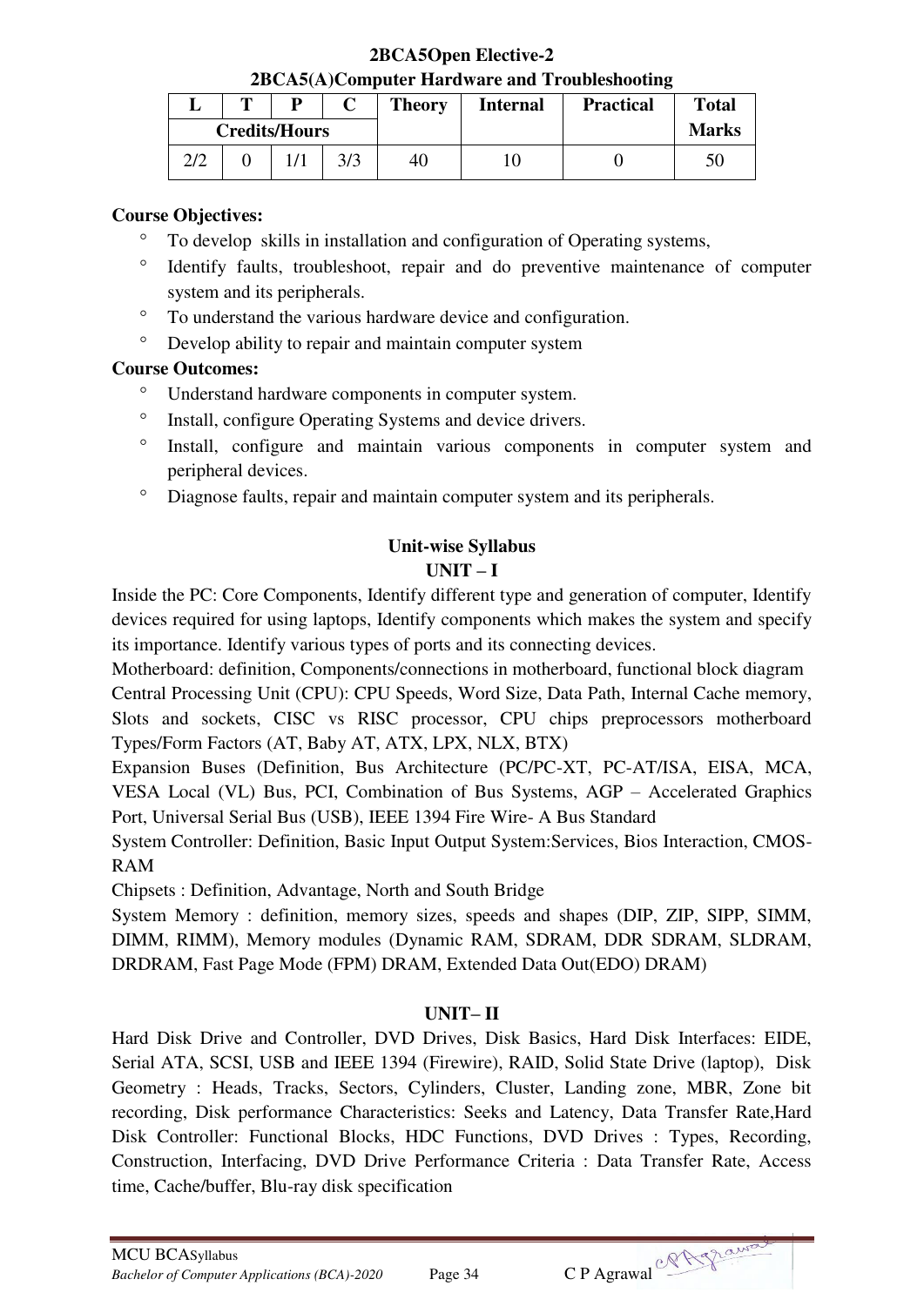**2BCA5Open Elective-2**

**2BCA5(A)Computer Hardware and Troubleshooting**

| L | T | P | C | Theory | Internal | Practical | Total |
|---|---|---|---|---|---|---|---|
| Credits/Hours | | | | | | | Marks |
| 2/2 | 0 | 1/1 | 3/3 | 40 | 10 | 0 | 50 |

**Course Objectives:**

- To develop skills in installation and configuration of Operating systems,
- Identify faults, troubleshoot, repair and do preventive maintenance of computer system and its peripherals.
- To understand the various hardware device and configuration.
- Develop ability to repair and maintain computer system

**Course Outcomes:**

- Understand hardware components in computer system.
- Install, configure Operating Systems and device drivers.
- Install, configure and maintain various components in computer system and peripheral devices.
- Diagnose faults, repair and maintain computer system and its peripherals.

**Unit-wise Syllabus**

**UNIT – I**

Inside the PC: Core Components, Identify different type and generation of computer, Identify devices required for using laptops, Identify components which makes the system and specify its importance. Identify various types of ports and its connecting devices.

Motherboard: definition, Components/connections in motherboard, functional block diagram

Central Processing Unit (CPU): CPU Speeds, Word Size, Data Path, Internal Cache memory, Slots and sockets, CISC vs RISC processor, CPU chips preprocessors motherboard Types/Form Factors (AT, Baby AT, ATX, LPX, NLX, BTX)

Expansion Buses (Definition, Bus Architecture (PC/PC-XT, PC-AT/ISA, EISA, MCA, VESA Local (VL) Bus, PCI, Combination of Bus Systems, AGP – Accelerated Graphics Port, Universal Serial Bus (USB), IEEE 1394 Fire Wire- A Bus Standard

System Controller: Definition, Basic Input Output System:Services, Bios Interaction, CMOS-RAM

Chipsets : Definition, Advantage, North and South Bridge

System Memory : definition, memory sizes, speeds and shapes (DIP, ZIP, SIPP, SIMM, DIMM, RIMM), Memory modules (Dynamic RAM, SDRAM, DDR SDRAM, SLDRAM, DRDRAM, Fast Page Mode (FPM) DRAM, Extended Data Out(EDO) DRAM)

**UNIT– II**

Hard Disk Drive and Controller, DVD Drives, Disk Basics, Hard Disk Interfaces: EIDE, Serial ATA, SCSI, USB and IEEE 1394 (Firewire), RAID, Solid State Drive (laptop), Disk Geometry : Heads, Tracks, Sectors, Cylinders, Cluster, Landing zone, MBR, Zone bit recording, Disk performance Characteristics: Seeks and Latency, Data Transfer Rate,Hard Disk Controller: Functional Blocks, HDC Functions, DVD Drives : Types, Recording, Construction, Interfacing, DVD Drive Performance Criteria : Data Transfer Rate, Access time, Cache/buffer, Blu-ray disk specification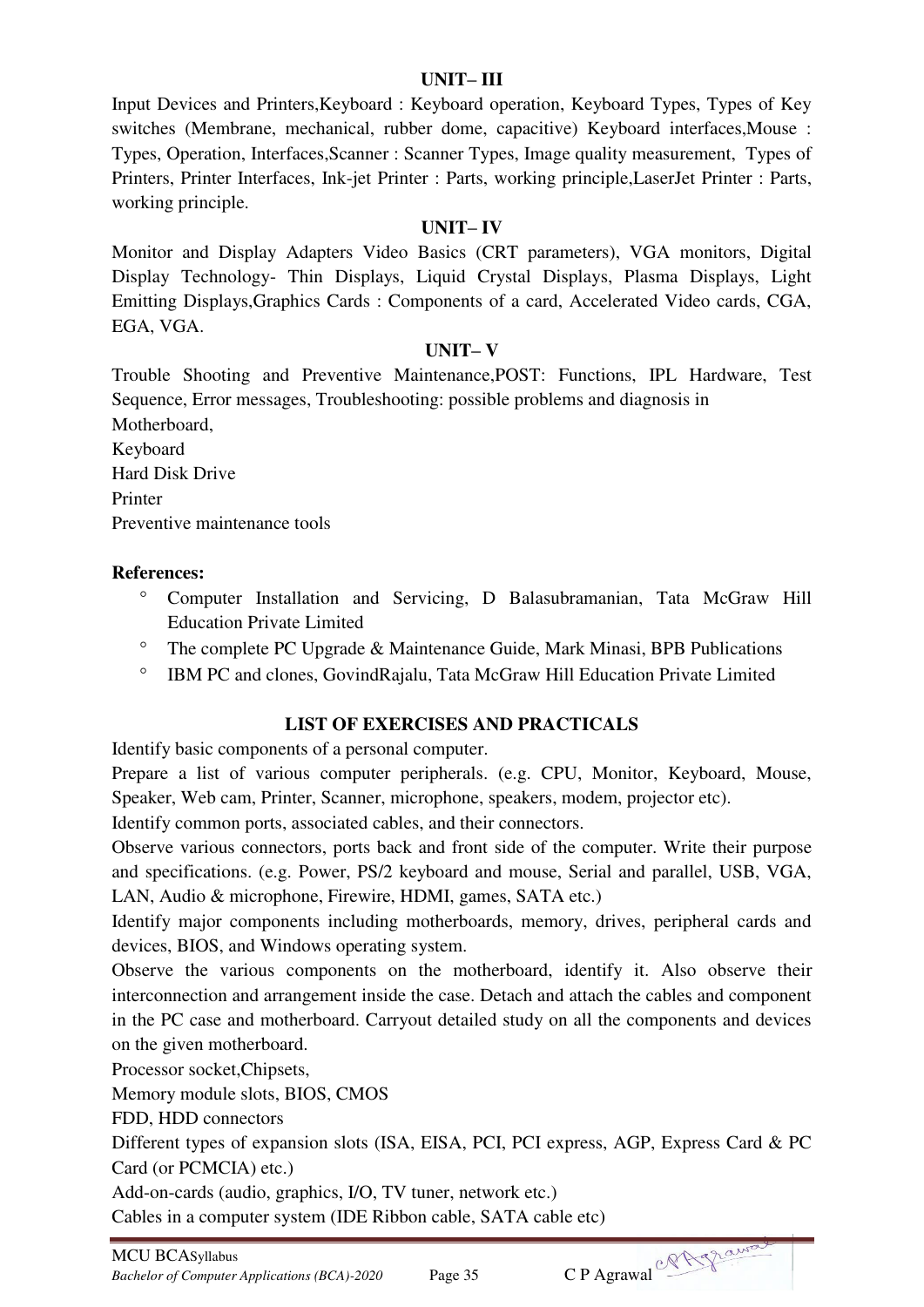**UNIT– III**

Input Devices and Printers,Keyboard : Keyboard operation, Keyboard Types, Types of Key switches (Membrane, mechanical, rubber dome, capacitive) Keyboard interfaces,Mouse : Types, Operation, Interfaces,Scanner : Scanner Types, Image quality measurement, Types of Printers, Printer Interfaces, Ink-jet Printer : Parts, working principle,LaserJet Printer : Parts, working principle.

**UNIT– IV**

Monitor and Display Adapters Video Basics (CRT parameters), VGA monitors, Digital Display Technology- Thin Displays, Liquid Crystal Displays, Plasma Displays, Light Emitting Displays,Graphics Cards : Components of a card, Accelerated Video cards, CGA, EGA, VGA.

**UNIT– V**

Trouble Shooting and Preventive Maintenance,POST: Functions, IPL Hardware, Test Sequence, Error messages, Troubleshooting: possible problems and diagnosis in

Motherboard,

Keyboard

Hard Disk Drive

Printer

Preventive maintenance tools

**References:**

- Computer Installation and Servicing, D Balasubramanian, Tata McGraw Hill Education Private Limited
- The complete PC Upgrade & Maintenance Guide, Mark Minasi, BPB Publications
- IBM PC and clones, GovindRajalu, Tata McGraw Hill Education Private Limited

**LIST OF EXERCISES AND PRACTICALS**

Identify basic components of a personal computer.

Prepare a list of various computer peripherals. (e.g. CPU, Monitor, Keyboard, Mouse, Speaker, Web cam, Printer, Scanner, microphone, speakers, modem, projector etc).

Identify common ports, associated cables, and their connectors.

Observe various connectors, ports back and front side of the computer. Write their purpose and specifications. (e.g. Power, PS/2 keyboard and mouse, Serial and parallel, USB, VGA, LAN, Audio & microphone, Firewire, HDMI, games, SATA etc.)

Identify major components including motherboards, memory, drives, peripheral cards and devices, BIOS, and Windows operating system.

Observe the various components on the motherboard, identify it. Also observe their interconnection and arrangement inside the case. Detach and attach the cables and component in the PC case and motherboard. Carryout detailed study on all the components and devices on the given motherboard.

Processor socket,Chipsets,

Memory module slots, BIOS, CMOS

FDD, HDD connectors

Different types of expansion slots (ISA, EISA, PCI, PCI express, AGP, Express Card & PC Card (or PCMCIA) etc.)

Add-on-cards (audio, graphics, I/O, TV tuner, network etc.)

Cables in a computer system (IDE Ribbon cable, SATA cable etc)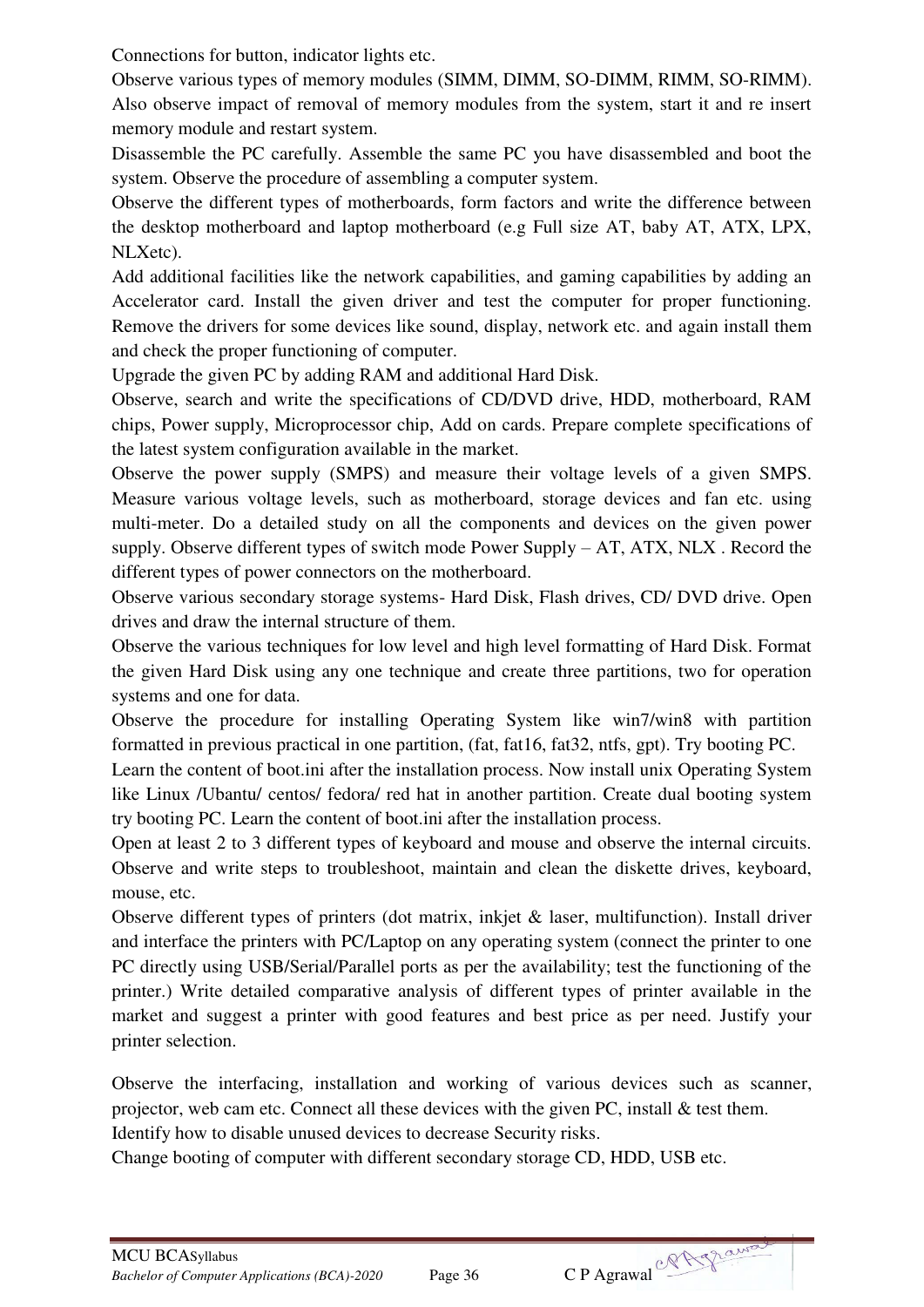Connections for button, indicator lights etc.

Observe various types of memory modules (SIMM, DIMM, SO-DIMM, RIMM, SO-RIMM). Also observe impact of removal of memory modules from the system, start it and re insert memory module and restart system.

Disassemble the PC carefully. Assemble the same PC you have disassembled and boot the system. Observe the procedure of assembling a computer system.

Observe the different types of motherboards, form factors and write the difference between the desktop motherboard and laptop motherboard (e.g Full size AT, baby AT, ATX, LPX, NLXetc).

Add additional facilities like the network capabilities, and gaming capabilities by adding an Accelerator card. Install the given driver and test the computer for proper functioning. Remove the drivers for some devices like sound, display, network etc. and again install them and check the proper functioning of computer.

Upgrade the given PC by adding RAM and additional Hard Disk.

Observe, search and write the specifications of CD/DVD drive, HDD, motherboard, RAM chips, Power supply, Microprocessor chip, Add on cards. Prepare complete specifications of the latest system configuration available in the market.

Observe the power supply (SMPS) and measure their voltage levels of a given SMPS. Measure various voltage levels, such as motherboard, storage devices and fan etc. using multi-meter. Do a detailed study on all the components and devices on the given power supply. Observe different types of switch mode Power Supply – AT, ATX, NLX . Record the different types of power connectors on the motherboard.

Observe various secondary storage systems- Hard Disk, Flash drives, CD/ DVD drive. Open drives and draw the internal structure of them.

Observe the various techniques for low level and high level formatting of Hard Disk. Format the given Hard Disk using any one technique and create three partitions, two for operation systems and one for data.

Observe the procedure for installing Operating System like win7/win8 with partition formatted in previous practical in one partition, (fat, fat16, fat32, ntfs, gpt). Try booting PC.

Learn the content of boot.ini after the installation process. Now install unix Operating System like Linux /Ubantu/ centos/ fedora/ red hat in another partition. Create dual booting system try booting PC. Learn the content of boot.ini after the installation process.

Open at least 2 to 3 different types of keyboard and mouse and observe the internal circuits. Observe and write steps to troubleshoot, maintain and clean the diskette drives, keyboard, mouse, etc.

Observe different types of printers (dot matrix, inkjet & laser, multifunction). Install driver and interface the printers with PC/Laptop on any operating system (connect the printer to one PC directly using USB/Serial/Parallel ports as per the availability; test the functioning of the printer.) Write detailed comparative analysis of different types of printer available in the market and suggest a printer with good features and best price as per need. Justify your printer selection.

Observe the interfacing, installation and working of various devices such as scanner, projector, web cam etc. Connect all these devices with the given PC, install & test them.

Identify how to disable unused devices to decrease Security risks.

Change booting of computer with different secondary storage CD, HDD, USB etc.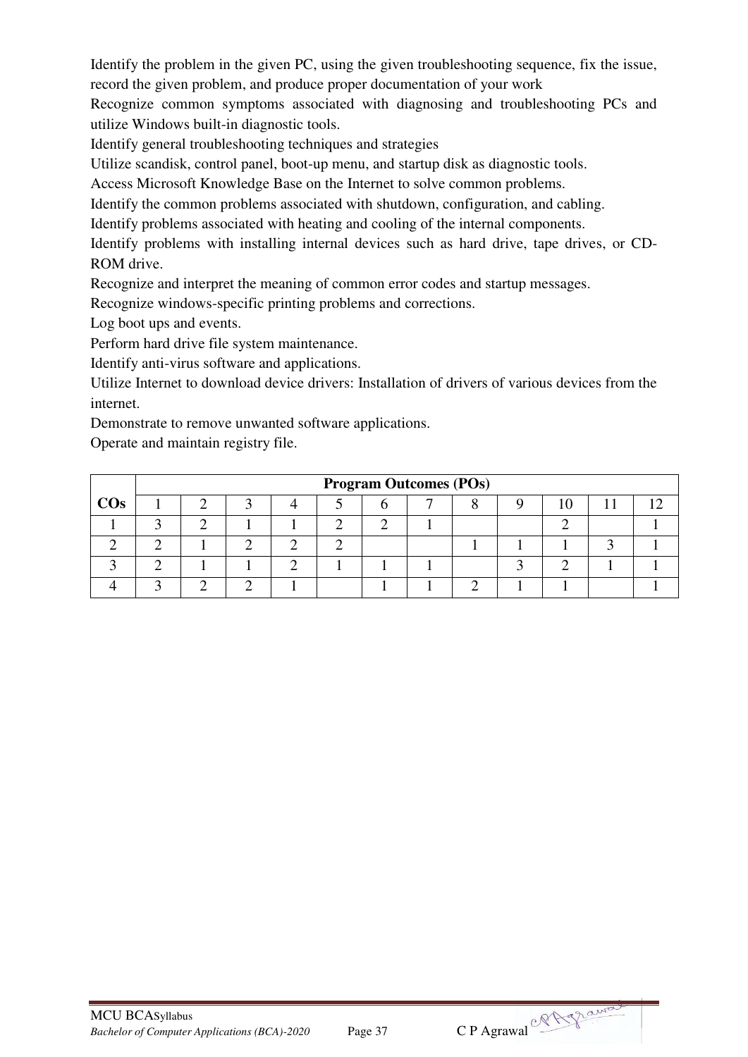Identify the problem in the given PC, using the given troubleshooting sequence, fix the issue, record the given problem, and produce proper documentation of your work

Recognize common symptoms associated with diagnosing and troubleshooting PCs and utilize Windows built-in diagnostic tools.

Identify general troubleshooting techniques and strategies

Utilize scandisk, control panel, boot-up menu, and startup disk as diagnostic tools.

Access Microsoft Knowledge Base on the Internet to solve common problems.

Identify the common problems associated with shutdown, configuration, and cabling.

Identify problems associated with heating and cooling of the internal components.

Identify problems with installing internal devices such as hard drive, tape drives, or CD-ROM drive.

Recognize and interpret the meaning of common error codes and startup messages.

Recognize windows-specific printing problems and corrections.

Log boot ups and events.

Perform hard drive file system maintenance.

Identify anti-virus software and applications.

Utilize Internet to download device drivers: Installation of drivers of various devices from the internet.

Demonstrate to remove unwanted software applications.

Operate and maintain registry file.

| | **Program Outcomes (POs)** | | | | | | | | | | | |
|---|---|---|---|---|---|---|---|---|---|---|---|---|
| **COs** | 1 | 2 | 3 | 4 | 5 | 6 | 7 | 8 | 9 | 10 | 11 | 12 |
| 1 | 3 | 2 | 1 | 1 | 2 | 2 | 1 | | | 2 | | 1 |
| 2 | 2 | 1 | 2 | 2 | 2 | | | 1 | 1 | 1 | 3 | 1 |
| 3 | 2 | 1 | 1 | 2 | 1 | 1 | 1 | | 3 | 2 | 1 | 1 |
| 4 | 3 | 2 | 2 | 1 | | 1 | 1 | 2 | 1 | 1 | | 1 |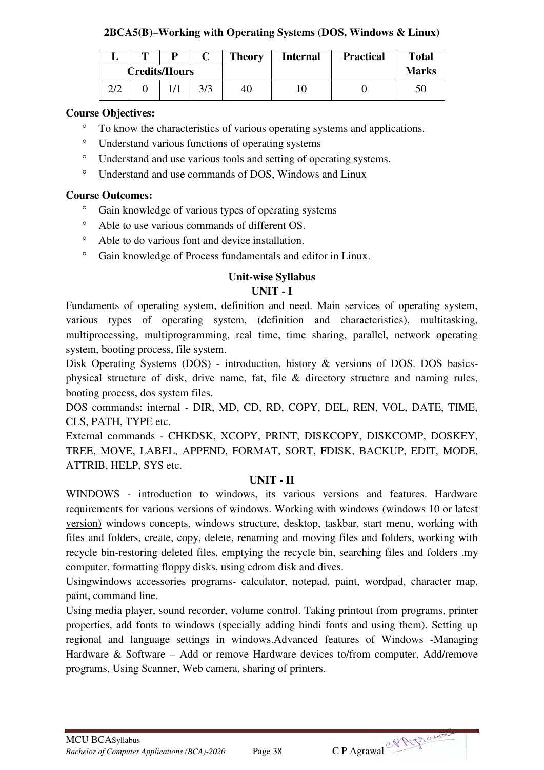**2BCA5(B)–Working with Operating Systems (DOS, Windows & Linux)**

| L | T | P | C | Theory | Internal | Practical | Total Marks |
|---|---|---|---|---|---|---|---|
| Credits/Hours | | | | | | | |
| 2/2 | 0 | 1/1 | 3/3 | 40 | 10 | 0 | 50 |

**Course Objectives:**

- To know the characteristics of various operating systems and applications.
- Understand various functions of operating systems
- Understand and use various tools and setting of operating systems.
- Understand and use commands of DOS, Windows and Linux

**Course Outcomes:**

- Gain knowledge of various types of operating systems
- Able to use various commands of different OS.
- Able to do various font and device installation.
- Gain knowledge of Process fundamentals and editor in Linux.

**Unit-wise Syllabus**

**UNIT - I**

Fundaments of operating system, definition and need. Main services of operating system, various types of operating system, (definition and characteristics), multitasking, multiprocessing, multiprogramming, real time, time sharing, parallel, network operating system, booting process, file system.

Disk Operating Systems (DOS) - introduction, history & versions of DOS. DOS basics- physical structure of disk, drive name, fat, file & directory structure and naming rules, booting process, dos system files.

DOS commands: internal - DIR, MD, CD, RD, COPY, DEL, REN, VOL, DATE, TIME, CLS, PATH, TYPE etc.

External commands - CHKDSK, XCOPY, PRINT, DISKCOPY, DISKCOMP, DOSKEY, TREE, MOVE, LABEL, APPEND, FORMAT, SORT, FDISK, BACKUP, EDIT, MODE, ATTRIB, HELP, SYS etc.

**UNIT - II**

WINDOWS - introduction to windows, its various versions and features. Hardware requirements for various versions of windows. Working with windows (windows 10 or latest version) windows concepts, windows structure, desktop, taskbar, start menu, working with files and folders, create, copy, delete, renaming and moving files and folders, working with recycle bin-restoring deleted files, emptying the recycle bin, searching files and folders .my computer, formatting floppy disks, using cdrom disk and dives.

Usingwindows accessories programs- calculator, notepad, paint, wordpad, character map, paint, command line.

Using media player, sound recorder, volume control. Taking printout from programs, printer properties, add fonts to windows (specially adding hindi fonts and using them). Setting up regional and language settings in windows.Advanced features of Windows -Managing Hardware & Software – Add or remove Hardware devices to/from computer, Add/remove programs, Using Scanner, Web camera, sharing of printers.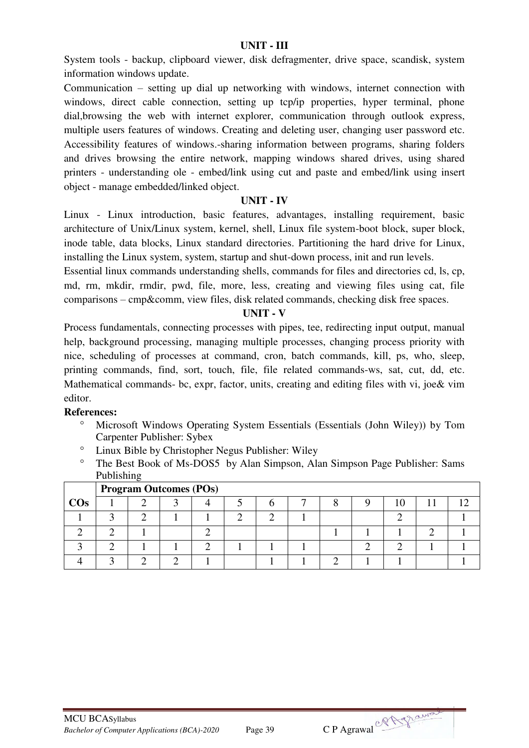**UNIT - III**

System tools - backup, clipboard viewer, disk defragmenter, drive space, scandisk, system information windows update.

Communication – setting up dial up networking with windows, internet connection with windows, direct cable connection, setting up tcp/ip properties, hyper terminal, phone dial,browsing the web with internet explorer, communication through outlook express, multiple users features of windows. Creating and deleting user, changing user password etc. Accessibility features of windows.-sharing information between programs, sharing folders and drives browsing the entire network, mapping windows shared drives, using shared printers - understanding ole - embed/link using cut and paste and embed/link using insert object - manage embedded/linked object.

**UNIT - IV**

Linux - Linux introduction, basic features, advantages, installing requirement, basic architecture of Unix/Linux system, kernel, shell, Linux file system-boot block, super block, inode table, data blocks, Linux standard directories. Partitioning the hard drive for Linux, installing the Linux system, system, startup and shut-down process, init and run levels.

Essential linux commands understanding shells, commands for files and directories cd, ls, cp, md, rm, mkdir, rmdir, pwd, file, more, less, creating and viewing files using cat, file comparisons – cmp&comm, view files, disk related commands, checking disk free spaces.

**UNIT - V**

Process fundamentals, connecting processes with pipes, tee, redirecting input output, manual help, background processing, managing multiple processes, changing process priority with nice, scheduling of processes at command, cron, batch commands, kill, ps, who, sleep, printing commands, find, sort, touch, file, file related commands-ws, sat, cut, dd, etc. Mathematical commands- bc, expr, factor, units, creating and editing files with vi, joe& vim editor.

**References:**

- Microsoft Windows Operating System Essentials (Essentials (John Wiley)) by Tom Carpenter Publisher: Sybex
- Linux Bible by Christopher Negus Publisher: Wiley
- The Best Book of Ms-DOS5 by Alan Simpson, Alan Simpson Page Publisher: Sams Publishing

| | **Program Outcomes (POs)** | | | | | | | | | | | |
|---|---|---|---|---|---|---|---|---|---|---|---|---|
| **COs** | 1 | 2 | 3 | 4 | 5 | 6 | 7 | 8 | 9 | 10 | 11 | 12 |
| 1 | 3 | 2 | 1 | 1 | 2 | 2 | 1 | | | 2 | | 1 |
| 2 | 2 | 1 | | 2 | | | | 1 | 1 | 1 | 2 | 1 |
| 3 | 2 | 1 | 1 | 2 | 1 | 1 | 1 | | 2 | 2 | 1 | 1 |
| 4 | 3 | 2 | 2 | 1 | | 1 | 1 | 2 | 1 | 1 | | 1 |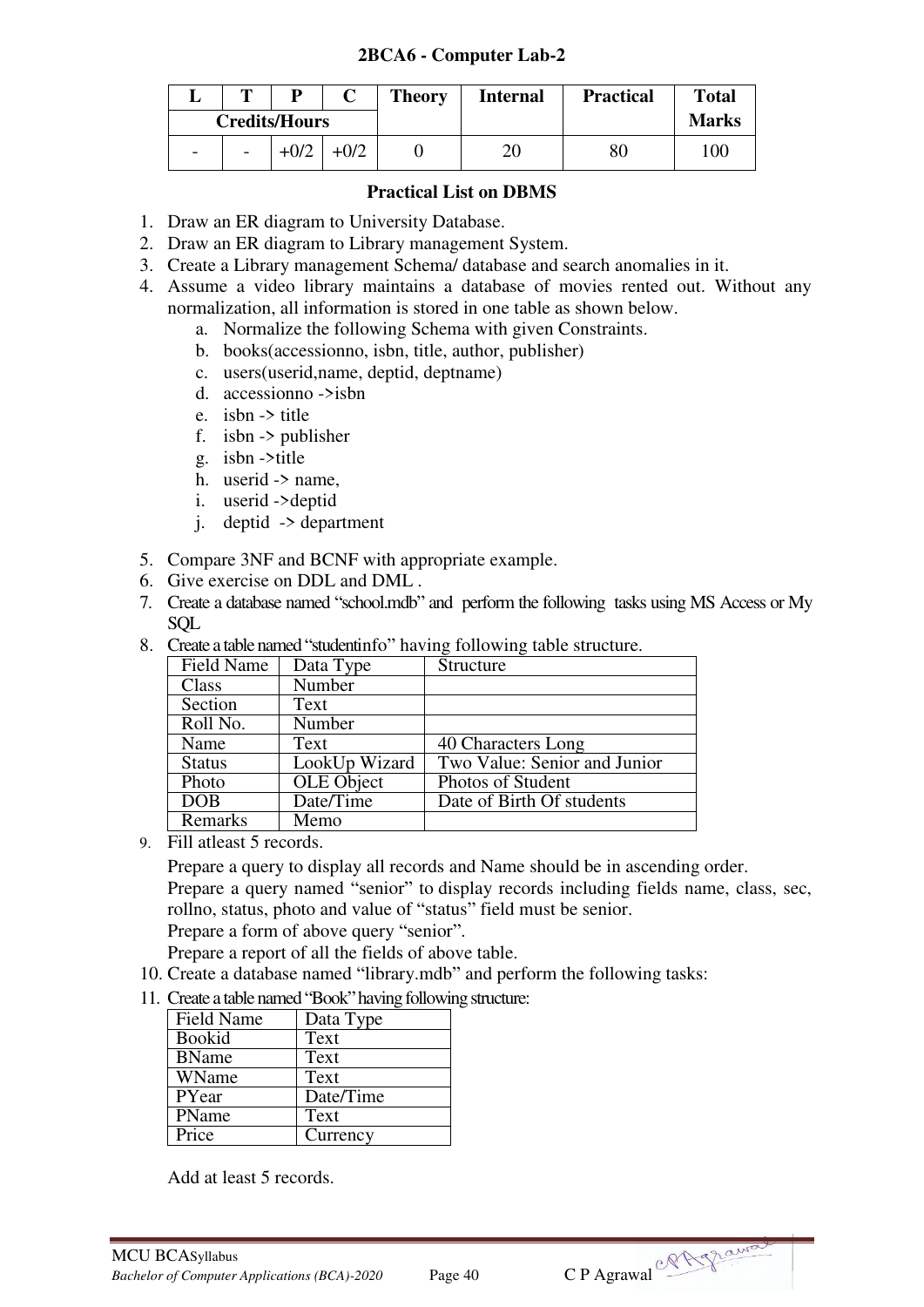## 2BCA6 - Computer Lab-2

| L | T | P | C | Theory | Internal | Practical | Total Marks |
|---|---|---|---|---|---|---|---|
| Credits/Hours | | | | | | | |
| - | - | +0/2 | +0/2 | 0 | 20 | 80 | 100 |

### Practical List on DBMS

1. Draw an ER diagram to University Database.
2. Draw an ER diagram to Library management System.
3. Create a Library management Schema/ database and search anomalies in it.
4. Assume a video library maintains a database of movies rented out. Without any normalization, all information is stored in one table as shown below.
   a. Normalize the following Schema with given Constraints.
   b. books(accessionno, isbn, title, author, publisher)
   c. users(userid,name, deptid, deptname)
   d. accessionno ->isbn
   e. isbn -> title
   f. isbn -> publisher
   g. isbn ->title
   h. userid -> name,
   i. userid ->deptid
   j. deptid -> department
5. Compare 3NF and BCNF with appropriate example.
6. Give exercise on DDL and DML .
7. Create a database named "school.mdb" and perform the following tasks using MS Access or My SQL
8. Create a table named "studentinfo" having following table structure.

| Field Name | Data Type | Structure |
|---|---|---|
| Class | Number | |
| Section | Text | |
| Roll No. | Number | |
| Name | Text | 40 Characters Long |
| Status | LookUp Wizard | Two Value: Senior and Junior |
| Photo | OLE Object | Photos of Student |
| DOB | Date/Time | Date of Birth Of students |
| Remarks | Memo | |

9. Fill atleast 5 records.

   Prepare a query to display all records and Name should be in ascending order.
   Prepare a query named "senior" to display records including fields name, class, sec, rollno, status, photo and value of "status" field must be senior.
   Prepare a form of above query "senior".
   Prepare a report of all the fields of above table.
10. Create a database named "library.mdb" and perform the following tasks:
11. Create a table named "Book" having following structure:

| Field Name | Data Type |
|---|---|
| Bookid | Text |
| BName | Text |
| WName | Text |
| PYear | Date/Time |
| PName | Text |
| Price | Currency |

   Add at least 5 records.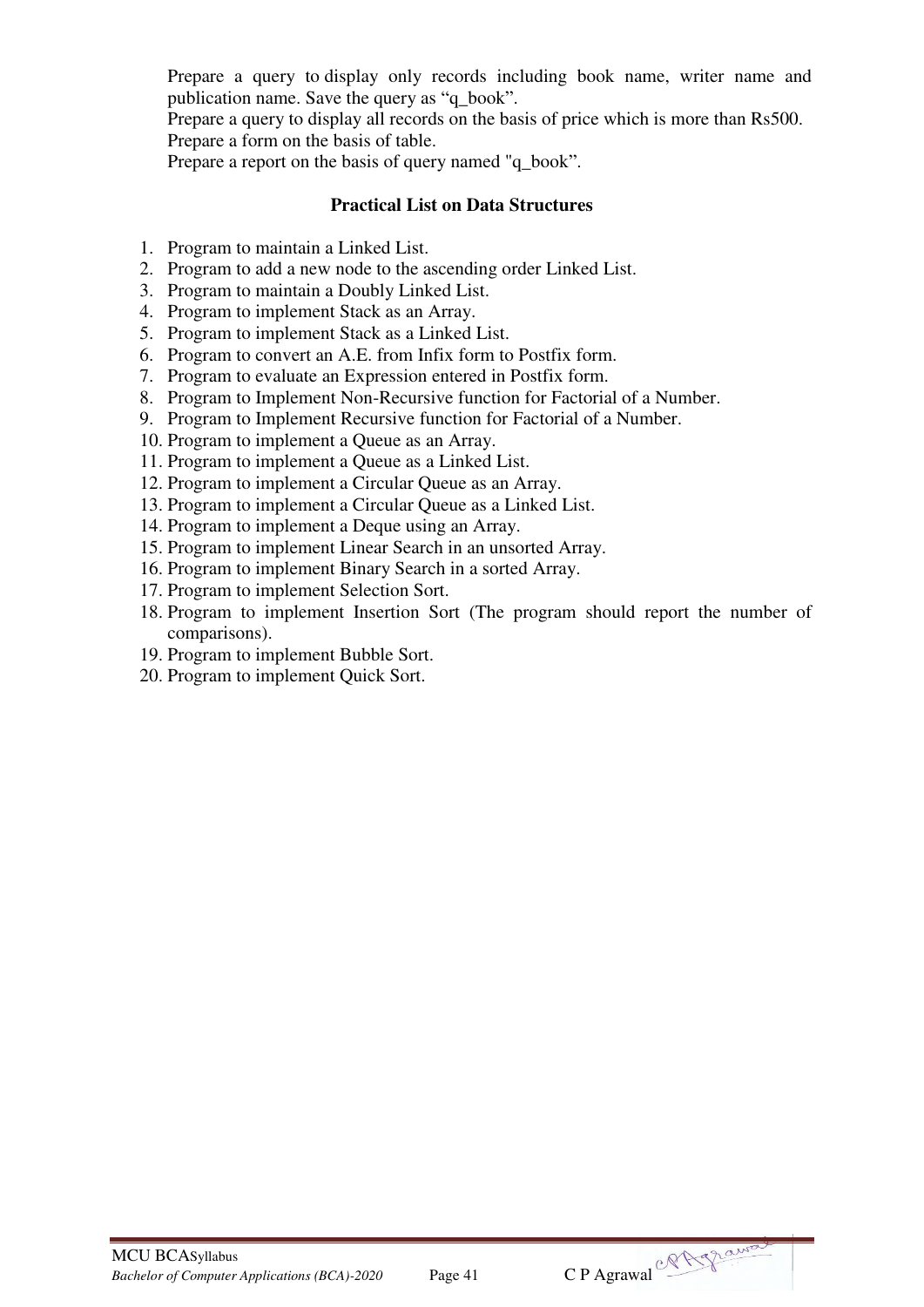Prepare a query to display only records including book name, writer name and publication name. Save the query as "q_book".

Prepare a query to display all records on the basis of price which is more than Rs500.

Prepare a form on the basis of table.

Prepare a report on the basis of query named "q_book".

**Practical List on Data Structures**

1. Program to maintain a Linked List.
2. Program to add a new node to the ascending order Linked List.
3. Program to maintain a Doubly Linked List.
4. Program to implement Stack as an Array.
5. Program to implement Stack as a Linked List.
6. Program to convert an A.E. from Infix form to Postfix form.
7. Program to evaluate an Expression entered in Postfix form.
8. Program to Implement Non-Recursive function for Factorial of a Number.
9. Program to Implement Recursive function for Factorial of a Number.
10. Program to implement a Queue as an Array.
11. Program to implement a Queue as a Linked List.
12. Program to implement a Circular Queue as an Array.
13. Program to implement a Circular Queue as a Linked List.
14. Program to implement a Deque using an Array.
15. Program to implement Linear Search in an unsorted Array.
16. Program to implement Binary Search in a sorted Array.
17. Program to implement Selection Sort.
18. Program to implement Insertion Sort (The program should report the number of comparisons).
19. Program to implement Bubble Sort.
20. Program to implement Quick Sort.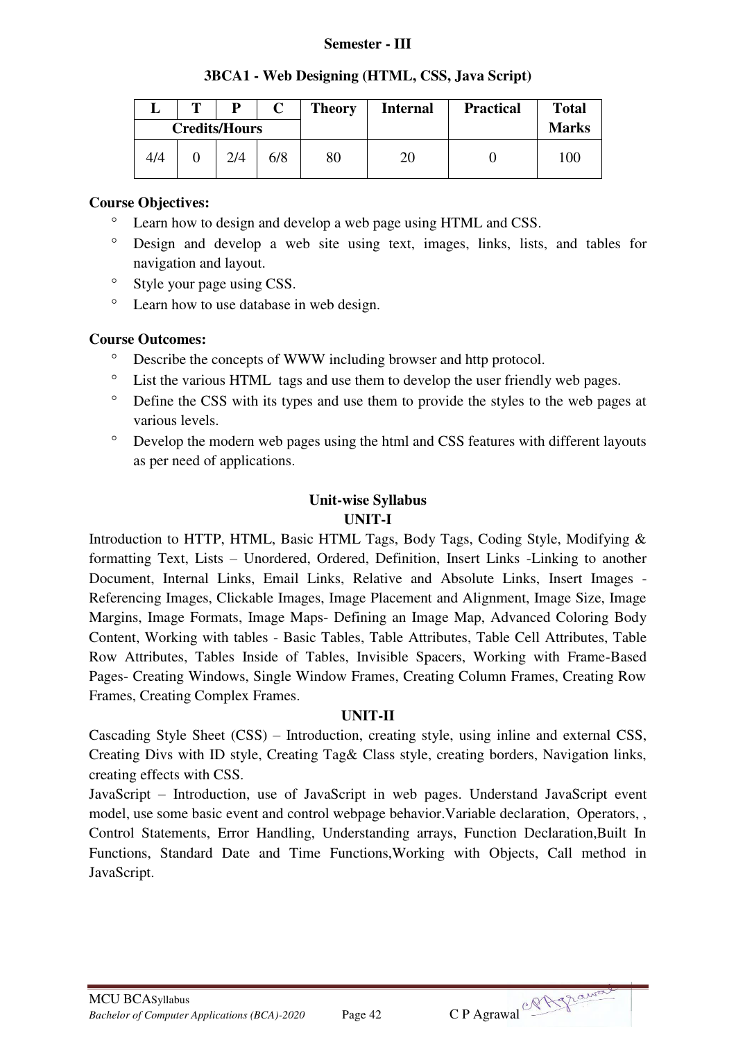**Semester - III**

**3BCA1 - Web Designing (HTML, CSS, Java Script)**

| L | T | P | C | Theory | Internal | Practical | Total Marks |
|---|---|---|---|---|---|---|---|
| Credits/Hours | | | | | | | |
| 4/4 | 0 | 2/4 | 6/8 | 80 | 20 | 0 | 100 |

**Course Objectives:**

- Learn how to design and develop a web page using HTML and CSS.
- Design and develop a web site using text, images, links, lists, and tables for navigation and layout.
- Style your page using CSS.
- Learn how to use database in web design.

**Course Outcomes:**

- Describe the concepts of WWW including browser and http protocol.
- List the various HTML tags and use them to develop the user friendly web pages.
- Define the CSS with its types and use them to provide the styles to the web pages at various levels.
- Develop the modern web pages using the html and CSS features with different layouts as per need of applications.

**Unit-wise Syllabus**

**UNIT-I**

Introduction to HTTP, HTML, Basic HTML Tags, Body Tags, Coding Style, Modifying & formatting Text, Lists – Unordered, Ordered, Definition, Insert Links -Linking to another Document, Internal Links, Email Links, Relative and Absolute Links, Insert Images - Referencing Images, Clickable Images, Image Placement and Alignment, Image Size, Image Margins, Image Formats, Image Maps- Defining an Image Map, Advanced Coloring Body Content, Working with tables - Basic Tables, Table Attributes, Table Cell Attributes, Table Row Attributes, Tables Inside of Tables, Invisible Spacers, Working with Frame-Based Pages- Creating Windows, Single Window Frames, Creating Column Frames, Creating Row Frames, Creating Complex Frames.

**UNIT-II**

Cascading Style Sheet (CSS) – Introduction, creating style, using inline and external CSS, Creating Divs with ID style, Creating Tag& Class style, creating borders, Navigation links, creating effects with CSS.

JavaScript – Introduction, use of JavaScript in web pages. Understand JavaScript event model, use some basic event and control webpage behavior.Variable declaration, Operators, , Control Statements, Error Handling, Understanding arrays, Function Declaration,Built In Functions, Standard Date and Time Functions,Working with Objects, Call method in JavaScript.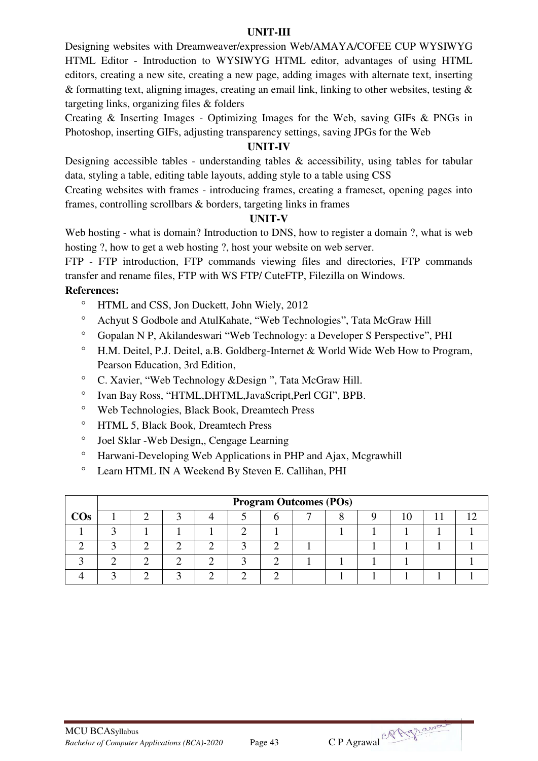### UNIT-III

Designing websites with Dreamweaver/expression Web/AMAYA/COFEE CUP WYSIWYG HTML Editor - Introduction to WYSIWYG HTML editor, advantages of using HTML editors, creating a new site, creating a new page, adding images with alternate text, inserting & formatting text, aligning images, creating an email link, linking to other websites, testing & targeting links, organizing files & folders

Creating & Inserting Images - Optimizing Images for the Web, saving GIFs & PNGs in Photoshop, inserting GIFs, adjusting transparency settings, saving JPGs for the Web

### UNIT-IV

Designing accessible tables - understanding tables & accessibility, using tables for tabular data, styling a table, editing table layouts, adding style to a table using CSS

Creating websites with frames - introducing frames, creating a frameset, opening pages into frames, controlling scrollbars & borders, targeting links in frames

### UNIT-V

Web hosting - what is domain? Introduction to DNS, how to register a domain ?, what is web hosting ?, how to get a web hosting ?, host your website on web server.

FTP - FTP introduction, FTP commands viewing files and directories, FTP commands transfer and rename files, FTP with WS FTP/ CuteFTP, Filezilla on Windows.

**References:**

- HTML and CSS, Jon Duckett, John Wiely, 2012
- Achyut S Godbole and AtulKahate, “Web Technologies”, Tata McGraw Hill
- Gopalan N P, Akilandeswari “Web Technology: a Developer S Perspective”, PHI
- H.M. Deitel, P.J. Deitel, a.B. Goldberg-Internet & World Wide Web How to Program, Pearson Education, 3rd Edition,
- C. Xavier, “Web Technology &Design ”, Tata McGraw Hill.
- Ivan Bay Ross, “HTML,DHTML,JavaScript,Perl CGI”, BPB.
- Web Technologies, Black Book, Dreamtech Press
- HTML 5, Black Book, Dreamtech Press
- Joel Sklar -Web Design,, Cengage Learning
- Harwani-Developing Web Applications in PHP and Ajax, Mcgrawhill
- Learn HTML IN A Weekend By Steven E. Callihan, PHI

| | **Program Outcomes (POs)** | | | | | | | | | | | |
|---|---|---|---|---|---|---|---|---|---|---|---|---|
| **COs** | 1 | 2 | 3 | 4 | 5 | 6 | 7 | 8 | 9 | 10 | 11 | 12 |
| 1 | 3 | 1 | 1 | 1 | 2 | 1 | | 1 | 1 | 1 | 1 | 1 |
| 2 | 3 | 2 | 2 | 2 | 3 | 2 | 1 | | 1 | 1 | 1 | 1 |
| 3 | 2 | 2 | 2 | 2 | 3 | 2 | 1 | 1 | 1 | 1 | | 1 |
| 4 | 3 | 2 | 3 | 2 | 2 | 2 | | 1 | 1 | 1 | 1 | 1 |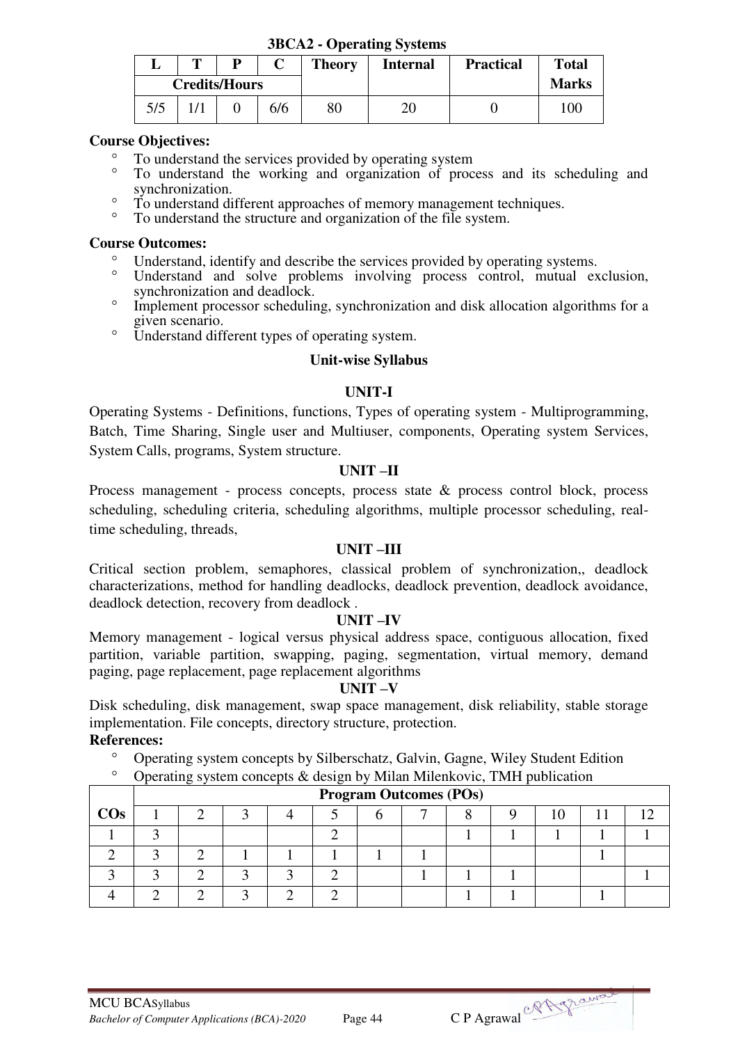### 3BCA2 - Operating Systems

| L | T | P | C | Theory | Internal | Practical | Total |
|---|---|---|---|---|---|---|---|
| Credits/Hours | | | | | | | Marks |
| 5/5 | 1/1 | 0 | 6/6 | 80 | 20 | 0 | 100 |

**Course Objectives:**

- To understand the services provided by operating system
- To understand the working and organization of process and its scheduling and synchronization.
- To understand different approaches of memory management techniques.
- To understand the structure and organization of the file system.

**Course Outcomes:**

- Understand, identify and describe the services provided by operating systems.
- Understand and solve problems involving process control, mutual exclusion, synchronization and deadlock.
- Implement processor scheduling, synchronization and disk allocation algorithms for a given scenario.
- Understand different types of operating system.

**Unit-wise Syllabus**

**UNIT-I**

Operating Systems - Definitions, functions, Types of operating system - Multiprogramming, Batch, Time Sharing, Single user and Multiuser, components, Operating system Services, System Calls, programs, System structure.

**UNIT –II**

Process management - process concepts, process state & process control block, process scheduling, scheduling criteria, scheduling algorithms, multiple processor scheduling, real-time scheduling, threads,

**UNIT –III**

Critical section problem, semaphores, classical problem of synchronization,, deadlock characterizations, method for handling deadlocks, deadlock prevention, deadlock avoidance, deadlock detection, recovery from deadlock .

**UNIT –IV**

Memory management - logical versus physical address space, contiguous allocation, fixed partition, variable partition, swapping, paging, segmentation, virtual memory, demand paging, page replacement, page replacement algorithms

**UNIT –V**

Disk scheduling, disk management, swap space management, disk reliability, stable storage implementation. File concepts, directory structure, protection.

**References:**

- Operating system concepts by Silberschatz, Galvin, Gagne, Wiley Student Edition
- Operating system concepts & design by Milan Milenkovic, TMH publication

| COs | Program Outcomes (POs) | | | | | | | | | | | |
|---|---|---|---|---|---|---|---|---|---|---|---|---|
| | 1 | 2 | 3 | 4 | 5 | 6 | 7 | 8 | 9 | 10 | 11 | 12 |
| 1 | 3 | | | | 2 | | | 1 | 1 | 1 | 1 | 1 |
| 2 | 3 | 2 | 1 | 1 | 1 | 1 | 1 | | | | 1 | |
| 3 | 3 | 2 | 3 | 3 | 2 | | 1 | 1 | 1 | | | 1 |
| 4 | 2 | 2 | 3 | 2 | 2 | | | 1 | 1 | | 1 | |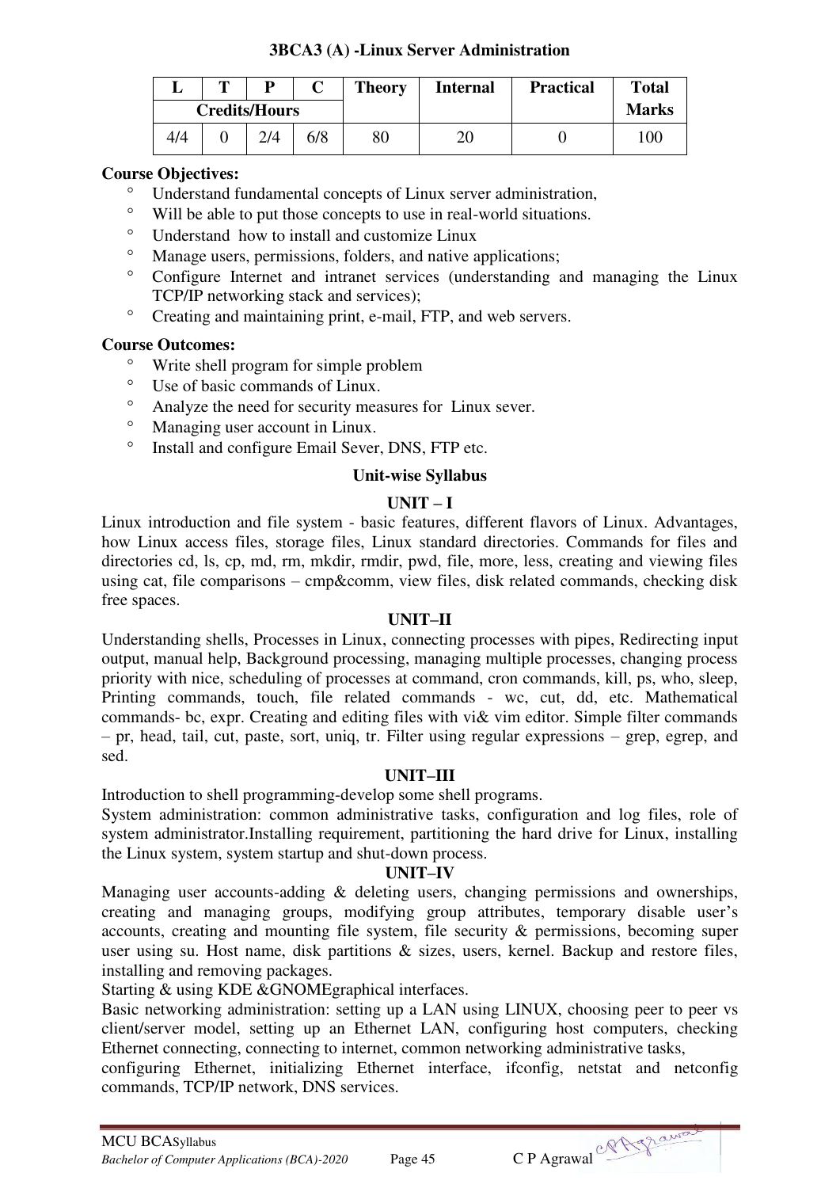### 3BCA3 (A) -Linux Server Administration

| L | T | P | C | Theory | Internal | Practical | Total |
|---|---|---|---|---|---|---|---|
| Credits/Hours | | | | | | | Marks |
| 4/4 | 0 | 2/4 | 6/8 | 80 | 20 | 0 | 100 |

**Course Objectives:**

- Understand fundamental concepts of Linux server administration,
- Will be able to put those concepts to use in real-world situations.
- Understand how to install and customize Linux
- Manage users, permissions, folders, and native applications;
- Configure Internet and intranet services (understanding and managing the Linux TCP/IP networking stack and services);
- Creating and maintaining print, e-mail, FTP, and web servers.

**Course Outcomes:**

- Write shell program for simple problem
- Use of basic commands of Linux.
- Analyze the need for security measures for Linux sever.
- Managing user account in Linux.
- Install and configure Email Sever, DNS, FTP etc.

**Unit-wise Syllabus**

**UNIT – I**

Linux introduction and file system - basic features, different flavors of Linux. Advantages, how Linux access files, storage files, Linux standard directories. Commands for files and directories cd, ls, cp, md, rm, mkdir, rmdir, pwd, file, more, less, creating and viewing files using cat, file comparisons – cmp&comm, view files, disk related commands, checking disk free spaces.

**UNIT–II**

Understanding shells, Processes in Linux, connecting processes with pipes, Redirecting input output, manual help, Background processing, managing multiple processes, changing process priority with nice, scheduling of processes at command, cron commands, kill, ps, who, sleep, Printing commands, touch, file related commands - wc, cut, dd, etc. Mathematical commands- bc, expr. Creating and editing files with vi& vim editor. Simple filter commands – pr, head, tail, cut, paste, sort, uniq, tr. Filter using regular expressions – grep, egrep, and sed.

**UNIT–III**

Introduction to shell programming-develop some shell programs.

System administration: common administrative tasks, configuration and log files, role of system administrator.Installing requirement, partitioning the hard drive for Linux, installing the Linux system, system startup and shut-down process.

**UNIT–IV**

Managing user accounts-adding & deleting users, changing permissions and ownerships, creating and managing groups, modifying group attributes, temporary disable user's accounts, creating and mounting file system, file security & permissions, becoming super user using su. Host name, disk partitions & sizes, users, kernel. Backup and restore files, installing and removing packages.

Starting & using KDE &GNOMEgraphical interfaces.

Basic networking administration: setting up a LAN using LINUX, choosing peer to peer vs client/server model, setting up an Ethernet LAN, configuring host computers, checking Ethernet connecting, connecting to internet, common networking administrative tasks,

configuring Ethernet, initializing Ethernet interface, ifconfig, netstat and netconfig commands, TCP/IP network, DNS services.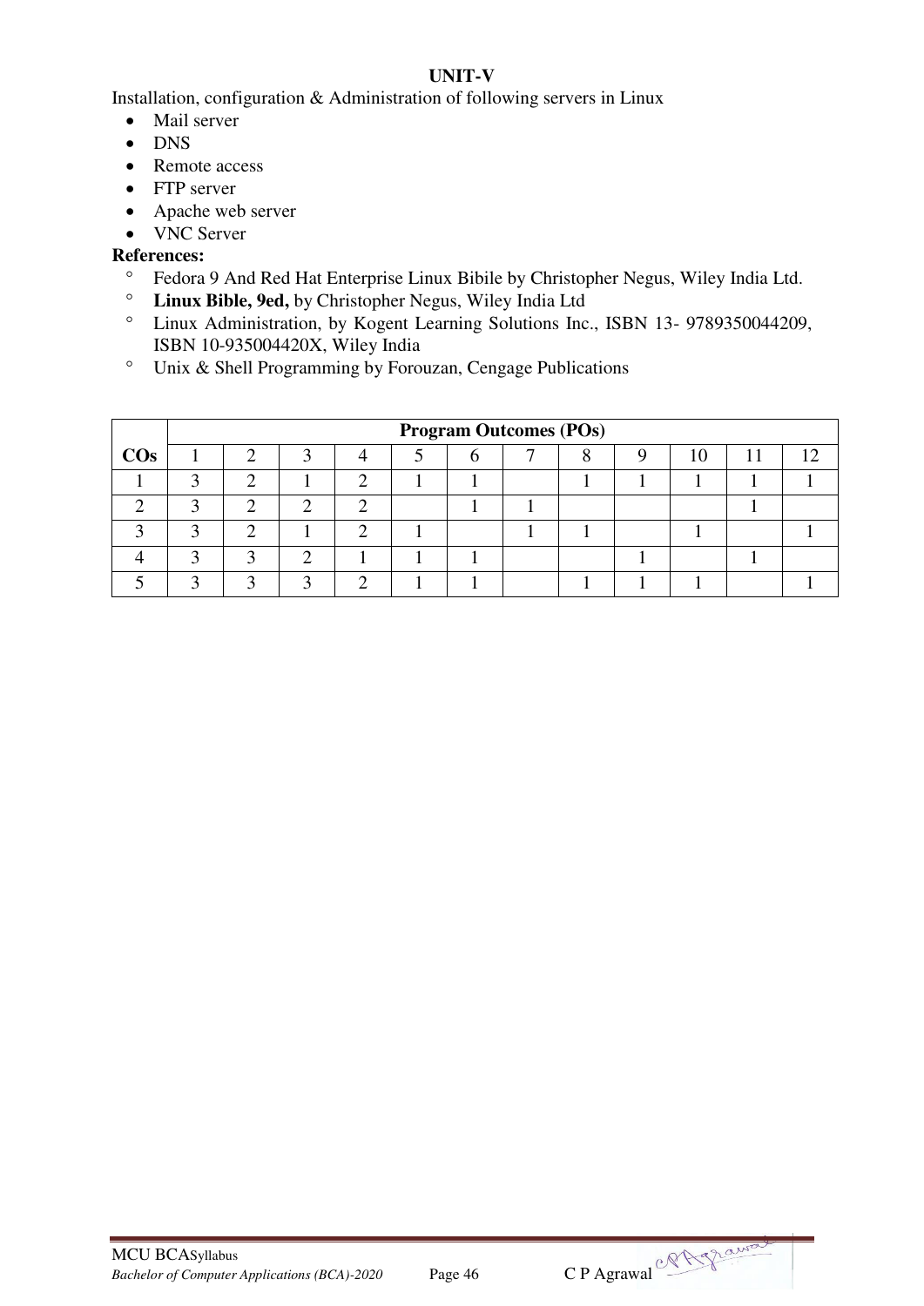### UNIT-V

Installation, configuration & Administration of following servers in Linux

- Mail server
- DNS
- Remote access
- FTP server
- Apache web server
- VNC Server

**References:**

- Fedora 9 And Red Hat Enterprise Linux Bibile by Christopher Negus, Wiley India Ltd.
- **Linux Bible, 9ed,** by Christopher Negus, Wiley India Ltd
- Linux Administration, by Kogent Learning Solutions Inc., ISBN 13- 9789350044209, ISBN 10-935004420X, Wiley India
- Unix & Shell Programming by Forouzan, Cengage Publications

| COs | Program Outcomes (POs) | | | | | | | | | | | |
|---|---|---|---|---|---|---|---|---|---|---|---|---|
| | 1 | 2 | 3 | 4 | 5 | 6 | 7 | 8 | 9 | 10 | 11 | 12 |
| 1 | 3 | 2 | 1 | 2 | 1 | 1 | | 1 | 1 | 1 | 1 | 1 |
| 2 | 3 | 2 | 2 | 2 | | 1 | 1 | | | | 1 | |
| 3 | 3 | 2 | 1 | 2 | 1 | | 1 | 1 | | 1 | | 1 |
| 4 | 3 | 3 | 2 | 1 | 1 | 1 | | | 1 | | 1 | |
| 5 | 3 | 3 | 3 | 2 | 1 | 1 | | 1 | 1 | 1 | | 1 |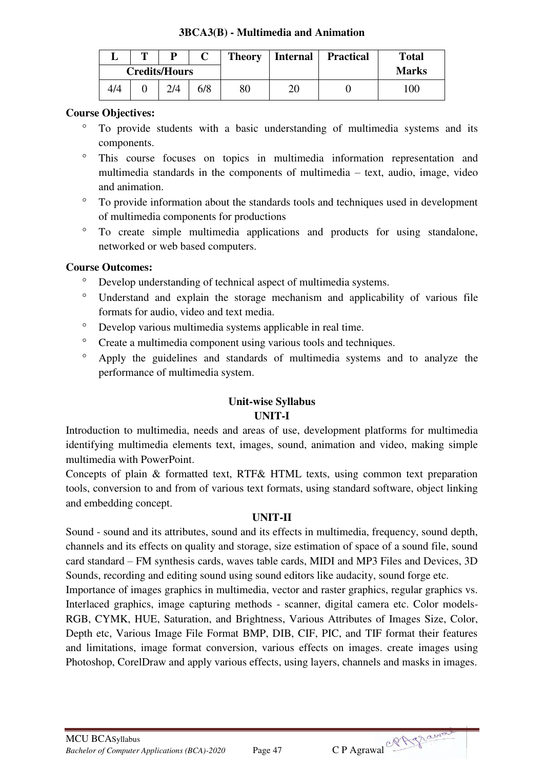### 3BCA3(B) - Multimedia and Animation

| L | T | P | C | Theory | Internal | Practical | Total Marks |
|---|---|---|---|---|---|---|---|
| Credits/Hours | | | | | | | |
| 4/4 | 0 | 2/4 | 6/8 | 80 | 20 | 0 | 100 |

**Course Objectives:**

- To provide students with a basic understanding of multimedia systems and its components.
- This course focuses on topics in multimedia information representation and multimedia standards in the components of multimedia – text, audio, image, video and animation.
- To provide information about the standards tools and techniques used in development of multimedia components for productions
- To create simple multimedia applications and products for using standalone, networked or web based computers.

**Course Outcomes:**

- Develop understanding of technical aspect of multimedia systems.
- Understand and explain the storage mechanism and applicability of various file formats for audio, video and text media.
- Develop various multimedia systems applicable in real time.
- Create a multimedia component using various tools and techniques.
- Apply the guidelines and standards of multimedia systems and to analyze the performance of multimedia system.

**Unit-wise Syllabus**

**UNIT-I**

Introduction to multimedia, needs and areas of use, development platforms for multimedia identifying multimedia elements text, images, sound, animation and video, making simple multimedia with PowerPoint.

Concepts of plain & formatted text, RTF& HTML texts, using common text preparation tools, conversion to and from of various text formats, using standard software, object linking and embedding concept.

**UNIT-II**

Sound - sound and its attributes, sound and its effects in multimedia, frequency, sound depth, channels and its effects on quality and storage, size estimation of space of a sound file, sound card standard – FM synthesis cards, waves table cards, MIDI and MP3 Files and Devices, 3D Sounds, recording and editing sound using sound editors like audacity, sound forge etc.

Importance of images graphics in multimedia, vector and raster graphics, regular graphics vs. Interlaced graphics, image capturing methods - scanner, digital camera etc. Color models-RGB, CYMK, HUE, Saturation, and Brightness, Various Attributes of Images Size, Color, Depth etc, Various Image File Format BMP, DIB, CIF, PIC, and TIF format their features and limitations, image format conversion, various effects on images. create images using Photoshop, CorelDraw and apply various effects, using layers, channels and masks in images.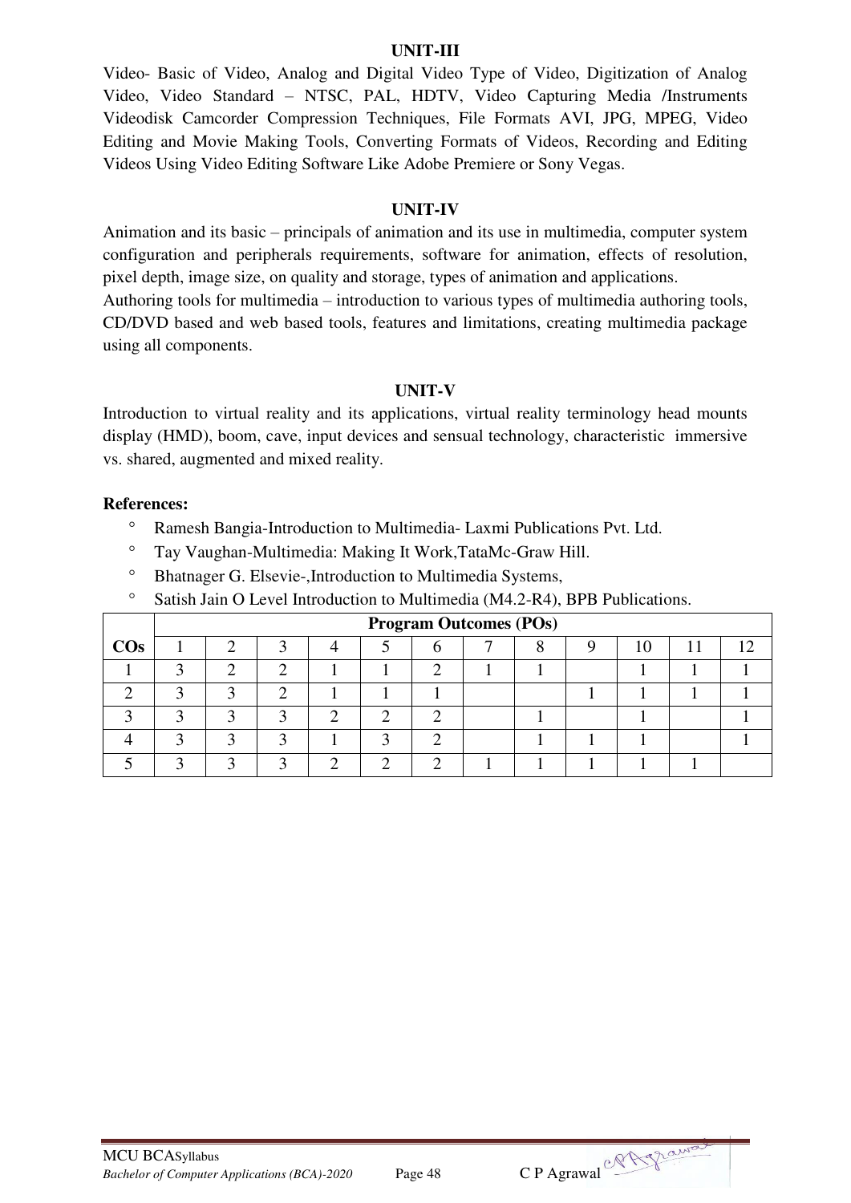### UNIT-III

Video- Basic of Video, Analog and Digital Video Type of Video, Digitization of Analog Video, Video Standard – NTSC, PAL, HDTV, Video Capturing Media /Instruments Videodisk Camcorder Compression Techniques, File Formats AVI, JPG, MPEG, Video Editing and Movie Making Tools, Converting Formats of Videos, Recording and Editing Videos Using Video Editing Software Like Adobe Premiere or Sony Vegas.

### UNIT-IV

Animation and its basic – principals of animation and its use in multimedia, computer system configuration and peripherals requirements, software for animation, effects of resolution, pixel depth, image size, on quality and storage, types of animation and applications.

Authoring tools for multimedia – introduction to various types of multimedia authoring tools, CD/DVD based and web based tools, features and limitations, creating multimedia package using all components.

### UNIT-V

Introduction to virtual reality and its applications, virtual reality terminology head mounts display (HMD), boom, cave, input devices and sensual technology, characteristic immersive vs. shared, augmented and mixed reality.

**References:**

- Ramesh Bangia-Introduction to Multimedia- Laxmi Publications Pvt. Ltd.
- Tay Vaughan-Multimedia: Making It Work,TataMc-Graw Hill.
- Bhatnager G. Elsevie-,Introduction to Multimedia Systems,
- Satish Jain O Level Introduction to Multimedia (M4.2-R4), BPB Publications.

| | **Program Outcomes (POs)** | | | | | | | | | | | |
|---|---|---|---|---|---|---|---|---|---|---|---|---|
| **COs** | 1 | 2 | 3 | 4 | 5 | 6 | 7 | 8 | 9 | 10 | 11 | 12 |
| 1 | 3 | 2 | 2 | 1 | 1 | 2 | 1 | 1 | | 1 | 1 | 1 |
| 2 | 3 | 3 | 2 | 1 | 1 | 1 | | | 1 | 1 | 1 | 1 |
| 3 | 3 | 3 | 3 | 2 | 2 | 2 | | 1 | | 1 | | 1 |
| 4 | 3 | 3 | 3 | 1 | 3 | 2 | | 1 | 1 | 1 | | 1 |
| 5 | 3 | 3 | 3 | 2 | 2 | 2 | 1 | 1 | 1 | 1 | 1 | |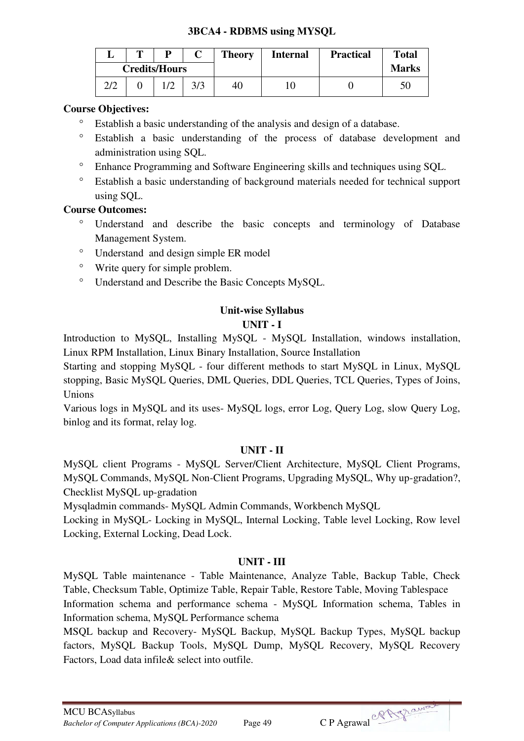### 3BCA4 - RDBMS using MYSQL

| L | T | P | C | Theory | Internal | Practical | Total Marks |
|---|---|---|---|---|---|---|---|
| Credits/Hours | | | | | | | |
| 2/2 | 0 | 1/2 | 3/3 | 40 | 10 | 0 | 50 |

**Course Objectives:**

- Establish a basic understanding of the analysis and design of a database.
- Establish a basic understanding of the process of database development and administration using SQL.
- Enhance Programming and Software Engineering skills and techniques using SQL.
- Establish a basic understanding of background materials needed for technical support using SQL.

**Course Outcomes:**

- Understand and describe the basic concepts and terminology of Database Management System.
- Understand and design simple ER model
- Write query for simple problem.
- Understand and Describe the Basic Concepts MySQL.

**Unit-wise Syllabus**

**UNIT - I**

Introduction to MySQL, Installing MySQL - MySQL Installation, windows installation, Linux RPM Installation, Linux Binary Installation, Source Installation

Starting and stopping MySQL - four different methods to start MySQL in Linux, MySQL stopping, Basic MySQL Queries, DML Queries, DDL Queries, TCL Queries, Types of Joins, Unions

Various logs in MySQL and its uses- MySQL logs, error Log, Query Log, slow Query Log, binlog and its format, relay log.

**UNIT - II**

MySQL client Programs - MySQL Server/Client Architecture, MySQL Client Programs, MySQL Commands, MySQL Non-Client Programs, Upgrading MySQL, Why up-gradation?, Checklist MySQL up-gradation

Mysqladmin commands- MySQL Admin Commands, Workbench MySQL

Locking in MySQL- Locking in MySQL, Internal Locking, Table level Locking, Row level Locking, External Locking, Dead Lock.

**UNIT - III**

MySQL Table maintenance - Table Maintenance, Analyze Table, Backup Table, Check Table, Checksum Table, Optimize Table, Repair Table, Restore Table, Moving Tablespace

Information schema and performance schema - MySQL Information schema, Tables in Information schema, MySQL Performance schema

MSQL backup and Recovery- MySQL Backup, MySQL Backup Types, MySQL backup factors, MySQL Backup Tools, MySQL Dump, MySQL Recovery, MySQL Recovery Factors, Load data infile& select into outfile.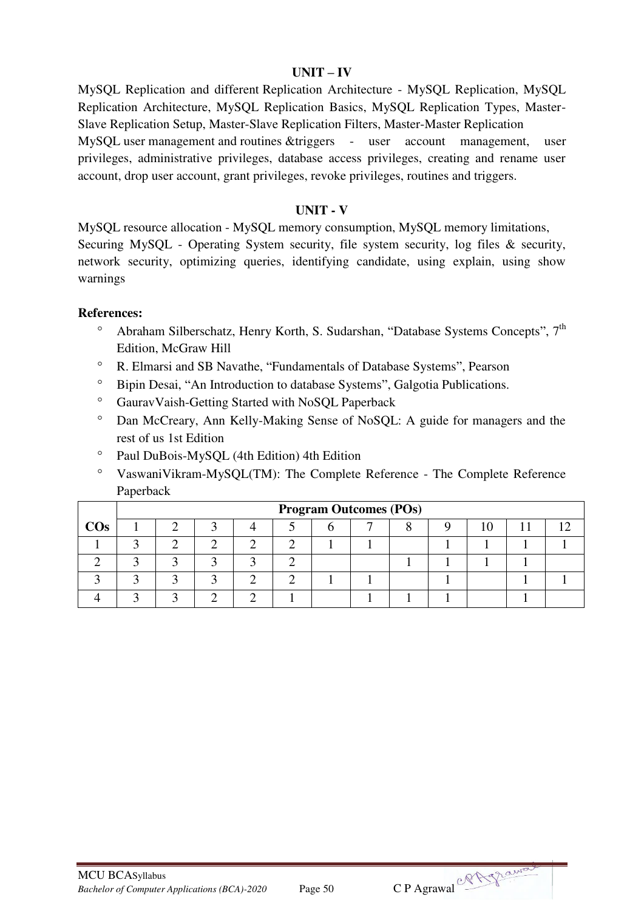### UNIT – IV

MySQL Replication and different Replication Architecture - MySQL Replication, MySQL Replication Architecture, MySQL Replication Basics, MySQL Replication Types, Master-Slave Replication Setup, Master-Slave Replication Filters, Master-Master Replication

MySQL user management and routines &triggers - user account management, user privileges, administrative privileges, database access privileges, creating and rename user account, drop user account, grant privileges, revoke privileges, routines and triggers.

### UNIT - V

MySQL resource allocation - MySQL memory consumption, MySQL memory limitations,

Securing MySQL - Operating System security, file system security, log files & security, network security, optimizing queries, identifying candidate, using explain, using show warnings

**References:**

- Abraham Silberschatz, Henry Korth, S. Sudarshan, "Database Systems Concepts", 7th Edition, McGraw Hill
- R. Elmarsi and SB Navathe, "Fundamentals of Database Systems", Pearson
- Bipin Desai, "An Introduction to database Systems", Galgotia Publications.
- GauravVaish-Getting Started with NoSQL Paperback
- Dan McCreary, Ann Kelly-Making Sense of NoSQL: A guide for managers and the rest of us 1st Edition
- Paul DuBois-MySQL (4th Edition) 4th Edition
- VaswaniVikram-MySQL(TM): The Complete Reference - The Complete Reference Paperback

| | Program Outcomes (POs) | | | | | | | | | | | |
|---|---|---|---|---|---|---|---|---|---|---|---|---|
| **COs** | 1 | 2 | 3 | 4 | 5 | 6 | 7 | 8 | 9 | 10 | 11 | 12 |
| 1 | 3 | 2 | 2 | 2 | 2 | 1 | 1 | | 1 | 1 | 1 | 1 |
| 2 | 3 | 3 | 3 | 3 | 2 | | | 1 | 1 | 1 | 1 | |
| 3 | 3 | 3 | 3 | 2 | 2 | 1 | 1 | | 1 | | 1 | 1 |
| 4 | 3 | 3 | 2 | 2 | 1 | | 1 | 1 | 1 | | 1 | |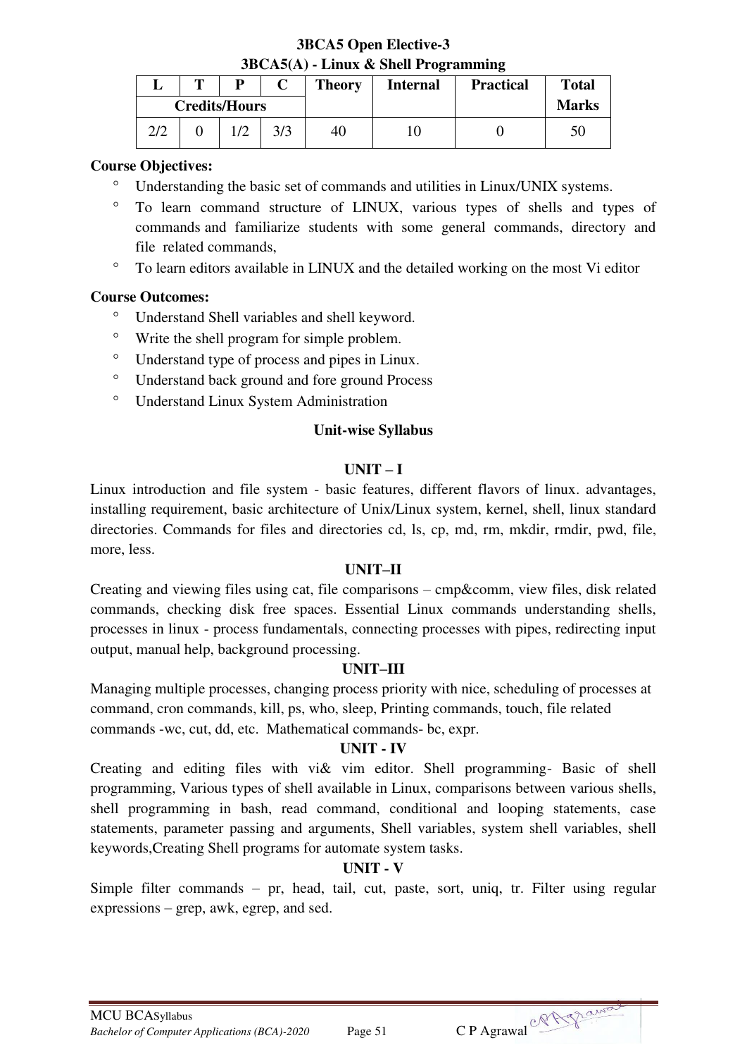**3BCA5 Open Elective-3**

**3BCA5(A) - Linux & Shell Programming**

| L | T | P | C | Theory | Internal | Practical | Total Marks |
|---|---|---|---|---|---|---|---|
| Credits/Hours | | | | | | | |
| 2/2 | 0 | 1/2 | 3/3 | 40 | 10 | 0 | 50 |

**Course Objectives:**

- Understanding the basic set of commands and utilities in Linux/UNIX systems.
- To learn command structure of LINUX, various types of shells and types of commands and familiarize students with some general commands, directory and file related commands,
- To learn editors available in LINUX and the detailed working on the most Vi editor

**Course Outcomes:**

- Understand Shell variables and shell keyword.
- Write the shell program for simple problem.
- Understand type of process and pipes in Linux.
- Understand back ground and fore ground Process
- Understand Linux System Administration

**Unit-wise Syllabus**

**UNIT – I**

Linux introduction and file system - basic features, different flavors of linux. advantages, installing requirement, basic architecture of Unix/Linux system, kernel, shell, linux standard directories. Commands for files and directories cd, ls, cp, md, rm, mkdir, rmdir, pwd, file, more, less.

**UNIT–II**

Creating and viewing files using cat, file comparisons – cmp&comm, view files, disk related commands, checking disk free spaces. Essential Linux commands understanding shells, processes in linux - process fundamentals, connecting processes with pipes, redirecting input output, manual help, background processing.

**UNIT–III**

Managing multiple processes, changing process priority with nice, scheduling of processes at command, cron commands, kill, ps, who, sleep, Printing commands, touch, file related commands -wc, cut, dd, etc. Mathematical commands- bc, expr.

**UNIT - IV**

Creating and editing files with vi& vim editor. Shell programming- Basic of shell programming, Various types of shell available in Linux, comparisons between various shells, shell programming in bash, read command, conditional and looping statements, case statements, parameter passing and arguments, Shell variables, system shell variables, shell keywords,Creating Shell programs for automate system tasks.

**UNIT - V**

Simple filter commands – pr, head, tail, cut, paste, sort, uniq, tr. Filter using regular expressions – grep, awk, egrep, and sed.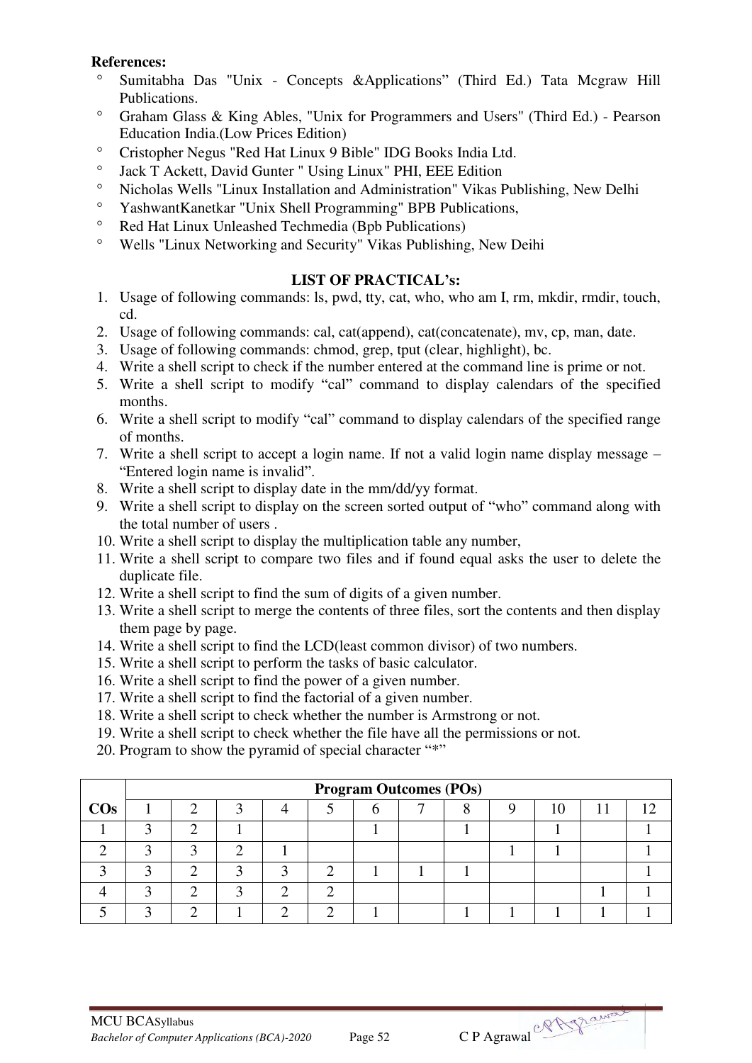**References:**

- Sumitabha Das "Unix - Concepts &Applications” (Third Ed.) Tata Mcgraw Hill Publications.
- Graham Glass & King Ables, "Unix for Programmers and Users" (Third Ed.) - Pearson Education India.(Low Prices Edition)
- Cristopher Negus "Red Hat Linux 9 Bible" IDG Books India Ltd.
- Jack T Ackett, David Gunter " Using Linux" PHI, EEE Edition
- Nicholas Wells "Linux Installation and Administration" Vikas Publishing, New Delhi
- YashwantKanetkar "Unix Shell Programming" BPB Publications,
- Red Hat Linux Unleashed Techmedia (Bpb Publications)
- Wells "Linux Networking and Security" Vikas Publishing, New Deihi

## LIST OF PRACTICAL’s:

1. Usage of following commands: ls, pwd, tty, cat, who, who am I, rm, mkdir, rmdir, touch, cd.
2. Usage of following commands: cal, cat(append), cat(concatenate), mv, cp, man, date.
3. Usage of following commands: chmod, grep, tput (clear, highlight), bc.
4. Write a shell script to check if the number entered at the command line is prime or not.
5. Write a shell script to modify “cal” command to display calendars of the specified months.
6. Write a shell script to modify “cal” command to display calendars of the specified range of months.
7. Write a shell script to accept a login name. If not a valid login name display message – “Entered login name is invalid”.
8. Write a shell script to display date in the mm/dd/yy format.
9. Write a shell script to display on the screen sorted output of “who” command along with the total number of users .
10. Write a shell script to display the multiplication table any number,
11. Write a shell script to compare two files and if found equal asks the user to delete the duplicate file.
12. Write a shell script to find the sum of digits of a given number.
13. Write a shell script to merge the contents of three files, sort the contents and then display them page by page.
14. Write a shell script to find the LCD(least common divisor) of two numbers.
15. Write a shell script to perform the tasks of basic calculator.
16. Write a shell script to find the power of a given number.
17. Write a shell script to find the factorial of a given number.
18. Write a shell script to check whether the number is Armstrong or not.
19. Write a shell script to check whether the file have all the permissions or not.
20. Program to show the pyramid of special character “*”

| | Program Outcomes (POs) | | | | | | | | | | | |
|---|---|---|---|---|---|---|---|---|---|---|---|---|
| **COs** | 1 | 2 | 3 | 4 | 5 | 6 | 7 | 8 | 9 | 10 | 11 | 12 |
| 1 | 3 | 2 | 1 | | | 1 | | 1 | | 1 | | 1 |
| 2 | 3 | 3 | 2 | 1 | | | | | 1 | 1 | | 1 |
| 3 | 3 | 2 | 3 | 3 | 2 | 1 | 1 | 1 | | | | 1 |
| 4 | 3 | 2 | 3 | 2 | 2 | | | | | | 1 | 1 |
| 5 | 3 | 2 | 1 | 2 | 2 | 1 | | 1 | 1 | 1 | 1 | 1 |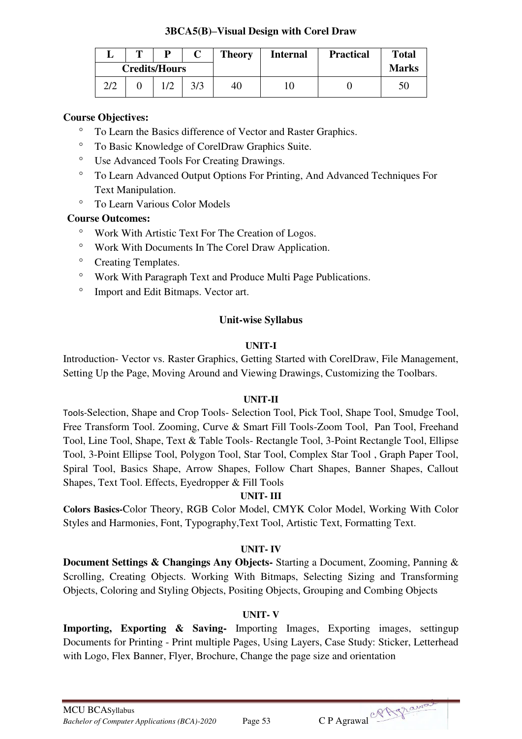### 3BCA5(B)–Visual Design with Corel Draw

| L | T | P | C | Theory | Internal | Practical | Total Marks |
|---|---|---|---|---|---|---|---|
| Credits/Hours | | | | | | | |
| 2/2 | 0 | 1/2 | 3/3 | 40 | 10 | 0 | 50 |

**Course Objectives:**

- To Learn the Basics difference of Vector and Raster Graphics.
- To Basic Knowledge of CorelDraw Graphics Suite.
- Use Advanced Tools For Creating Drawings.
- To Learn Advanced Output Options For Printing, And Advanced Techniques For Text Manipulation.
- To Learn Various Color Models

**Course Outcomes:**

- Work With Artistic Text For The Creation of Logos.
- Work With Documents In The Corel Draw Application.
- Creating Templates.
- Work With Paragraph Text and Produce Multi Page Publications.
- Import and Edit Bitmaps. Vector art.

#### Unit-wise Syllabus

##### UNIT-I

Introduction- Vector vs. Raster Graphics, Getting Started with CorelDraw, File Management, Setting Up the Page, Moving Around and Viewing Drawings, Customizing the Toolbars.

##### UNIT-II

Tools-Selection, Shape and Crop Tools- Selection Tool, Pick Tool, Shape Tool, Smudge Tool, Free Transform Tool. Zooming, Curve & Smart Fill Tools-Zoom Tool, Pan Tool, Freehand Tool, Line Tool, Shape, Text & Table Tools- Rectangle Tool, 3-Point Rectangle Tool, Ellipse Tool, 3-Point Ellipse Tool, Polygon Tool, Star Tool, Complex Star Tool , Graph Paper Tool, Spiral Tool, Basics Shape, Arrow Shapes, Follow Chart Shapes, Banner Shapes, Callout Shapes, Text Tool. Effects, Eyedropper & Fill Tools

##### UNIT- III

**Colors Basics-**Color Theory, RGB Color Model, CMYK Color Model, Working With Color Styles and Harmonies, Font, Typography,Text Tool, Artistic Text, Formatting Text.

##### UNIT- IV

**Document Settings & Changings Any Objects-** Starting a Document, Zooming, Panning & Scrolling, Creating Objects. Working With Bitmaps, Selecting Sizing and Transforming Objects, Coloring and Styling Objects, Positing Objects, Grouping and Combing Objects

##### UNIT- V

**Importing, Exporting & Saving-** Importing Images, Exporting images, settingup Documents for Printing - Print multiple Pages, Using Layers, Case Study: Sticker, Letterhead with Logo, Flex Banner, Flyer, Brochure, Change the page size and orientation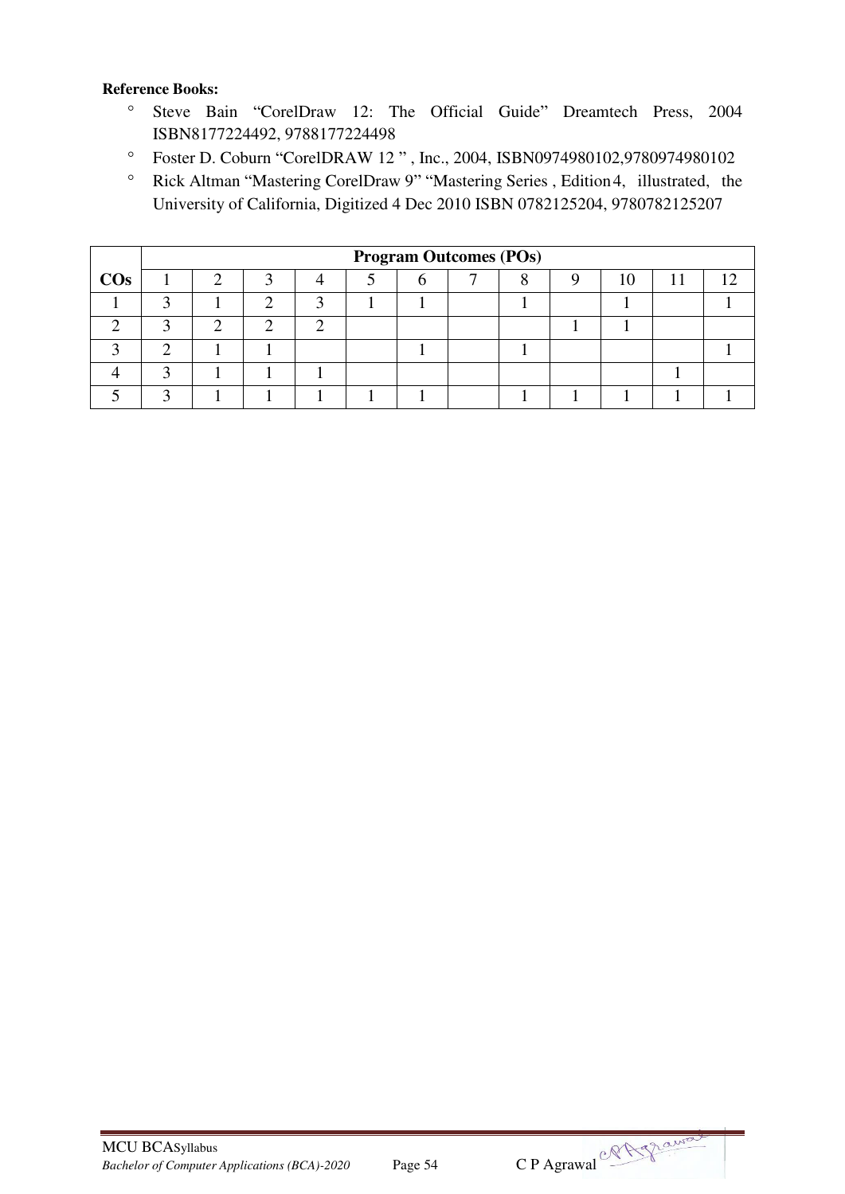**Reference Books:**

- Steve Bain "CorelDraw 12: The Official Guide" Dreamtech Press, 2004 ISBN8177224492, 9788177224498
- Foster D. Coburn "CorelDRAW 12 " , Inc., 2004, ISBN0974980102,9780974980102
- Rick Altman "Mastering CorelDraw 9" "Mastering Series , Edition4, illustrated, the University of California, Digitized 4 Dec 2010 ISBN 0782125204, 9780782125207

| | **Program Outcomes (POs)** | | | | | | | | | | | |
|---|---|---|---|---|---|---|---|---|---|---|---|---|
| **COs** | 1 | 2 | 3 | 4 | 5 | 6 | 7 | 8 | 9 | 10 | 11 | 12 |
| 1 | 3 | 1 | 2 | 3 | 1 | 1 | | 1 | | 1 | | 1 |
| 2 | 3 | 2 | 2 | 2 | | | | | 1 | 1 | | |
| 3 | 2 | 1 | 1 | | | 1 | | 1 | | | | 1 |
| 4 | 3 | 1 | 1 | 1 | | | | | | | 1 | |
| 5 | 3 | 1 | 1 | 1 | 1 | 1 | | 1 | 1 | 1 | 1 | 1 |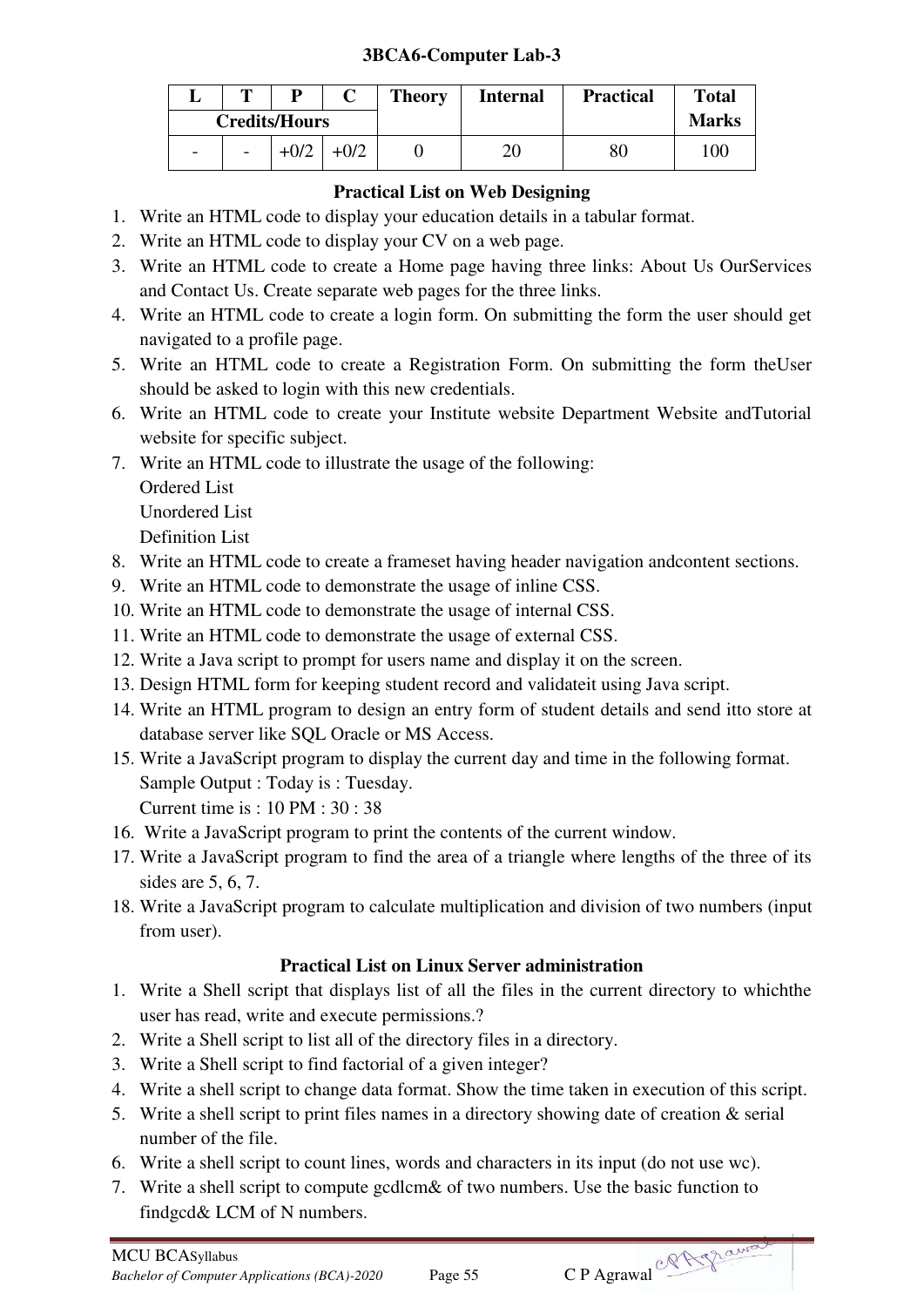## 3BCA6-Computer Lab-3

| L | T | P | C | Theory | Internal | Practical | Total Marks |
|---|---|---|---|---|---|---|---|
| Credits/Hours | | | | | | | |
| - | - | +0/2 | +0/2 | 0 | 20 | 80 | 100 |

### Practical List on Web Designing

1. Write an HTML code to display your education details in a tabular format.
2. Write an HTML code to display your CV on a web page.
3. Write an HTML code to create a Home page having three links: About Us OurServices and Contact Us. Create separate web pages for the three links.
4. Write an HTML code to create a login form. On submitting the form the user should get navigated to a profile page.
5. Write an HTML code to create a Registration Form. On submitting the form theUser should be asked to login with this new credentials.
6. Write an HTML code to create your Institute website Department Website andTutorial website for specific subject.
7. Write an HTML code to illustrate the usage of the following:
   Ordered List
   Unordered List
   Definition List
8. Write an HTML code to create a frameset having header navigation andcontent sections.
9. Write an HTML code to demonstrate the usage of inline CSS.
10. Write an HTML code to demonstrate the usage of internal CSS.
11. Write an HTML code to demonstrate the usage of external CSS.
12. Write a Java script to prompt for users name and display it on the screen.
13. Design HTML form for keeping student record and validateit using Java script.
14. Write an HTML program to design an entry form of student details and send itto store at database server like SQL Oracle or MS Access.
15. Write a JavaScript program to display the current day and time in the following format.
    Sample Output : Today is : Tuesday.
    Current time is : 10 PM : 30 : 38
16. Write a JavaScript program to print the contents of the current window.
17. Write a JavaScript program to find the area of a triangle where lengths of the three of its sides are 5, 6, 7.
18. Write a JavaScript program to calculate multiplication and division of two numbers (input from user).

### Practical List on Linux Server administration

1. Write a Shell script that displays list of all the files in the current directory to whichthe user has read, write and execute permissions.?
2. Write a Shell script to list all of the directory files in a directory.
3. Write a Shell script to find factorial of a given integer?
4. Write a shell script to change data format. Show the time taken in execution of this script.
5. Write a shell script to print files names in a directory showing date of creation & serial number of the file.
6. Write a shell script to count lines, words and characters in its input (do not use wc).
7. Write a shell script to compute gcdlcm& of two numbers. Use the basic function to findgcd& LCM of N numbers.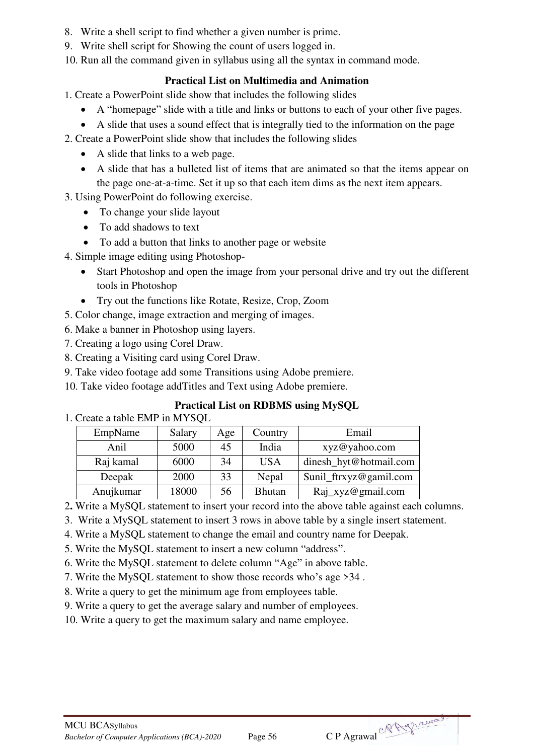8. Write a shell script to find whether a given number is prime.
9. Write shell script for Showing the count of users logged in.
10. Run all the command given in syllabus using all the syntax in command mode.

### Practical List on Multimedia and Animation

1. Create a PowerPoint slide show that includes the following slides
   - A "homepage" slide with a title and links or buttons to each of your other five pages.
   - A slide that uses a sound effect that is integrally tied to the information on the page
2. Create a PowerPoint slide show that includes the following slides
   - A slide that links to a web page.
   - A slide that has a bulleted list of items that are animated so that the items appear on the page one-at-a-time. Set it up so that each item dims as the next item appears.
3. Using PowerPoint do following exercise.
   - To change your slide layout
   - To add shadows to text
   - To add a button that links to another page or website
4. Simple image editing using Photoshop-
   - Start Photoshop and open the image from your personal drive and try out the different tools in Photoshop
   - Try out the functions like Rotate, Resize, Crop, Zoom
5. Color change, image extraction and merging of images.
6. Make a banner in Photoshop using layers.
7. Creating a logo using Corel Draw.
8. Creating a Visiting card using Corel Draw.
9. Take video footage add some Transitions using Adobe premiere.
10. Take video footage addTitles and Text using Adobe premiere.

### Practical List on RDBMS using MySQL

1. Create a table EMP in MYSQL

| EmpName | Salary | Age | Country | Email |
|---|---|---|---|---|
| Anil | 5000 | 45 | India | xyz@yahoo.com |
| Raj kamal | 6000 | 34 | USA | dinesh_hyt@hotmail.com |
| Deepak | 2000 | 33 | Nepal | Sunil_ftrxyz@gamil.com |
| Anujkumar | 18000 | 56 | Bhutan | Raj_xyz@gmail.com |

2. Write a MySQL statement to insert your record into the above table against each columns.
3. Write a MySQL statement to insert 3 rows in above table by a single insert statement.
4. Write a MySQL statement to change the email and country name for Deepak.
5. Write the MySQL statement to insert a new column "address".
6. Write the MySQL statement to delete column "Age" in above table.
7. Write the MySQL statement to show those records who's age >34 .
8. Write a query to get the minimum age from employees table.
9. Write a query to get the average salary and number of employees.
10. Write a query to get the maximum salary and name employee.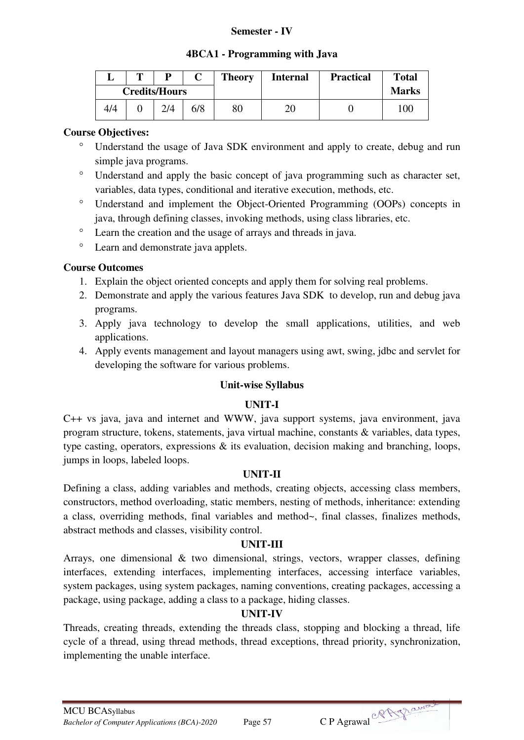**Semester - IV**

**4BCA1 - Programming with Java**

| L | T | P | C | Theory | Internal | Practical | Total Marks |
|---|---|---|---|---|---|---|---|
| Credits/Hours | | | | | | | |
| 4/4 | 0 | 2/4 | 6/8 | 80 | 20 | 0 | 100 |

**Course Objectives:**

- Understand the usage of Java SDK environment and apply to create, debug and run simple java programs.
- Understand and apply the basic concept of java programming such as character set, variables, data types, conditional and iterative execution, methods, etc.
- Understand and implement the Object-Oriented Programming (OOPs) concepts in java, through defining classes, invoking methods, using class libraries, etc.
- Learn the creation and the usage of arrays and threads in java.
- Learn and demonstrate java applets.

**Course Outcomes**

1. Explain the object oriented concepts and apply them for solving real problems.
2. Demonstrate and apply the various features Java SDK to develop, run and debug java programs.
3. Apply java technology to develop the small applications, utilities, and web applications.
4. Apply events management and layout managers using awt, swing, jdbc and servlet for developing the software for various problems.

**Unit-wise Syllabus**

**UNIT-I**

C++ vs java, java and internet and WWW, java support systems, java environment, java program structure, tokens, statements, java virtual machine, constants & variables, data types, type casting, operators, expressions & its evaluation, decision making and branching, loops, jumps in loops, labeled loops.

**UNIT-II**

Defining a class, adding variables and methods, creating objects, accessing class members, constructors, method overloading, static members, nesting of methods, inheritance: extending a class, overriding methods, final variables and method~, final classes, finalizes methods, abstract methods and classes, visibility control.

**UNIT-III**

Arrays, one dimensional & two dimensional, strings, vectors, wrapper classes, defining interfaces, extending interfaces, implementing interfaces, accessing interface variables, system packages, using system packages, naming conventions, creating packages, accessing a package, using package, adding a class to a package, hiding classes.

**UNIT-IV**

Threads, creating threads, extending the threads class, stopping and blocking a thread, life cycle of a thread, using thread methods, thread exceptions, thread priority, synchronization, implementing the unable interface.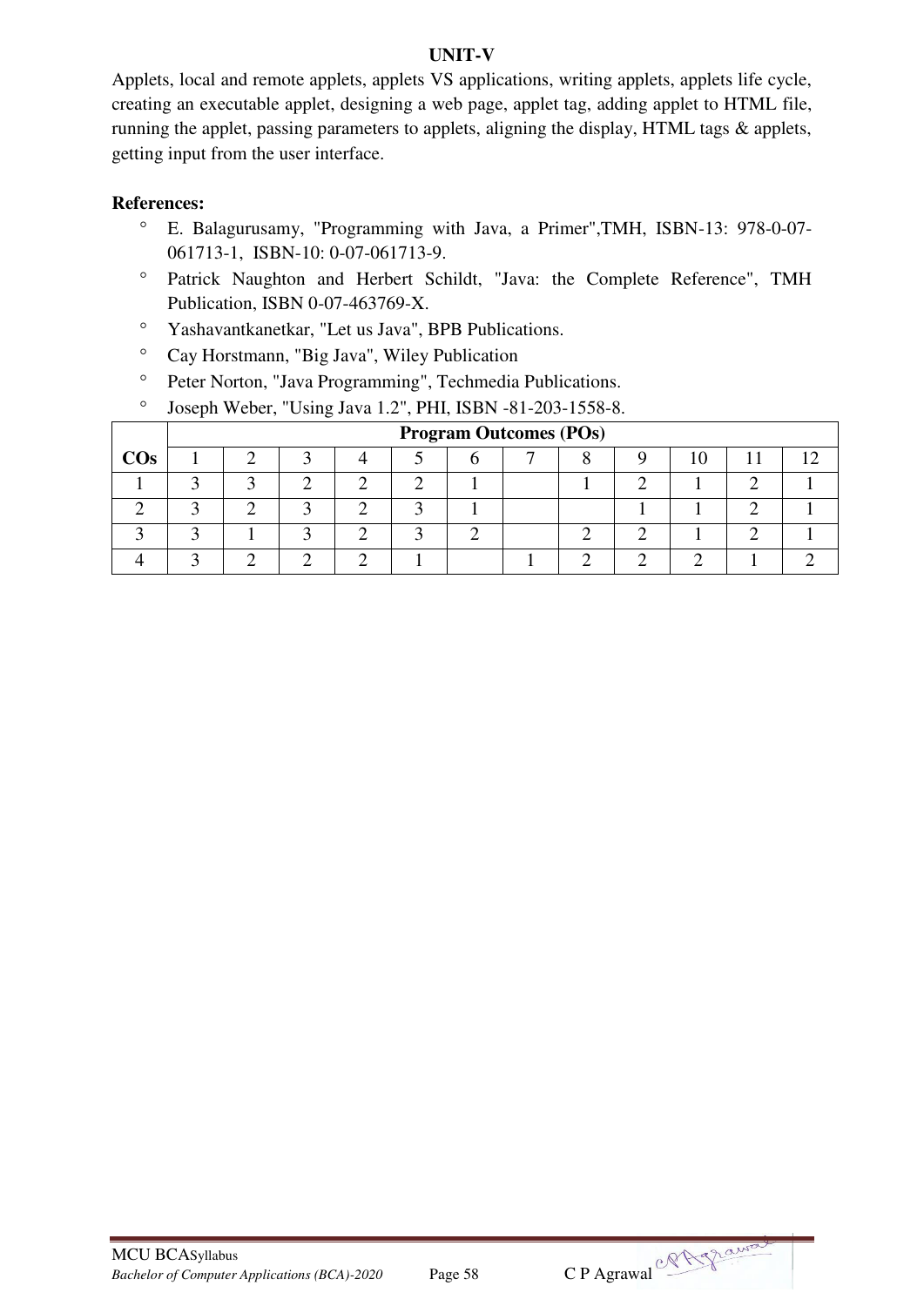## UNIT-V

Applets, local and remote applets, applets VS applications, writing applets, applets life cycle, creating an executable applet, designing a web page, applet tag, adding applet to HTML file, running the applet, passing parameters to applets, aligning the display, HTML tags & applets, getting input from the user interface.

**References:**

- E. Balagurusamy, "Programming with Java, a Primer",TMH, ISBN-13: 978-0-07-061713-1, ISBN-10: 0-07-061713-9.
- Patrick Naughton and Herbert Schildt, "Java: the Complete Reference", TMH Publication, ISBN 0-07-463769-X.
- Yashavantkanetkar, "Let us Java", BPB Publications.
- Cay Horstmann, "Big Java", Wiley Publication
- Peter Norton, "Java Programming", Techmedia Publications.
- Joseph Weber, "Using Java 1.2", PHI, ISBN -81-203-1558-8.

| COs | Program Outcomes (POs) | | | | | | | | | | | |
|---|---|---|---|---|---|---|---|---|---|---|---|---|
| | 1 | 2 | 3 | 4 | 5 | 6 | 7 | 8 | 9 | 10 | 11 | 12 |
| 1 | 3 | 3 | 2 | 2 | 2 | 1 | | 1 | 2 | 1 | 2 | 1 |
| 2 | 3 | 2 | 3 | 2 | 3 | 1 | | | 1 | 1 | 2 | 1 |
| 3 | 3 | 1 | 3 | 2 | 3 | 2 | | 2 | 2 | 1 | 2 | 1 |
| 4 | 3 | 2 | 2 | 2 | 1 | | 1 | 2 | 2 | 2 | 1 | 2 |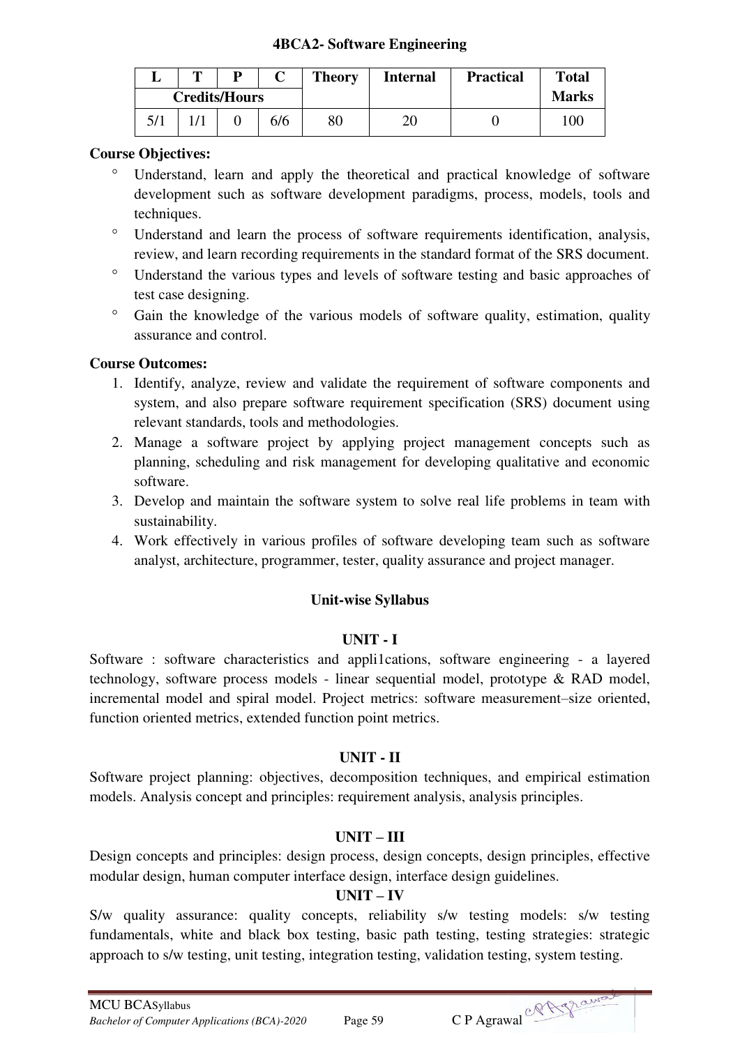## 4BCA2- Software Engineering

| L | T | P | C | Theory | Internal | Practical | Total Marks |
|---|---|---|---|---|---|---|---|
| Credits/Hours | | | | | | | |
| 5/1 | 1/1 | 0 | 6/6 | 80 | 20 | 0 | 100 |

**Course Objectives:**

- Understand, learn and apply the theoretical and practical knowledge of software development such as software development paradigms, process, models, tools and techniques.
- Understand and learn the process of software requirements identification, analysis, review, and learn recording requirements in the standard format of the SRS document.
- Understand the various types and levels of software testing and basic approaches of test case designing.
- Gain the knowledge of the various models of software quality, estimation, quality assurance and control.

**Course Outcomes:**

1. Identify, analyze, review and validate the requirement of software components and system, and also prepare software requirement specification (SRS) document using relevant standards, tools and methodologies.
2. Manage a software project by applying project management concepts such as planning, scheduling and risk management for developing qualitative and economic software.
3. Develop and maintain the software system to solve real life problems in team with sustainability.
4. Work effectively in various profiles of software developing team such as software analyst, architecture, programmer, tester, quality assurance and project manager.

### Unit-wise Syllabus

#### UNIT - I

Software : software characteristics and appli1cations, software engineering - a layered technology, software process models - linear sequential model, prototype & RAD model, incremental model and spiral model. Project metrics: software measurement–size oriented, function oriented metrics, extended function point metrics.

#### UNIT - II

Software project planning: objectives, decomposition techniques, and empirical estimation models. Analysis concept and principles: requirement analysis, analysis principles.

#### UNIT – III

Design concepts and principles: design process, design concepts, design principles, effective modular design, human computer interface design, interface design guidelines.

#### UNIT – IV

S/w quality assurance: quality concepts, reliability s/w testing models: s/w testing fundamentals, white and black box testing, basic path testing, testing strategies: strategic approach to s/w testing, unit testing, integration testing, validation testing, system testing.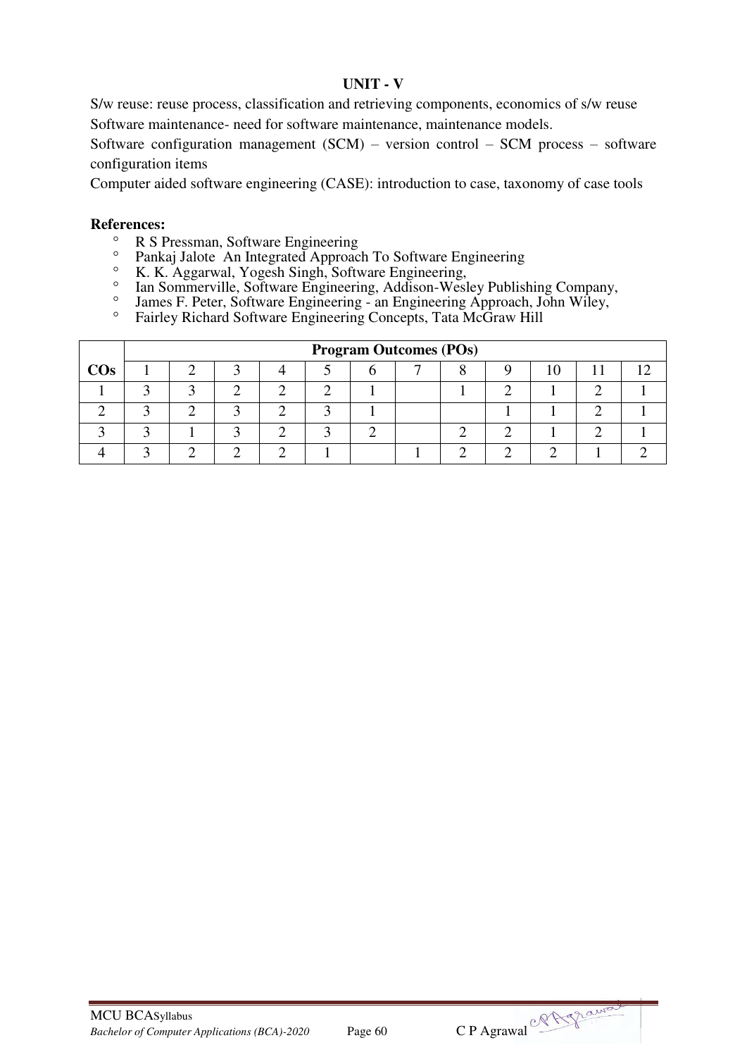**UNIT - V**

S/w reuse: reuse process, classification and retrieving components, economics of s/w reuse

Software maintenance- need for software maintenance, maintenance models.

Software configuration management (SCM) – version control – SCM process – software configuration items

Computer aided software engineering (CASE): introduction to case, taxonomy of case tools

**References:**

- R S Pressman, Software Engineering
- Pankaj Jalote An Integrated Approach To Software Engineering
- K. K. Aggarwal, Yogesh Singh, Software Engineering,
- Ian Sommerville, Software Engineering, Addison-Wesley Publishing Company,
- James F. Peter, Software Engineering - an Engineering Approach, John Wiley,
- Fairley Richard Software Engineering Concepts, Tata McGraw Hill

| | **Program Outcomes (POs)** | | | | | | | | | | | |
|---|---|---|---|---|---|---|---|---|---|---|---|---|
| **COs** | 1 | 2 | 3 | 4 | 5 | 6 | 7 | 8 | 9 | 10 | 11 | 12 |
| 1 | 3 | 3 | 2 | 2 | 2 | 1 | | 1 | 2 | 1 | 2 | 1 |
| 2 | 3 | 2 | 3 | 2 | 3 | 1 | | | 1 | 1 | 2 | 1 |
| 3 | 3 | 1 | 3 | 2 | 3 | 2 | | 2 | 2 | 1 | 2 | 1 |
| 4 | 3 | 2 | 2 | 2 | 1 | | 1 | 2 | 2 | 2 | 1 | 2 |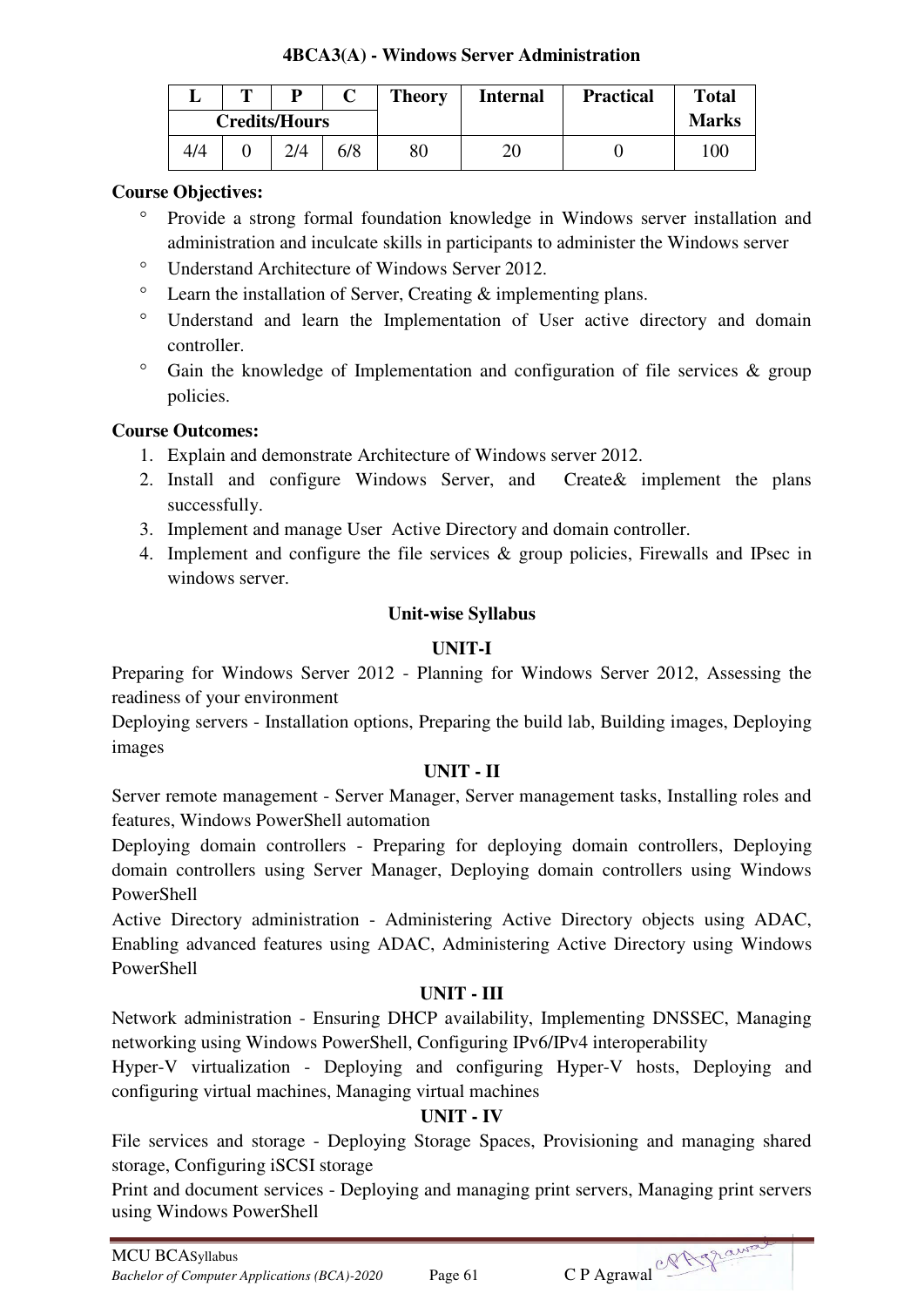# 4BCA3(A) - Windows Server Administration

| L | T | P | C | Theory | Internal | Practical | Total Marks |
|---|---|---|---|---|---|---|---|
| Credits/Hours | | | | | | | |
| 4/4 | 0 | 2/4 | 6/8 | 80 | 20 | 0 | 100 |

**Course Objectives:**

- Provide a strong formal foundation knowledge in Windows server installation and administration and inculcate skills in participants to administer the Windows server
- Understand Architecture of Windows Server 2012.
- Learn the installation of Server, Creating & implementing plans.
- Understand and learn the Implementation of User active directory and domain controller.
- Gain the knowledge of Implementation and configuration of file services & group policies.

**Course Outcomes:**

1. Explain and demonstrate Architecture of Windows server 2012.
2. Install and configure Windows Server, and Create& implement the plans successfully.
3. Implement and manage User Active Directory and domain controller.
4. Implement and configure the file services & group policies, Firewalls and IPsec in windows server.

## Unit-wise Syllabus

### UNIT-I

Preparing for Windows Server 2012 - Planning for Windows Server 2012, Assessing the readiness of your environment

Deploying servers - Installation options, Preparing the build lab, Building images, Deploying images

### UNIT - II

Server remote management - Server Manager, Server management tasks, Installing roles and features, Windows PowerShell automation

Deploying domain controllers - Preparing for deploying domain controllers, Deploying domain controllers using Server Manager, Deploying domain controllers using Windows PowerShell

Active Directory administration - Administering Active Directory objects using ADAC, Enabling advanced features using ADAC, Administering Active Directory using Windows PowerShell

### UNIT - III

Network administration - Ensuring DHCP availability, Implementing DNSSEC, Managing networking using Windows PowerShell, Configuring IPv6/IPv4 interoperability

Hyper-V virtualization - Deploying and configuring Hyper-V hosts, Deploying and configuring virtual machines, Managing virtual machines

### UNIT - IV

File services and storage - Deploying Storage Spaces, Provisioning and managing shared storage, Configuring iSCSI storage

Print and document services - Deploying and managing print servers, Managing print servers using Windows PowerShell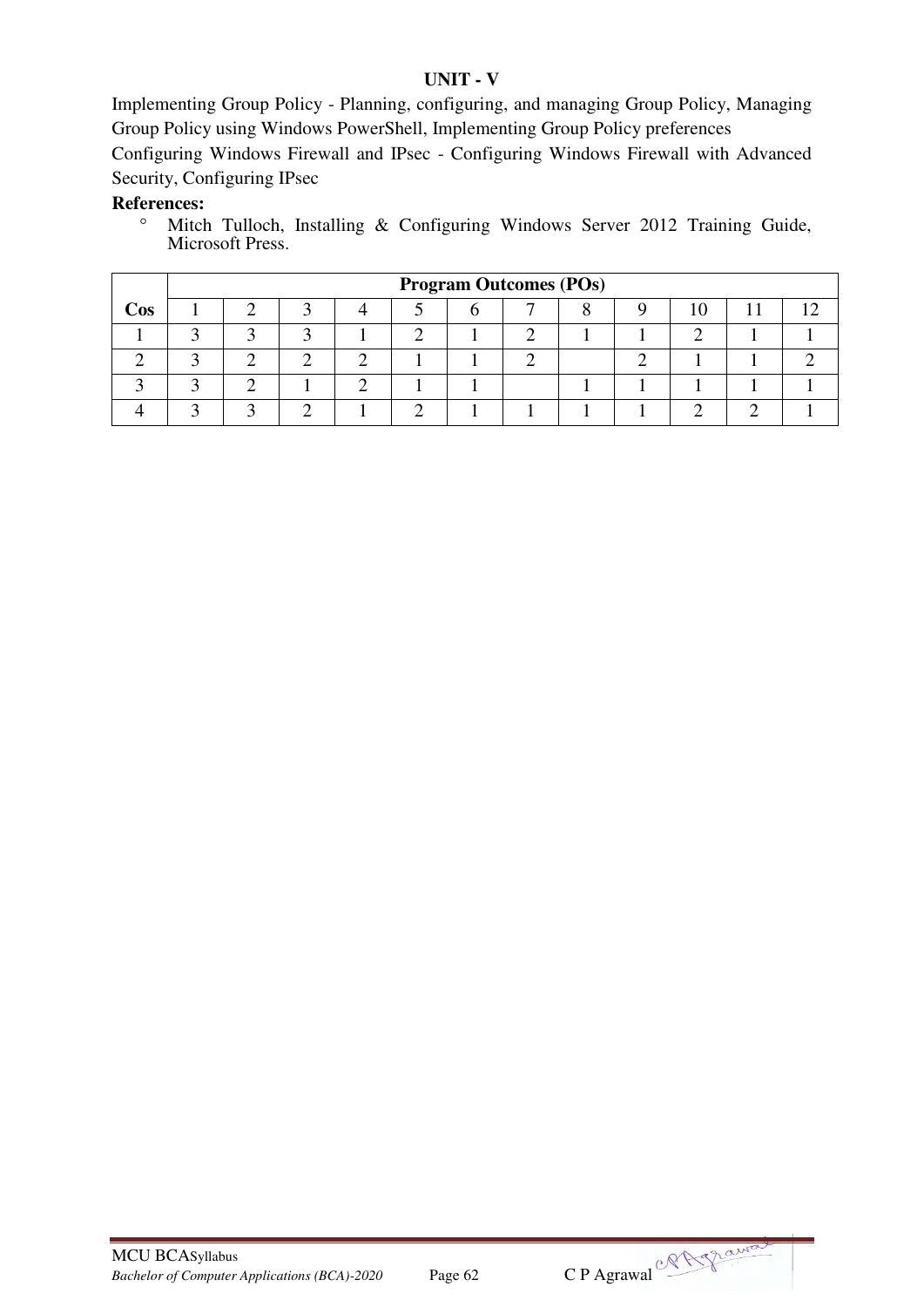**UNIT - V**

Implementing Group Policy - Planning, configuring, and managing Group Policy, Managing Group Policy using Windows PowerShell, Implementing Group Policy preferences

Configuring Windows Firewall and IPsec - Configuring Windows Firewall with Advanced Security, Configuring IPsec

**References:**

- Mitch Tulloch, Installing & Configuring Windows Server 2012 Training Guide, Microsoft Press.

| Cos | Program Outcomes (POs) | | | | | | | | | | | |
|---|---|---|---|---|---|---|---|---|---|---|---|---|
| | 1 | 2 | 3 | 4 | 5 | 6 | 7 | 8 | 9 | 10 | 11 | 12 |
| 1 | 3 | 3 | 3 | 1 | 2 | 1 | 2 | 1 | 1 | 2 | 1 | 1 |
| 2 | 3 | 2 | 2 | 2 | 1 | 1 | 2 | | 2 | 1 | 1 | 2 |
| 3 | 3 | 2 | 1 | 2 | 1 | 1 | | 1 | 1 | 1 | 1 | 1 |
| 4 | 3 | 3 | 2 | 1 | 2 | 1 | 1 | 1 | 1 | 2 | 2 | 1 |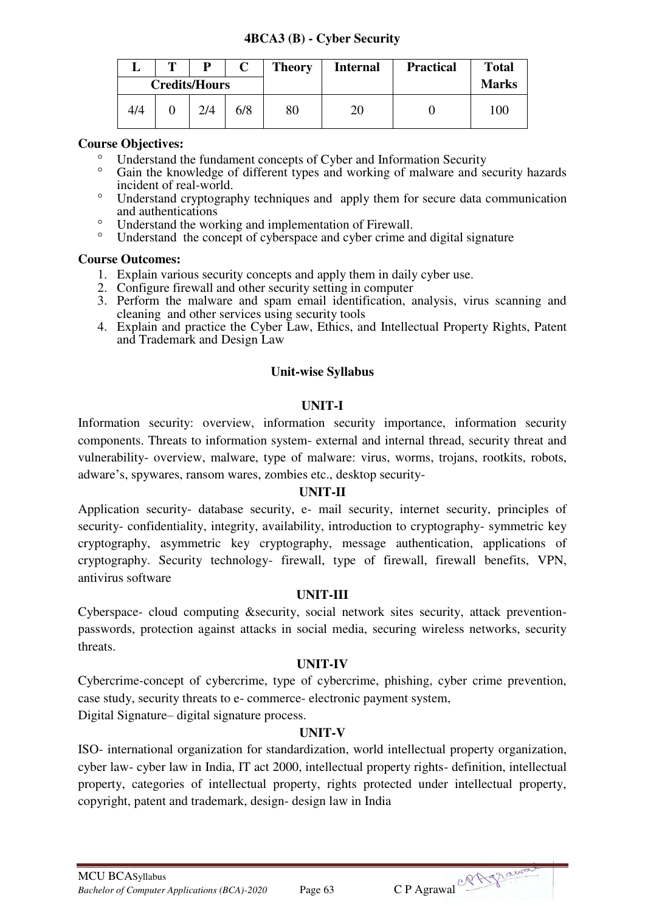## 4BCA3 (B) - Cyber Security

| L | T | P | C | Theory | Internal | Practical | Total Marks |
|---|---|---|---|---|---|---|---|
| Credits/Hours | | | | | | | |
| 4/4 | 0 | 2/4 | 6/8 | 80 | 20 | 0 | 100 |

**Course Objectives:**

- Understand the fundament concepts of Cyber and Information Security
- Gain the knowledge of different types and working of malware and security hazards incident of real-world.
- Understand cryptography techniques and apply them for secure data communication and authentications
- Understand the working and implementation of Firewall.
- Understand the concept of cyberspace and cyber crime and digital signature

**Course Outcomes:**

1. Explain various security concepts and apply them in daily cyber use.
2. Configure firewall and other security setting in computer
3. Perform the malware and spam email identification, analysis, virus scanning and cleaning and other services using security tools
4. Explain and practice the Cyber Law, Ethics, and Intellectual Property Rights, Patent and Trademark and Design Law

### Unit-wise Syllabus

#### UNIT-I

Information security: overview, information security importance, information security components. Threats to information system- external and internal thread, security threat and vulnerability- overview, malware, type of malware: virus, worms, trojans, rootkits, robots, adware's, spywares, ransom wares, zombies etc., desktop security-

#### UNIT-II

Application security- database security, e- mail security, internet security, principles of security- confidentiality, integrity, availability, introduction to cryptography- symmetric key cryptography, asymmetric key cryptography, message authentication, applications of cryptography. Security technology- firewall, type of firewall, firewall benefits, VPN, antivirus software

#### UNIT-III

Cyberspace- cloud computing &security, social network sites security, attack prevention- passwords, protection against attacks in social media, securing wireless networks, security threats.

#### UNIT-IV

Cybercrime-concept of cybercrime, type of cybercrime, phishing, cyber crime prevention, case study, security threats to e- commerce- electronic payment system,
Digital Signature– digital signature process.

#### UNIT-V

ISO- international organization for standardization, world intellectual property organization, cyber law- cyber law in India, IT act 2000, intellectual property rights- definition, intellectual property, categories of intellectual property, rights protected under intellectual property, copyright, patent and trademark, design- design law in India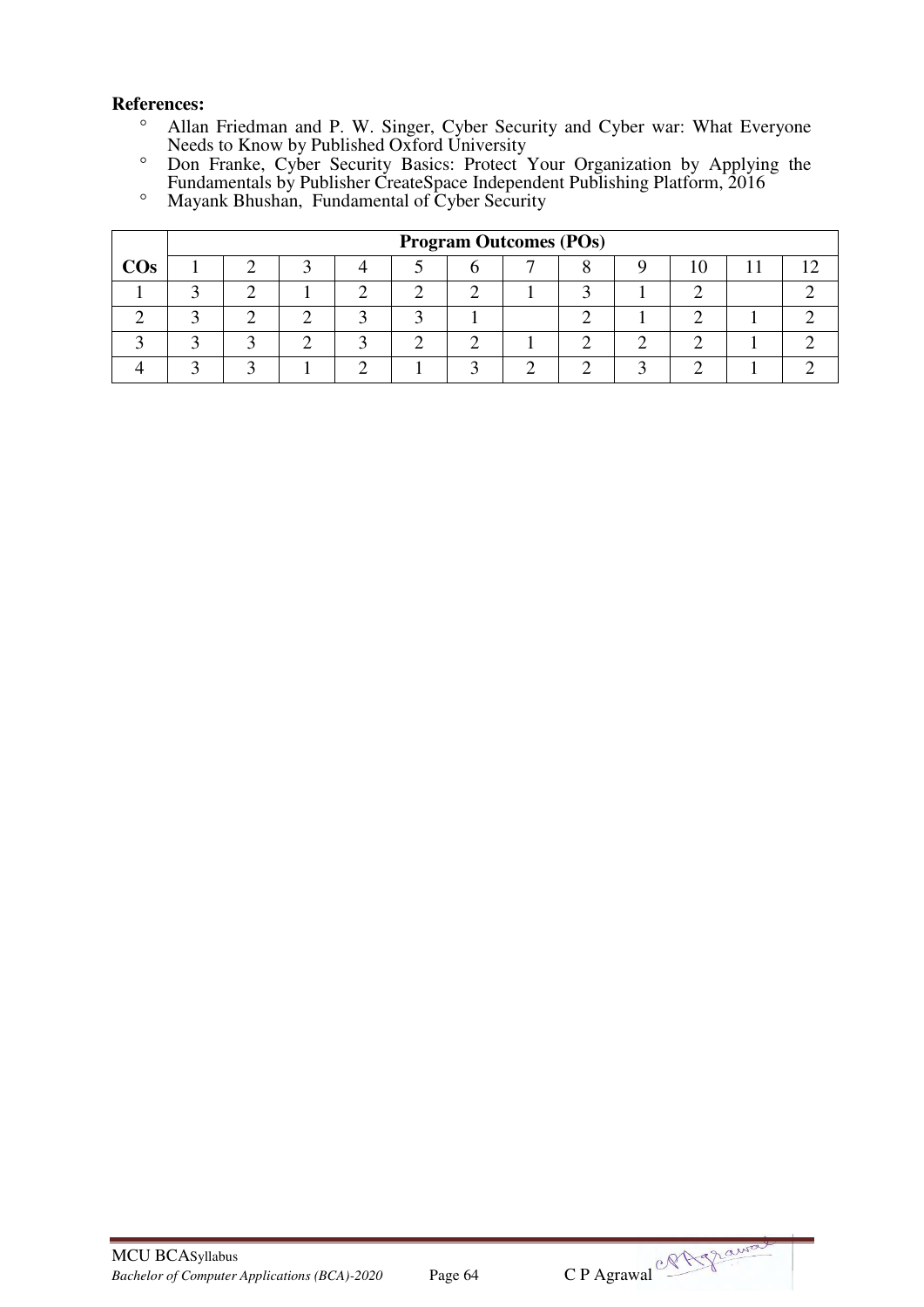**References:**

- Allan Friedman and P. W. Singer, Cyber Security and Cyber war: What Everyone Needs to Know by Published Oxford University
- Don Franke, Cyber Security Basics: Protect Your Organization by Applying the Fundamentals by Publisher CreateSpace Independent Publishing Platform, 2016
- Mayank Bhushan, Fundamental of Cyber Security

| | **Program Outcomes (POs)** | | | | | | | | | | | |
|---|---|---|---|---|---|---|---|---|---|---|---|---|
| **COs** | 1 | 2 | 3 | 4 | 5 | 6 | 7 | 8 | 9 | 10 | 11 | 12 |
| 1 | 3 | 2 | 1 | 2 | 2 | 2 | 1 | 3 | 1 | 2 | | 2 |
| 2 | 3 | 2 | 2 | 3 | 3 | 1 | | 2 | 1 | 2 | 1 | 2 |
| 3 | 3 | 3 | 2 | 3 | 2 | 2 | 1 | 2 | 2 | 2 | 1 | 2 |
| 4 | 3 | 3 | 1 | 2 | 1 | 3 | 2 | 2 | 3 | 2 | 1 | 2 |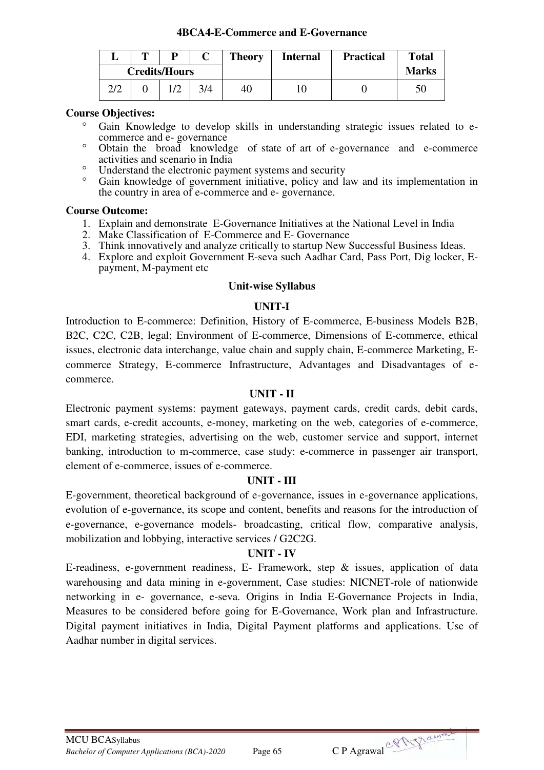### 4BCA4-E-Commerce and E-Governance

| L | T | P | C | Theory | Internal | Practical | Total |
|---|---|---|---|---|---|---|---|
| Credits/Hours | | | | | | | Marks |
| 2/2 | 0 | 1/2 | 3/4 | 40 | 10 | 0 | 50 |

**Course Objectives:**

- Gain Knowledge to develop skills in understanding strategic issues related to e-commerce and e- governance
- Obtain the broad knowledge of state of art of e-governance and e-commerce activities and scenario in India
- Understand the electronic payment systems and security
- Gain knowledge of government initiative, policy and law and its implementation in the country in area of e-commerce and e- governance.

**Course Outcome:**

1. Explain and demonstrate E-Governance Initiatives at the National Level in India
2. Make Classification of E-Commerce and E- Governance
3. Think innovatively and analyze critically to startup New Successful Business Ideas.
4. Explore and exploit Government E-seva such Aadhar Card, Pass Port, Dig locker, E-payment, M-payment etc

**Unit-wise Syllabus**

**UNIT-I**

Introduction to E-commerce: Definition, History of E-commerce, E-business Models B2B, B2C, C2C, C2B, legal; Environment of E-commerce, Dimensions of E-commerce, ethical issues, electronic data interchange, value chain and supply chain, E-commerce Marketing, E-commerce Strategy, E-commerce Infrastructure, Advantages and Disadvantages of e-commerce.

**UNIT - II**

Electronic payment systems: payment gateways, payment cards, credit cards, debit cards, smart cards, e-credit accounts, e-money, marketing on the web, categories of e-commerce, EDI, marketing strategies, advertising on the web, customer service and support, internet banking, introduction to m-commerce, case study: e-commerce in passenger air transport, element of e-commerce, issues of e-commerce.

**UNIT - III**

E-government, theoretical background of e-governance, issues in e-governance applications, evolution of e-governance, its scope and content, benefits and reasons for the introduction of e-governance, e-governance models- broadcasting, critical flow, comparative analysis, mobilization and lobbying, interactive services / G2C2G.

**UNIT - IV**

E-readiness, e-government readiness, E- Framework, step & issues, application of data warehousing and data mining in e-government, Case studies: NICNET-role of nationwide networking in e- governance, e-seva. Origins in India E-Governance Projects in India, Measures to be considered before going for E-Governance, Work plan and Infrastructure. Digital payment initiatives in India, Digital Payment platforms and applications. Use of Aadhar number in digital services.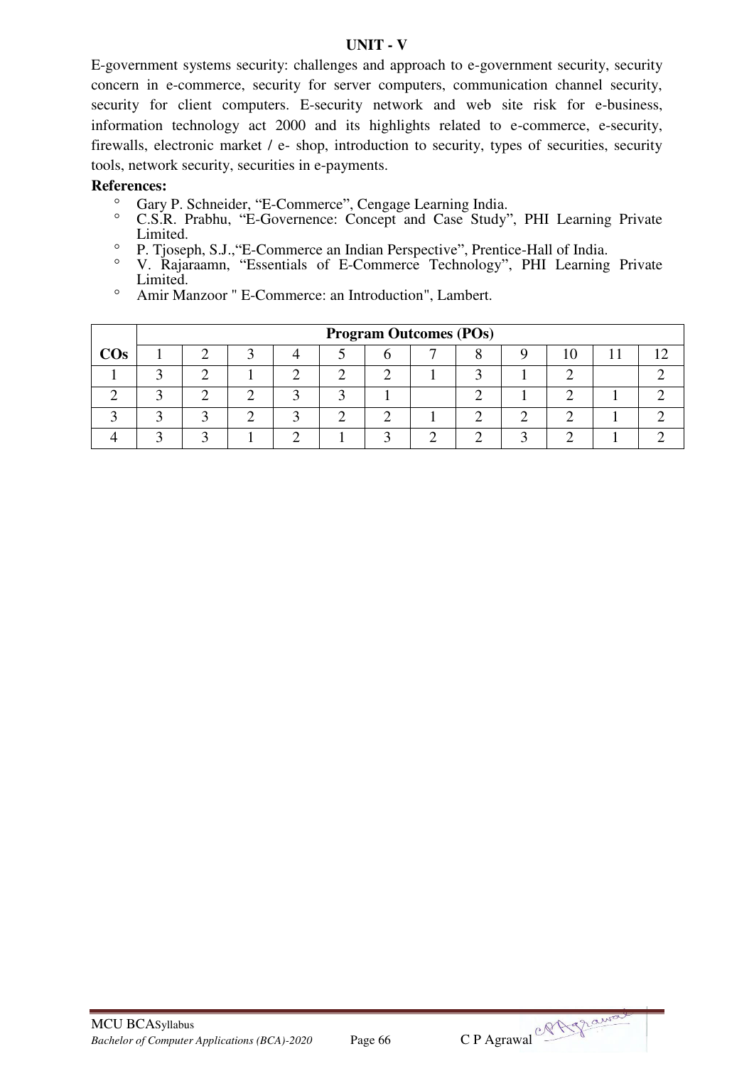### UNIT - V

E-government systems security: challenges and approach to e-government security, security concern in e-commerce, security for server computers, communication channel security, security for client computers. E-security network and web site risk for e-business, information technology act 2000 and its highlights related to e-commerce, e-security, firewalls, electronic market / e- shop, introduction to security, types of securities, security tools, network security, securities in e-payments.

**References:**

- Gary P. Schneider, "E-Commerce", Cengage Learning India.
- C.S.R. Prabhu, "E-Governence: Concept and Case Study", PHI Learning Private Limited.
- P. Tjoseph, S.J.,"E-Commerce an Indian Perspective", Prentice-Hall of India.
- V. Rajaraamn, "Essentials of E-Commerce Technology", PHI Learning Private Limited.
- Amir Manzoor " E-Commerce: an Introduction", Lambert.

| | **Program Outcomes (POs)** | | | | | | | | | | | |
|---|---|---|---|---|---|---|---|---|---|---|---|---|
| **COs** | 1 | 2 | 3 | 4 | 5 | 6 | 7 | 8 | 9 | 10 | 11 | 12 |
| 1 | 3 | 2 | 1 | 2 | 2 | 2 | 1 | 3 | 1 | 2 | | 2 |
| 2 | 3 | 2 | 2 | 3 | 3 | 1 | | 2 | 1 | 2 | 1 | 2 |
| 3 | 3 | 3 | 2 | 3 | 2 | 2 | 1 | 2 | 2 | 2 | 1 | 2 |
| 4 | 3 | 3 | 1 | 2 | 1 | 3 | 2 | 2 | 3 | 2 | 1 | 2 |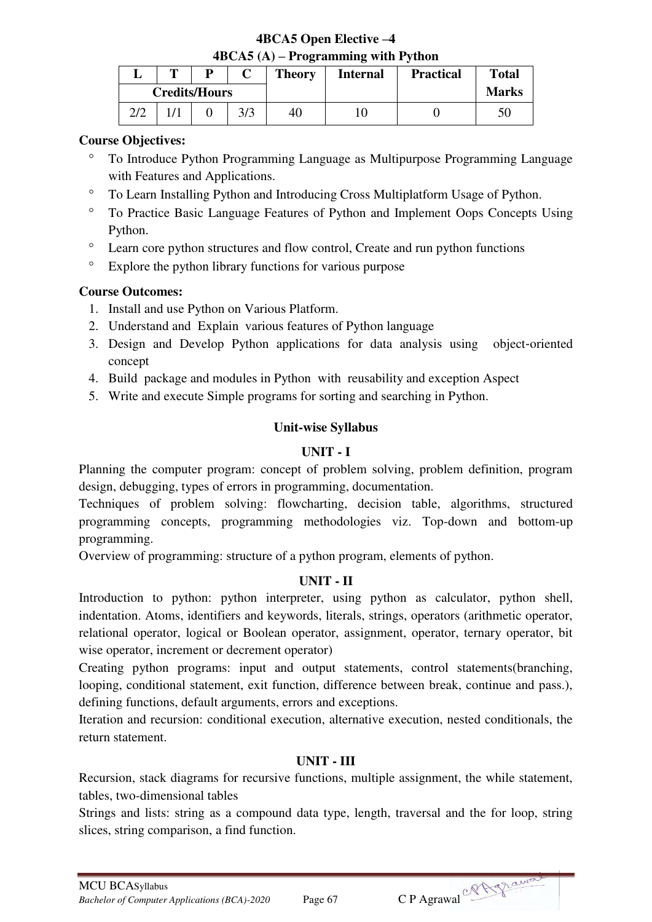# 4BCA5 Open Elective –4

## 4BCA5 (A) – Programming with Python

| L | T | P | C | Theory | Internal | Practical | Total |
|---|---|---|---|---|---|---|---|
| Credits/Hours | | | | | | | Marks |
| 2/2 | 1/1 | 0 | 3/3 | 40 | 10 | 0 | 50 |

**Course Objectives:**

- To Introduce Python Programming Language as Multipurpose Programming Language with Features and Applications.
- To Learn Installing Python and Introducing Cross Multiplatform Usage of Python.
- To Practice Basic Language Features of Python and Implement Oops Concepts Using Python.
- Learn core python structures and flow control, Create and run python functions
- Explore the python library functions for various purpose

**Course Outcomes:**

1. Install and use Python on Various Platform.
2. Understand and Explain various features of Python language
3. Design and Develop Python applications for data analysis using object-oriented concept
4. Build package and modules in Python with reusability and exception Aspect
5. Write and execute Simple programs for sorting and searching in Python.

### Unit-wise Syllabus

#### UNIT - I

Planning the computer program: concept of problem solving, problem definition, program design, debugging, types of errors in programming, documentation.

Techniques of problem solving: flowcharting, decision table, algorithms, structured programming concepts, programming methodologies viz. Top-down and bottom-up programming.

Overview of programming: structure of a python program, elements of python.

#### UNIT - II

Introduction to python: python interpreter, using python as calculator, python shell, indentation. Atoms, identifiers and keywords, literals, strings, operators (arithmetic operator, relational operator, logical or Boolean operator, assignment, operator, ternary operator, bit wise operator, increment or decrement operator)

Creating python programs: input and output statements, control statements(branching, looping, conditional statement, exit function, difference between break, continue and pass.), defining functions, default arguments, errors and exceptions.

Iteration and recursion: conditional execution, alternative execution, nested conditionals, the return statement.

#### UNIT - III

Recursion, stack diagrams for recursive functions, multiple assignment, the while statement, tables, two-dimensional tables

Strings and lists: string as a compound data type, length, traversal and the for loop, string slices, string comparison, a find function.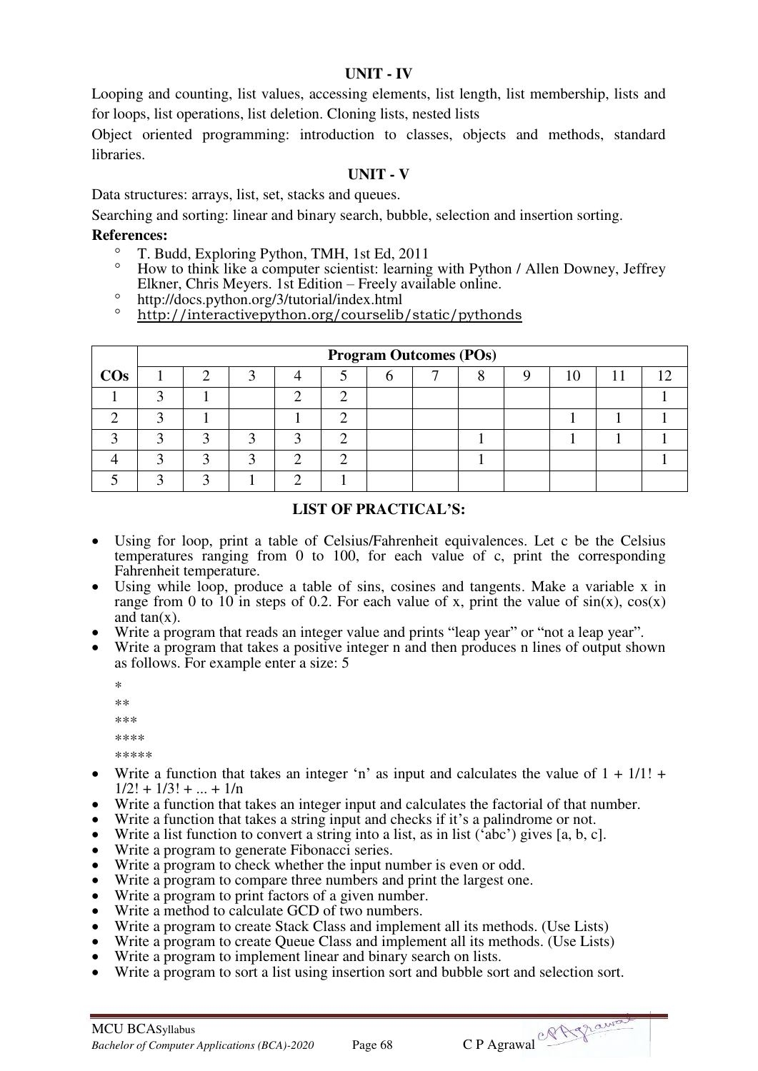### UNIT - IV

Looping and counting, list values, accessing elements, list length, list membership, lists and for loops, list operations, list deletion. Cloning lists, nested lists

Object oriented programming: introduction to classes, objects and methods, standard libraries.

### UNIT - V

Data structures: arrays, list, set, stacks and queues.

Searching and sorting: linear and binary search, bubble, selection and insertion sorting.

**References:**

- T. Budd, Exploring Python, TMH, 1st Ed, 2011
- How to think like a computer scientist: learning with Python / Allen Downey, Jeffrey Elkner, Chris Meyers. 1st Edition – Freely available online.
- http://docs.python.org/3/tutorial/index.html
- http://interactivepython.org/courselib/static/pythonds

| COs | Program Outcomes (POs) | | | | | | | | | | | |
|---|---|---|---|---|---|---|---|---|---|---|---|---|
| | 1 | 2 | 3 | 4 | 5 | 6 | 7 | 8 | 9 | 10 | 11 | 12 |
| 1 | 3 | 1 | | 2 | 2 | | | | | | | 1 |
| 2 | 3 | 1 | | 1 | 2 | | | | | 1 | 1 | 1 |
| 3 | 3 | 3 | 3 | 3 | 2 | | | 1 | | 1 | 1 | 1 |
| 4 | 3 | 3 | 3 | 2 | 2 | | | 1 | | | | 1 |
| 5 | 3 | 3 | 1 | 2 | 1 | | | | | | | |

### LIST OF PRACTICAL'S:

- Using for loop, print a table of Celsius/Fahrenheit equivalences. Let c be the Celsius temperatures ranging from 0 to 100, for each value of c, print the corresponding Fahrenheit temperature.
- Using while loop, produce a table of sins, cosines and tangents. Make a variable x in range from 0 to 10 in steps of 0.2. For each value of x, print the value of sin(x), cos(x) and tan(x).
- Write a program that reads an integer value and prints "leap year" or "not a leap year".
- Write a program that takes a positive integer n and then produces n lines of output shown as follows. For example enter a size: 5

```
*
**
***
****
*****
```

- Write a function that takes an integer 'n' as input and calculates the value of 1 + 1/1! + 1/2! + 1/3! + ... + 1/n
- Write a function that takes an integer input and calculates the factorial of that number.
- Write a function that takes a string input and checks if it's a palindrome or not.
- Write a list function to convert a string into a list, as in list ('abc') gives [a, b, c].
- Write a program to generate Fibonacci series.
- Write a program to check whether the input number is even or odd.
- Write a program to compare three numbers and print the largest one.
- Write a program to print factors of a given number.
- Write a method to calculate GCD of two numbers.
- Write a program to create Stack Class and implement all its methods. (Use Lists)
- Write a program to create Queue Class and implement all its methods. (Use Lists)
- Write a program to implement linear and binary search on lists.
- Write a program to sort a list using insertion sort and bubble sort and selection sort.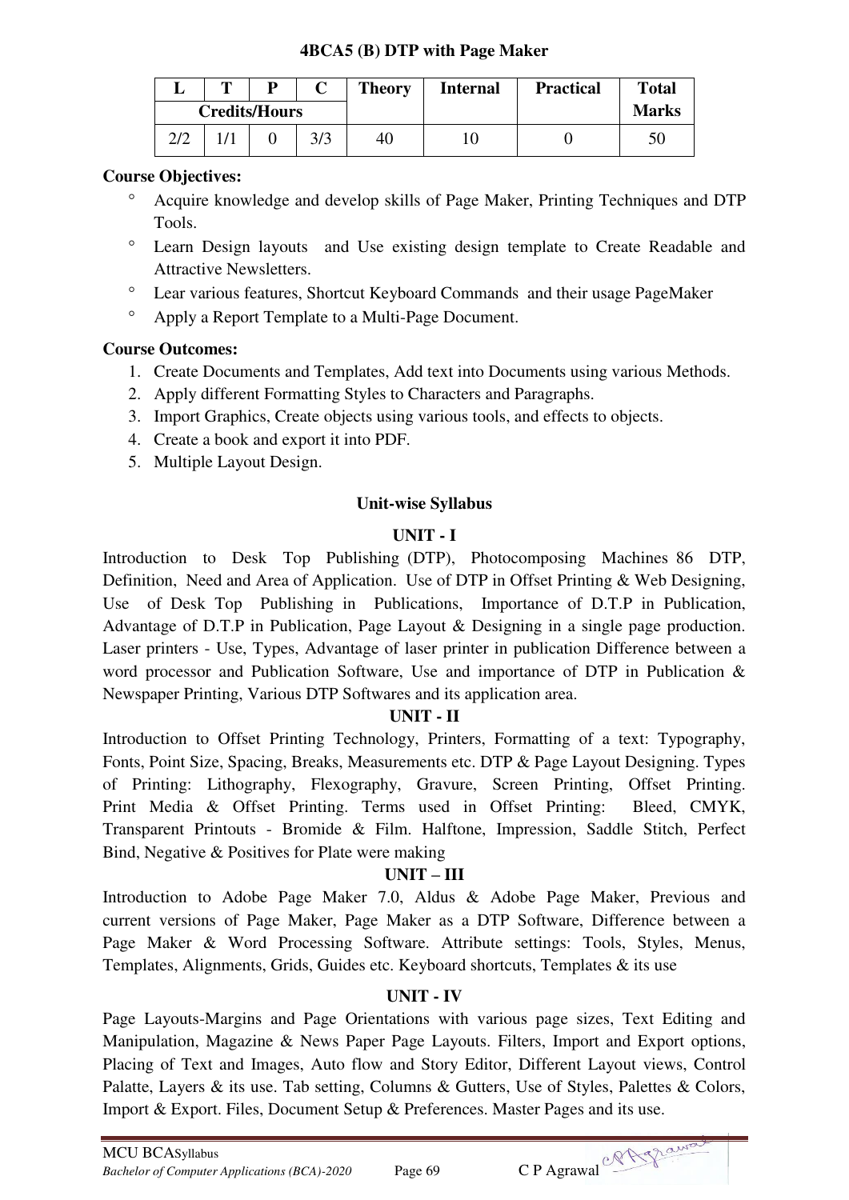### 4BCA5 (B) DTP with Page Maker

| L | T | P | C | Theory | Internal | Practical | Total Marks |
|---|---|---|---|---|---|---|---|
| Credits/Hours | | | | | | | |
| 2/2 | 1/1 | 0 | 3/3 | 40 | 10 | 0 | 50 |

**Course Objectives:**

- Acquire knowledge and develop skills of Page Maker, Printing Techniques and DTP Tools.
- Learn Design layouts and Use existing design template to Create Readable and Attractive Newsletters.
- Lear various features, Shortcut Keyboard Commands and their usage PageMaker
- Apply a Report Template to a Multi-Page Document.

**Course Outcomes:**

1. Create Documents and Templates, Add text into Documents using various Methods.
2. Apply different Formatting Styles to Characters and Paragraphs.
3. Import Graphics, Create objects using various tools, and effects to objects.
4. Create a book and export it into PDF.
5. Multiple Layout Design.

#### Unit-wise Syllabus

**UNIT - I**

Introduction to Desk Top Publishing (DTP), Photocomposing Machines 86 DTP, Definition, Need and Area of Application. Use of DTP in Offset Printing & Web Designing, Use of Desk Top Publishing in Publications, Importance of D.T.P in Publication, Advantage of D.T.P in Publication, Page Layout & Designing in a single page production. Laser printers - Use, Types, Advantage of laser printer in publication Difference between a word processor and Publication Software, Use and importance of DTP in Publication & Newspaper Printing, Various DTP Softwares and its application area.

**UNIT - II**

Introduction to Offset Printing Technology, Printers, Formatting of a text: Typography, Fonts, Point Size, Spacing, Breaks, Measurements etc. DTP & Page Layout Designing. Types of Printing: Lithography, Flexography, Gravure, Screen Printing, Offset Printing. Print Media & Offset Printing. Terms used in Offset Printing: Bleed, CMYK, Transparent Printouts - Bromide & Film. Halftone, Impression, Saddle Stitch, Perfect Bind, Negative & Positives for Plate were making

**UNIT – III**

Introduction to Adobe Page Maker 7.0, Aldus & Adobe Page Maker, Previous and current versions of Page Maker, Page Maker as a DTP Software, Difference between a Page Maker & Word Processing Software. Attribute settings: Tools, Styles, Menus, Templates, Alignments, Grids, Guides etc. Keyboard shortcuts, Templates & its use

**UNIT - IV**

Page Layouts-Margins and Page Orientations with various page sizes, Text Editing and Manipulation, Magazine & News Paper Page Layouts. Filters, Import and Export options, Placing of Text and Images, Auto flow and Story Editor, Different Layout views, Control Palatte, Layers & its use. Tab setting, Columns & Gutters, Use of Styles, Palettes & Colors, Import & Export. Files, Document Setup & Preferences. Master Pages and its use.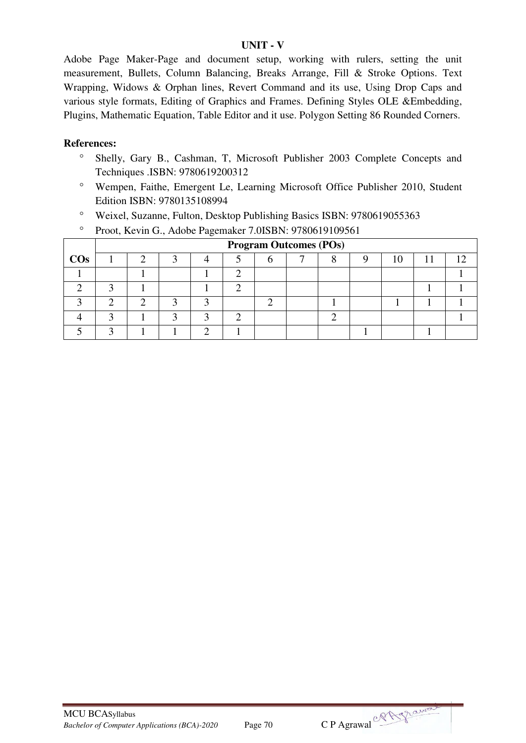## UNIT - V

Adobe Page Maker-Page and document setup, working with rulers, setting the unit measurement, Bullets, Column Balancing, Breaks Arrange, Fill & Stroke Options. Text Wrapping, Widows & Orphan lines, Revert Command and its use, Using Drop Caps and various style formats, Editing of Graphics and Frames. Defining Styles OLE &Embedding, Plugins, Mathematic Equation, Table Editor and it use. Polygon Setting 86 Rounded Corners.

**References:**

- Shelly, Gary B., Cashman, T, Microsoft Publisher 2003 Complete Concepts and Techniques .ISBN: 9780619200312
- Wempen, Faithe, Emergent Le, Learning Microsoft Office Publisher 2010, Student Edition ISBN: 9780135108994
- Weixel, Suzanne, Fulton, Desktop Publishing Basics ISBN: 9780619055363
- Proot, Kevin G., Adobe Pagemaker 7.0ISBN: 9780619109561

| COs | Program Outcomes (POs) | | | | | | | | | | | |
|---|---|---|---|---|---|---|---|---|---|---|---|---|
| | 1 | 2 | 3 | 4 | 5 | 6 | 7 | 8 | 9 | 10 | 11 | 12 |
| 1 | | 1 | | 1 | 2 | | | | | | | 1 |
| 2 | 3 | 1 | | 1 | 2 | | | | | | 1 | 1 |
| 3 | 2 | 2 | 3 | 3 | | 2 | | 1 | | 1 | 1 | 1 |
| 4 | 3 | 1 | 3 | 3 | 2 | | | 2 | | | | 1 |
| 5 | 3 | 1 | 1 | 2 | 1 | | | | 1 | | 1 | |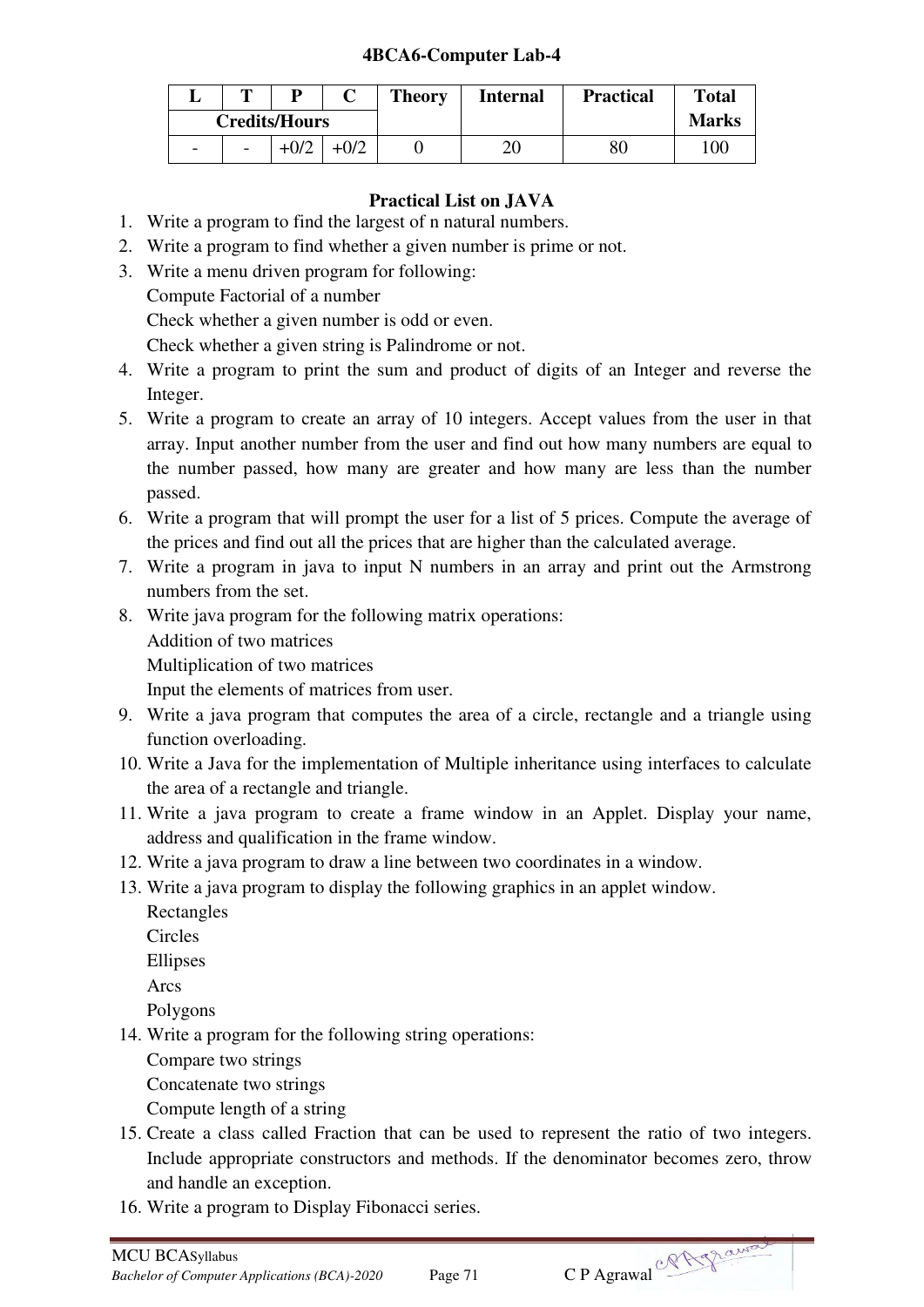# 4BCA6-Computer Lab-4

| L | T | P | C | Theory | Internal | Practical | Total Marks |
|---|---|---|---|---|---|---|---|
| Credits/Hours | | | | | | | |
| - | - | +0/2 | +0/2 | 0 | 20 | 80 | 100 |

## Practical List on JAVA

1. Write a program to find the largest of n natural numbers.
2. Write a program to find whether a given number is prime or not.
3. Write a menu driven program for following:
   Compute Factorial of a number
   Check whether a given number is odd or even.
   Check whether a given string is Palindrome or not.
4. Write a program to print the sum and product of digits of an Integer and reverse the Integer.
5. Write a program to create an array of 10 integers. Accept values from the user in that array. Input another number from the user and find out how many numbers are equal to the number passed, how many are greater and how many are less than the number passed.
6. Write a program that will prompt the user for a list of 5 prices. Compute the average of the prices and find out all the prices that are higher than the calculated average.
7. Write a program in java to input N numbers in an array and print out the Armstrong numbers from the set.
8. Write java program for the following matrix operations:
   Addition of two matrices
   Multiplication of two matrices
   Input the elements of matrices from user.
9. Write a java program that computes the area of a circle, rectangle and a triangle using function overloading.
10. Write a Java for the implementation of Multiple inheritance using interfaces to calculate the area of a rectangle and triangle.
11. Write a java program to create a frame window in an Applet. Display your name, address and qualification in the frame window.
12. Write a java program to draw a line between two coordinates in a window.
13. Write a java program to display the following graphics in an applet window.
    Rectangles
    Circles
    Ellipses
    Arcs
    Polygons
14. Write a program for the following string operations:
    Compare two strings
    Concatenate two strings
    Compute length of a string
15. Create a class called Fraction that can be used to represent the ratio of two integers. Include appropriate constructors and methods. If the denominator becomes zero, throw and handle an exception.
16. Write a program to Display Fibonacci series.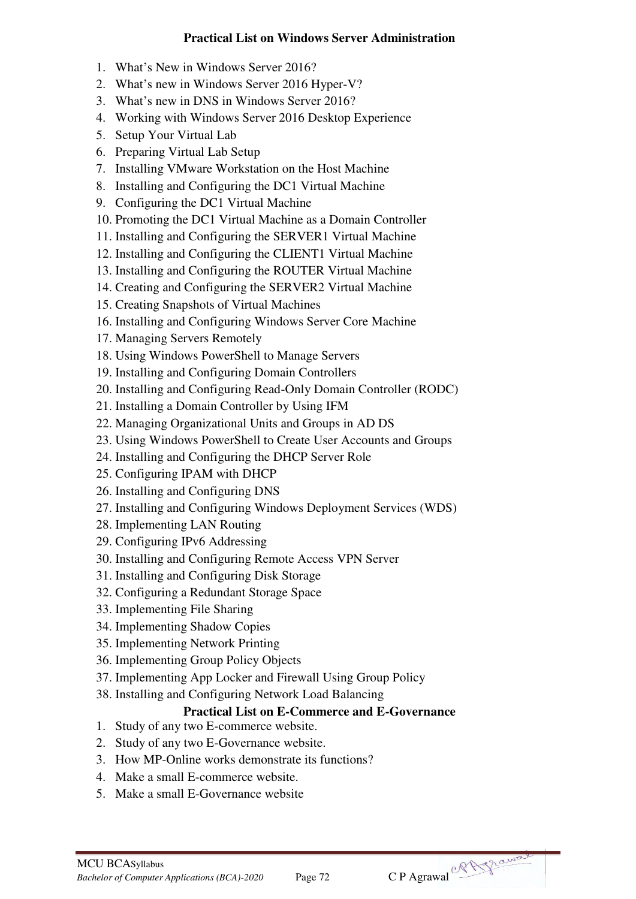## Practical List on Windows Server Administration

1. What's New in Windows Server 2016?
2. What's new in Windows Server 2016 Hyper-V?
3. What's new in DNS in Windows Server 2016?
4. Working with Windows Server 2016 Desktop Experience
5. Setup Your Virtual Lab
6. Preparing Virtual Lab Setup
7. Installing VMware Workstation on the Host Machine
8. Installing and Configuring the DC1 Virtual Machine
9. Configuring the DC1 Virtual Machine
10. Promoting the DC1 Virtual Machine as a Domain Controller
11. Installing and Configuring the SERVER1 Virtual Machine
12. Installing and Configuring the CLIENT1 Virtual Machine
13. Installing and Configuring the ROUTER Virtual Machine
14. Creating and Configuring the SERVER2 Virtual Machine
15. Creating Snapshots of Virtual Machines
16. Installing and Configuring Windows Server Core Machine
17. Managing Servers Remotely
18. Using Windows PowerShell to Manage Servers
19. Installing and Configuring Domain Controllers
20. Installing and Configuring Read-Only Domain Controller (RODC)
21. Installing a Domain Controller by Using IFM
22. Managing Organizational Units and Groups in AD DS
23. Using Windows PowerShell to Create User Accounts and Groups
24. Installing and Configuring the DHCP Server Role
25. Configuring IPAM with DHCP
26. Installing and Configuring DNS
27. Installing and Configuring Windows Deployment Services (WDS)
28. Implementing LAN Routing
29. Configuring IPv6 Addressing
30. Installing and Configuring Remote Access VPN Server
31. Installing and Configuring Disk Storage
32. Configuring a Redundant Storage Space
33. Implementing File Sharing
34. Implementing Shadow Copies
35. Implementing Network Printing
36. Implementing Group Policy Objects
37. Implementing App Locker and Firewall Using Group Policy
38. Installing and Configuring Network Load Balancing

## Practical List on E-Commerce and E-Governance

1. Study of any two E-commerce website.
2. Study of any two E-Governance website.
3. How MP-Online works demonstrate its functions?
4. Make a small E-commerce website.
5. Make a small E-Governance website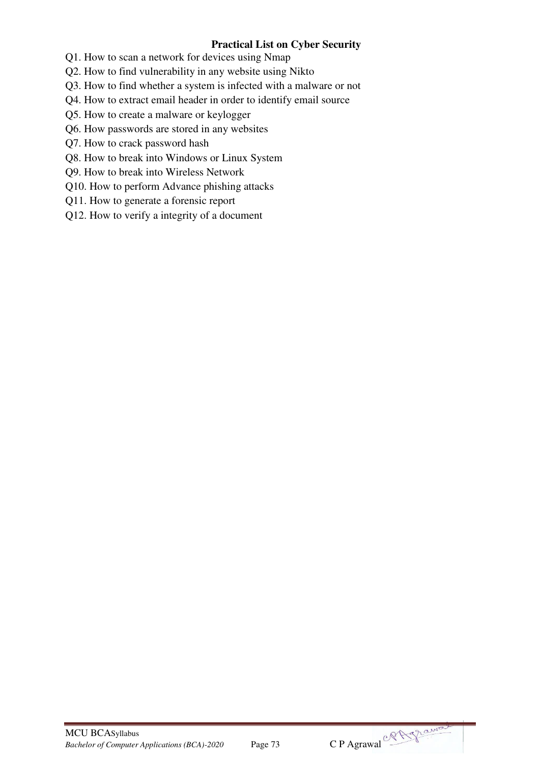**Practical List on Cyber Security**

Q1. How to scan a network for devices using Nmap

Q2. How to find vulnerability in any website using Nikto

Q3. How to find whether a system is infected with a malware or not

Q4. How to extract email header in order to identify email source

Q5. How to create a malware or keylogger

Q6. How passwords are stored in any websites

Q7. How to crack password hash

Q8. How to break into Windows or Linux System

Q9. How to break into Wireless Network

Q10. How to perform Advance phishing attacks

Q11. How to generate a forensic report

Q12. How to verify a integrity of a document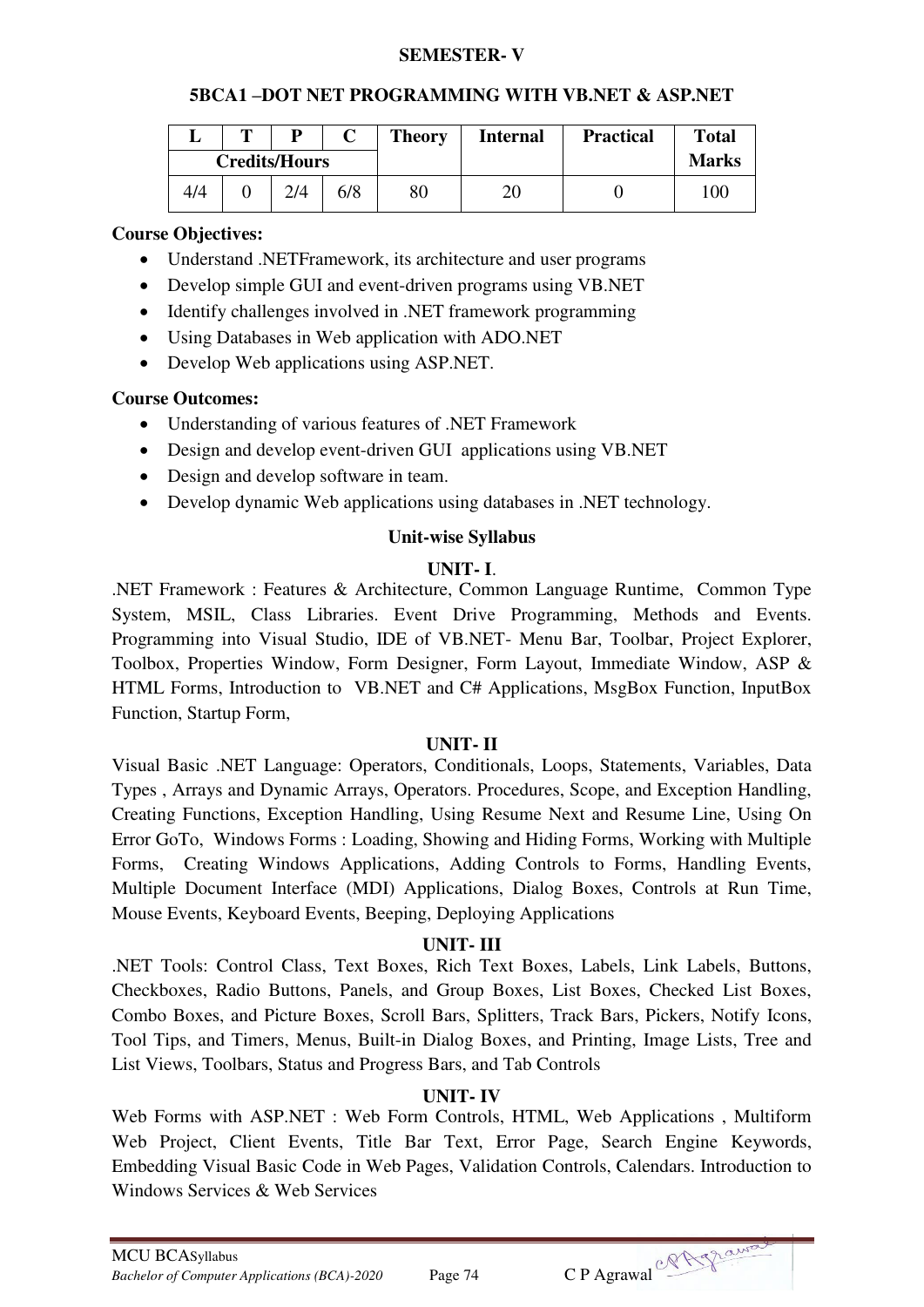**SEMESTER- V**

## 5BCA1 –DOT NET PROGRAMMING WITH VB.NET & ASP.NET

| L | T | P | C | Theory | Internal | Practical | Total Marks |
|---|---|---|---|---|---|---|---|
| Credits/Hours | | | | | | | |
| 4/4 | 0 | 2/4 | 6/8 | 80 | 20 | 0 | 100 |

**Course Objectives:**

- Understand .NETFramework, its architecture and user programs
- Develop simple GUI and event-driven programs using VB.NET
- Identify challenges involved in .NET framework programming
- Using Databases in Web application with ADO.NET
- Develop Web applications using ASP.NET.

**Course Outcomes:**

- Understanding of various features of .NET Framework
- Design and develop event-driven GUI applications using VB.NET
- Design and develop software in team.
- Develop dynamic Web applications using databases in .NET technology.

### Unit-wise Syllabus

#### UNIT- I.

.NET Framework : Features & Architecture, Common Language Runtime, Common Type System, MSIL, Class Libraries. Event Drive Programming, Methods and Events. Programming into Visual Studio, IDE of VB.NET- Menu Bar, Toolbar, Project Explorer, Toolbox, Properties Window, Form Designer, Form Layout, Immediate Window, ASP & HTML Forms, Introduction to VB.NET and C# Applications, MsgBox Function, InputBox Function, Startup Form,

#### UNIT- II

Visual Basic .NET Language: Operators, Conditionals, Loops, Statements, Variables, Data Types , Arrays and Dynamic Arrays, Operators. Procedures, Scope, and Exception Handling, Creating Functions, Exception Handling, Using Resume Next and Resume Line, Using On Error GoTo, Windows Forms : Loading, Showing and Hiding Forms, Working with Multiple Forms, Creating Windows Applications, Adding Controls to Forms, Handling Events, Multiple Document Interface (MDI) Applications, Dialog Boxes, Controls at Run Time, Mouse Events, Keyboard Events, Beeping, Deploying Applications

#### UNIT- III

.NET Tools: Control Class, Text Boxes, Rich Text Boxes, Labels, Link Labels, Buttons, Checkboxes, Radio Buttons, Panels, and Group Boxes, List Boxes, Checked List Boxes, Combo Boxes, and Picture Boxes, Scroll Bars, Splitters, Track Bars, Pickers, Notify Icons, Tool Tips, and Timers, Menus, Built-in Dialog Boxes, and Printing, Image Lists, Tree and List Views, Toolbars, Status and Progress Bars, and Tab Controls

#### UNIT- IV

Web Forms with ASP.NET : Web Form Controls, HTML, Web Applications , Multiform Web Project, Client Events, Title Bar Text, Error Page, Search Engine Keywords, Embedding Visual Basic Code in Web Pages, Validation Controls, Calendars. Introduction to Windows Services & Web Services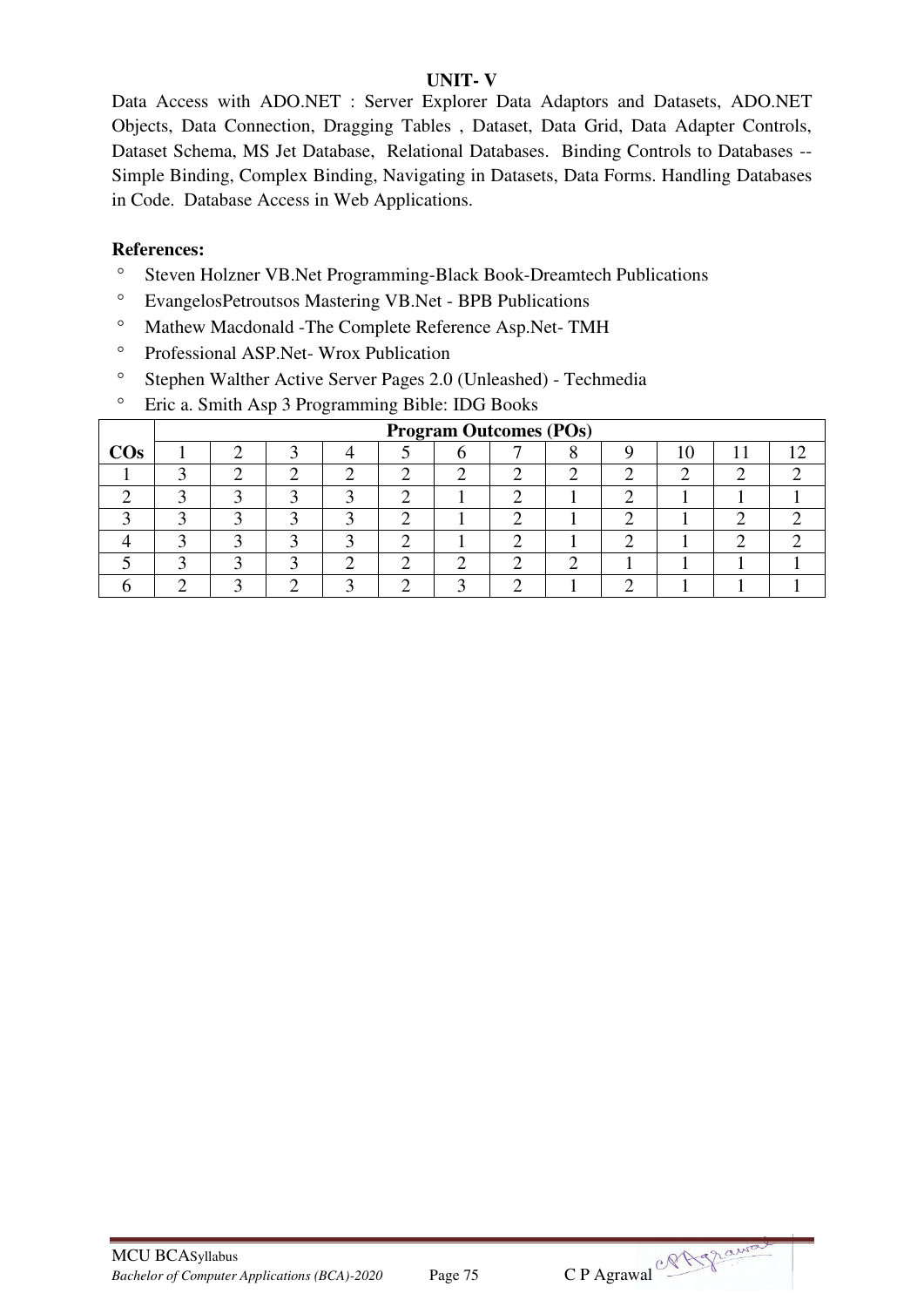**UNIT- V**

Data Access with ADO.NET : Server Explorer Data Adaptors and Datasets, ADO.NET Objects, Data Connection, Dragging Tables , Dataset, Data Grid, Data Adapter Controls, Dataset Schema, MS Jet Database, Relational Databases. Binding Controls to Databases -- Simple Binding, Complex Binding, Navigating in Datasets, Data Forms. Handling Databases in Code. Database Access in Web Applications.

**References:**

- Steven Holzner VB.Net Programming-Black Book-Dreamtech Publications
- EvangelosPetroutsos Mastering VB.Net - BPB Publications
- Mathew Macdonald -The Complete Reference Asp.Net- TMH
- Professional ASP.Net- Wrox Publication
- Stephen Walther Active Server Pages 2.0 (Unleashed) - Techmedia
- Eric a. Smith Asp 3 Programming Bible: IDG Books

| | Program Outcomes (POs) | | | | | | | | | | | |
|---|---|---|---|---|---|---|---|---|---|---|---|---|
| **COs** | 1 | 2 | 3 | 4 | 5 | 6 | 7 | 8 | 9 | 10 | 11 | 12 |
| 1 | 3 | 2 | 2 | 2 | 2 | 2 | 2 | 2 | 2 | 2 | 2 | 2 |
| 2 | 3 | 3 | 3 | 3 | 2 | 1 | 2 | 1 | 2 | 1 | 1 | 1 |
| 3 | 3 | 3 | 3 | 3 | 2 | 1 | 2 | 1 | 2 | 1 | 2 | 2 |
| 4 | 3 | 3 | 3 | 3 | 2 | 1 | 2 | 1 | 2 | 1 | 2 | 2 |
| 5 | 3 | 3 | 3 | 2 | 2 | 2 | 2 | 2 | 1 | 1 | 1 | 1 |
| 6 | 2 | 3 | 2 | 3 | 2 | 3 | 2 | 1 | 2 | 1 | 1 | 1 |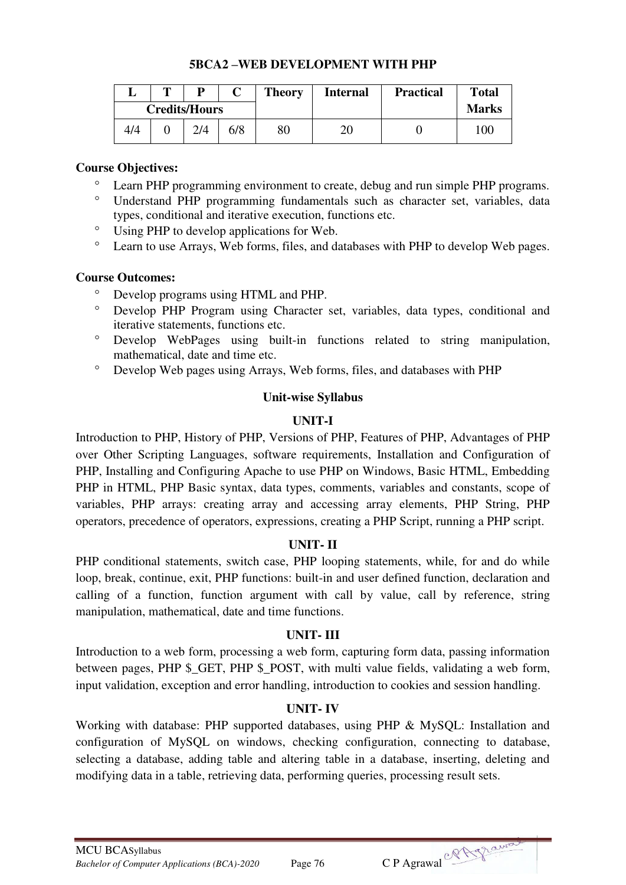## 5BCA2 –WEB DEVELOPMENT WITH PHP

| L | T | P | C | Theory | Internal | Practical | Total Marks |
|---|---|---|---|---|---|---|---|
| Credits/Hours | | | | | | | |
| 4/4 | 0 | 2/4 | 6/8 | 80 | 20 | 0 | 100 |

**Course Objectives:**

- Learn PHP programming environment to create, debug and run simple PHP programs.
- Understand PHP programming fundamentals such as character set, variables, data types, conditional and iterative execution, functions etc.
- Using PHP to develop applications for Web.
- Learn to use Arrays, Web forms, files, and databases with PHP to develop Web pages.

**Course Outcomes:**

- Develop programs using HTML and PHP.
- Develop PHP Program using Character set, variables, data types, conditional and iterative statements, functions etc.
- Develop WebPages using built-in functions related to string manipulation, mathematical, date and time etc.
- Develop Web pages using Arrays, Web forms, files, and databases with PHP

### Unit-wise Syllabus

#### UNIT-I

Introduction to PHP, History of PHP, Versions of PHP, Features of PHP, Advantages of PHP over Other Scripting Languages, software requirements, Installation and Configuration of PHP, Installing and Configuring Apache to use PHP on Windows, Basic HTML, Embedding PHP in HTML, PHP Basic syntax, data types, comments, variables and constants, scope of variables, PHP arrays: creating array and accessing array elements, PHP String, PHP operators, precedence of operators, expressions, creating a PHP Script, running a PHP script.

#### UNIT- II

PHP conditional statements, switch case, PHP looping statements, while, for and do while loop, break, continue, exit, PHP functions: built-in and user defined function, declaration and calling of a function, function argument with call by value, call by reference, string manipulation, mathematical, date and time functions.

#### UNIT- III

Introduction to a web form, processing a web form, capturing form data, passing information between pages, PHP $_GET, PHP $_POST, with multi value fields, validating a web form, input validation, exception and error handling, introduction to cookies and session handling.

#### UNIT- IV

Working with database: PHP supported databases, using PHP & MySQL: Installation and configuration of MySQL on windows, checking configuration, connecting to database, selecting a database, adding table and altering table in a database, inserting, deleting and modifying data in a table, retrieving data, performing queries, processing result sets.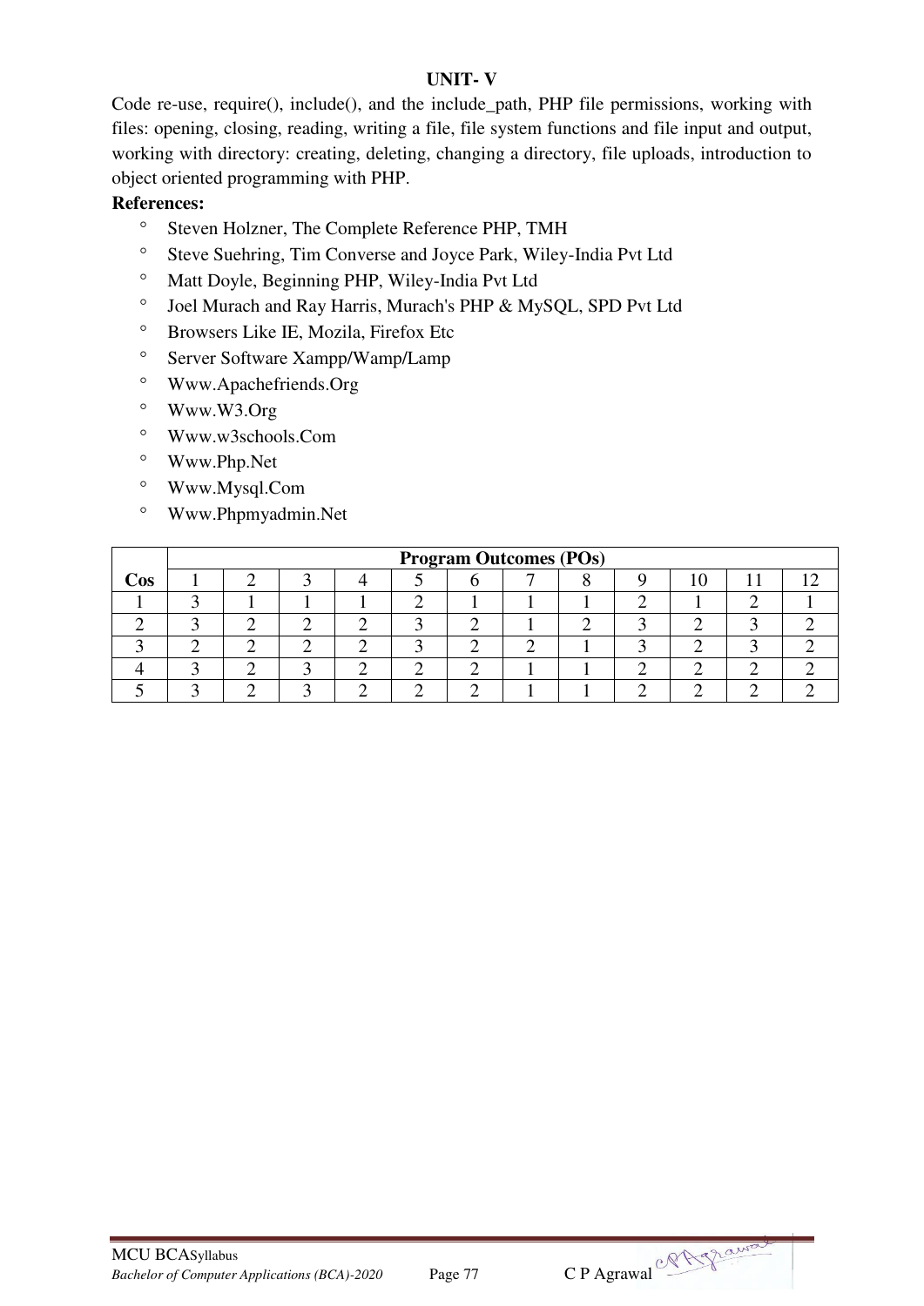**UNIT- V**

Code re-use, require(), include(), and the include_path, PHP file permissions, working with files: opening, closing, reading, writing a file, file system functions and file input and output, working with directory: creating, deleting, changing a directory, file uploads, introduction to object oriented programming with PHP.

**References:**

- Steven Holzner, The Complete Reference PHP, TMH
- Steve Suehring, Tim Converse and Joyce Park, Wiley-India Pvt Ltd
- Matt Doyle, Beginning PHP, Wiley-India Pvt Ltd
- Joel Murach and Ray Harris, Murach's PHP & MySQL, SPD Pvt Ltd
- Browsers Like IE, Mozila, Firefox Etc
- Server Software Xampp/Wamp/Lamp
- Www.Apachefriends.Org
- Www.W3.Org
- Www.w3schools.Com
- Www.Php.Net
- Www.Mysql.Com
- Www.Phpmyadmin.Net

| **Cos** | **Program Outcomes (POs)** | | | | | | | | | | | |
|---|---|---|---|---|---|---|---|---|---|---|---|---|
| | 1 | 2 | 3 | 4 | 5 | 6 | 7 | 8 | 9 | 10 | 11 | 12 |
| 1 | 3 | 1 | 1 | 1 | 2 | 1 | 1 | 1 | 2 | 1 | 2 | 1 |
| 2 | 3 | 2 | 2 | 2 | 3 | 2 | 1 | 2 | 3 | 2 | 3 | 2 |
| 3 | 2 | 2 | 2 | 2 | 3 | 2 | 2 | 1 | 3 | 2 | 3 | 2 |
| 4 | 3 | 2 | 3 | 2 | 2 | 2 | 1 | 1 | 2 | 2 | 2 | 2 |
| 5 | 3 | 2 | 3 | 2 | 2 | 2 | 1 | 1 | 2 | 2 | 2 | 2 |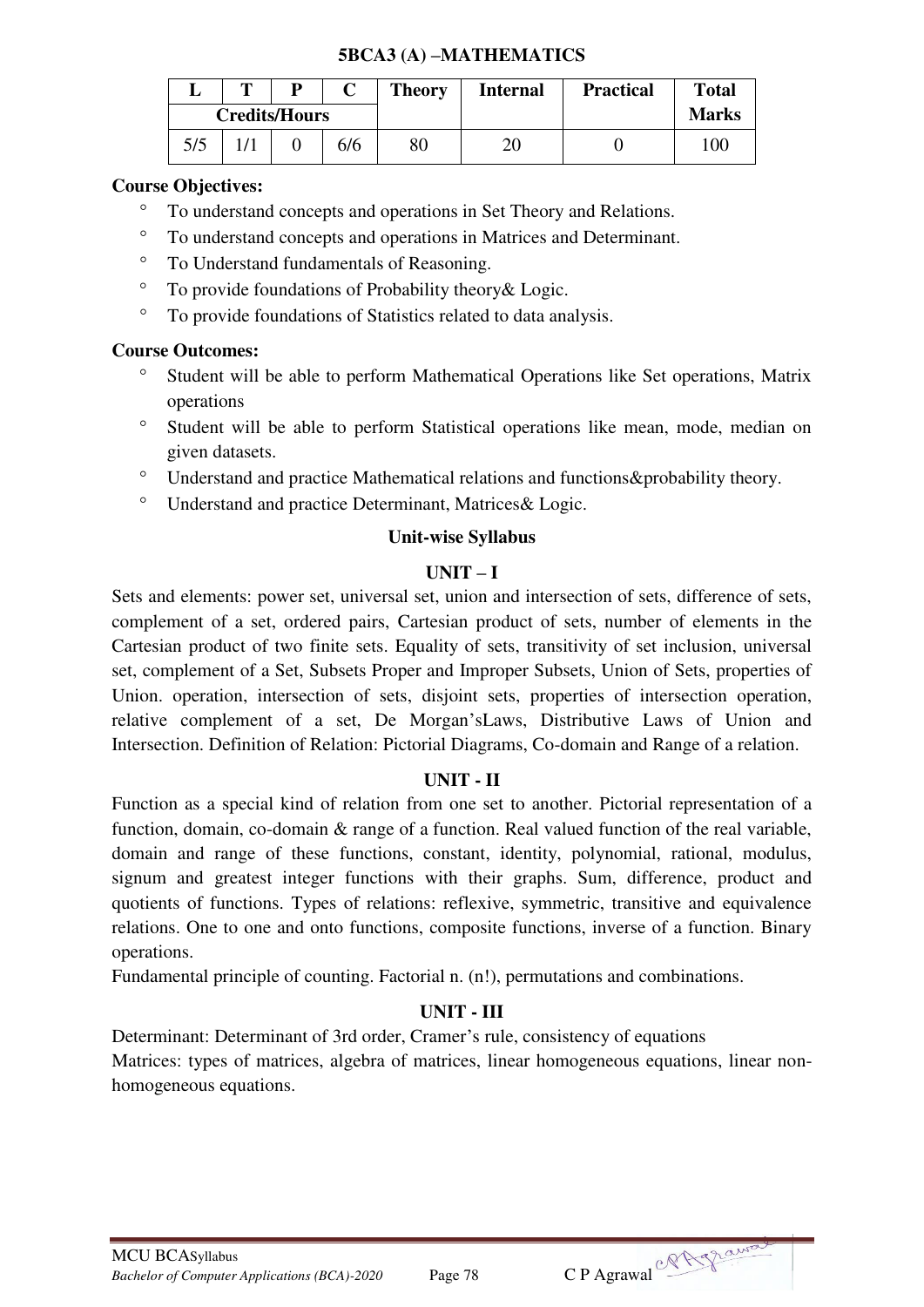## 5BCA3 (A) –MATHEMATICS

| L | T | P | C | Theory | Internal | Practical | Total Marks |
|---|---|---|---|---|---|---|---|
| Credits/Hours | | | | | | | |
| 5/5 | 1/1 | 0 | 6/6 | 80 | 20 | 0 | 100 |

**Course Objectives:**

- To understand concepts and operations in Set Theory and Relations.
- To understand concepts and operations in Matrices and Determinant.
- To Understand fundamentals of Reasoning.
- To provide foundations of Probability theory& Logic.
- To provide foundations of Statistics related to data analysis.

**Course Outcomes:**

- Student will be able to perform Mathematical Operations like Set operations, Matrix operations
- Student will be able to perform Statistical operations like mean, mode, median on given datasets.
- Understand and practice Mathematical relations and functions&probability theory.
- Understand and practice Determinant, Matrices& Logic.

### Unit-wise Syllabus

#### UNIT – I

Sets and elements: power set, universal set, union and intersection of sets, difference of sets, complement of a set, ordered pairs, Cartesian product of sets, number of elements in the Cartesian product of two finite sets. Equality of sets, transitivity of set inclusion, universal set, complement of a Set, Subsets Proper and Improper Subsets, Union of Sets, properties of Union. operation, intersection of sets, disjoint sets, properties of intersection operation, relative complement of a set, De Morgan'sLaws, Distributive Laws of Union and Intersection. Definition of Relation: Pictorial Diagrams, Co-domain and Range of a relation.

#### UNIT - II

Function as a special kind of relation from one set to another. Pictorial representation of a function, domain, co-domain & range of a function. Real valued function of the real variable, domain and range of these functions, constant, identity, polynomial, rational, modulus, signum and greatest integer functions with their graphs. Sum, difference, product and quotients of functions. Types of relations: reflexive, symmetric, transitive and equivalence relations. One to one and onto functions, composite functions, inverse of a function. Binary operations.

Fundamental principle of counting. Factorial n. (n!), permutations and combinations.

#### UNIT - III

Determinant: Determinant of 3rd order, Cramer's rule, consistency of equations

Matrices: types of matrices, algebra of matrices, linear homogeneous equations, linear non-homogeneous equations.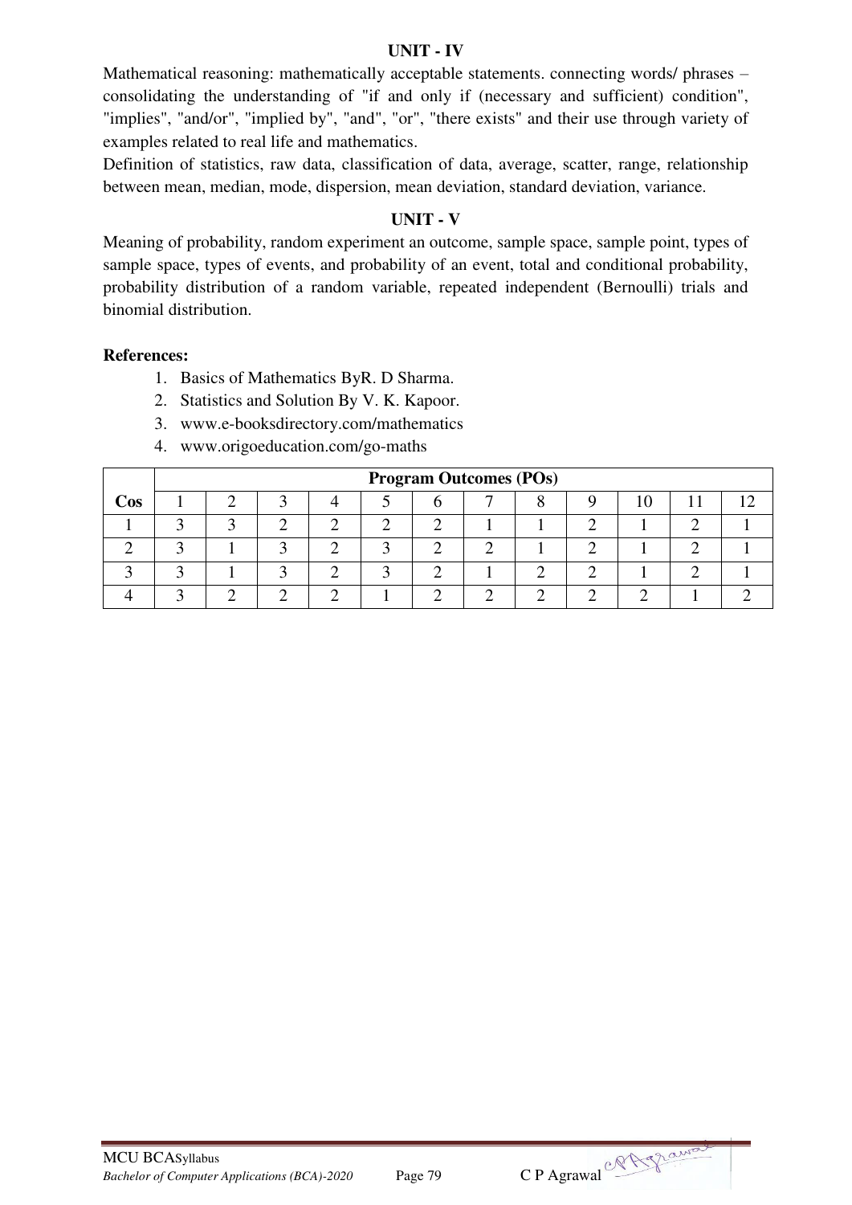### UNIT - IV

Mathematical reasoning: mathematically acceptable statements. connecting words/ phrases – consolidating the understanding of "if and only if (necessary and sufficient) condition", "implies", "and/or", "implied by", "and", "or", "there exists" and their use through variety of examples related to real life and mathematics.

Definition of statistics, raw data, classification of data, average, scatter, range, relationship between mean, median, mode, dispersion, mean deviation, standard deviation, variance.

### UNIT - V

Meaning of probability, random experiment an outcome, sample space, sample point, types of sample space, types of events, and probability of an event, total and conditional probability, probability distribution of a random variable, repeated independent (Bernoulli) trials and binomial distribution.

**References:**

1. Basics of Mathematics ByR. D Sharma.
2. Statistics and Solution By V. K. Kapoor.
3. www.e-booksdirectory.com/mathematics
4. www.origoeducation.com/go-maths

| | **Program Outcomes (POs)** | | | | | | | | | | | |
|---|---|---|---|---|---|---|---|---|---|---|---|---|
| **Cos** | 1 | 2 | 3 | 4 | 5 | 6 | 7 | 8 | 9 | 10 | 11 | 12 |
| 1 | 3 | 3 | 2 | 2 | 2 | 2 | 1 | 1 | 2 | 1 | 2 | 1 |
| 2 | 3 | 1 | 3 | 2 | 3 | 2 | 2 | 1 | 2 | 1 | 2 | 1 |
| 3 | 3 | 1 | 3 | 2 | 3 | 2 | 1 | 2 | 2 | 1 | 2 | 1 |
| 4 | 3 | 2 | 2 | 2 | 1 | 2 | 2 | 2 | 2 | 2 | 1 | 2 |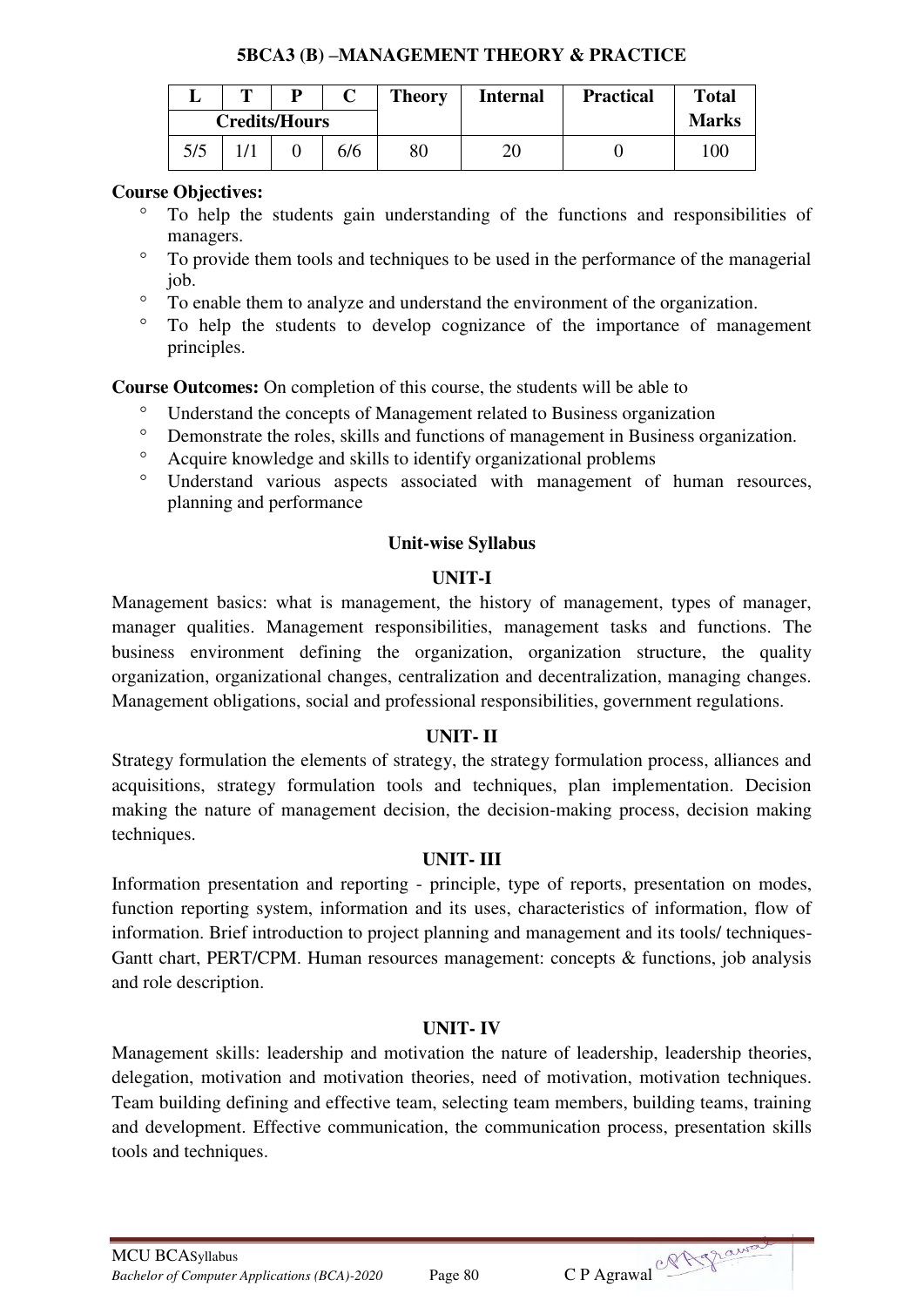### 5BCA3 (B) –MANAGEMENT THEORY & PRACTICE

| L | T | P | C | Theory | Internal | Practical | Total Marks |
|---|---|---|---|---|---|---|---|
| Credits/Hours | | | | | | | |
| 5/5 | 1/1 | 0 | 6/6 | 80 | 20 | 0 | 100 |

**Course Objectives:**

- To help the students gain understanding of the functions and responsibilities of managers.
- To provide them tools and techniques to be used in the performance of the managerial job.
- To enable them to analyze and understand the environment of the organization.
- To help the students to develop cognizance of the importance of management principles.

**Course Outcomes:** On completion of this course, the students will be able to

- Understand the concepts of Management related to Business organization
- Demonstrate the roles, skills and functions of management in Business organization.
- Acquire knowledge and skills to identify organizational problems
- Understand various aspects associated with management of human resources, planning and performance

#### Unit-wise Syllabus

#### UNIT-I

Management basics: what is management, the history of management, types of manager, manager qualities. Management responsibilities, management tasks and functions. The business environment defining the organization, organization structure, the quality organization, organizational changes, centralization and decentralization, managing changes. Management obligations, social and professional responsibilities, government regulations.

#### UNIT- II

Strategy formulation the elements of strategy, the strategy formulation process, alliances and acquisitions, strategy formulation tools and techniques, plan implementation. Decision making the nature of management decision, the decision-making process, decision making techniques.

#### UNIT- III

Information presentation and reporting - principle, type of reports, presentation on modes, function reporting system, information and its uses, characteristics of information, flow of information. Brief introduction to project planning and management and its tools/ techniques-Gantt chart, PERT/CPM. Human resources management: concepts & functions, job analysis and role description.

#### UNIT- IV

Management skills: leadership and motivation the nature of leadership, leadership theories, delegation, motivation and motivation theories, need of motivation, motivation techniques. Team building defining and effective team, selecting team members, building teams, training and development. Effective communication, the communication process, presentation skills tools and techniques.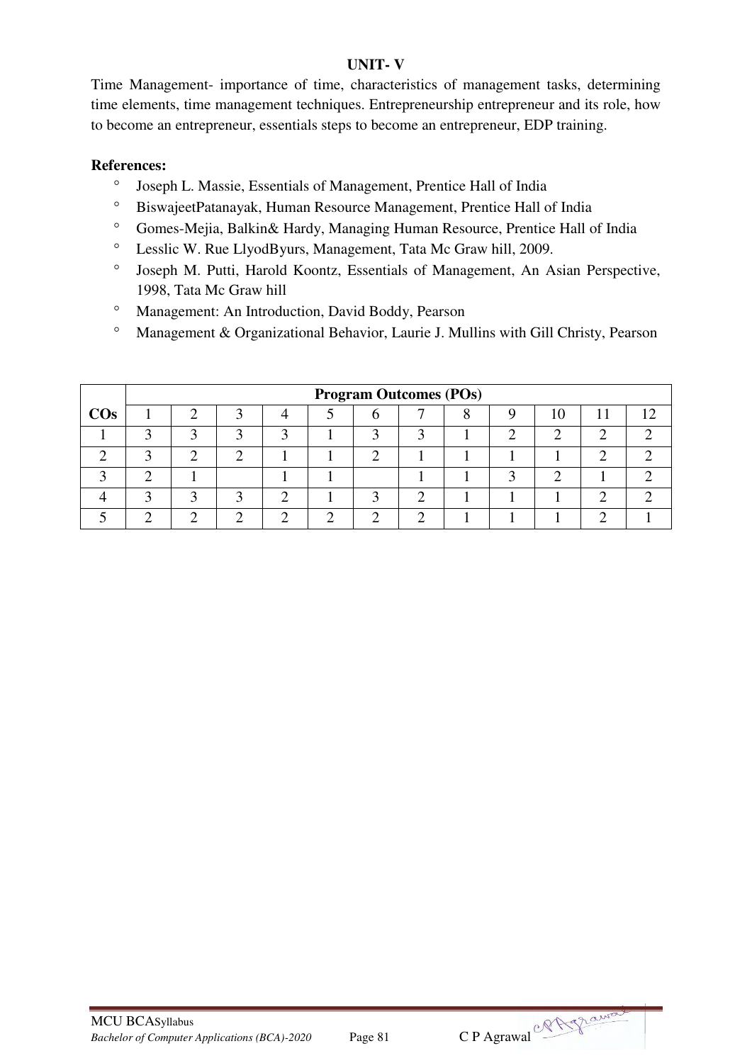**UNIT- V**

Time Management- importance of time, characteristics of management tasks, determining time elements, time management techniques. Entrepreneurship entrepreneur and its role, how to become an entrepreneur, essentials steps to become an entrepreneur, EDP training.

**References:**

- Joseph L. Massie, Essentials of Management, Prentice Hall of India
- BiswajeetPatanayak, Human Resource Management, Prentice Hall of India
- Gomes-Mejia, Balkin& Hardy, Managing Human Resource, Prentice Hall of India
- Lesslic W. Rue LlyodByurs, Management, Tata Mc Graw hill, 2009.
- Joseph M. Putti, Harold Koontz, Essentials of Management, An Asian Perspective, 1998, Tata Mc Graw hill
- Management: An Introduction, David Boddy, Pearson
- Management & Organizational Behavior, Laurie J. Mullins with Gill Christy, Pearson

| | **Program Outcomes (POs)** | | | | | | | | | | | |
|---|---|---|---|---|---|---|---|---|---|---|---|---|
| **COs** | 1 | 2 | 3 | 4 | 5 | 6 | 7 | 8 | 9 | 10 | 11 | 12 |
| 1 | 3 | 3 | 3 | 3 | 1 | 3 | 3 | 1 | 2 | 2 | 2 | 2 |
| 2 | 3 | 2 | 2 | 1 | 1 | 2 | 1 | 1 | 1 | 1 | 2 | 2 |
| 3 | 2 | 1 | | 1 | 1 | | 1 | 1 | 3 | 2 | 1 | 2 |
| 4 | 3 | 3 | 3 | 2 | 1 | 3 | 2 | 1 | 1 | 1 | 2 | 2 |
| 5 | 2 | 2 | 2 | 2 | 2 | 2 | 2 | 1 | 1 | 1 | 2 | 1 |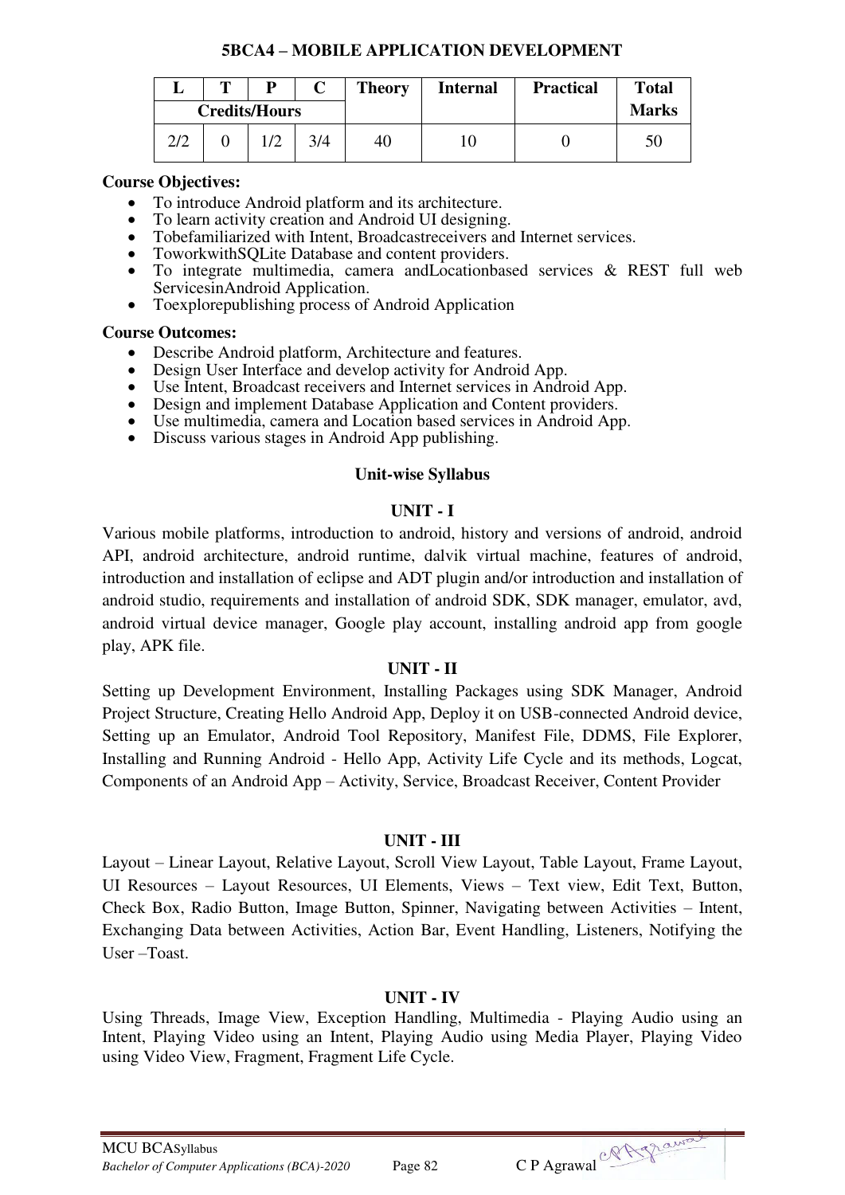## 5BCA4 – MOBILE APPLICATION DEVELOPMENT

| L | T | P | C | Theory | Internal | Practical | Total Marks |
|---|---|---|---|---|---|---|---|
| Credits/Hours | | | | | | | |
| 2/2 | 0 | 1/2 | 3/4 | 40 | 10 | 0 | 50 |

**Course Objectives:**

- To introduce Android platform and its architecture.
- To learn activity creation and Android UI designing.
- Tobefamiliarized with Intent, Broadcastreceivers and Internet services.
- ToworkwithSQLite Database and content providers.
- To integrate multimedia, camera andLocationbased services & REST full web ServicesinAndroid Application.
- Toexplorepublishing process of Android Application

**Course Outcomes:**

- Describe Android platform, Architecture and features.
- Design User Interface and develop activity for Android App.
- Use Intent, Broadcast receivers and Internet services in Android App.
- Design and implement Database Application and Content providers.
- Use multimedia, camera and Location based services in Android App.
- Discuss various stages in Android App publishing.

### Unit-wise Syllabus

#### UNIT - I

Various mobile platforms, introduction to android, history and versions of android, android API, android architecture, android runtime, dalvik virtual machine, features of android, introduction and installation of eclipse and ADT plugin and/or introduction and installation of android studio, requirements and installation of android SDK, SDK manager, emulator, avd, android virtual device manager, Google play account, installing android app from google play, APK file.

#### UNIT - II

Setting up Development Environment, Installing Packages using SDK Manager, Android Project Structure, Creating Hello Android App, Deploy it on USB-connected Android device, Setting up an Emulator, Android Tool Repository, Manifest File, DDMS, File Explorer, Installing and Running Android - Hello App, Activity Life Cycle and its methods, Logcat, Components of an Android App – Activity, Service, Broadcast Receiver, Content Provider

#### UNIT - III

Layout – Linear Layout, Relative Layout, Scroll View Layout, Table Layout, Frame Layout, UI Resources – Layout Resources, UI Elements, Views – Text view, Edit Text, Button, Check Box, Radio Button, Image Button, Spinner, Navigating between Activities – Intent, Exchanging Data between Activities, Action Bar, Event Handling, Listeners, Notifying the User –Toast.

#### UNIT - IV

Using Threads, Image View, Exception Handling, Multimedia - Playing Audio using an Intent, Playing Video using an Intent, Playing Audio using Media Player, Playing Video using Video View, Fragment, Fragment Life Cycle.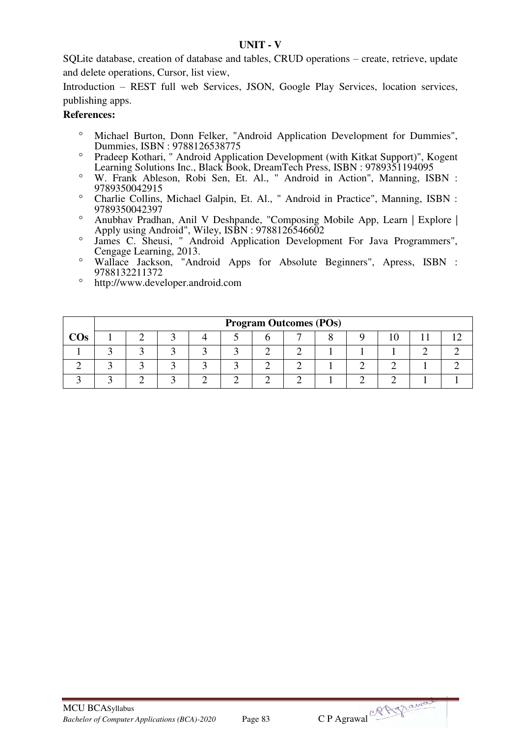## UNIT - V

SQLite database, creation of database and tables, CRUD operations – create, retrieve, update and delete operations, Cursor, list view,

Introduction – REST full web Services, JSON, Google Play Services, location services, publishing apps.

**References:**

- Michael Burton, Donn Felker, "Android Application Development for Dummies", Dummies, ISBN : 9788126538775
- Pradeep Kothari, " Android Application Development (with Kitkat Support)", Kogent Learning Solutions Inc., Black Book, DreamTech Press, ISBN : 9789351194095
- W. Frank Ableson, Robi Sen, Et. Al., " Android in Action", Manning, ISBN : 9789350042915
- Charlie Collins, Michael Galpin, Et. Al., " Android in Practice", Manning, ISBN : 9789350042397
- Anubhav Pradhan, Anil V Deshpande, "Composing Mobile App, Learn | Explore | Apply using Android", Wiley, ISBN : 9788126546602
- James C. Sheusi, " Android Application Development For Java Programmers", Cengage Learning, 2013.
- Wallace Jackson, "Android Apps for Absolute Beginners", Apress, ISBN : 9788132211372
- http://www.developer.android.com

| COs | Program Outcomes (POs) | | | | | | | | | | | |
|---|---|---|---|---|---|---|---|---|---|---|---|---|
| | 1 | 2 | 3 | 4 | 5 | 6 | 7 | 8 | 9 | 10 | 11 | 12 |
| 1 | 3 | 3 | 3 | 3 | 3 | 2 | 2 | 1 | 1 | 1 | 2 | 2 |
| 2 | 3 | 3 | 3 | 3 | 3 | 2 | 2 | 1 | 2 | 2 | 1 | 2 |
| 3 | 3 | 2 | 3 | 2 | 2 | 2 | 2 | 1 | 2 | 2 | 1 | 1 |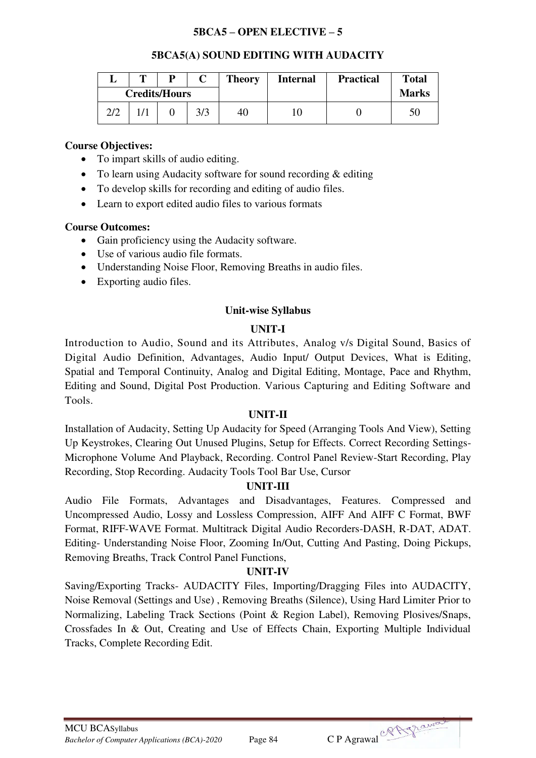**5BCA5 – OPEN ELECTIVE – 5**

**5BCA5(A) SOUND EDITING WITH AUDACITY**

| L | T | P | C | Theory | Internal | Practical | Total Marks |
|---|---|---|---|---|---|---|---|
| Credits/Hours | | | | | | | |
| 2/2 | 1/1 | 0 | 3/3 | 40 | 10 | 0 | 50 |

**Course Objectives:**

- To impart skills of audio editing.
- To learn using Audacity software for sound recording & editing
- To develop skills for recording and editing of audio files.
- Learn to export edited audio files to various formats

**Course Outcomes:**

- Gain proficiency using the Audacity software.
- Use of various audio file formats.
- Understanding Noise Floor, Removing Breaths in audio files.
- Exporting audio files.

**Unit-wise Syllabus**

**UNIT-I**

Introduction to Audio, Sound and its Attributes, Analog v/s Digital Sound, Basics of Digital Audio Definition, Advantages, Audio Input/ Output Devices, What is Editing, Spatial and Temporal Continuity, Analog and Digital Editing, Montage, Pace and Rhythm, Editing and Sound, Digital Post Production. Various Capturing and Editing Software and Tools.

**UNIT-II**

Installation of Audacity, Setting Up Audacity for Speed (Arranging Tools And View), Setting Up Keystrokes, Clearing Out Unused Plugins, Setup for Effects. Correct Recording Settings-Microphone Volume And Playback, Recording. Control Panel Review-Start Recording, Play Recording, Stop Recording. Audacity Tools Tool Bar Use, Cursor

**UNIT-III**

Audio File Formats, Advantages and Disadvantages, Features. Compressed and Uncompressed Audio, Lossy and Lossless Compression, AIFF And AIFF C Format, BWF Format, RIFF-WAVE Format. Multitrack Digital Audio Recorders-DASH, R-DAT, ADAT. Editing- Understanding Noise Floor, Zooming In/Out, Cutting And Pasting, Doing Pickups, Removing Breaths, Track Control Panel Functions,

**UNIT-IV**

Saving/Exporting Tracks- AUDACITY Files, Importing/Dragging Files into AUDACITY, Noise Removal (Settings and Use) , Removing Breaths (Silence), Using Hard Limiter Prior to Normalizing, Labeling Track Sections (Point & Region Label), Removing Plosives/Snaps, Crossfades In & Out, Creating and Use of Effects Chain, Exporting Multiple Individual Tracks, Complete Recording Edit.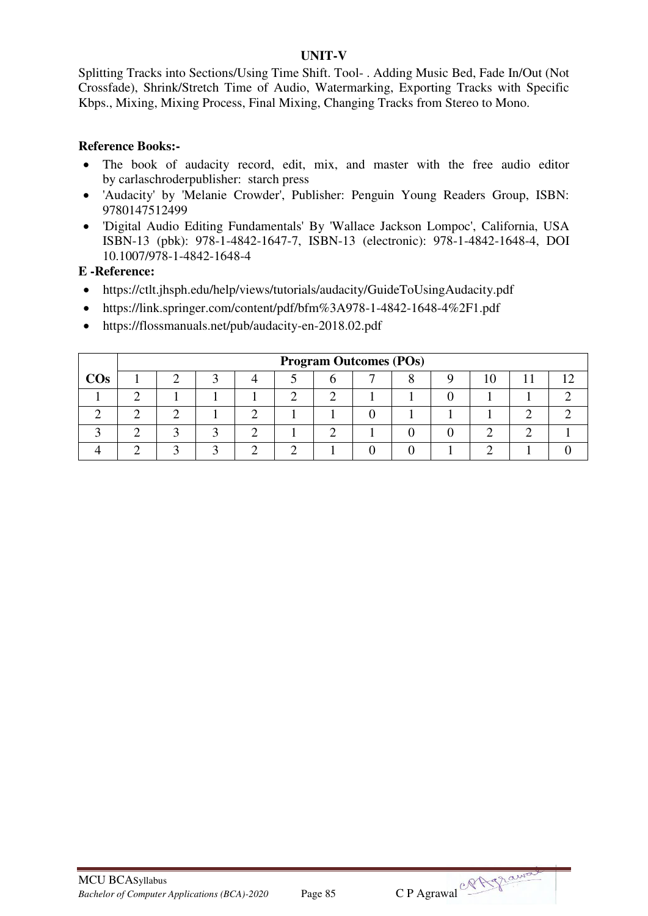**UNIT-V**

Splitting Tracks into Sections/Using Time Shift. Tool- . Adding Music Bed, Fade In/Out (Not Crossfade), Shrink/Stretch Time of Audio, Watermarking, Exporting Tracks with Specific Kbps., Mixing, Mixing Process, Final Mixing, Changing Tracks from Stereo to Mono.

**Reference Books:-**

- The book of audacity record, edit, mix, and master with the free audio editor by carlaschroderpublisher: starch press
- 'Audacity' by 'Melanie Crowder', Publisher: Penguin Young Readers Group, ISBN: 9780147512499
- 'Digital Audio Editing Fundamentals' By 'Wallace Jackson Lompoc', California, USA ISBN-13 (pbk): 978-1-4842-1647-7, ISBN-13 (electronic): 978-1-4842-1648-4, DOI 10.1007/978-1-4842-1648-4

**E -Reference:**

- https://ctlt.jhsph.edu/help/views/tutorials/audacity/GuideToUsingAudacity.pdf
- https://link.springer.com/content/pdf/bfm%3A978-1-4842-1648-4%2F1.pdf
- https://flossmanuals.net/pub/audacity-en-2018.02.pdf

| | **Program Outcomes (POs)** | | | | | | | | | | | |
|---|---|---|---|---|---|---|---|---|---|---|---|---|
| **COs** | 1 | 2 | 3 | 4 | 5 | 6 | 7 | 8 | 9 | 10 | 11 | 12 |
| 1 | 2 | 1 | 1 | 1 | 2 | 2 | 1 | 1 | 0 | 1 | 1 | 2 |
| 2 | 2 | 2 | 1 | 2 | 1 | 1 | 0 | 1 | 1 | 1 | 2 | 2 |
| 3 | 2 | 3 | 3 | 2 | 1 | 2 | 1 | 0 | 0 | 2 | 2 | 1 |
| 4 | 2 | 3 | 3 | 2 | 2 | 1 | 0 | 0 | 1 | 2 | 1 | 0 |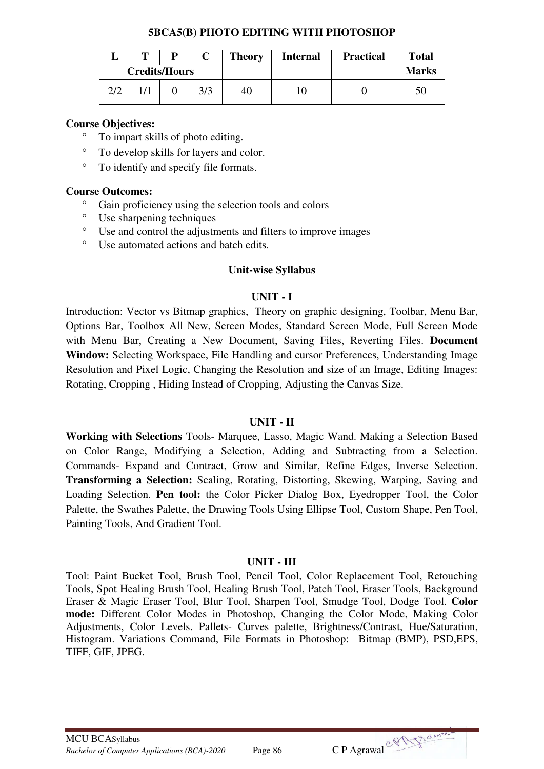## 5BCA5(B) PHOTO EDITING WITH PHOTOSHOP

| L | T | P | C | Theory | Internal | Practical | Total Marks |
|---|---|---|---|---|---|---|---|
| Credits/Hours | | | | | | | |
| 2/2 | 1/1 | 0 | 3/3 | 40 | 10 | 0 | 50 |

**Course Objectives:**

- To impart skills of photo editing.
- To develop skills for layers and color.
- To identify and specify file formats.

**Course Outcomes:**

- Gain proficiency using the selection tools and colors
- Use sharpening techniques
- Use and control the adjustments and filters to improve images
- Use automated actions and batch edits.

### Unit-wise Syllabus

#### UNIT - I

Introduction: Vector vs Bitmap graphics, Theory on graphic designing, Toolbar, Menu Bar, Options Bar, Toolbox All New, Screen Modes, Standard Screen Mode, Full Screen Mode with Menu Bar, Creating a New Document, Saving Files, Reverting Files. **Document Window:** Selecting Workspace, File Handling and cursor Preferences, Understanding Image Resolution and Pixel Logic, Changing the Resolution and size of an Image, Editing Images: Rotating, Cropping , Hiding Instead of Cropping, Adjusting the Canvas Size.

#### UNIT - II

**Working with Selections** Tools- Marquee, Lasso, Magic Wand. Making a Selection Based on Color Range, Modifying a Selection, Adding and Subtracting from a Selection. Commands- Expand and Contract, Grow and Similar, Refine Edges, Inverse Selection. **Transforming a Selection:** Scaling, Rotating, Distorting, Skewing, Warping, Saving and Loading Selection. **Pen tool:** the Color Picker Dialog Box, Eyedropper Tool, the Color Palette, the Swathes Palette, the Drawing Tools Using Ellipse Tool, Custom Shape, Pen Tool, Painting Tools, And Gradient Tool.

#### UNIT - III

Tool: Paint Bucket Tool, Brush Tool, Pencil Tool, Color Replacement Tool, Retouching Tools, Spot Healing Brush Tool, Healing Brush Tool, Patch Tool, Eraser Tools, Background Eraser & Magic Eraser Tool, Blur Tool, Sharpen Tool, Smudge Tool, Dodge Tool. **Color mode:** Different Color Modes in Photoshop, Changing the Color Mode, Making Color Adjustments, Color Levels. Pallets- Curves palette, Brightness/Contrast, Hue/Saturation, Histogram. Variations Command, File Formats in Photoshop: Bitmap (BMP), PSD,EPS, TIFF, GIF, JPEG.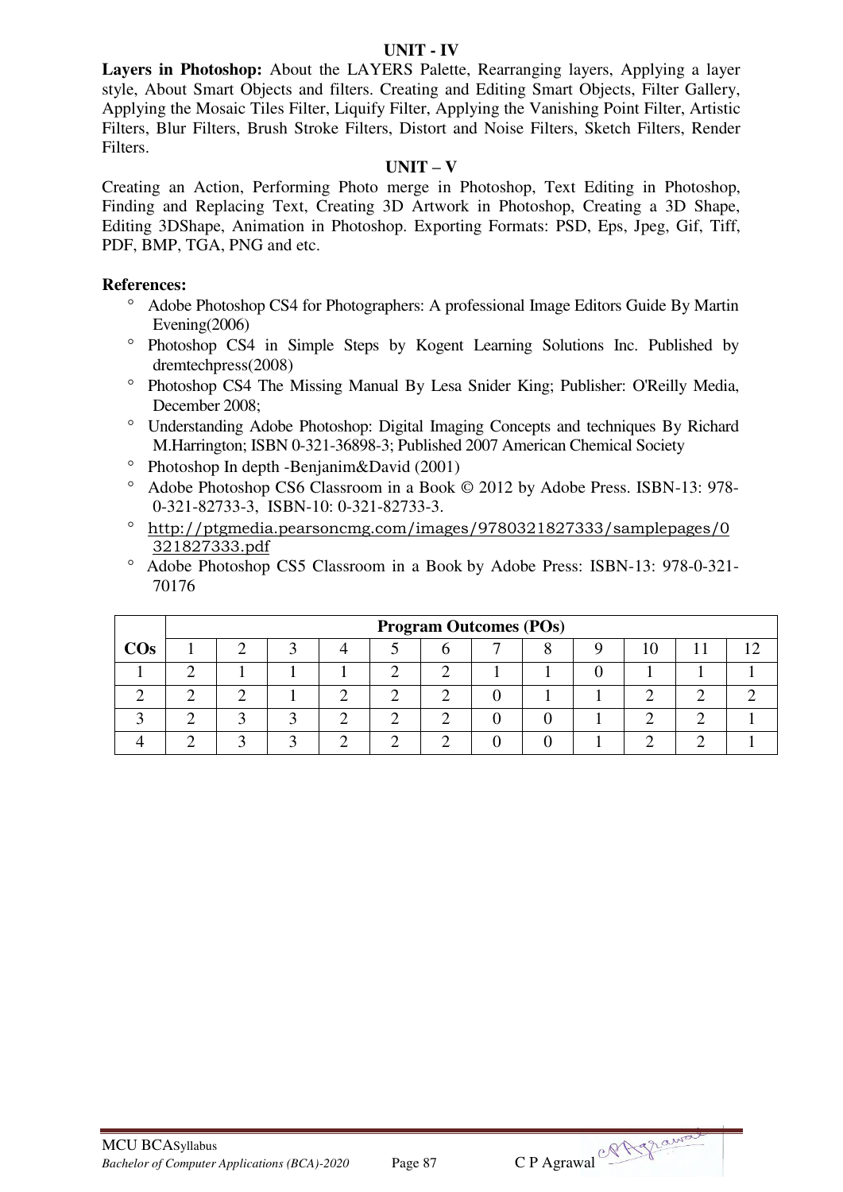### UNIT - IV

**Layers in Photoshop:** About the LAYERS Palette, Rearranging layers, Applying a layer style, About Smart Objects and filters. Creating and Editing Smart Objects, Filter Gallery, Applying the Mosaic Tiles Filter, Liquify Filter, Applying the Vanishing Point Filter, Artistic Filters, Blur Filters, Brush Stroke Filters, Distort and Noise Filters, Sketch Filters, Render Filters.

### UNIT – V

Creating an Action, Performing Photo merge in Photoshop, Text Editing in Photoshop, Finding and Replacing Text, Creating 3D Artwork in Photoshop, Creating a 3D Shape, Editing 3DShape, Animation in Photoshop. Exporting Formats: PSD, Eps, Jpeg, Gif, Tiff, PDF, BMP, TGA, PNG and etc.

**References:**

- Adobe Photoshop CS4 for Photographers: A professional Image Editors Guide By Martin Evening(2006)
- Photoshop CS4 in Simple Steps by Kogent Learning Solutions Inc. Published by dremtechpress(2008)
- Photoshop CS4 The Missing Manual By Lesa Snider King; Publisher: O'Reilly Media, December 2008;
- Understanding Adobe Photoshop: Digital Imaging Concepts and techniques By Richard M.Harrington; ISBN 0-321-36898-3; Published 2007 American Chemical Society
- Photoshop In depth -Benjanim&David (2001)
- Adobe Photoshop CS6 Classroom in a Book © 2012 by Adobe Press. ISBN-13: 978-0-321-82733-3, ISBN-10: 0-321-82733-3.
- http://ptgmedia.pearsoncmg.com/images/9780321827333/samplepages/0321827333.pdf
- Adobe Photoshop CS5 Classroom in a Book by Adobe Press: ISBN-13: 978-0-321-70176

| COs | Program Outcomes (POs) | | | | | | | | | | | |
|---|---|---|---|---|---|---|---|---|---|---|---|---|
| | 1 | 2 | 3 | 4 | 5 | 6 | 7 | 8 | 9 | 10 | 11 | 12 |
| 1 | 2 | 1 | 1 | 1 | 2 | 2 | 1 | 1 | 0 | 1 | 1 | 1 |
| 2 | 2 | 2 | 1 | 2 | 2 | 2 | 0 | 1 | 1 | 2 | 2 | 2 |
| 3 | 2 | 3 | 3 | 2 | 2 | 2 | 0 | 0 | 1 | 2 | 2 | 1 |
| 4 | 2 | 3 | 3 | 2 | 2 | 2 | 0 | 0 | 1 | 2 | 2 | 1 |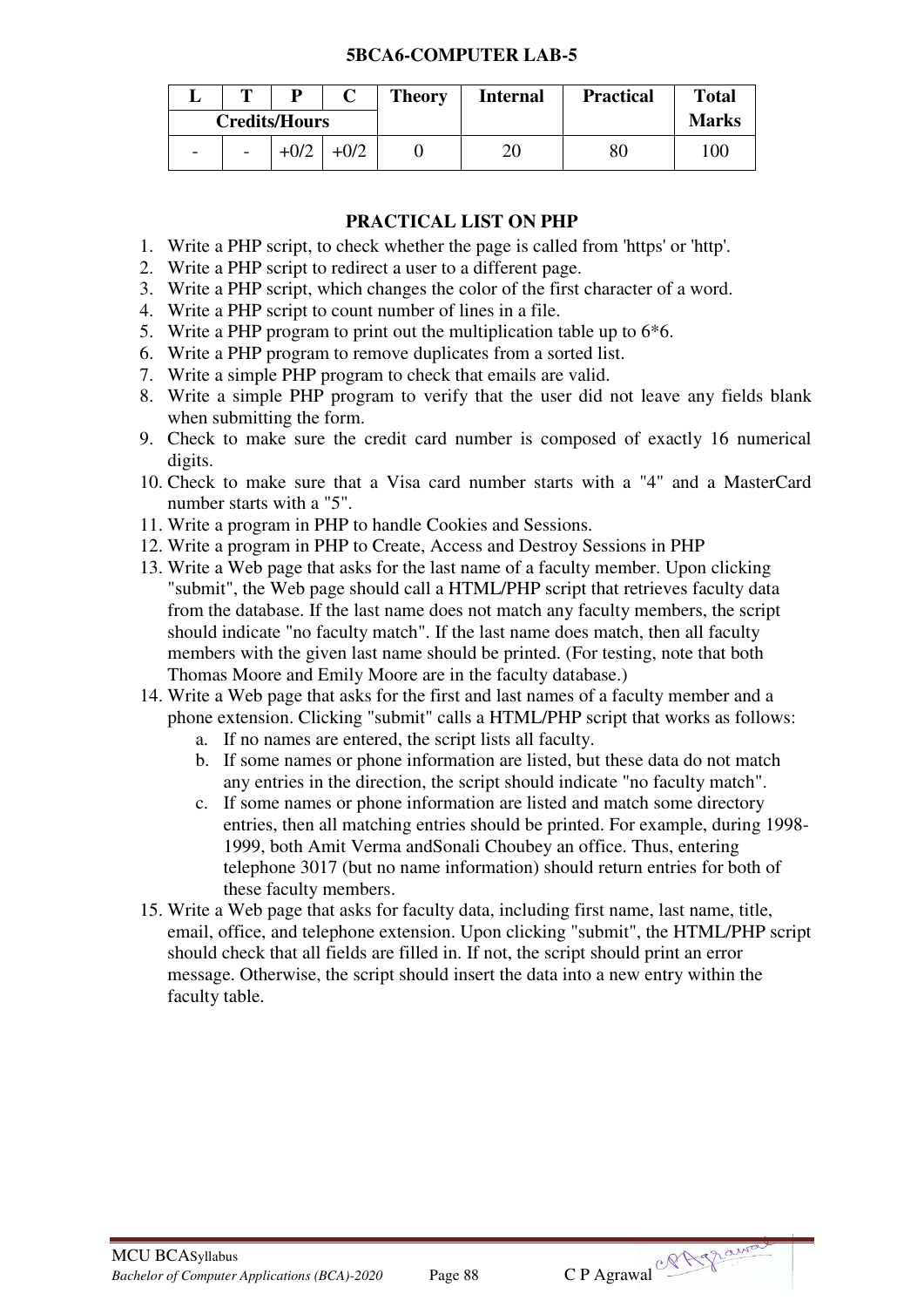**5BCA6-COMPUTER LAB-5**

| L | T | P | C | Theory | Internal | Practical | Total Marks |
|---|---|---|---|---|---|---|---|
| Credits/Hours | | | | | | | |
| - | - | +0/2 | +0/2 | 0 | 20 | 80 | 100 |

**PRACTICAL LIST ON PHP**

1. Write a PHP script, to check whether the page is called from 'https' or 'http'.
2. Write a PHP script to redirect a user to a different page.
3. Write a PHP script, which changes the color of the first character of a word.
4. Write a PHP script to count number of lines in a file.
5. Write a PHP program to print out the multiplication table up to 6*6.
6. Write a PHP program to remove duplicates from a sorted list.
7. Write a simple PHP program to check that emails are valid.
8. Write a simple PHP program to verify that the user did not leave any fields blank when submitting the form.
9. Check to make sure the credit card number is composed of exactly 16 numerical digits.
10. Check to make sure that a Visa card number starts with a "4" and a MasterCard number starts with a "5".
11. Write a program in PHP to handle Cookies and Sessions.
12. Write a program in PHP to Create, Access and Destroy Sessions in PHP
13. Write a Web page that asks for the last name of a faculty member. Upon clicking "submit", the Web page should call a HTML/PHP script that retrieves faculty data from the database. If the last name does not match any faculty members, the script should indicate "no faculty match". If the last name does match, then all faculty members with the given last name should be printed. (For testing, note that both Thomas Moore and Emily Moore are in the faculty database.)
14. Write a Web page that asks for the first and last names of a faculty member and a phone extension. Clicking "submit" calls a HTML/PHP script that works as follows:
    a. If no names are entered, the script lists all faculty.
    b. If some names or phone information are listed, but these data do not match any entries in the direction, the script should indicate "no faculty match".
    c. If some names or phone information are listed and match some directory entries, then all matching entries should be printed. For example, during 1998-1999, both Amit Verma andSonali Choubey an office. Thus, entering telephone 3017 (but no name information) should return entries for both of these faculty members.
15. Write a Web page that asks for faculty data, including first name, last name, title, email, office, and telephone extension. Upon clicking "submit", the HTML/PHP script should check that all fields are filled in. If not, the script should print an error message. Otherwise, the script should insert the data into a new entry within the faculty table.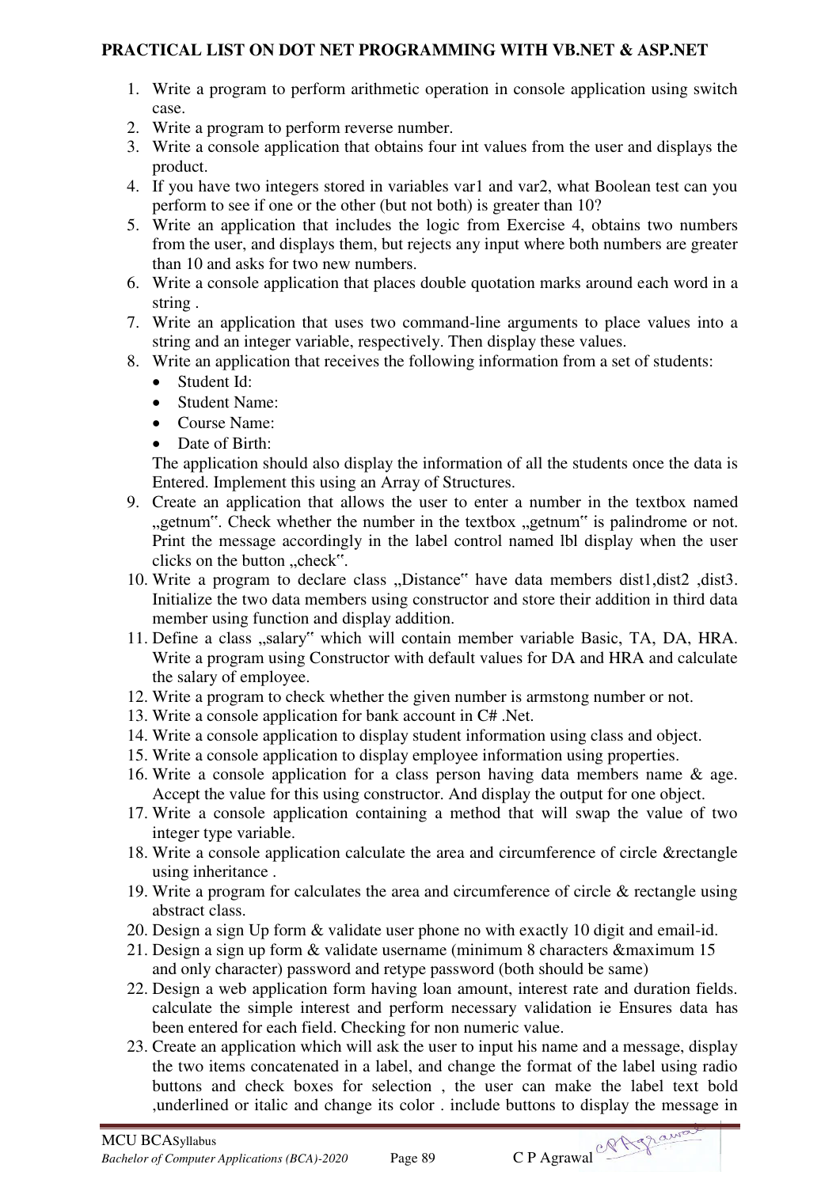**PRACTICAL LIST ON DOT NET PROGRAMMING WITH VB.NET & ASP.NET**

1. Write a program to perform arithmetic operation in console application using switch case.
2. Write a program to perform reverse number.
3. Write a console application that obtains four int values from the user and displays the product.
4. If you have two integers stored in variables var1 and var2, what Boolean test can you perform to see if one or the other (but not both) is greater than 10?
5. Write an application that includes the logic from Exercise 4, obtains two numbers from the user, and displays them, but rejects any input where both numbers are greater than 10 and asks for two new numbers.
6. Write a console application that places double quotation marks around each word in a string .
7. Write an application that uses two command-line arguments to place values into a string and an integer variable, respectively. Then display these values.
8. Write an application that receives the following information from a set of students:
   - Student Id:
   - Student Name:
   - Course Name:
   - Date of Birth:

   The application should also display the information of all the students once the data is Entered. Implement this using an Array of Structures.
9. Create an application that allows the user to enter a number in the textbox named „getnum‟. Check whether the number in the textbox „getnum‟ is palindrome or not. Print the message accordingly in the label control named lbl display when the user clicks on the button „check‟.
10. Write a program to declare class „Distance‟ have data members dist1,dist2 ,dist3. Initialize the two data members using constructor and store their addition in third data member using function and display addition.
11. Define a class „salary‟ which will contain member variable Basic, TA, DA, HRA. Write a program using Constructor with default values for DA and HRA and calculate the salary of employee.
12. Write a program to check whether the given number is armstong number or not.
13. Write a console application for bank account in C# .Net.
14. Write a console application to display student information using class and object.
15. Write a console application to display employee information using properties.
16. Write a console application for a class person having data members name & age. Accept the value for this using constructor. And display the output for one object.
17. Write a console application containing a method that will swap the value of two integer type variable.
18. Write a console application calculate the area and circumference of circle &rectangle using inheritance .
19. Write a program for calculates the area and circumference of circle & rectangle using abstract class.
20. Design a sign Up form & validate user phone no with exactly 10 digit and email-id.
21. Design a sign up form & validate username (minimum 8 characters &maximum 15 and only character) password and retype password (both should be same)
22. Design a web application form having loan amount, interest rate and duration fields. calculate the simple interest and perform necessary validation ie Ensures data has been entered for each field. Checking for non numeric value.
23. Create an application which will ask the user to input his name and a message, display the two items concatenated in a label, and change the format of the label using radio buttons and check boxes for selection , the user can make the label text bold ,underlined or italic and change its color . include buttons to display the message in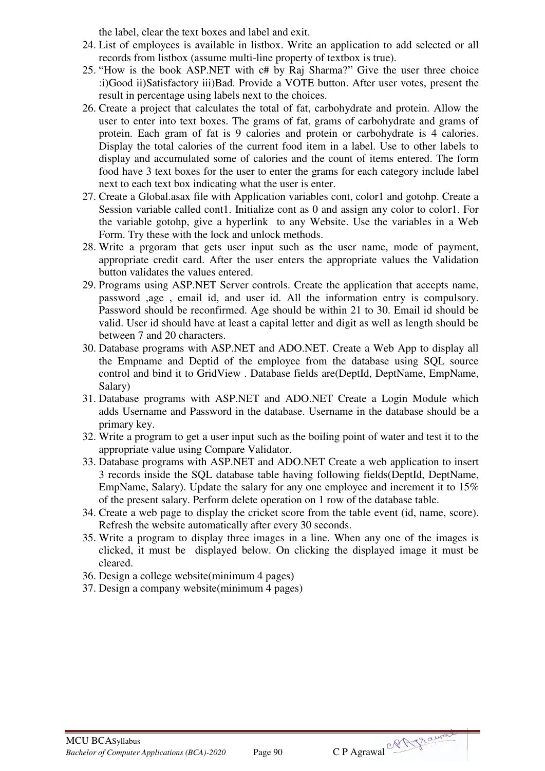the label, clear the text boxes and label and exit.

24. List of employees is available in listbox. Write an application to add selected or all records from listbox (assume multi-line property of textbox is true).
25. "How is the book ASP.NET with c# by Raj Sharma?" Give the user three choice :i)Good ii)Satisfactory iii)Bad. Provide a VOTE button. After user votes, present the result in percentage using labels next to the choices.
26. Create a project that calculates the total of fat, carbohydrate and protein. Allow the user to enter into text boxes. The grams of fat, grams of carbohydrate and grams of protein. Each gram of fat is 9 calories and protein or carbohydrate is 4 calories. Display the total calories of the current food item in a label. Use to other labels to display and accumulated some of calories and the count of items entered. The form food have 3 text boxes for the user to enter the grams for each category include label next to each text box indicating what the user is enter.
27. Create a Global.asax file with Application variables cont, color1 and gotohp. Create a Session variable called cont1. Initialize cont as 0 and assign any color to color1. For the variable gotohp, give a hyperlink to any Website. Use the variables in a Web Form. Try these with the lock and unlock methods.
28. Write a prgoram that gets user input such as the user name, mode of payment, appropriate credit card. After the user enters the appropriate values the Validation button validates the values entered.
29. Programs using ASP.NET Server controls. Create the application that accepts name, password ,age , email id, and user id. All the information entry is compulsory. Password should be reconfirmed. Age should be within 21 to 30. Email id should be valid. User id should have at least a capital letter and digit as well as length should be between 7 and 20 characters.
30. Database programs with ASP.NET and ADO.NET. Create a Web App to display all the Empname and Deptid of the employee from the database using SQL source control and bind it to GridView . Database fields are(DeptId, DeptName, EmpName, Salary)
31. Database programs with ASP.NET and ADO.NET Create a Login Module which adds Username and Password in the database. Username in the database should be a primary key.
32. Write a program to get a user input such as the boiling point of water and test it to the appropriate value using Compare Validator.
33. Database programs with ASP.NET and ADO.NET Create a web application to insert 3 records inside the SQL database table having following fields(DeptId, DeptName, EmpName, Salary). Update the salary for any one employee and increment it to 15% of the present salary. Perform delete operation on 1 row of the database table.
34. Create a web page to display the cricket score from the table event (id, name, score). Refresh the website automatically after every 30 seconds.
35. Write a program to display three images in a line. When any one of the images is clicked, it must be displayed below. On clicking the displayed image it must be cleared.
36. Design a college website(minimum 4 pages)
37. Design a company website(minimum 4 pages)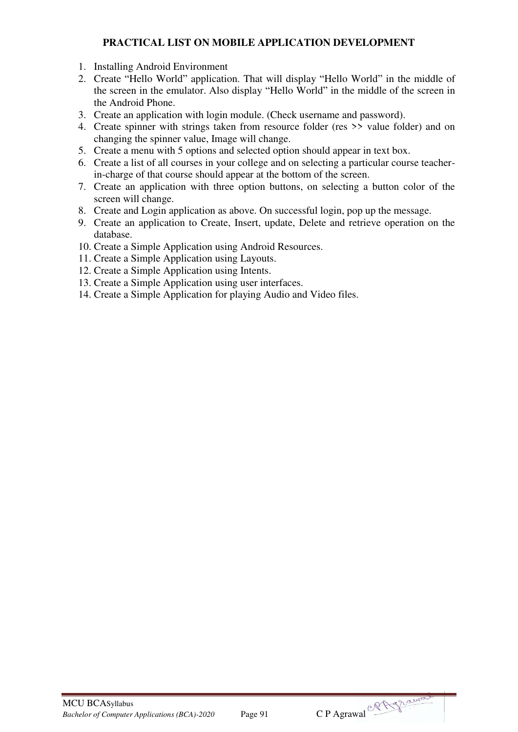## PRACTICAL LIST ON MOBILE APPLICATION DEVELOPMENT

1. Installing Android Environment
2. Create "Hello World" application. That will display "Hello World" in the middle of the screen in the emulator. Also display "Hello World" in the middle of the screen in the Android Phone.
3. Create an application with login module. (Check username and password).
4. Create spinner with strings taken from resource folder (res >> value folder) and on changing the spinner value, Image will change.
5. Create a menu with 5 options and selected option should appear in text box.
6. Create a list of all courses in your college and on selecting a particular course teacher-in-charge of that course should appear at the bottom of the screen.
7. Create an application with three option buttons, on selecting a button color of the screen will change.
8. Create and Login application as above. On successful login, pop up the message.
9. Create an application to Create, Insert, update, Delete and retrieve operation on the database.
10. Create a Simple Application using Android Resources.
11. Create a Simple Application using Layouts.
12. Create a Simple Application using Intents.
13. Create a Simple Application using user interfaces.
14. Create a Simple Application for playing Audio and Video files.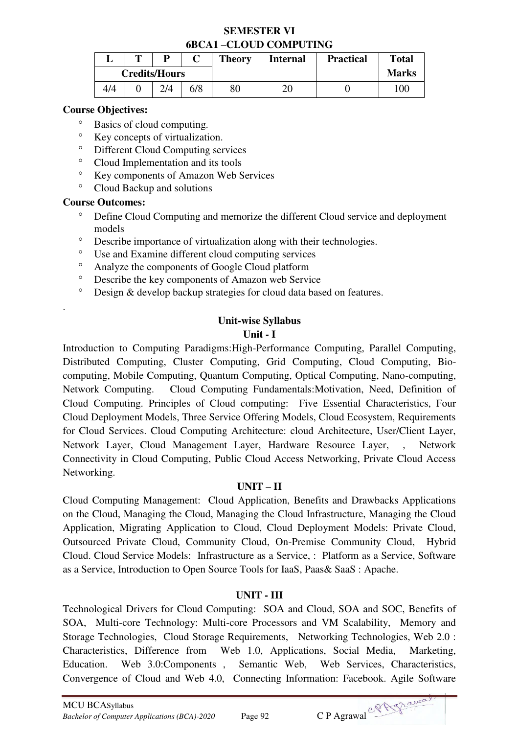## SEMESTER VI

## 6BCA1 –CLOUD COMPUTING

| L | T | P | C | Theory | Internal | Practical | Total Marks |
|---|---|---|---|---|---|---|---|
| Credits/Hours | | | | | | | |
| 4/4 | 0 | 2/4 | 6/8 | 80 | 20 | 0 | 100 |

**Course Objectives:**

- Basics of cloud computing.
- Key concepts of virtualization.
- Different Cloud Computing services
- Cloud Implementation and its tools
- Key components of Amazon Web Services
- Cloud Backup and solutions

**Course Outcomes:**

- Define Cloud Computing and memorize the different Cloud service and deployment models
- Describe importance of virtualization along with their technologies.
- Use and Examine different cloud computing services
- Analyze the components of Google Cloud platform
- Describe the key components of Amazon web Service
- Design & develop backup strategies for cloud data based on features.

.

### Unit-wise Syllabus

### Unit - I

Introduction to Computing Paradigms:High-Performance Computing, Parallel Computing, Distributed Computing, Cluster Computing, Grid Computing, Cloud Computing, Bio-computing, Mobile Computing, Quantum Computing, Optical Computing, Nano-computing, Network Computing. Cloud Computing Fundamentals:Motivation, Need, Definition of Cloud Computing. Principles of Cloud computing: Five Essential Characteristics, Four Cloud Deployment Models, Three Service Offering Models, Cloud Ecosystem, Requirements for Cloud Services. Cloud Computing Architecture: cloud Architecture, User/Client Layer, Network Layer, Cloud Management Layer, Hardware Resource Layer, , Network Connectivity in Cloud Computing, Public Cloud Access Networking, Private Cloud Access Networking.

### UNIT – II

Cloud Computing Management: Cloud Application, Benefits and Drawbacks Applications on the Cloud, Managing the Cloud, Managing the Cloud Infrastructure, Managing the Cloud Application, Migrating Application to Cloud, Cloud Deployment Models: Private Cloud, Outsourced Private Cloud, Community Cloud, On-Premise Community Cloud, Hybrid Cloud. Cloud Service Models: Infrastructure as a Service, : Platform as a Service, Software as a Service, Introduction to Open Source Tools for IaaS, Paas& SaaS : Apache.

### UNIT - III

Technological Drivers for Cloud Computing: SOA and Cloud, SOA and SOC, Benefits of SOA, Multi-core Technology: Multi-core Processors and VM Scalability, Memory and Storage Technologies, Cloud Storage Requirements, Networking Technologies, Web 2.0 : Characteristics, Difference from Web 1.0, Applications, Social Media, Marketing, Education. Web 3.0:Components , Semantic Web, Web Services, Characteristics, Convergence of Cloud and Web 4.0, Connecting Information: Facebook. Agile Software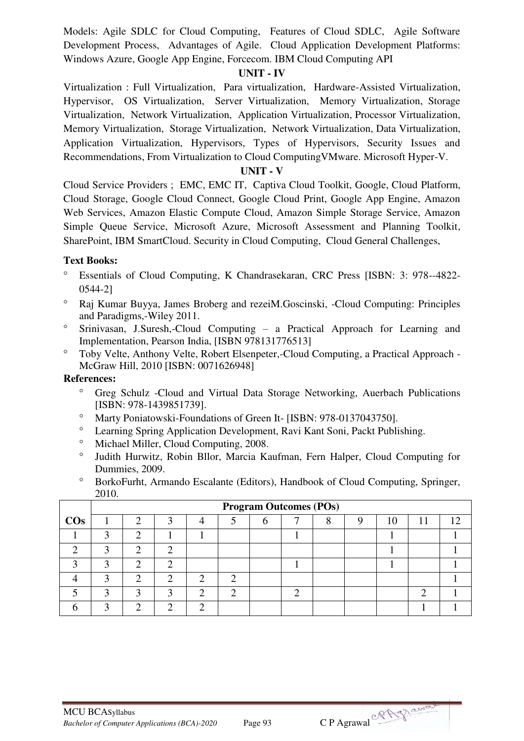Models: Agile SDLC for Cloud Computing, Features of Cloud SDLC, Agile Software Development Process, Advantages of Agile. Cloud Application Development Platforms: Windows Azure, Google App Engine, Forcecom. IBM Cloud Computing API

### UNIT - IV

Virtualization : Full Virtualization, Para virtualization, Hardware-Assisted Virtualization, Hypervisor, OS Virtualization, Server Virtualization, Memory Virtualization, Storage Virtualization, Network Virtualization, Application Virtualization, Processor Virtualization, Memory Virtualization, Storage Virtualization, Network Virtualization, Data Virtualization, Application Virtualization, Hypervisors, Types of Hypervisors, Security Issues and Recommendations, From Virtualization to Cloud ComputingVMware. Microsoft Hyper-V.

### UNIT - V

Cloud Service Providers ; EMC, EMC IT, Captiva Cloud Toolkit, Google, Cloud Platform, Cloud Storage, Google Cloud Connect, Google Cloud Print, Google App Engine, Amazon Web Services, Amazon Elastic Compute Cloud, Amazon Simple Storage Service, Amazon Simple Queue Service, Microsoft Azure, Microsoft Assessment and Planning Toolkit, SharePoint, IBM SmartCloud. Security in Cloud Computing, Cloud General Challenges,

**Text Books:**

- Essentials of Cloud Computing, K Chandrasekaran, CRC Press [ISBN: 3: 978--4822-0544-2]
- Raj Kumar Buyya, James Broberg and rezeiM.Goscinski, -Cloud Computing: Principles and Paradigms,-Wiley 2011.
- Srinivasan, J.Suresh,-Cloud Computing – a Practical Approach for Learning and Implementation, Pearson India, [ISBN 978131776513]
- Toby Velte, Anthony Velte, Robert Elsenpeter,-Cloud Computing, a Practical Approach - McGraw Hill, 2010 [ISBN: 0071626948]

**References:**

- Greg Schulz -Cloud and Virtual Data Storage Networking, Auerbach Publications [ISBN: 978-1439851739].
- Marty Poniatowski-Foundations of Green It- [ISBN: 978-0137043750].
- Learning Spring Application Development, Ravi Kant Soni, Packt Publishing.
- Michael Miller, Cloud Computing, 2008.
- Judith Hurwitz, Robin Bllor, Marcia Kaufman, Fern Halper, Cloud Computing for Dummies, 2009.
- BorkoFurht, Armando Escalante (Editors), Handbook of Cloud Computing, Springer, 2010.

| | Program Outcomes (POs) | | | | | | | | | | | |
|---|---|---|---|---|---|---|---|---|---|---|---|---|
| **COs** | 1 | 2 | 3 | 4 | 5 | 6 | 7 | 8 | 9 | 10 | 11 | 12 |
| 1 | 3 | 2 | 1 | 1 | | | 1 | | | 1 | | 1 |
| 2 | 3 | 2 | 2 | | | | | | | 1 | | 1 |
| 3 | 3 | 2 | 2 | | | | 1 | | | 1 | | 1 |
| 4 | 3 | 2 | 2 | 2 | 2 | | | | | | | 1 |
| 5 | 3 | 3 | 3 | 2 | 2 | | 2 | | | | 2 | 1 |
| 6 | 3 | 2 | 2 | 2 | | | | | | | 1 | 1 |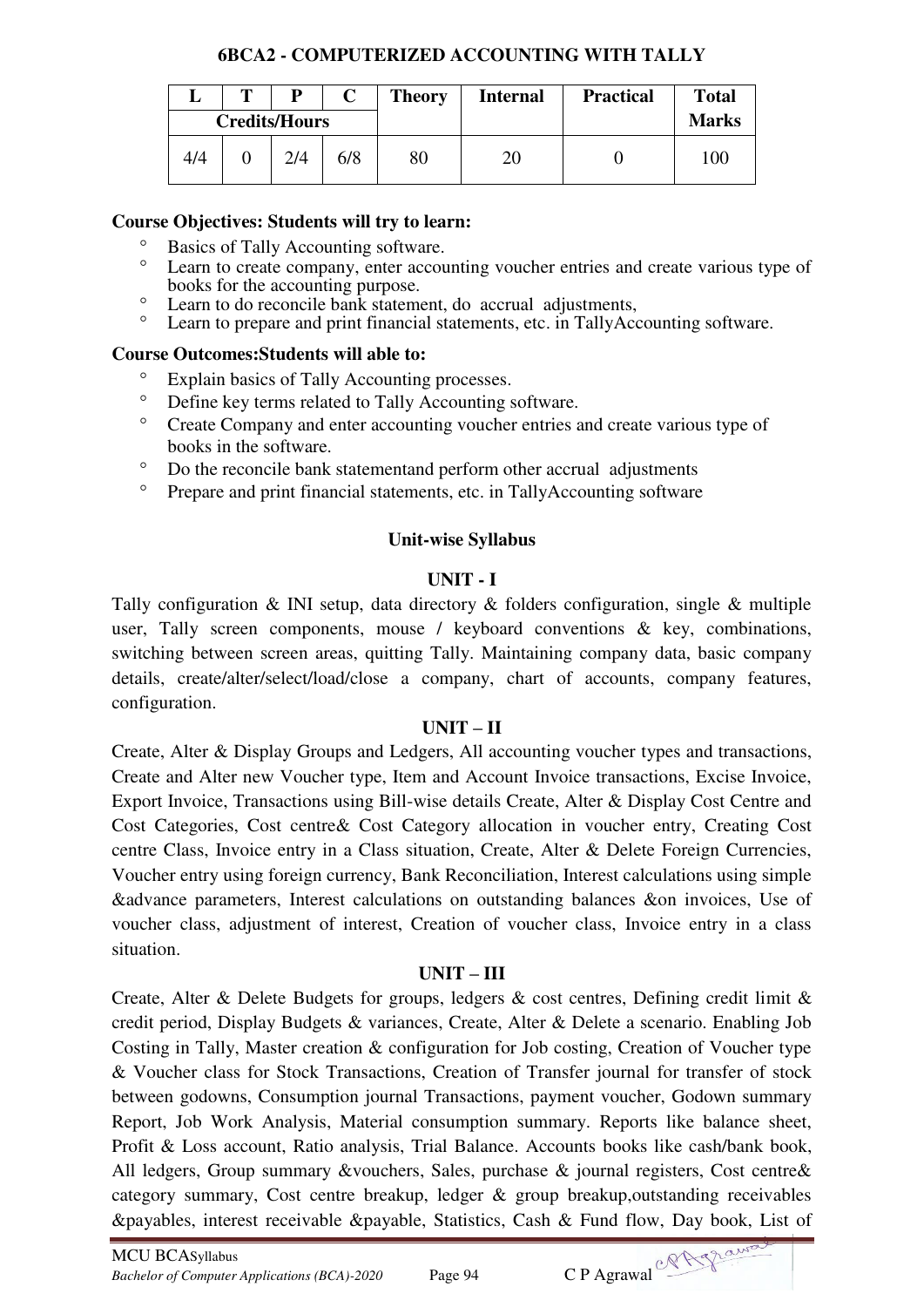### 6BCA2 - COMPUTERIZED ACCOUNTING WITH TALLY

| L | T | P | C | Theory | Internal | Practical | Total Marks |
|---|---|---|---|---|---|---|---|
| Credits/Hours | | | | | | | |
| 4/4 | 0 | 2/4 | 6/8 | 80 | 20 | 0 | 100 |

**Course Objectives: Students will try to learn:**

- Basics of Tally Accounting software.
- Learn to create company, enter accounting voucher entries and create various type of books for the accounting purpose.
- Learn to do reconcile bank statement, do accrual adjustments,
- Learn to prepare and print financial statements, etc. in TallyAccounting software.

**Course Outcomes:Students will able to:**

- Explain basics of Tally Accounting processes.
- Define key terms related to Tally Accounting software.
- Create Company and enter accounting voucher entries and create various type of books in the software.
- Do the reconcile bank statementand perform other accrual adjustments
- Prepare and print financial statements, etc. in TallyAccounting software

**Unit-wise Syllabus**

**UNIT - I**

Tally configuration & INI setup, data directory & folders configuration, single & multiple user, Tally screen components, mouse / keyboard conventions & key, combinations, switching between screen areas, quitting Tally. Maintaining company data, basic company details, create/alter/select/load/close a company, chart of accounts, company features, configuration.

**UNIT – II**

Create, Alter & Display Groups and Ledgers, All accounting voucher types and transactions, Create and Alter new Voucher type, Item and Account Invoice transactions, Excise Invoice, Export Invoice, Transactions using Bill-wise details Create, Alter & Display Cost Centre and Cost Categories, Cost centre& Cost Category allocation in voucher entry, Creating Cost centre Class, Invoice entry in a Class situation, Create, Alter & Delete Foreign Currencies, Voucher entry using foreign currency, Bank Reconciliation, Interest calculations using simple &advance parameters, Interest calculations on outstanding balances &on invoices, Use of voucher class, adjustment of interest, Creation of voucher class, Invoice entry in a class situation.

**UNIT – III**

Create, Alter & Delete Budgets for groups, ledgers & cost centres, Defining credit limit & credit period, Display Budgets & variances, Create, Alter & Delete a scenario. Enabling Job Costing in Tally, Master creation & configuration for Job costing, Creation of Voucher type & Voucher class for Stock Transactions, Creation of Transfer journal for transfer of stock between godowns, Consumption journal Transactions, payment voucher, Godown summary Report, Job Work Analysis, Material consumption summary. Reports like balance sheet, Profit & Loss account, Ratio analysis, Trial Balance. Accounts books like cash/bank book, All ledgers, Group summary &vouchers, Sales, purchase & journal registers, Cost centre& category summary, Cost centre breakup, ledger & group breakup,outstanding receivables &payables, interest receivable &payable, Statistics, Cash & Fund flow, Day book, List of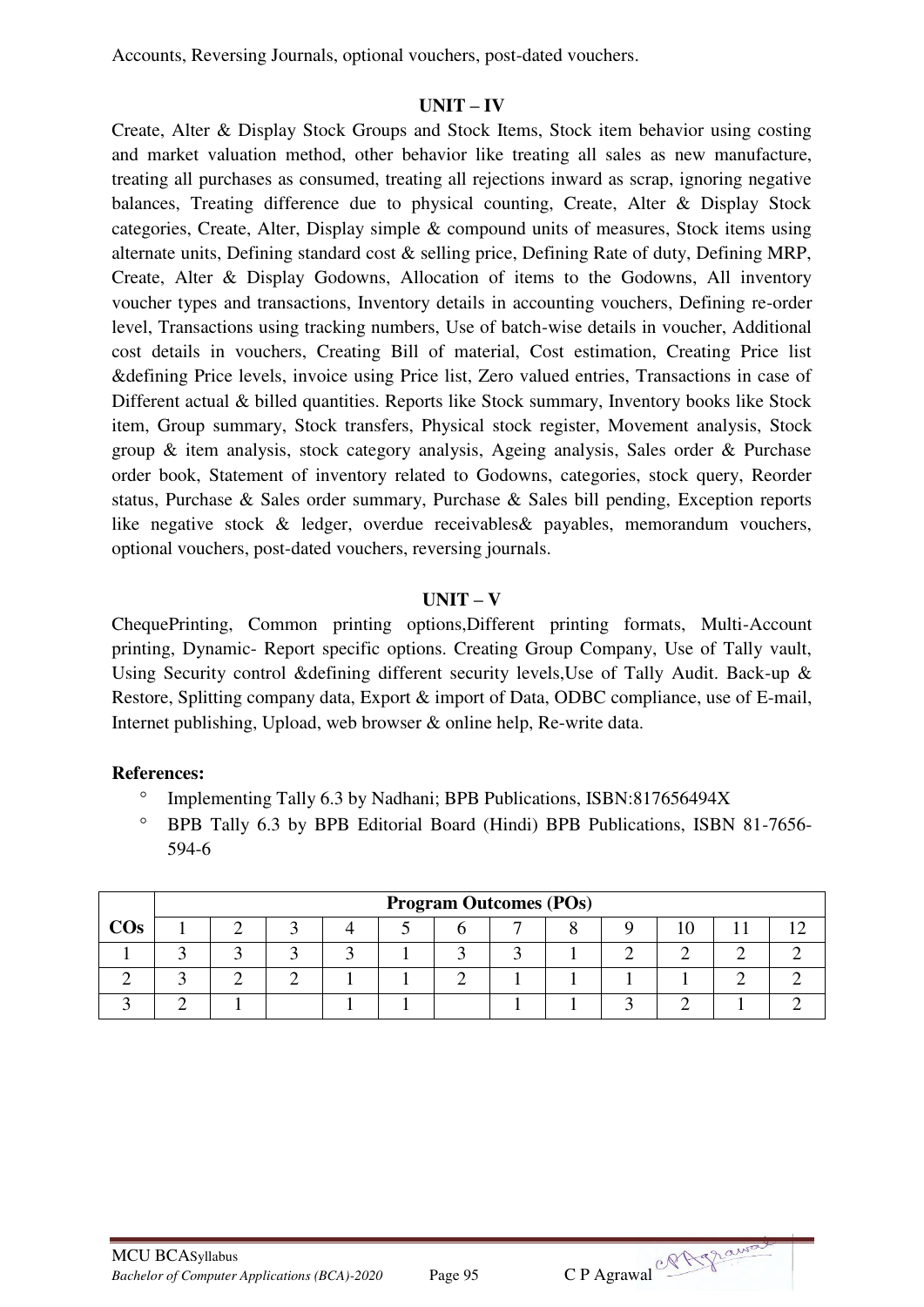Accounts, Reversing Journals, optional vouchers, post-dated vouchers.

### UNIT – IV

Create, Alter & Display Stock Groups and Stock Items, Stock item behavior using costing and market valuation method, other behavior like treating all sales as new manufacture, treating all purchases as consumed, treating all rejections inward as scrap, ignoring negative balances, Treating difference due to physical counting, Create, Alter & Display Stock categories, Create, Alter, Display simple & compound units of measures, Stock items using alternate units, Defining standard cost & selling price, Defining Rate of duty, Defining MRP, Create, Alter & Display Godowns, Allocation of items to the Godowns, All inventory voucher types and transactions, Inventory details in accounting vouchers, Defining re-order level, Transactions using tracking numbers, Use of batch-wise details in voucher, Additional cost details in vouchers, Creating Bill of material, Cost estimation, Creating Price list &defining Price levels, invoice using Price list, Zero valued entries, Transactions in case of Different actual & billed quantities. Reports like Stock summary, Inventory books like Stock item, Group summary, Stock transfers, Physical stock register, Movement analysis, Stock group & item analysis, stock category analysis, Ageing analysis, Sales order & Purchase order book, Statement of inventory related to Godowns, categories, stock query, Reorder status, Purchase & Sales order summary, Purchase & Sales bill pending, Exception reports like negative stock & ledger, overdue receivables& payables, memorandum vouchers, optional vouchers, post-dated vouchers, reversing journals.

### UNIT – V

ChequePrinting, Common printing options,Different printing formats, Multi-Account printing, Dynamic- Report specific options. Creating Group Company, Use of Tally vault, Using Security control &defining different security levels,Use of Tally Audit. Back-up & Restore, Splitting company data, Export & import of Data, ODBC compliance, use of E-mail, Internet publishing, Upload, web browser & online help, Re-write data.

**References:**

- Implementing Tally 6.3 by Nadhani; BPB Publications, ISBN:817656494X
- BPB Tally 6.3 by BPB Editorial Board (Hindi) BPB Publications, ISBN 81-7656-594-6

| COs | Program Outcomes (POs) | | | | | | | | | | | |
|---|---|---|---|---|---|---|---|---|---|---|---|---|
| | 1 | 2 | 3 | 4 | 5 | 6 | 7 | 8 | 9 | 10 | 11 | 12 |
| 1 | 3 | 3 | 3 | 3 | 1 | 3 | 3 | 1 | 2 | 2 | 2 | 2 |
| 2 | 3 | 2 | 2 | 1 | 1 | 2 | 1 | 1 | 1 | 1 | 2 | 2 |
| 3 | 2 | 1 | | 1 | 1 | | 1 | 1 | 3 | 2 | 1 | 2 |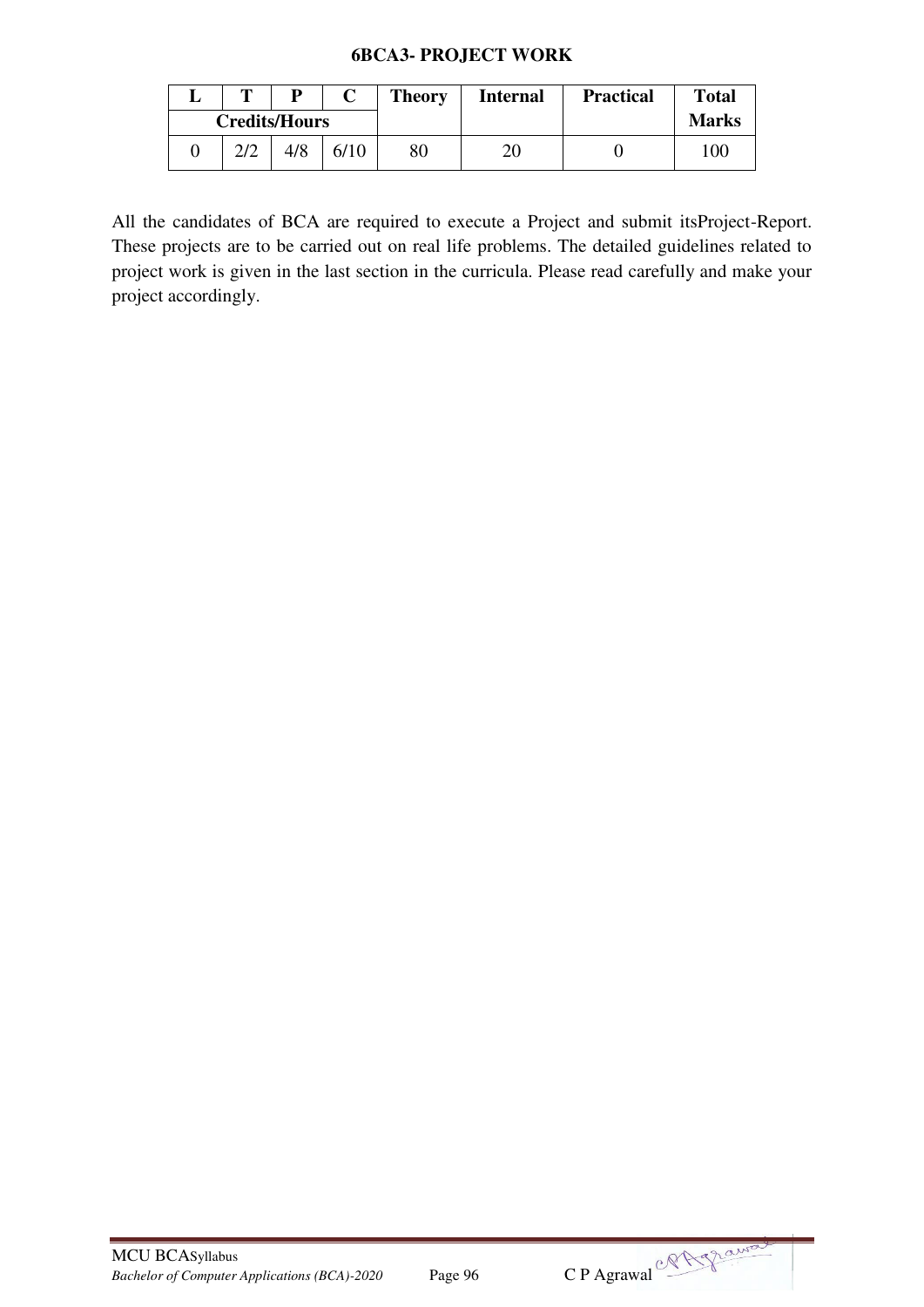### 6BCA3- PROJECT WORK

| L | T | P | C | Theory | Internal | Practical | Total |
|---|---|---|---|---|---|---|---|
| Credits/Hours | | | | | | | Marks |
| 0 | 2/2 | 4/8 | 6/10 | 80 | 20 | 0 | 100 |

All the candidates of BCA are required to execute a Project and submit itsProject-Report. These projects are to be carried out on real life problems. The detailed guidelines related to project work is given in the last section in the curricula. Please read carefully and make your project accordingly.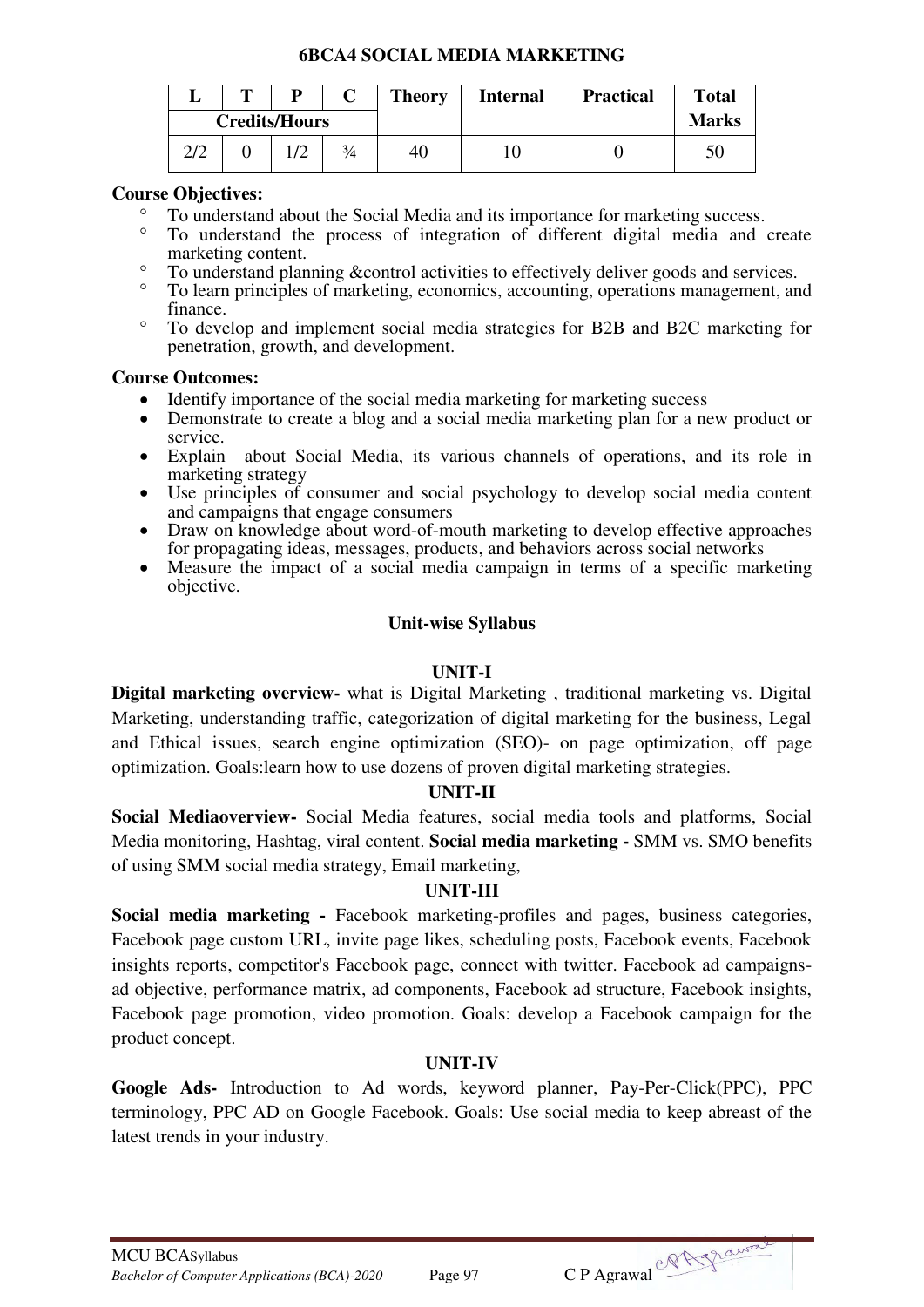## 6BCA4 SOCIAL MEDIA MARKETING

| L | T | P | C | Theory | Internal | Practical | Total Marks |
|---|---|---|---|---|---|---|---|
| Credits/Hours | | | | | | | |
| 2/2 | 0 | 1/2 | ¾ | 40 | 10 | 0 | 50 |

**Course Objectives:**

- To understand about the Social Media and its importance for marketing success.
- To understand the process of integration of different digital media and create marketing content.
- To understand planning &control activities to effectively deliver goods and services.
- To learn principles of marketing, economics, accounting, operations management, and finance.
- To develop and implement social media strategies for B2B and B2C marketing for penetration, growth, and development.

**Course Outcomes:**

- Identify importance of the social media marketing for marketing success
- Demonstrate to create a blog and a social media marketing plan for a new product or service.
- Explain about Social Media, its various channels of operations, and its role in marketing strategy
- Use principles of consumer and social psychology to develop social media content and campaigns that engage consumers
- Draw on knowledge about word-of-mouth marketing to develop effective approaches for propagating ideas, messages, products, and behaviors across social networks
- Measure the impact of a social media campaign in terms of a specific marketing objective.

### Unit-wise Syllabus

#### UNIT-I

**Digital marketing overview-** what is Digital Marketing , traditional marketing vs. Digital Marketing, understanding traffic, categorization of digital marketing for the business, Legal and Ethical issues, search engine optimization (SEO)- on page optimization, off page optimization. Goals:learn how to use dozens of proven digital marketing strategies.

#### UNIT-II

**Social Mediaoverview-** Social Media features, social media tools and platforms, Social Media monitoring, Hashtag, viral content. **Social media marketing -** SMM vs. SMO benefits of using SMM social media strategy, Email marketing,

#### UNIT-III

**Social media marketing -** Facebook marketing-profiles and pages, business categories, Facebook page custom URL, invite page likes, scheduling posts, Facebook events, Facebook insights reports, competitor's Facebook page, connect with twitter. Facebook ad campaigns-ad objective, performance matrix, ad components, Facebook ad structure, Facebook insights, Facebook page promotion, video promotion. Goals: develop a Facebook campaign for the product concept.

#### UNIT-IV

**Google Ads-** Introduction to Ad words, keyword planner, Pay-Per-Click(PPC), PPC terminology, PPC AD on Google Facebook. Goals: Use social media to keep abreast of the latest trends in your industry.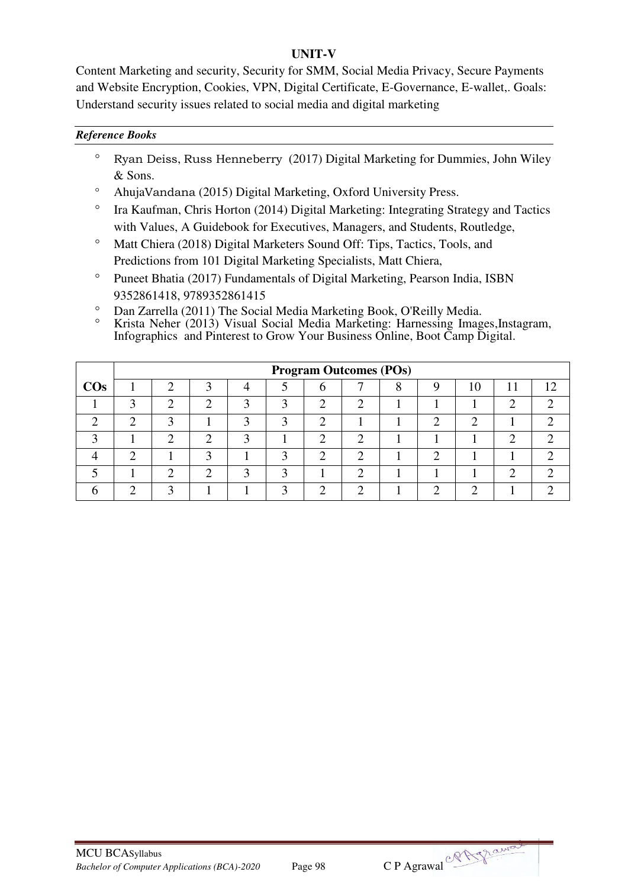**UNIT-V**

Content Marketing and security, Security for SMM, Social Media Privacy, Secure Payments and Website Encryption, Cookies, VPN, Digital Certificate, E-Governance, E-wallet,. Goals: Understand security issues related to social media and digital marketing

***Reference Books***

- Ryan Deiss, Russ Henneberry (2017) Digital Marketing for Dummies, John Wiley & Sons.
- AhujaVandana (2015) Digital Marketing, Oxford University Press.
- Ira Kaufman, Chris Horton (2014) Digital Marketing: Integrating Strategy and Tactics with Values, A Guidebook for Executives, Managers, and Students, Routledge,
- Matt Chiera (2018) Digital Marketers Sound Off: Tips, Tactics, Tools, and Predictions from 101 Digital Marketing Specialists, Matt Chiera,
- Puneet Bhatia (2017) Fundamentals of Digital Marketing, Pearson India, ISBN 9352861418, 9789352861415
- Dan Zarrella (2011) The Social Media Marketing Book, O'Reilly Media.
- Krista Neher (2013) Visual Social Media Marketing: Harnessing Images,Instagram, Infographics and Pinterest to Grow Your Business Online, Boot Camp Digital.

| | **Program Outcomes (POs)** | | | | | | | | | | | |
|---|---|---|---|---|---|---|---|---|---|---|---|---|
| **COs** | 1 | 2 | 3 | 4 | 5 | 6 | 7 | 8 | 9 | 10 | 11 | 12 |
| 1 | 3 | 2 | 2 | 3 | 3 | 2 | 2 | 1 | 1 | 1 | 2 | 2 |
| 2 | 2 | 3 | 1 | 3 | 3 | 2 | 1 | 1 | 2 | 2 | 1 | 2 |
| 3 | 1 | 2 | 2 | 3 | 1 | 2 | 2 | 1 | 1 | 1 | 2 | 2 |
| 4 | 2 | 1 | 3 | 1 | 3 | 2 | 2 | 1 | 2 | 1 | 1 | 2 |
| 5 | 1 | 2 | 2 | 3 | 3 | 1 | 2 | 1 | 1 | 1 | 2 | 2 |
| 6 | 2 | 3 | 1 | 1 | 3 | 2 | 2 | 1 | 2 | 2 | 1 | 2 |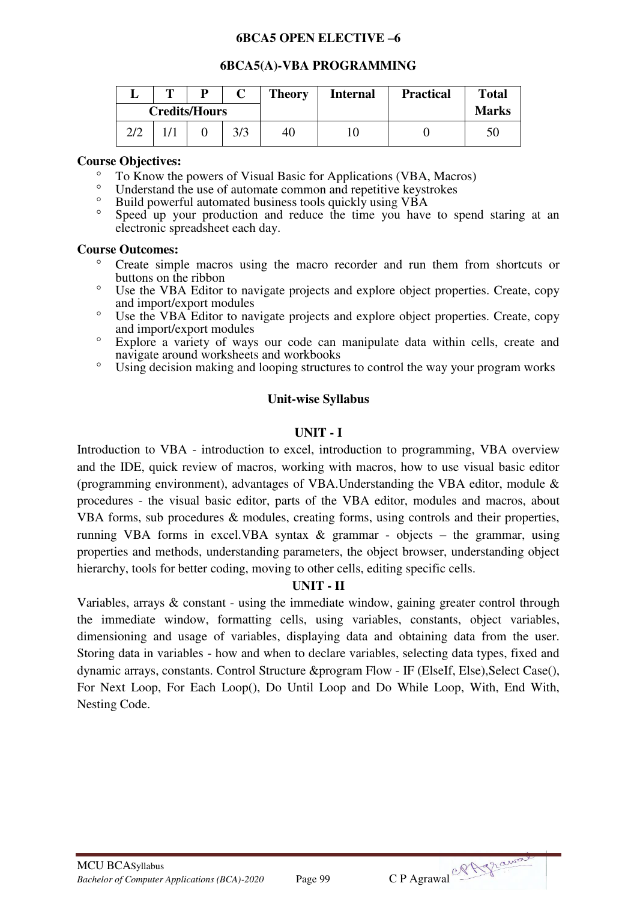**6BCA5 OPEN ELECTIVE –6**

**6BCA5(A)-VBA PROGRAMMING**

| L | T | P | C | Theory | Internal | Practical | Total Marks |
|---|---|---|---|---|---|---|---|
| Credits/Hours | | | | | | | |
| 2/2 | 1/1 | 0 | 3/3 | 40 | 10 | 0 | 50 |

**Course Objectives:**

- To Know the powers of Visual Basic for Applications (VBA, Macros)
- Understand the use of automate common and repetitive keystrokes
- Build powerful automated business tools quickly using VBA
- Speed up your production and reduce the time you have to spend staring at an electronic spreadsheet each day.

**Course Outcomes:**

- Create simple macros using the macro recorder and run them from shortcuts or buttons on the ribbon
- Use the VBA Editor to navigate projects and explore object properties. Create, copy and import/export modules
- Use the VBA Editor to navigate projects and explore object properties. Create, copy and import/export modules
- Explore a variety of ways our code can manipulate data within cells, create and navigate around worksheets and workbooks
- Using decision making and looping structures to control the way your program works

**Unit-wise Syllabus**

**UNIT - I**

Introduction to VBA - introduction to excel, introduction to programming, VBA overview and the IDE, quick review of macros, working with macros, how to use visual basic editor (programming environment), advantages of VBA.Understanding the VBA editor, module & procedures - the visual basic editor, parts of the VBA editor, modules and macros, about VBA forms, sub procedures & modules, creating forms, using controls and their properties, running VBA forms in excel.VBA syntax & grammar - objects – the grammar, using properties and methods, understanding parameters, the object browser, understanding object hierarchy, tools for better coding, moving to other cells, editing specific cells.

**UNIT - II**

Variables, arrays & constant - using the immediate window, gaining greater control through the immediate window, formatting cells, using variables, constants, object variables, dimensioning and usage of variables, displaying data and obtaining data from the user. Storing data in variables - how and when to declare variables, selecting data types, fixed and dynamic arrays, constants. Control Structure &program Flow - IF (ElseIf, Else),Select Case(), For Next Loop, For Each Loop(), Do Until Loop and Do While Loop, With, End With, Nesting Code.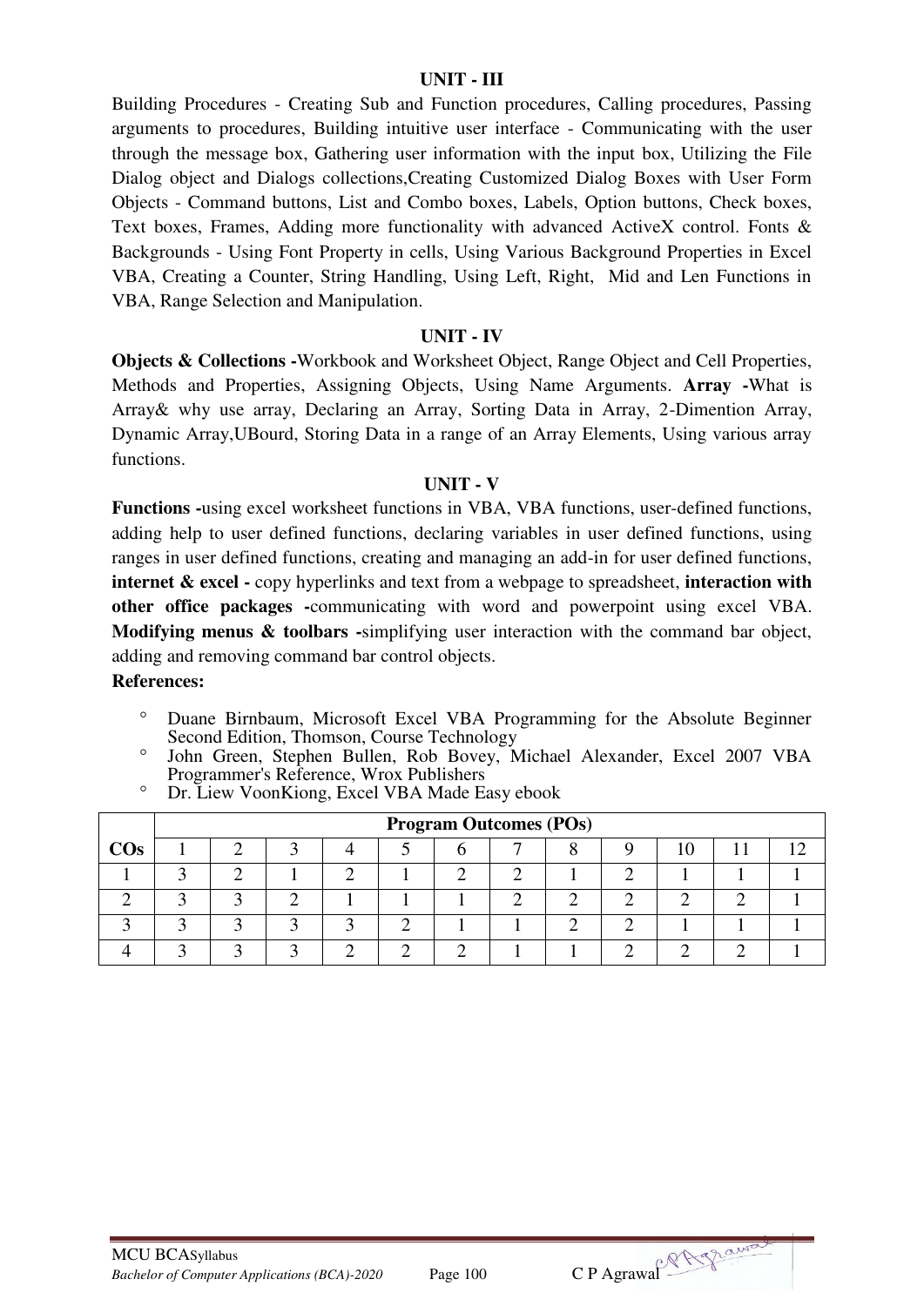### UNIT - III

Building Procedures - Creating Sub and Function procedures, Calling procedures, Passing arguments to procedures, Building intuitive user interface - Communicating with the user through the message box, Gathering user information with the input box, Utilizing the File Dialog object and Dialogs collections,Creating Customized Dialog Boxes with User Form Objects - Command buttons, List and Combo boxes, Labels, Option buttons, Check boxes, Text boxes, Frames, Adding more functionality with advanced ActiveX control. Fonts & Backgrounds - Using Font Property in cells, Using Various Background Properties in Excel VBA, Creating a Counter, String Handling, Using Left, Right, Mid and Len Functions in VBA, Range Selection and Manipulation.

### UNIT - IV

**Objects & Collections -**Workbook and Worksheet Object, Range Object and Cell Properties, Methods and Properties, Assigning Objects, Using Name Arguments. **Array -**What is Array& why use array, Declaring an Array, Sorting Data in Array, 2-Dimention Array, Dynamic Array,UBourd, Storing Data in a range of an Array Elements, Using various array functions.

### UNIT - V

**Functions -**using excel worksheet functions in VBA, VBA functions, user-defined functions, adding help to user defined functions, declaring variables in user defined functions, using ranges in user defined functions, creating and managing an add-in for user defined functions, **internet & excel -** copy hyperlinks and text from a webpage to spreadsheet, **interaction with other office packages -**communicating with word and powerpoint using excel VBA. **Modifying menus & toolbars -**simplifying user interaction with the command bar object, adding and removing command bar control objects.

**References:**

- Duane Birnbaum, Microsoft Excel VBA Programming for the Absolute Beginner Second Edition, Thomson, Course Technology
- John Green, Stephen Bullen, Rob Bovey, Michael Alexander, Excel 2007 VBA Programmer's Reference, Wrox Publishers
- Dr. Liew VoonKiong, Excel VBA Made Easy ebook

| | Program Outcomes (POs) | | | | | | | | | | | |
|---|---|---|---|---|---|---|---|---|---|---|---|---|
| **COs** | 1 | 2 | 3 | 4 | 5 | 6 | 7 | 8 | 9 | 10 | 11 | 12 |
| 1 | 3 | 2 | 1 | 2 | 1 | 2 | 2 | 1 | 2 | 1 | 1 | 1 |
| 2 | 3 | 3 | 2 | 1 | 1 | 1 | 2 | 2 | 2 | 2 | 2 | 1 |
| 3 | 3 | 3 | 3 | 3 | 2 | 1 | 1 | 2 | 2 | 1 | 1 | 1 |
| 4 | 3 | 3 | 3 | 2 | 2 | 2 | 1 | 1 | 2 | 2 | 2 | 1 |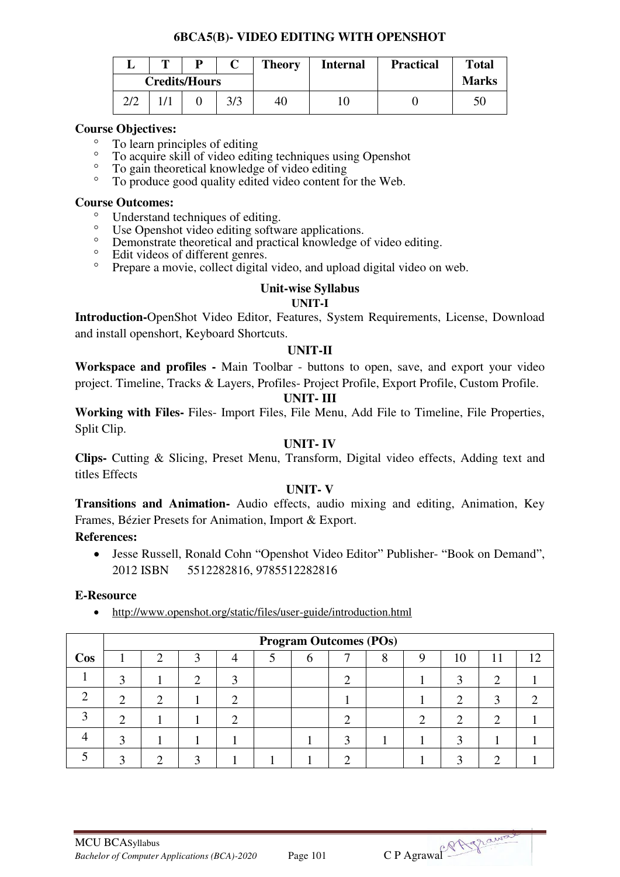### 6BCA5(B)- VIDEO EDITING WITH OPENSHOT

| L | T | P | C | Theory | Internal | Practical | Total Marks |
|---|---|---|---|---|---|---|---|
| Credits/Hours | | | | | | | |
| 2/2 | 1/1 | 0 | 3/3 | 40 | 10 | 0 | 50 |

**Course Objectives:**

- To learn principles of editing
- To acquire skill of video editing techniques using Openshot
- To gain theoretical knowledge of video editing
- To produce good quality edited video content for the Web.

**Course Outcomes:**

- Understand techniques of editing.
- Use Openshot video editing software applications.
- Demonstrate theoretical and practical knowledge of video editing.
- Edit videos of different genres.
- Prepare a movie, collect digital video, and upload digital video on web.

**Unit-wise Syllabus**

**UNIT-I**

**Introduction-**OpenShot Video Editor, Features, System Requirements, License, Download and install openshort, Keyboard Shortcuts.

**UNIT-II**

**Workspace and profiles -** Main Toolbar - buttons to open, save, and export your video project. Timeline, Tracks & Layers, Profiles- Project Profile, Export Profile, Custom Profile.

**UNIT- III**

**Working with Files-** Files- Import Files, File Menu, Add File to Timeline, File Properties, Split Clip.

**UNIT- IV**

**Clips-** Cutting & Slicing, Preset Menu, Transform, Digital video effects, Adding text and titles Effects

**UNIT- V**

**Transitions and Animation-** Audio effects, audio mixing and editing, Animation, Key Frames, Bézier Presets for Animation, Import & Export.

**References:**

- Jesse Russell, Ronald Cohn "Openshot Video Editor" Publisher- "Book on Demand", 2012 ISBN 5512282816, 9785512282816

**E-Resource**

- http://www.openshot.org/static/files/user-guide/introduction.html

| | Program Outcomes (POs) | | | | | | | | | | | |
|---|---|---|---|---|---|---|---|---|---|---|---|---|
| **Cos** | 1 | 2 | 3 | 4 | 5 | 6 | 7 | 8 | 9 | 10 | 11 | 12 |
| 1 | 3 | 1 | 2 | 3 | | | 2 | | 1 | 3 | 2 | 1 |
| 2 | 2 | 2 | 1 | 2 | | | 1 | | 1 | 2 | 3 | 2 |
| 3 | 2 | 1 | 1 | 2 | | | 2 | | 2 | 2 | 2 | 1 |
| 4 | 3 | 1 | 1 | 1 | | 1 | 3 | 1 | 1 | 3 | 1 | 1 |
| 5 | 3 | 2 | 3 | 1 | 1 | 1 | 2 | | 1 | 3 | 2 | 1 |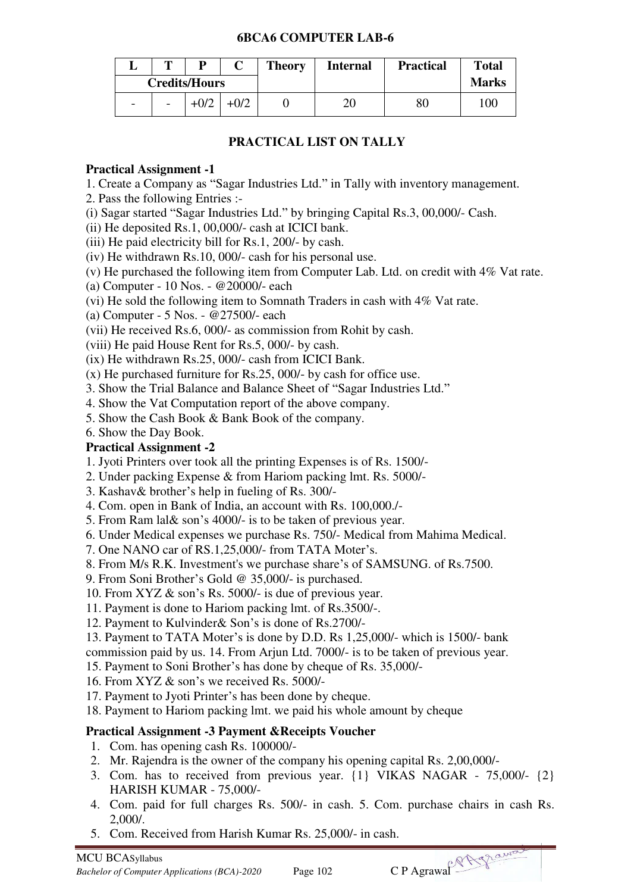**6BCA6 COMPUTER LAB-6**

| L | T | P | C | Theory | Internal | Practical | Total Marks |
|---|---|---|---|---|---|---|---|
| Credits/Hours | | | | | | | |
| - | - | +0/2 | +0/2 | 0 | 20 | 80 | 100 |

## PRACTICAL LIST ON TALLY

**Practical Assignment -1**

1. Create a Company as "Sagar Industries Ltd." in Tally with inventory management.
2. Pass the following Entries :-

(i) Sagar started "Sagar Industries Ltd." by bringing Capital Rs.3, 00,000/- Cash.
(ii) He deposited Rs.1, 00,000/- cash at ICICI bank.
(iii) He paid electricity bill for Rs.1, 200/- by cash.
(iv) He withdrawn Rs.10, 000/- cash for his personal use.
(v) He purchased the following item from Computer Lab. Ltd. on credit with 4% Vat rate.
(a) Computer - 10 Nos. - @20000/- each
(vi) He sold the following item to Somnath Traders in cash with 4% Vat rate.
(a) Computer - 5 Nos. - @27500/- each
(vii) He received Rs.6, 000/- as commission from Rohit by cash.
(viii) He paid House Rent for Rs.5, 000/- by cash.
(ix) He withdrawn Rs.25, 000/- cash from ICICI Bank.
(x) He purchased furniture for Rs.25, 000/- by cash for office use.

3. Show the Trial Balance and Balance Sheet of "Sagar Industries Ltd."
4. Show the Vat Computation report of the above company.
5. Show the Cash Book & Bank Book of the company.
6. Show the Day Book.

**Practical Assignment -2**

1. Jyoti Printers over took all the printing Expenses is of Rs. 1500/-
2. Under packing Expense & from Hariom packing lmt. Rs. 5000/-
3. Kashav& brother's help in fueling of Rs. 300/-
4. Com. open in Bank of India, an account with Rs. 100,000./-
5. From Ram lal& son's 4000/- is to be taken of previous year.
6. Under Medical expenses we purchase Rs. 750/- Medical from Mahima Medical.
7. One NANO car of RS.1,25,000/- from TATA Moter's.
8. From M/s R.K. Investment's we purchase share's of SAMSUNG. of Rs.7500.
9. From Soni Brother's Gold @ 35,000/- is purchased.
10. From XYZ & son's Rs. 5000/- is due of previous year.
11. Payment is done to Hariom packing lmt. of Rs.3500/-.
12. Payment to Kulvinder& Son's is done of Rs.2700/-
13. Payment to TATA Moter's is done by D.D. Rs 1,25,000/- which is 1500/- bank commission paid by us. 14. From Arjun Ltd. 7000/- is to be taken of previous year.
15. Payment to Soni Brother's has done by cheque of Rs. 35,000/-
16. From XYZ & son's we received Rs. 5000/-
17. Payment to Jyoti Printer's has been done by cheque.
18. Payment to Hariom packing lmt. we paid his whole amount by cheque

**Practical Assignment -3 Payment &Receipts Voucher**

1. Com. has opening cash Rs. 100000/-
2. Mr. Rajendra is the owner of the company his opening capital Rs. 2,00,000/-
3. Com. has to received from previous year. {1} VIKAS NAGAR - 75,000/- {2} HARISH KUMAR - 75,000/-
4. Com. paid for full charges Rs. 500/- in cash. 5. Com. purchase chairs in cash Rs. 2,000/.
5. Com. Received from Harish Kumar Rs. 25,000/- in cash.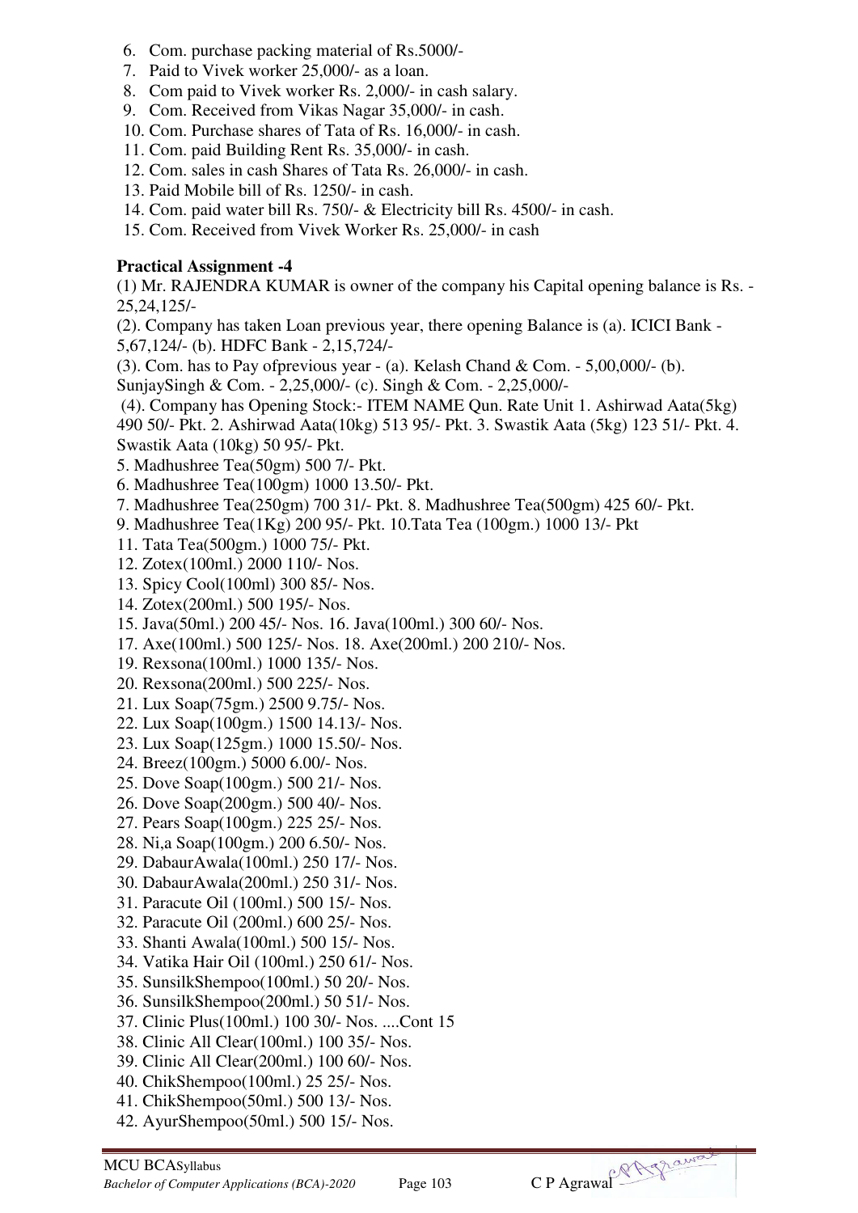6. Com. purchase packing material of Rs.5000/-
7. Paid to Vivek worker 25,000/- as a loan.
8. Com paid to Vivek worker Rs. 2,000/- in cash salary.
9. Com. Received from Vikas Nagar 35,000/- in cash.
10. Com. Purchase shares of Tata of Rs. 16,000/- in cash.
11. Com. paid Building Rent Rs. 35,000/- in cash.
12. Com. sales in cash Shares of Tata Rs. 26,000/- in cash.
13. Paid Mobile bill of Rs. 1250/- in cash.
14. Com. paid water bill Rs. 750/- & Electricity bill Rs. 4500/- in cash.
15. Com. Received from Vivek Worker Rs. 25,000/- in cash

**Practical Assignment -4**

(1) Mr. RAJENDRA KUMAR is owner of the company his Capital opening balance is Rs. - 25,24,125/-

(2). Company has taken Loan previous year, there opening Balance is (a). ICICI Bank - 5,67,124/- (b). HDFC Bank - 2,15,724/-

(3). Com. has to Pay ofprevious year - (a). Kelash Chand & Com. - 5,00,000/- (b). SunjaySingh & Com. - 2,25,000/- (c). Singh & Com. - 2,25,000/-

(4). Company has Opening Stock:- ITEM NAME Qun. Rate Unit 1. Ashirwad Aata(5kg) 490 50/- Pkt. 2. Ashirwad Aata(10kg) 513 95/- Pkt. 3. Swastik Aata (5kg) 123 51/- Pkt. 4. Swastik Aata (10kg) 50 95/- Pkt.

5. Madhushree Tea(50gm) 500 7/- Pkt.
6. Madhushree Tea(100gm) 1000 13.50/- Pkt.
7. Madhushree Tea(250gm) 700 31/- Pkt. 8. Madhushree Tea(500gm) 425 60/- Pkt.
9. Madhushree Tea(1Kg) 200 95/- Pkt. 10.Tata Tea (100gm.) 1000 13/- Pkt
11. Tata Tea(500gm.) 1000 75/- Pkt.
12. Zotex(100ml.) 2000 110/- Nos.
13. Spicy Cool(100ml) 300 85/- Nos.
14. Zotex(200ml.) 500 195/- Nos.
15. Java(50ml.) 200 45/- Nos. 16. Java(100ml.) 300 60/- Nos.
17. Axe(100ml.) 500 125/- Nos. 18. Axe(200ml.) 200 210/- Nos.
19. Rexsona(100ml.) 1000 135/- Nos.
20. Rexsona(200ml.) 500 225/- Nos.
21. Lux Soap(75gm.) 2500 9.75/- Nos.
22. Lux Soap(100gm.) 1500 14.13/- Nos.
23. Lux Soap(125gm.) 1000 15.50/- Nos.
24. Breez(100gm.) 5000 6.00/- Nos.
25. Dove Soap(100gm.) 500 21/- Nos.
26. Dove Soap(200gm.) 500 40/- Nos.
27. Pears Soap(100gm.) 225 25/- Nos.
28. Ni,a Soap(100gm.) 200 6.50/- Nos.
29. DabaurAwala(100ml.) 250 17/- Nos.
30. DabaurAwala(200ml.) 250 31/- Nos.
31. Paracute Oil (100ml.) 500 15/- Nos.
32. Paracute Oil (200ml.) 600 25/- Nos.
33. Shanti Awala(100ml.) 500 15/- Nos.
34. Vatika Hair Oil (100ml.) 250 61/- Nos.
35. SunsilkShempoo(100ml.) 50 20/- Nos.
36. SunsilkShempoo(200ml.) 50 51/- Nos.
37. Clinic Plus(100ml.) 100 30/- Nos. ....Cont 15
38. Clinic All Clear(100ml.) 100 35/- Nos.
39. Clinic All Clear(200ml.) 100 60/- Nos.
40. ChikShempoo(100ml.) 25 25/- Nos.
41. ChikShempoo(50ml.) 500 13/- Nos.
42. AyurShempoo(50ml.) 500 15/- Nos.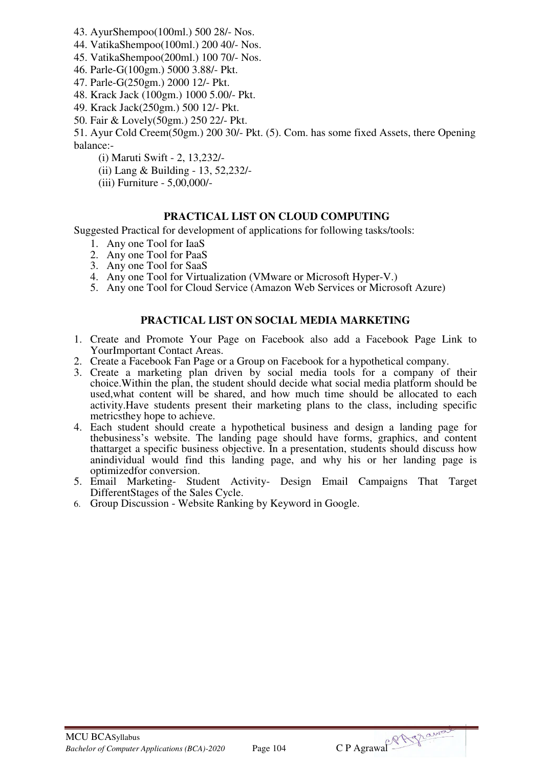43. AyurShempoo(100ml.) 500 28/- Nos.
44. VatikaShempoo(100ml.) 200 40/- Nos.
45. VatikaShempoo(200ml.) 100 70/- Nos.
46. Parle-G(100gm.) 5000 3.88/- Pkt.
47. Parle-G(250gm.) 2000 12/- Pkt.
48. Krack Jack (100gm.) 1000 5.00/- Pkt.
49. Krack Jack(250gm.) 500 12/- Pkt.
50. Fair & Lovely(50gm.) 250 22/- Pkt.
51. Ayur Cold Creem(50gm.) 200 30/- Pkt. (5). Com. has some fixed Assets, there Opening balance:-

    (i) Maruti Swift - 2, 13,232/-

    (ii) Lang & Building - 13, 52,232/-

    (iii) Furniture - 5,00,000/-

## PRACTICAL LIST ON CLOUD COMPUTING

Suggested Practical for development of applications for following tasks/tools:

1. Any one Tool for IaaS
2. Any one Tool for PaaS
3. Any one Tool for SaaS
4. Any one Tool for Virtualization (VMware or Microsoft Hyper-V.)
5. Any one Tool for Cloud Service (Amazon Web Services or Microsoft Azure)

## PRACTICAL LIST ON SOCIAL MEDIA MARKETING

1. Create and Promote Your Page on Facebook also add a Facebook Page Link to YourImportant Contact Areas.
2. Create a Facebook Fan Page or a Group on Facebook for a hypothetical company.
3. Create a marketing plan driven by social media tools for a company of their choice.Within the plan, the student should decide what social media platform should be used,what content will be shared, and how much time should be allocated to each activity.Have students present their marketing plans to the class, including specific metricsthey hope to achieve.
4. Each student should create a hypothetical business and design a landing page for thebusiness's website. The landing page should have forms, graphics, and content thattarget a specific business objective. In a presentation, students should discuss how anindividual would find this landing page, and why his or her landing page is optimizedfor conversion.
5. Email Marketing- Student Activity- Design Email Campaigns That Target DifferentStages of the Sales Cycle.
6. Group Discussion - Website Ranking by Keyword in Google.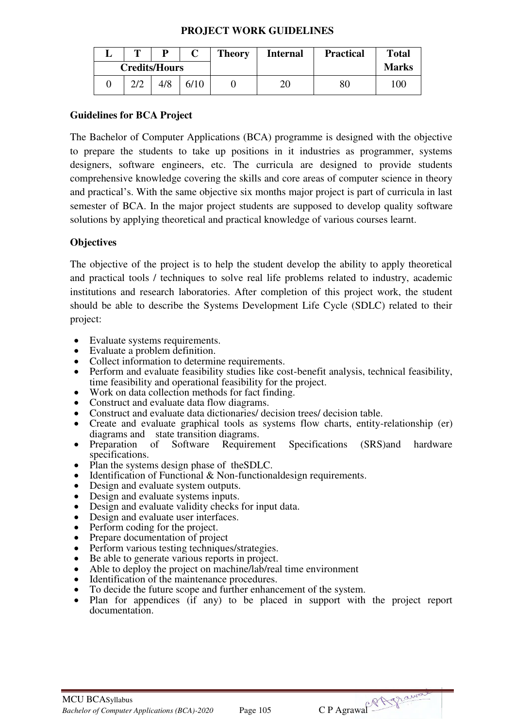# PROJECT WORK GUIDELINES

| L | T | P | C | Theory | Internal | Practical | Total Marks |
|---|---|---|---|---|---|---|---|
| Credits/Hours | | | | | | | |
| 0 | 2/2 | 4/8 | 6/10 | 0 | 20 | 80 | 100 |

**Guidelines for BCA Project**

The Bachelor of Computer Applications (BCA) programme is designed with the objective to prepare the students to take up positions in it industries as programmer, systems designers, software engineers, etc. The curricula are designed to provide students comprehensive knowledge covering the skills and core areas of computer science in theory and practical's. With the same objective six months major project is part of curricula in last semester of BCA. In the major project students are supposed to develop quality software solutions by applying theoretical and practical knowledge of various courses learnt.

**Objectives**

The objective of the project is to help the student develop the ability to apply theoretical and practical tools / techniques to solve real life problems related to industry, academic institutions and research laboratories. After completion of this project work, the student should be able to describe the Systems Development Life Cycle (SDLC) related to their project:

- Evaluate systems requirements.
- Evaluate a problem definition.
- Collect information to determine requirements.
- Perform and evaluate feasibility studies like cost-benefit analysis, technical feasibility, time feasibility and operational feasibility for the project.
- Work on data collection methods for fact finding.
- Construct and evaluate data flow diagrams.
- Construct and evaluate data dictionaries/ decision trees/ decision table.
- Create and evaluate graphical tools as systems flow charts, entity-relationship (er) diagrams and state transition diagrams.
- Preparation of Software Requirement Specifications (SRS)and hardware specifications.
- Plan the systems design phase of theSDLC.
- Identification of Functional & Non-functionaldesign requirements.
- Design and evaluate system outputs.
- Design and evaluate systems inputs.
- Design and evaluate validity checks for input data.
- Design and evaluate user interfaces.
- Perform coding for the project.
- Prepare documentation of project
- Perform various testing techniques/strategies.
- Be able to generate various reports in project.
- Able to deploy the project on machine/lab/real time environment
- Identification of the maintenance procedures.
- To decide the future scope and further enhancement of the system.
- Plan for appendices (if any) to be placed in support with the project report documentation.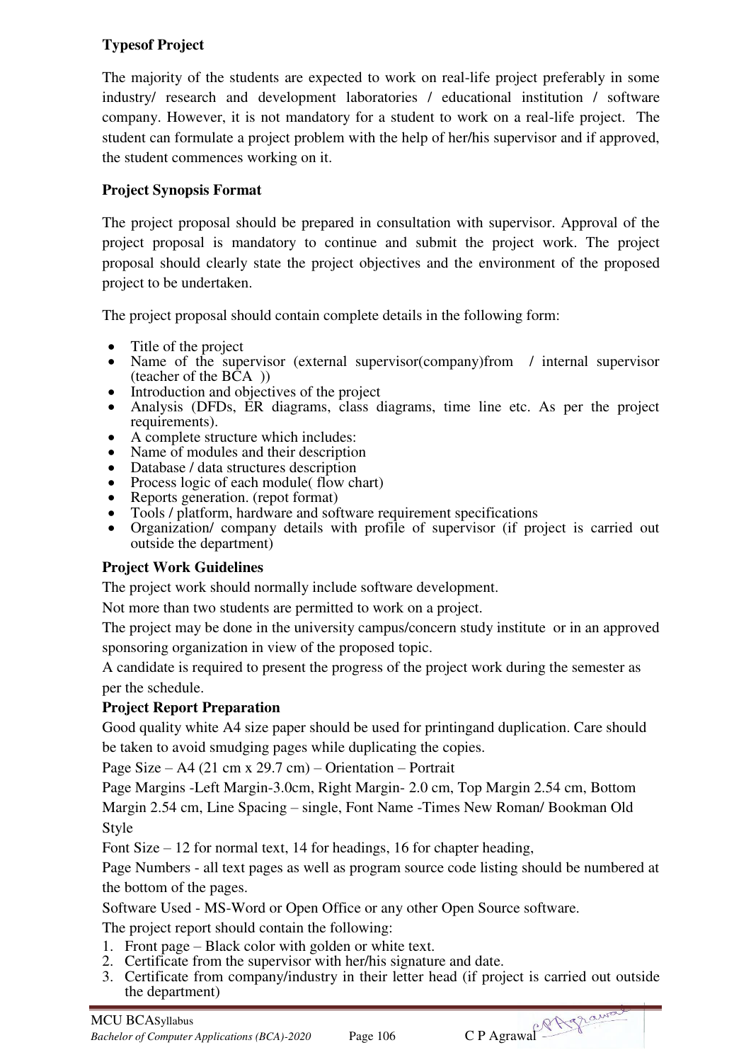**Typesof Project**

The majority of the students are expected to work on real-life project preferably in some industry/ research and development laboratories / educational institution / software company. However, it is not mandatory for a student to work on a real-life project. The student can formulate a project problem with the help of her/his supervisor and if approved, the student commences working on it.

**Project Synopsis Format**

The project proposal should be prepared in consultation with supervisor. Approval of the project proposal is mandatory to continue and submit the project work. The project proposal should clearly state the project objectives and the environment of the proposed project to be undertaken.

The project proposal should contain complete details in the following form:

- Title of the project
- Name of the supervisor (external supervisor(company)from / internal supervisor (teacher of the BCA ))
- Introduction and objectives of the project
- Analysis (DFDs, ER diagrams, class diagrams, time line etc. As per the project requirements).
- A complete structure which includes:
- Name of modules and their description
- Database / data structures description
- Process logic of each module( flow chart)
- Reports generation. (repot format)
- Tools / platform, hardware and software requirement specifications
- Organization/ company details with profile of supervisor (if project is carried out outside the department)

**Project Work Guidelines**

The project work should normally include software development.

Not more than two students are permitted to work on a project.

The project may be done in the university campus/concern study institute or in an approved sponsoring organization in view of the proposed topic.

A candidate is required to present the progress of the project work during the semester as per the schedule.

**Project Report Preparation**

Good quality white A4 size paper should be used for printingand duplication. Care should be taken to avoid smudging pages while duplicating the copies.

Page Size – A4 (21 cm x 29.7 cm) – Orientation – Portrait

Page Margins -Left Margin-3.0cm, Right Margin- 2.0 cm, Top Margin 2.54 cm, Bottom Margin 2.54 cm, Line Spacing – single, Font Name -Times New Roman/ Bookman Old Style

Font Size – 12 for normal text, 14 for headings, 16 for chapter heading,

Page Numbers - all text pages as well as program source code listing should be numbered at the bottom of the pages.

Software Used - MS-Word or Open Office or any other Open Source software.

The project report should contain the following:

1. Front page – Black color with golden or white text.
2. Certificate from the supervisor with her/his signature and date.
3. Certificate from company/industry in their letter head (if project is carried out outside the department)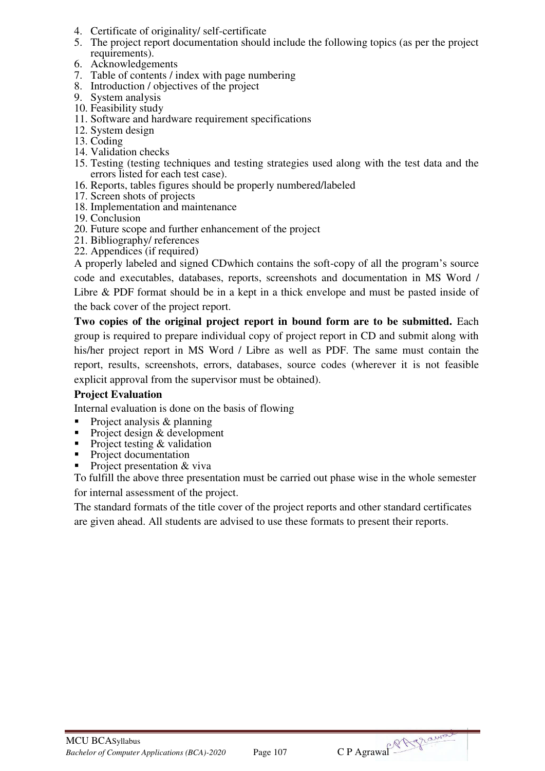4. Certificate of originality/ self-certificate
5. The project report documentation should include the following topics (as per the project requirements).
6. Acknowledgements
7. Table of contents / index with page numbering
8. Introduction / objectives of the project
9. System analysis
10. Feasibility study
11. Software and hardware requirement specifications
12. System design
13. Coding
14. Validation checks
15. Testing (testing techniques and testing strategies used along with the test data and the errors listed for each test case).
16. Reports, tables figures should be properly numbered/labeled
17. Screen shots of projects
18. Implementation and maintenance
19. Conclusion
20. Future scope and further enhancement of the project
21. Bibliography/ references
22. Appendices (if required)

A properly labeled and signed CDwhich contains the soft-copy of all the program's source code and executables, databases, reports, screenshots and documentation in MS Word / Libre & PDF format should be in a kept in a thick envelope and must be pasted inside of the back cover of the project report.

**Two copies of the original project report in bound form are to be submitted.** Each group is required to prepare individual copy of project report in CD and submit along with his/her project report in MS Word / Libre as well as PDF. The same must contain the report, results, screenshots, errors, databases, source codes (wherever it is not feasible explicit approval from the supervisor must be obtained).

**Project Evaluation**

Internal evaluation is done on the basis of flowing

- Project analysis & planning
- Project design & development
- Project testing & validation
- Project documentation
- Project presentation & viva

To fulfill the above three presentation must be carried out phase wise in the whole semester for internal assessment of the project.

The standard formats of the title cover of the project reports and other standard certificates are given ahead. All students are advised to use these formats to present their reports.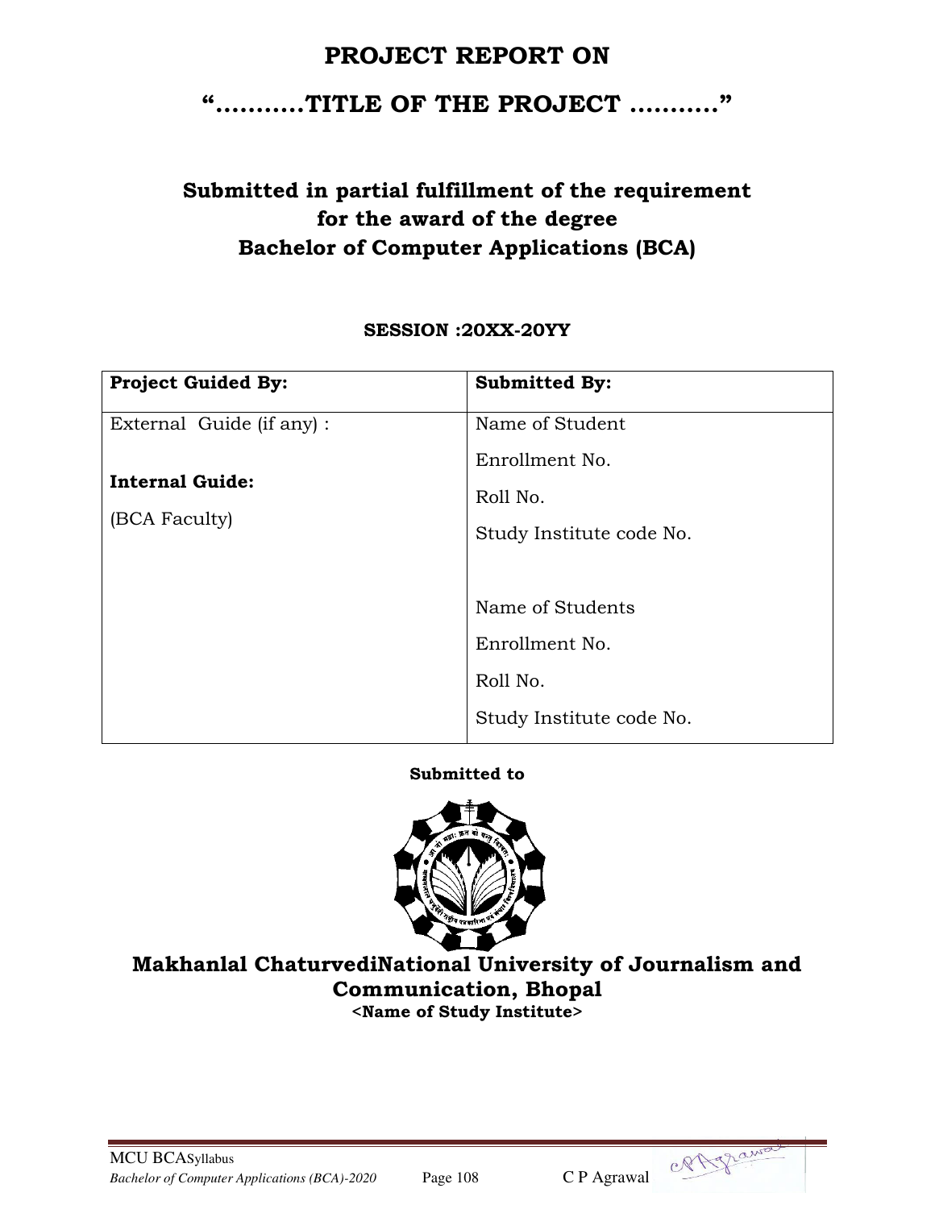# PROJECT REPORT ON

# "...........TITLE OF THE PROJECT ..........."

**Submitted in partial fulfillment of the requirement for the award of the degree Bachelor of Computer Applications (BCA)**

**SESSION :20XX-20YY**

| **Project Guided By:** | **Submitted By:** |
|---|---|
| External Guide (if any) :<br><br>**Internal Guide:**<br><br>(BCA Faculty) | Name of Student<br>Enrollment No.<br>Roll No.<br>Study Institute code No.<br><br>Name of Students<br>Enrollment No.<br>Roll No.<br>Study Institute code No. |

**Submitted to**

**Makhanlal ChaturvediNational University of Journalism and Communication, Bhopal**

**<Name of Study Institute>**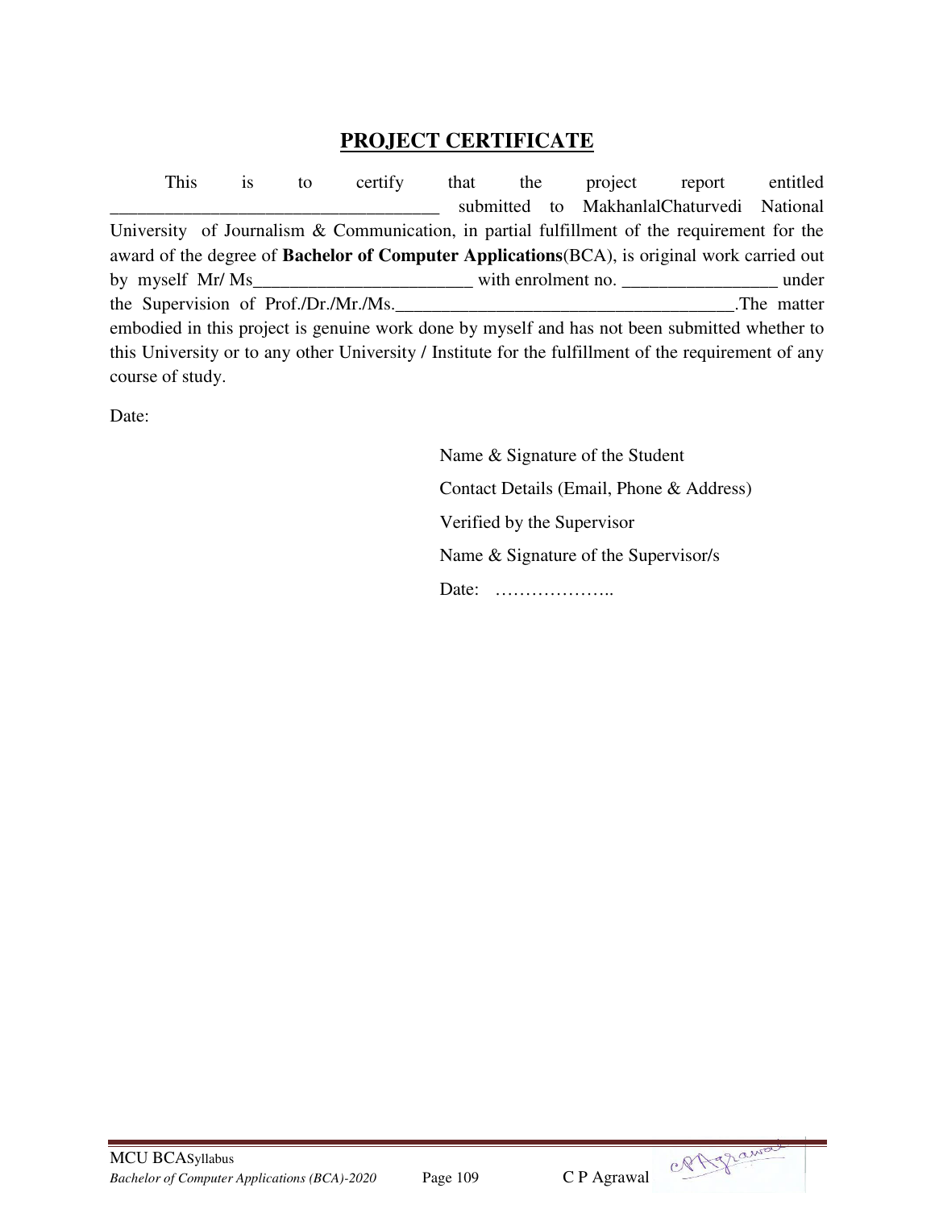## PROJECT CERTIFICATE

This is to certify that the project report entitled ___________________________________ submitted to MakhanlalChaturvedi National University of Journalism & Communication, in partial fulfillment of the requirement for the award of the degree of **Bachelor of Computer Applications**(BCA), is original work carried out by myself Mr/ Ms________________________ with enrolment no. _________________ under the Supervision of Prof./Dr./Mr./Ms.______________________________________.The matter embodied in this project is genuine work done by myself and has not been submitted whether to this University or to any other University / Institute for the fulfillment of the requirement of any course of study.

Date:

Name & Signature of the Student

Contact Details (Email, Phone & Address)

Verified by the Supervisor

Name & Signature of the Supervisor/s

Date: ………………..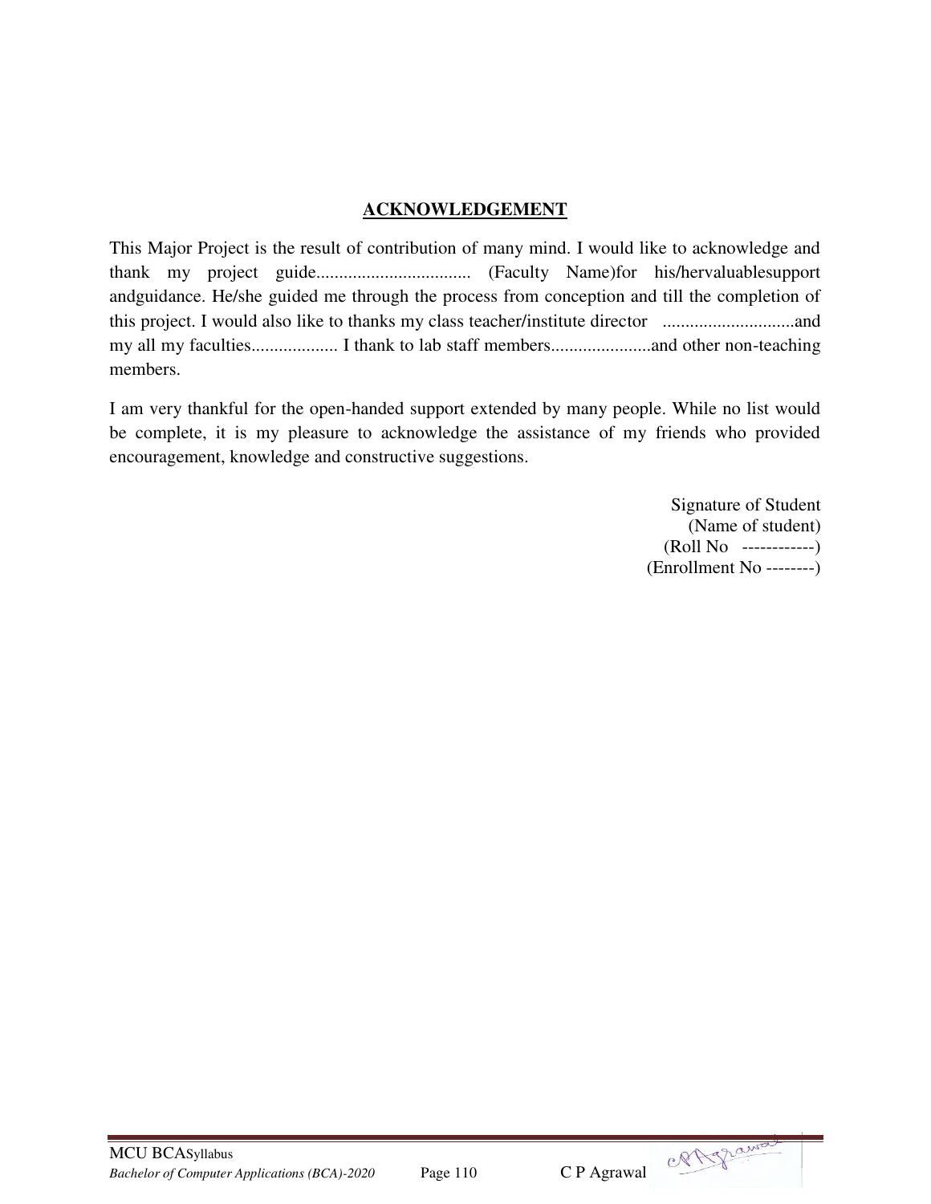## ACKNOWLEDGEMENT

This Major Project is the result of contribution of many mind. I would like to acknowledge and thank my project guide.................................. (Faculty Name)for his/hervaluablesupport andguidance. He/she guided me through the process from conception and till the completion of this project. I would also like to thanks my class teacher/institute director .............................and my all my faculties................... I thank to lab staff members......................and other non-teaching members.

I am very thankful for the open-handed support extended by many people. While no list would be complete, it is my pleasure to acknowledge the assistance of my friends who provided encouragement, knowledge and constructive suggestions.

Signature of Student
(Name of student)
(Roll No ------------)
(Enrollment No --------)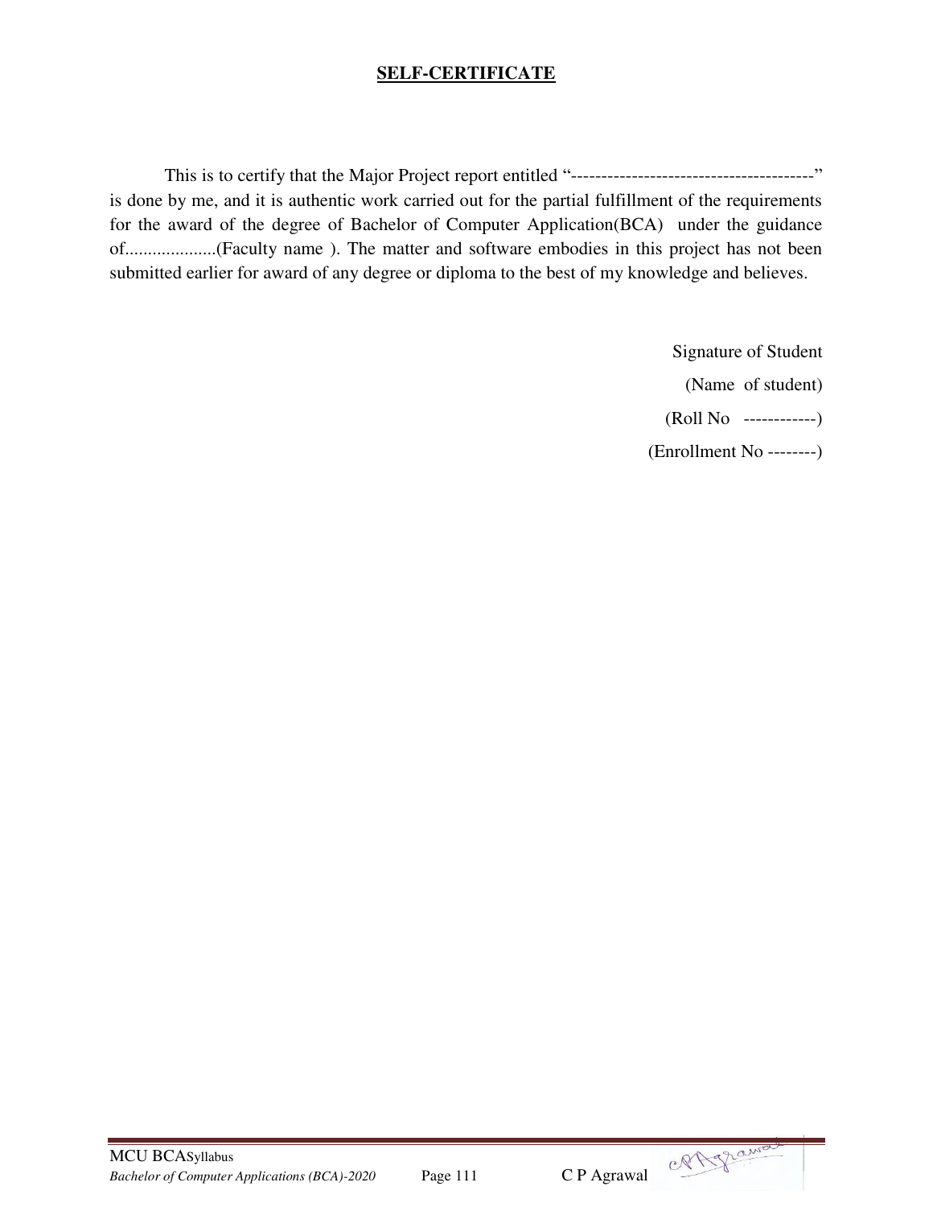## **SELF-CERTIFICATE**

This is to certify that the Major Project report entitled "----------------------------------------" is done by me, and it is authentic work carried out for the partial fulfillment of the requirements for the award of the degree of Bachelor of Computer Application(BCA) under the guidance of....................(Faculty name ). The matter and software embodies in this project has not been submitted earlier for award of any degree or diploma to the best of my knowledge and believes.

Signature of Student

(Name of student)

(Roll No ------------)

(Enrollment No --------)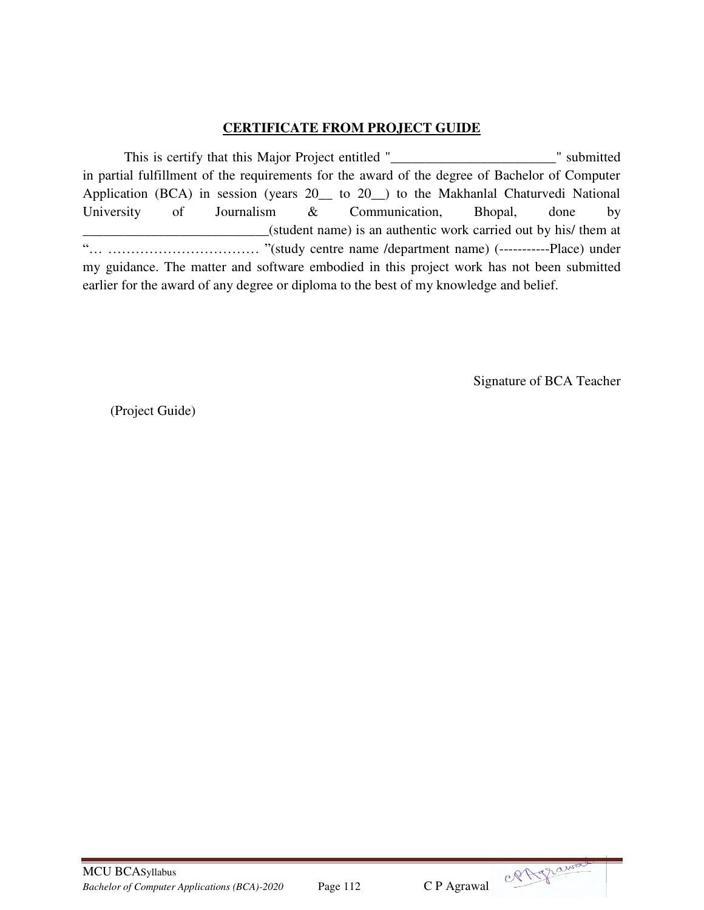## CERTIFICATE FROM PROJECT GUIDE

This is certify that this Major Project entitled "________________________" submitted in partial fulfillment of the requirements for the award of the degree of Bachelor of Computer Application (BCA) in session (years 20__ to 20__) to the Makhanlal Chaturvedi National University of Journalism & Communication, Bhopal, done by ___________________________(student name) is an authentic work carried out by his/ them at "… …………………………… "(study centre name /department name) (-----------Place) under my guidance. The matter and software embodied in this project work has not been submitted earlier for the award of any degree or diploma to the best of my knowledge and belief.

Signature of BCA Teacher

(Project Guide)